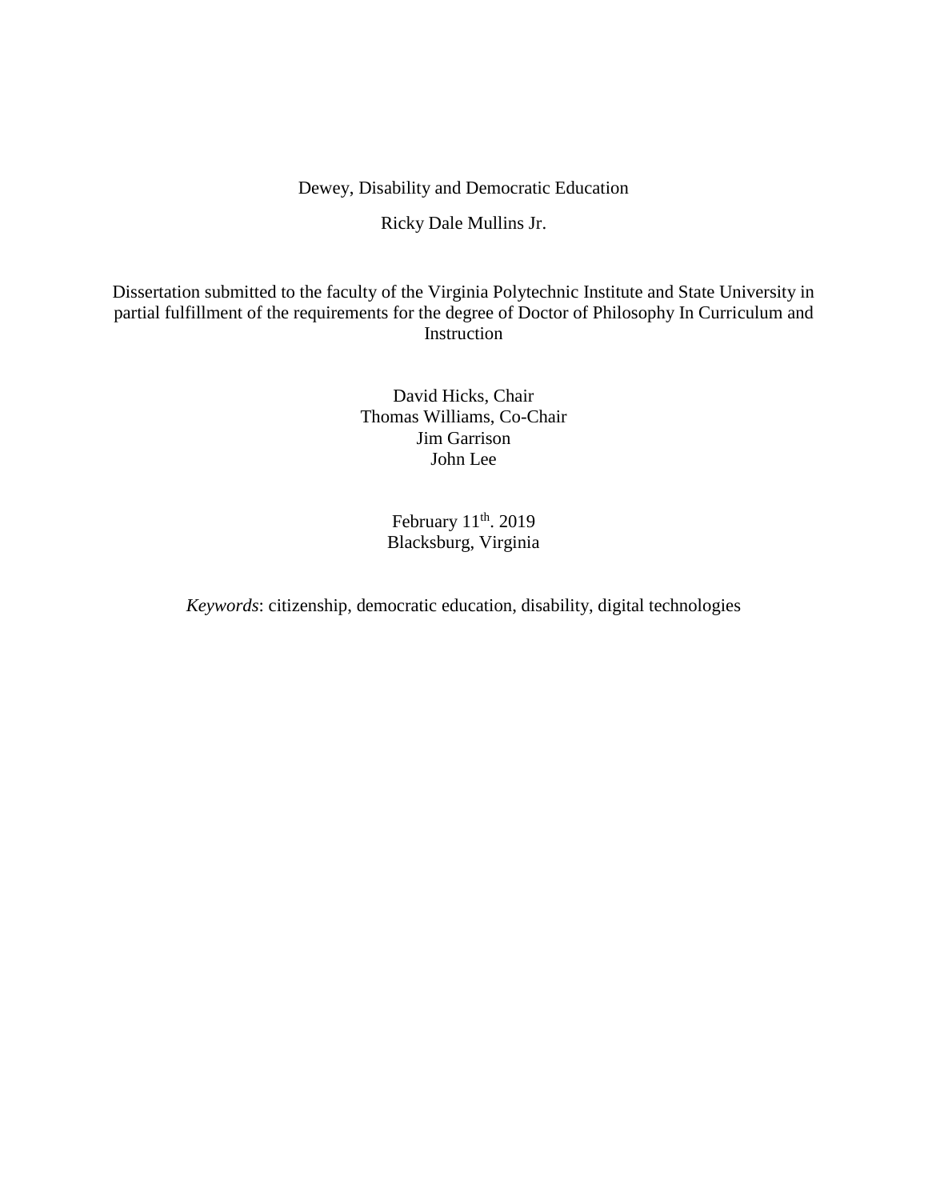# Dewey, Disability and Democratic Education

Ricky Dale Mullins Jr.

Dissertation submitted to the faculty of the Virginia Polytechnic Institute and State University in partial fulfillment of the requirements for the degree of Doctor of Philosophy In Curriculum and Instruction

David Hicks, Chair
Thomas Williams, Co-Chair
Jim Garrison
John Lee

February 11th. 2019
Blacksburg, Virginia

*Keywords*: citizenship, democratic education, disability, digital technologies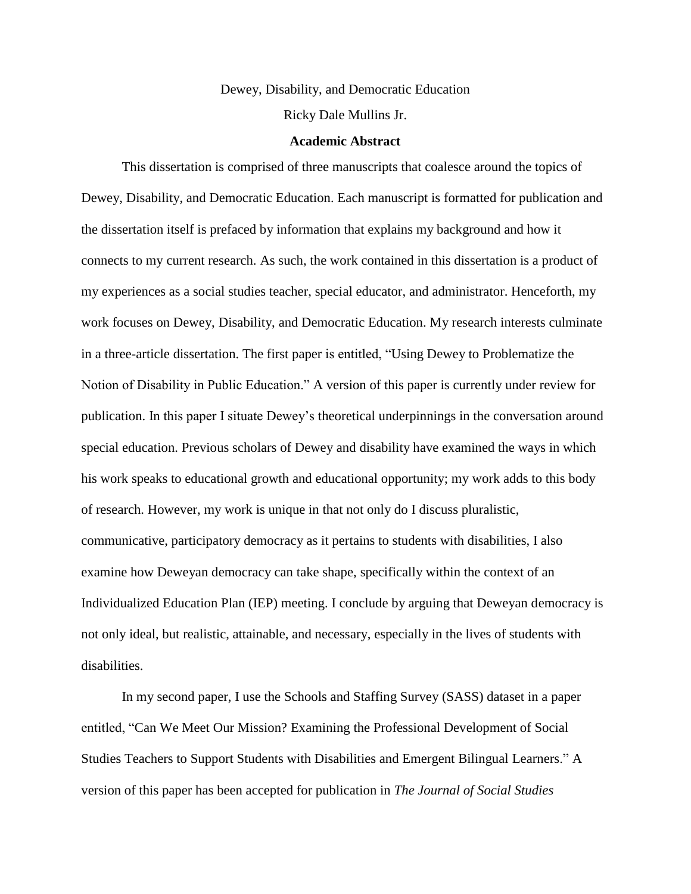Dewey, Disability, and Democratic Education

Ricky Dale Mullins Jr.

**Academic Abstract**

This dissertation is comprised of three manuscripts that coalesce around the topics of Dewey, Disability, and Democratic Education. Each manuscript is formatted for publication and the dissertation itself is prefaced by information that explains my background and how it connects to my current research. As such, the work contained in this dissertation is a product of my experiences as a social studies teacher, special educator, and administrator. Henceforth, my work focuses on Dewey, Disability, and Democratic Education. My research interests culminate in a three-article dissertation. The first paper is entitled, "Using Dewey to Problematize the Notion of Disability in Public Education." A version of this paper is currently under review for publication. In this paper I situate Dewey's theoretical underpinnings in the conversation around special education. Previous scholars of Dewey and disability have examined the ways in which his work speaks to educational growth and educational opportunity; my work adds to this body of research. However, my work is unique in that not only do I discuss pluralistic, communicative, participatory democracy as it pertains to students with disabilities, I also examine how Deweyan democracy can take shape, specifically within the context of an Individualized Education Plan (IEP) meeting. I conclude by arguing that Deweyan democracy is not only ideal, but realistic, attainable, and necessary, especially in the lives of students with disabilities.

In my second paper, I use the Schools and Staffing Survey (SASS) dataset in a paper entitled, "Can We Meet Our Mission? Examining the Professional Development of Social Studies Teachers to Support Students with Disabilities and Emergent Bilingual Learners." A version of this paper has been accepted for publication in *The Journal of Social Studies*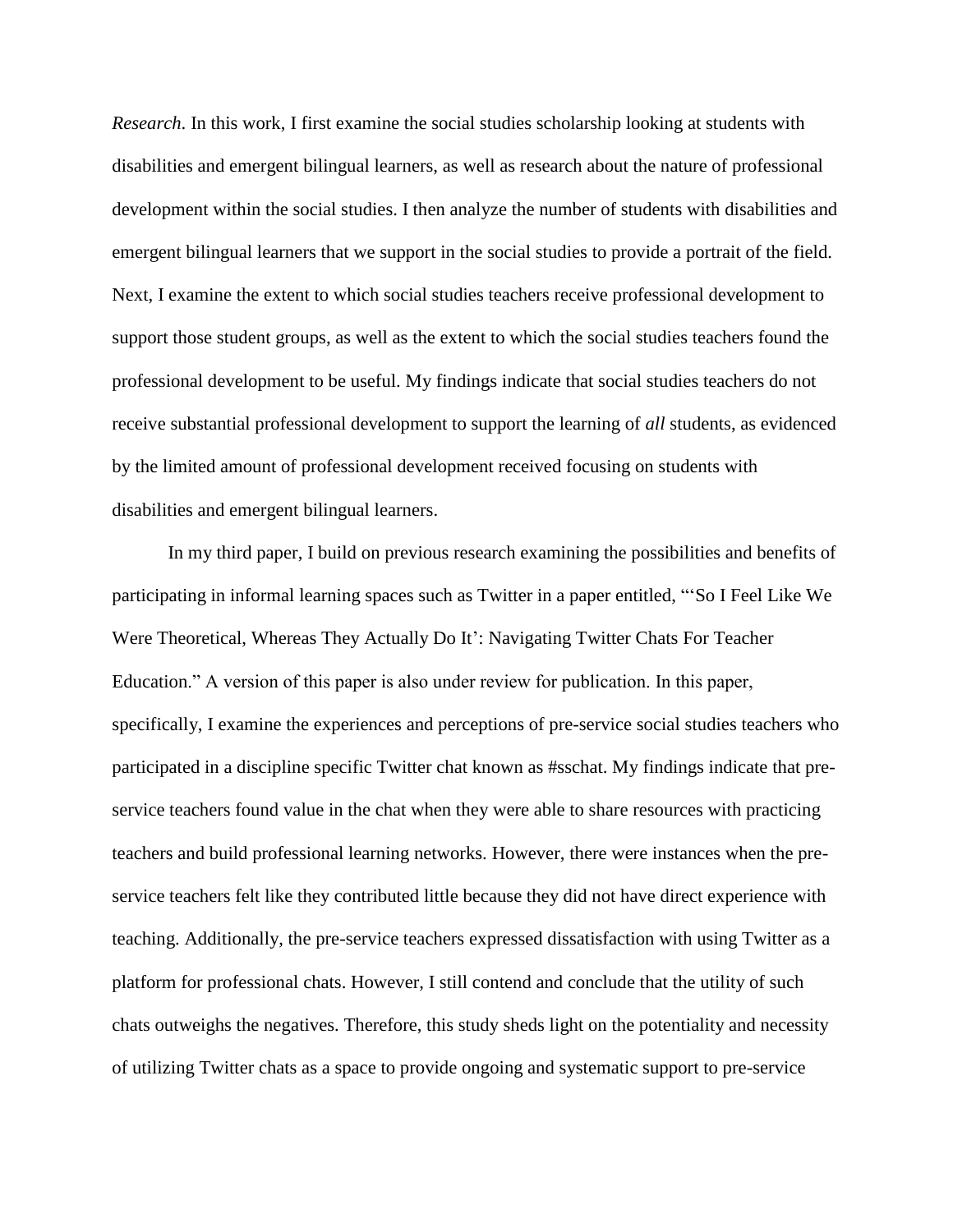*Research*. In this work, I first examine the social studies scholarship looking at students with disabilities and emergent bilingual learners, as well as research about the nature of professional development within the social studies. I then analyze the number of students with disabilities and emergent bilingual learners that we support in the social studies to provide a portrait of the field. Next, I examine the extent to which social studies teachers receive professional development to support those student groups, as well as the extent to which the social studies teachers found the professional development to be useful. My findings indicate that social studies teachers do not receive substantial professional development to support the learning of *all* students, as evidenced by the limited amount of professional development received focusing on students with disabilities and emergent bilingual learners.

In my third paper, I build on previous research examining the possibilities and benefits of participating in informal learning spaces such as Twitter in a paper entitled, "'So I Feel Like We Were Theoretical, Whereas They Actually Do It': Navigating Twitter Chats For Teacher Education." A version of this paper is also under review for publication. In this paper, specifically, I examine the experiences and perceptions of pre-service social studies teachers who participated in a discipline specific Twitter chat known as #sschat. My findings indicate that pre-service teachers found value in the chat when they were able to share resources with practicing teachers and build professional learning networks. However, there were instances when the pre-service teachers felt like they contributed little because they did not have direct experience with teaching. Additionally, the pre-service teachers expressed dissatisfaction with using Twitter as a platform for professional chats. However, I still contend and conclude that the utility of such chats outweighs the negatives. Therefore, this study sheds light on the potentiality and necessity of utilizing Twitter chats as a space to provide ongoing and systematic support to pre-service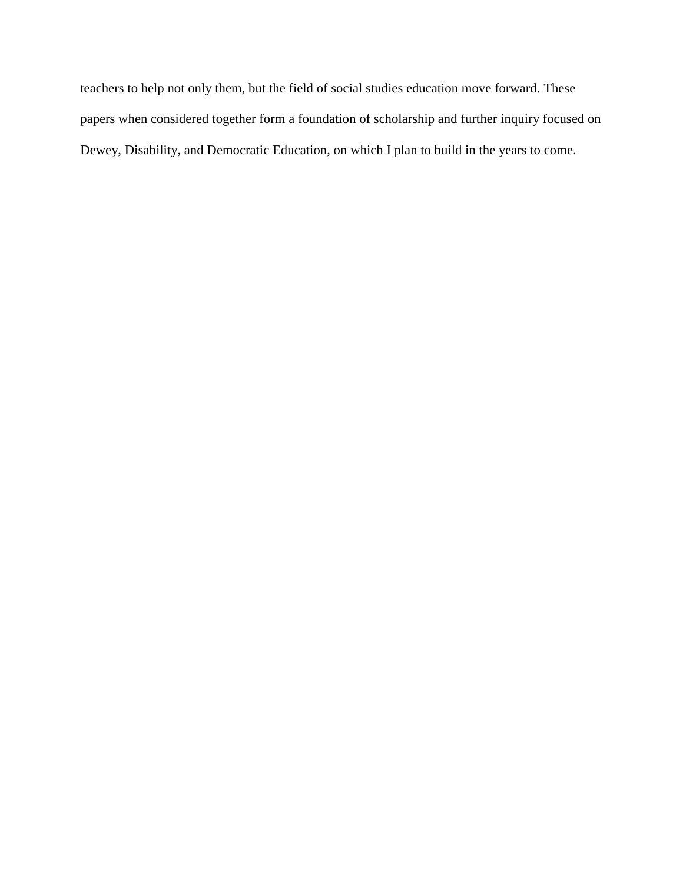teachers to help not only them, but the field of social studies education move forward. These papers when considered together form a foundation of scholarship and further inquiry focused on Dewey, Disability, and Democratic Education, on which I plan to build in the years to come.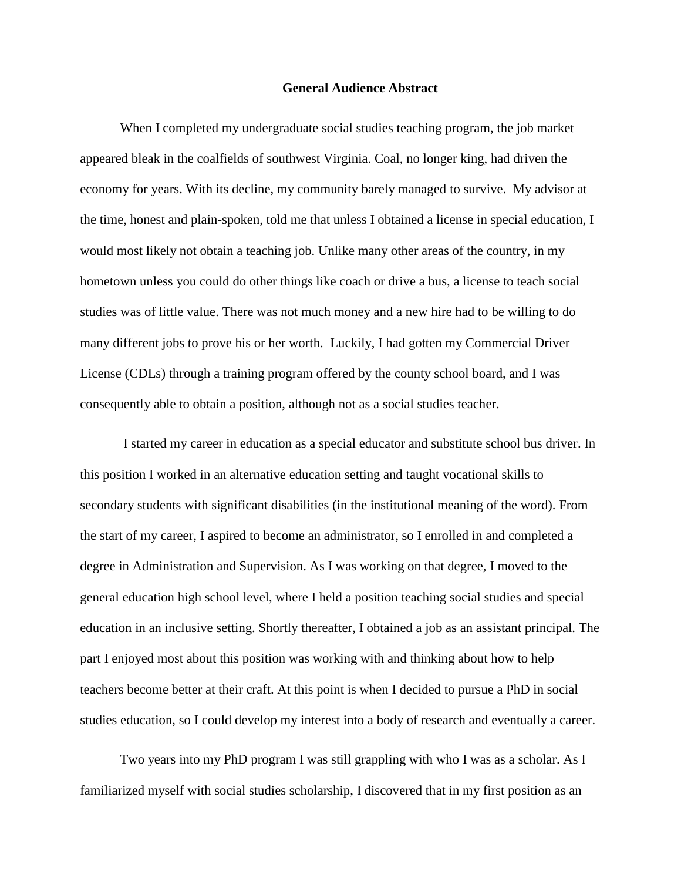## General Audience Abstract

When I completed my undergraduate social studies teaching program, the job market appeared bleak in the coalfields of southwest Virginia. Coal, no longer king, had driven the economy for years. With its decline, my community barely managed to survive. My advisor at the time, honest and plain-spoken, told me that unless I obtained a license in special education, I would most likely not obtain a teaching job. Unlike many other areas of the country, in my hometown unless you could do other things like coach or drive a bus, a license to teach social studies was of little value. There was not much money and a new hire had to be willing to do many different jobs to prove his or her worth. Luckily, I had gotten my Commercial Driver License (CDLs) through a training program offered by the county school board, and I was consequently able to obtain a position, although not as a social studies teacher.

I started my career in education as a special educator and substitute school bus driver. In this position I worked in an alternative education setting and taught vocational skills to secondary students with significant disabilities (in the institutional meaning of the word). From the start of my career, I aspired to become an administrator, so I enrolled in and completed a degree in Administration and Supervision. As I was working on that degree, I moved to the general education high school level, where I held a position teaching social studies and special education in an inclusive setting. Shortly thereafter, I obtained a job as an assistant principal. The part I enjoyed most about this position was working with and thinking about how to help teachers become better at their craft. At this point is when I decided to pursue a PhD in social studies education, so I could develop my interest into a body of research and eventually a career.

Two years into my PhD program I was still grappling with who I was as a scholar. As I familiarized myself with social studies scholarship, I discovered that in my first position as an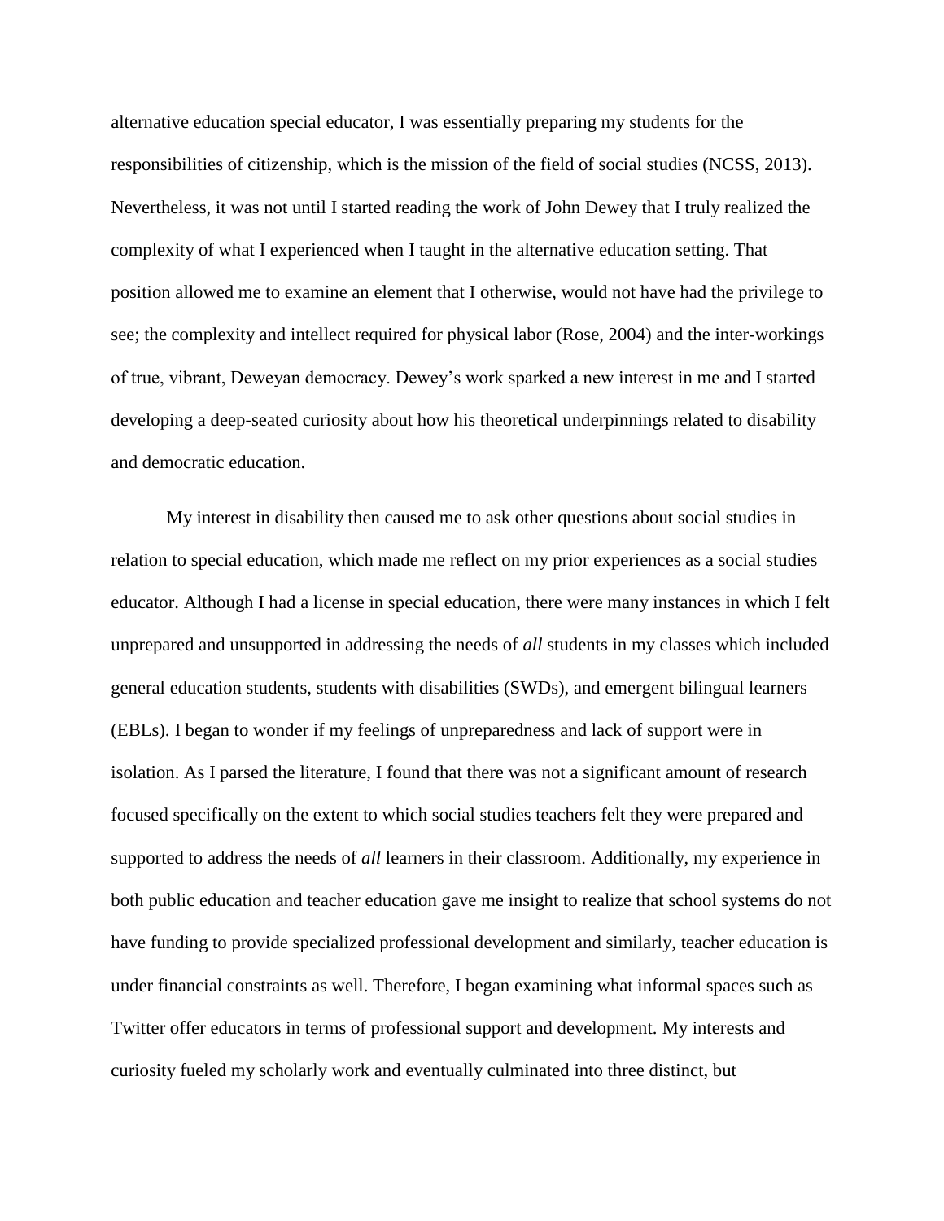alternative education special educator, I was essentially preparing my students for the responsibilities of citizenship, which is the mission of the field of social studies (NCSS, 2013). Nevertheless, it was not until I started reading the work of John Dewey that I truly realized the complexity of what I experienced when I taught in the alternative education setting. That position allowed me to examine an element that I otherwise, would not have had the privilege to see; the complexity and intellect required for physical labor (Rose, 2004) and the inter-workings of true, vibrant, Deweyan democracy. Dewey's work sparked a new interest in me and I started developing a deep-seated curiosity about how his theoretical underpinnings related to disability and democratic education.

My interest in disability then caused me to ask other questions about social studies in relation to special education, which made me reflect on my prior experiences as a social studies educator. Although I had a license in special education, there were many instances in which I felt unprepared and unsupported in addressing the needs of *all* students in my classes which included general education students, students with disabilities (SWDs), and emergent bilingual learners (EBLs). I began to wonder if my feelings of unpreparedness and lack of support were in isolation. As I parsed the literature, I found that there was not a significant amount of research focused specifically on the extent to which social studies teachers felt they were prepared and supported to address the needs of *all* learners in their classroom. Additionally, my experience in both public education and teacher education gave me insight to realize that school systems do not have funding to provide specialized professional development and similarly, teacher education is under financial constraints as well. Therefore, I began examining what informal spaces such as Twitter offer educators in terms of professional support and development. My interests and curiosity fueled my scholarly work and eventually culminated into three distinct, but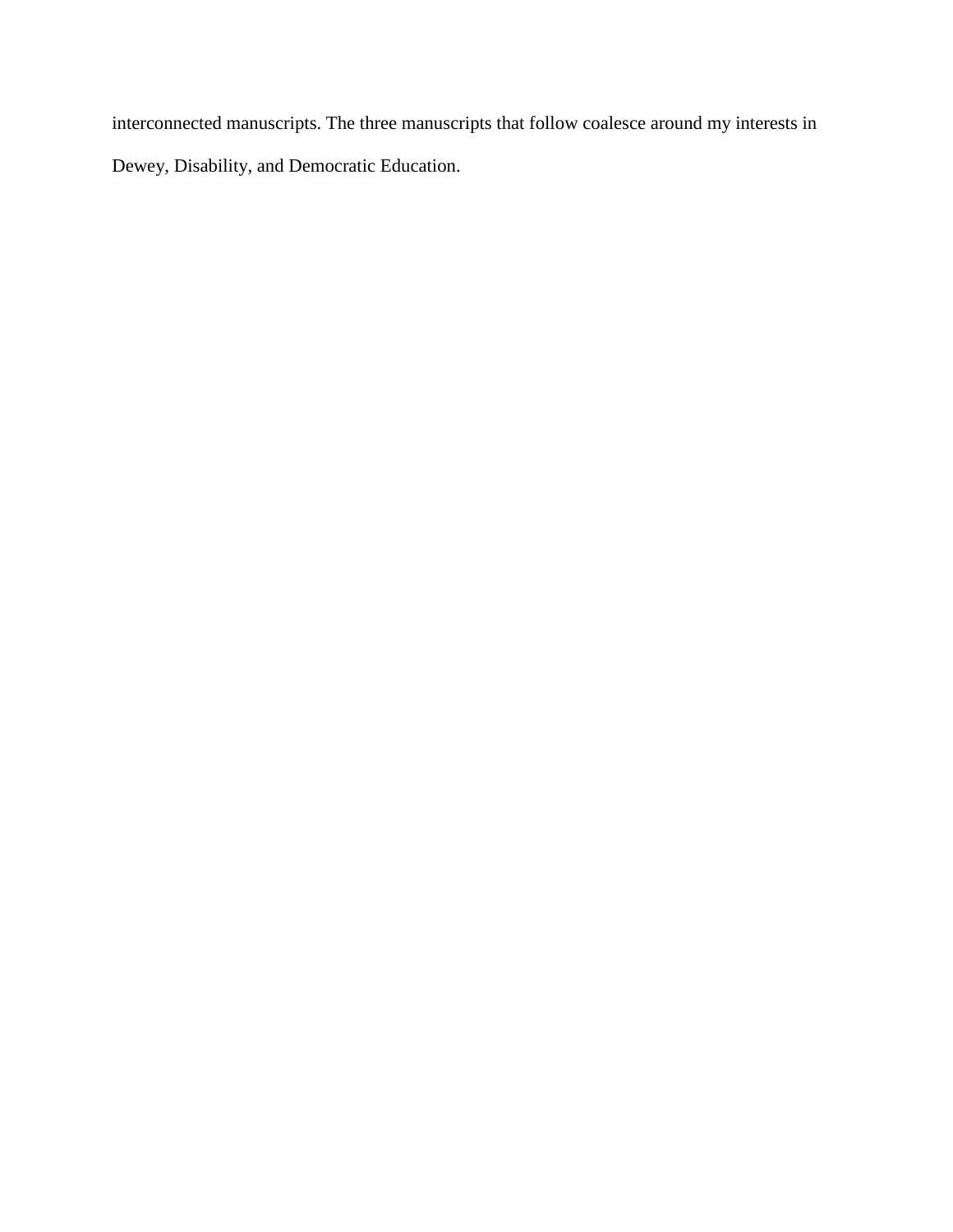interconnected manuscripts. The three manuscripts that follow coalesce around my interests in Dewey, Disability, and Democratic Education.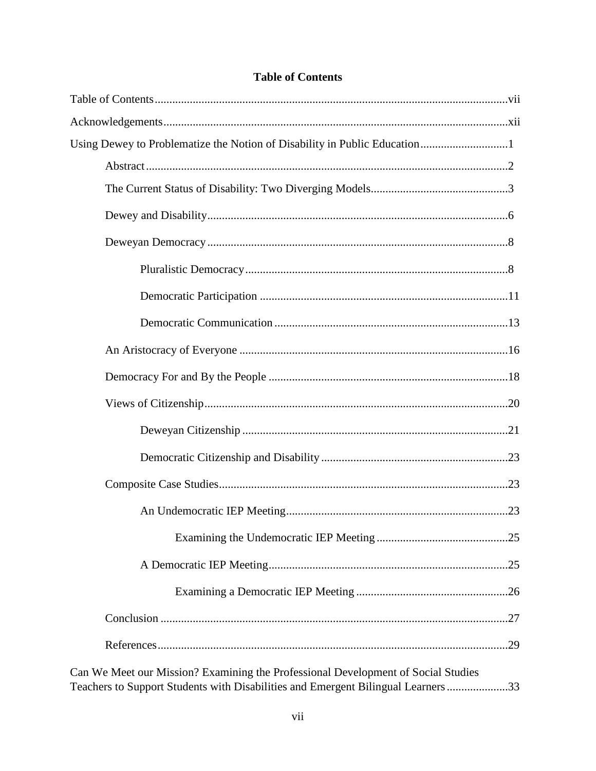# Table of Contents

Table of Contents ........................................................................................................................vii

Acknowledgements .....................................................................................................................xii

Using Dewey to Problematize the Notion of Disability in Public Education .............................1

- Abstract ..........................................................................................................................2
- The Current Status of Disability: Two Diverging Models ..............................................3
- Dewey and Disability ......................................................................................................6
- Deweyan Democracy ......................................................................................................8
  - Pluralistic Democracy ..........................................................................................8
  - Democratic Participation ....................................................................................11
  - Democratic Communication ...............................................................................13
- An Aristocracy of Everyone ...........................................................................................16
- Democracy For and By the People .................................................................................18
- Views of Citizenship ......................................................................................................20
  - Deweyan Citizenship ..........................................................................................21
  - Democratic Citizenship and Disability ...............................................................23
- Composite Case Studies ..................................................................................................23
  - An Undemocratic IEP Meeting ...........................................................................23
    - Examining the Undemocratic IEP Meeting ............................................25
  - A Democratic IEP Meeting .................................................................................25
    - Examining a Democratic IEP Meeting ...................................................26
- Conclusion ......................................................................................................................27
- References .......................................................................................................................29

Can We Meet our Mission? Examining the Professional Development of Social Studies Teachers to Support Students with Disabilities and Emergent Bilingual Learners ....................33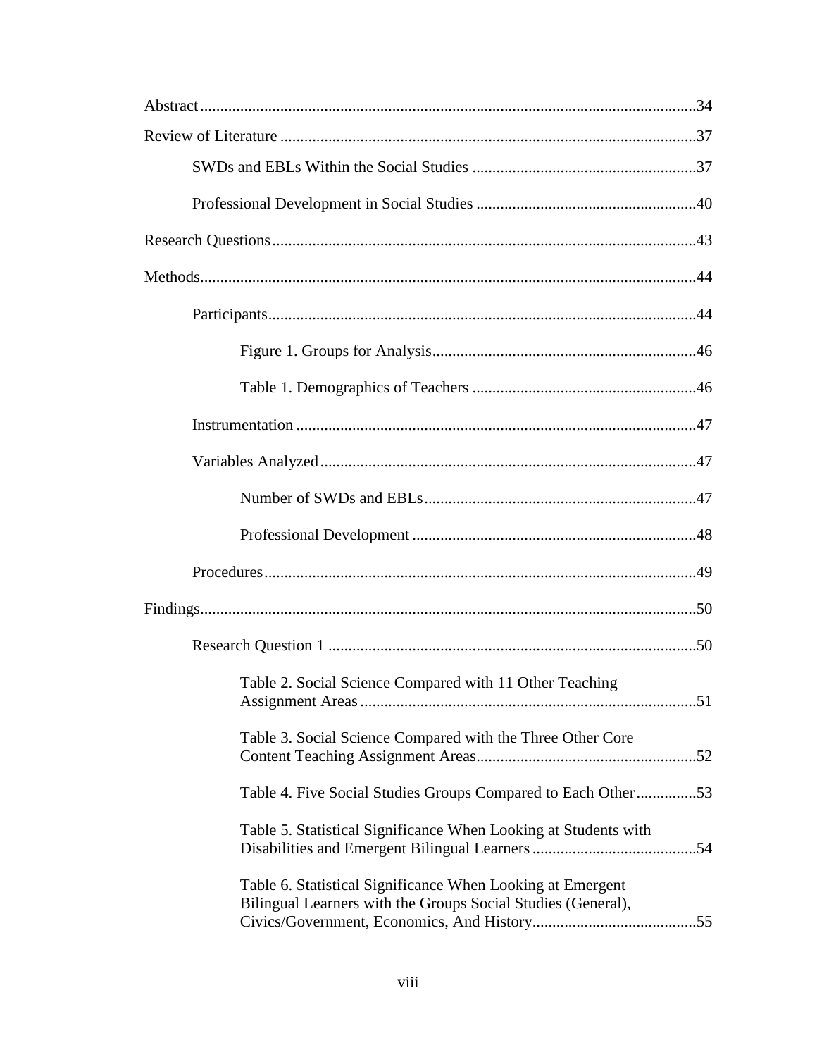Abstract ..........................................................................................................34

Review of Literature ......................................................................................37

  SWDs and EBLs Within the Social Studies ........................................................37

  Professional Development in Social Studies .......................................................40

Research Questions .........................................................................................43

Methods...........................................................................................................44

  Participants...........................................................................................................44

    Figure 1. Groups for Analysis..................................................................46

    Table 1. Demographics of Teachers ........................................................46

  Instrumentation ....................................................................................................47

  Variables Analyzed..............................................................................................47

    Number of SWDs and EBLs....................................................................47

    Professional Development .......................................................................48

  Procedures............................................................................................................49

Findings...........................................................................................................50

  Research Question 1 ............................................................................................50

    Table 2. Social Science Compared with 11 Other Teaching Assignment Areas ....................................................................................51

    Table 3. Social Science Compared with the Three Other Core Content Teaching Assignment Areas.......................................................52

    Table 4. Five Social Studies Groups Compared to Each Other...............53

    Table 5. Statistical Significance When Looking at Students with Disabilities and Emergent Bilingual Learners .........................................54

    Table 6. Statistical Significance When Looking at Emergent Bilingual Learners with the Groups Social Studies (General), Civics/Government, Economics, And History.........................................55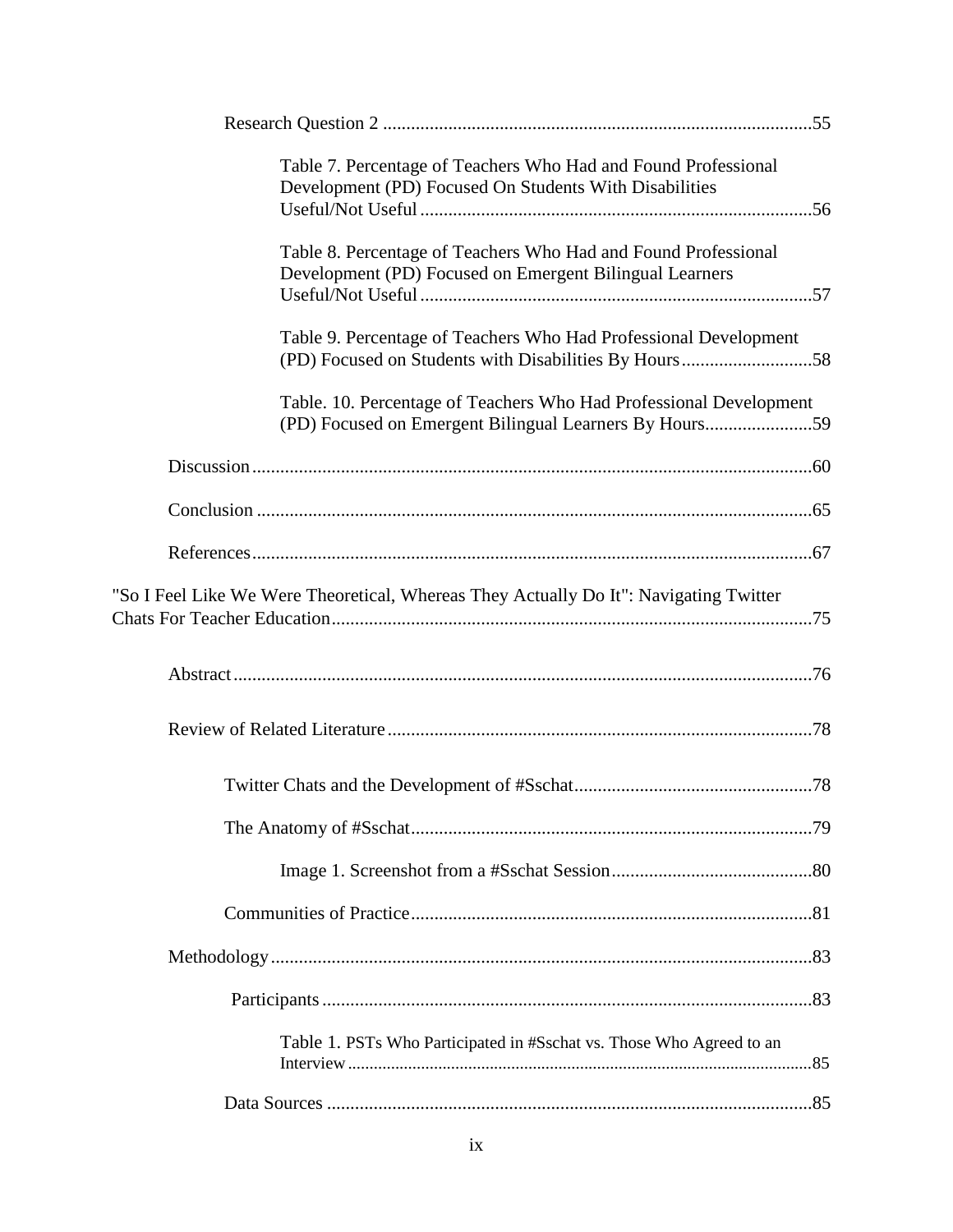Research Question 2 ............................................................................................55

Table 7. Percentage of Teachers Who Had and Found Professional Development (PD) Focused On Students With Disabilities Useful/Not Useful ....................................................................................56

Table 8. Percentage of Teachers Who Had and Found Professional Development (PD) Focused on Emergent Bilingual Learners Useful/Not Useful ....................................................................................57

Table 9. Percentage of Teachers Who Had Professional Development (PD) Focused on Students with Disabilities By Hours............................58

Table. 10. Percentage of Teachers Who Had Professional Development (PD) Focused on Emergent Bilingual Learners By Hours.......................59

Discussion.........................................................................................................................60

Conclusion .......................................................................................................................65

References........................................................................................................................67

"So I Feel Like We Were Theoretical, Whereas They Actually Do It": Navigating Twitter Chats For Teacher Education.......................................................................................................75

Abstract............................................................................................................................76

Review of Related Literature ...........................................................................................78

Twitter Chats and the Development of #Sschat...................................................78

The Anatomy of #Sschat......................................................................................79

Image 1. Screenshot from a #Sschat Session...........................................80

Communities of Practice......................................................................................81

Methodology....................................................................................................................83

Participants .........................................................................................................83

Table 1. PSTs Who Participated in #Sschat vs. Those Who Agreed to an Interview.........................................................................................................85

Data Sources .........................................................................................................85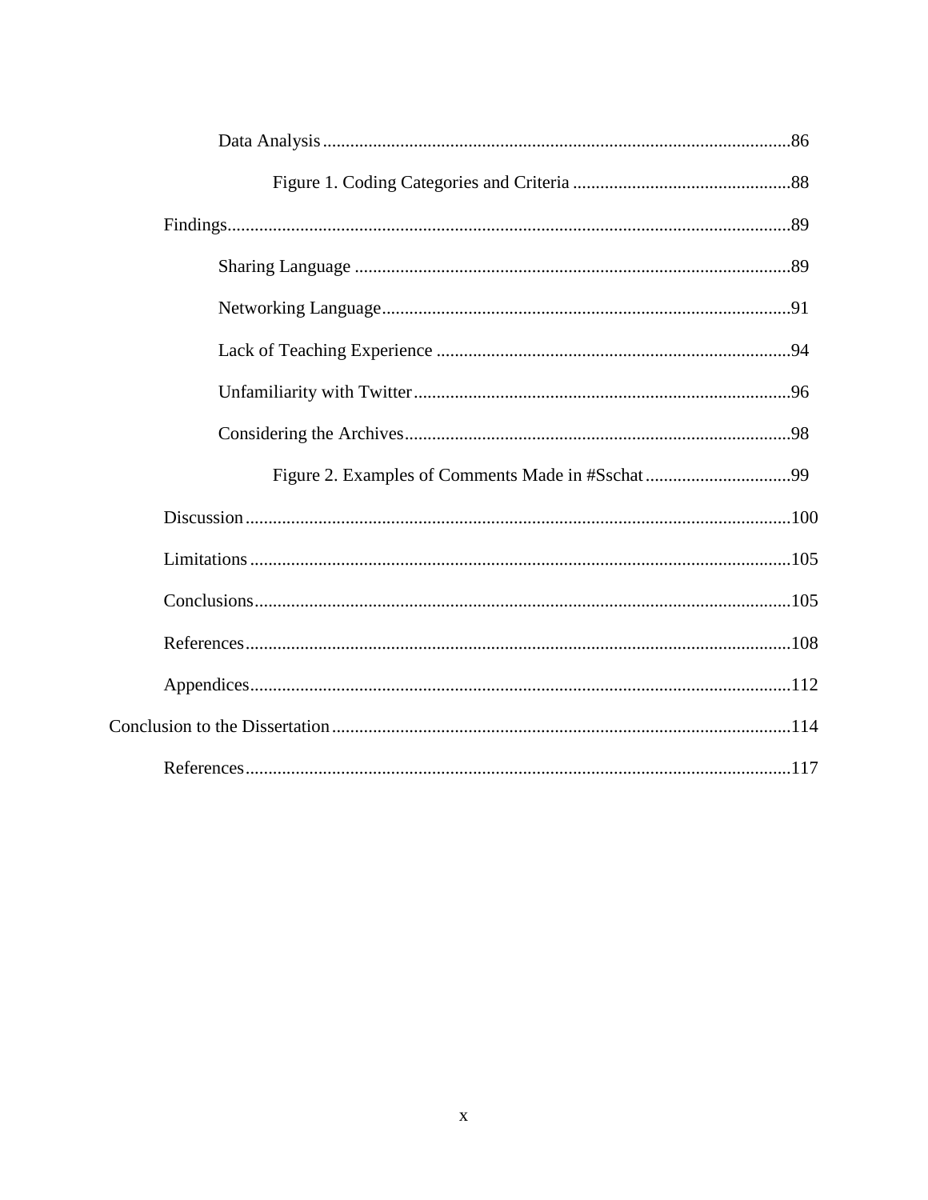Data Analysis....................................................................................................86

Figure 1. Coding Categories and Criteria ................................................88

Findings..........................................................................................................89

Sharing Language ...............................................................................................89

Networking Language.........................................................................................91

Lack of Teaching Experience .............................................................................94

Unfamiliarity with Twitter..................................................................................96

Considering the Archives....................................................................................98

Figure 2. Examples of Comments Made in #Sschat................................99

Discussion.......................................................................................................100

Limitations......................................................................................................105

Conclusions.....................................................................................................105

References.......................................................................................................108

Appendices......................................................................................................112

Conclusion to the Dissertation....................................................................................114

References.......................................................................................................117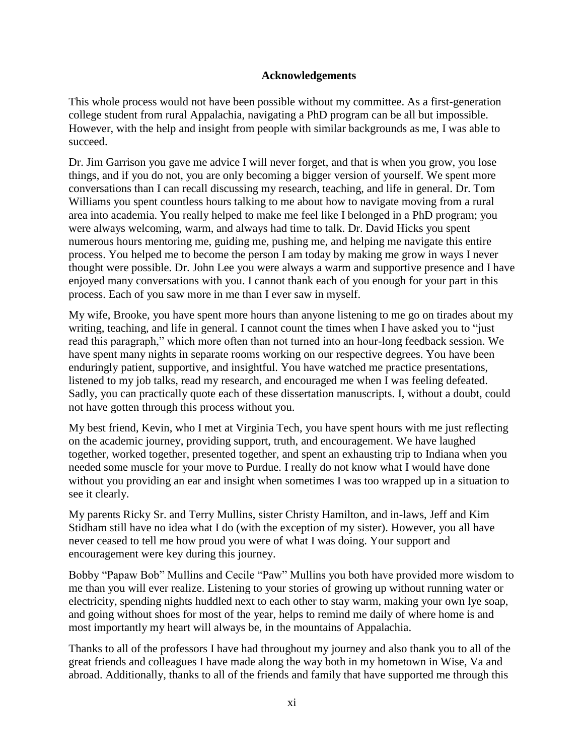## Acknowledgements

This whole process would not have been possible without my committee. As a first-generation college student from rural Appalachia, navigating a PhD program can be all but impossible. However, with the help and insight from people with similar backgrounds as me, I was able to succeed.

Dr. Jim Garrison you gave me advice I will never forget, and that is when you grow, you lose things, and if you do not, you are only becoming a bigger version of yourself. We spent more conversations than I can recall discussing my research, teaching, and life in general. Dr. Tom Williams you spent countless hours talking to me about how to navigate moving from a rural area into academia. You really helped to make me feel like I belonged in a PhD program; you were always welcoming, warm, and always had time to talk. Dr. David Hicks you spent numerous hours mentoring me, guiding me, pushing me, and helping me navigate this entire process. You helped me to become the person I am today by making me grow in ways I never thought were possible. Dr. John Lee you were always a warm and supportive presence and I have enjoyed many conversations with you. I cannot thank each of you enough for your part in this process. Each of you saw more in me than I ever saw in myself.

My wife, Brooke, you have spent more hours than anyone listening to me go on tirades about my writing, teaching, and life in general. I cannot count the times when I have asked you to "just read this paragraph," which more often than not turned into an hour-long feedback session. We have spent many nights in separate rooms working on our respective degrees. You have been enduringly patient, supportive, and insightful. You have watched me practice presentations, listened to my job talks, read my research, and encouraged me when I was feeling defeated. Sadly, you can practically quote each of these dissertation manuscripts. I, without a doubt, could not have gotten through this process without you.

My best friend, Kevin, who I met at Virginia Tech, you have spent hours with me just reflecting on the academic journey, providing support, truth, and encouragement. We have laughed together, worked together, presented together, and spent an exhausting trip to Indiana when you needed some muscle for your move to Purdue. I really do not know what I would have done without you providing an ear and insight when sometimes I was too wrapped up in a situation to see it clearly.

My parents Ricky Sr. and Terry Mullins, sister Christy Hamilton, and in-laws, Jeff and Kim Stidham still have no idea what I do (with the exception of my sister). However, you all have never ceased to tell me how proud you were of what I was doing. Your support and encouragement were key during this journey.

Bobby "Papaw Bob" Mullins and Cecile "Paw" Mullins you both have provided more wisdom to me than you will ever realize. Listening to your stories of growing up without running water or electricity, spending nights huddled next to each other to stay warm, making your own lye soap, and going without shoes for most of the year, helps to remind me daily of where home is and most importantly my heart will always be, in the mountains of Appalachia.

Thanks to all of the professors I have had throughout my journey and also thank you to all of the great friends and colleagues I have made along the way both in my hometown in Wise, Va and abroad. Additionally, thanks to all of the friends and family that have supported me through this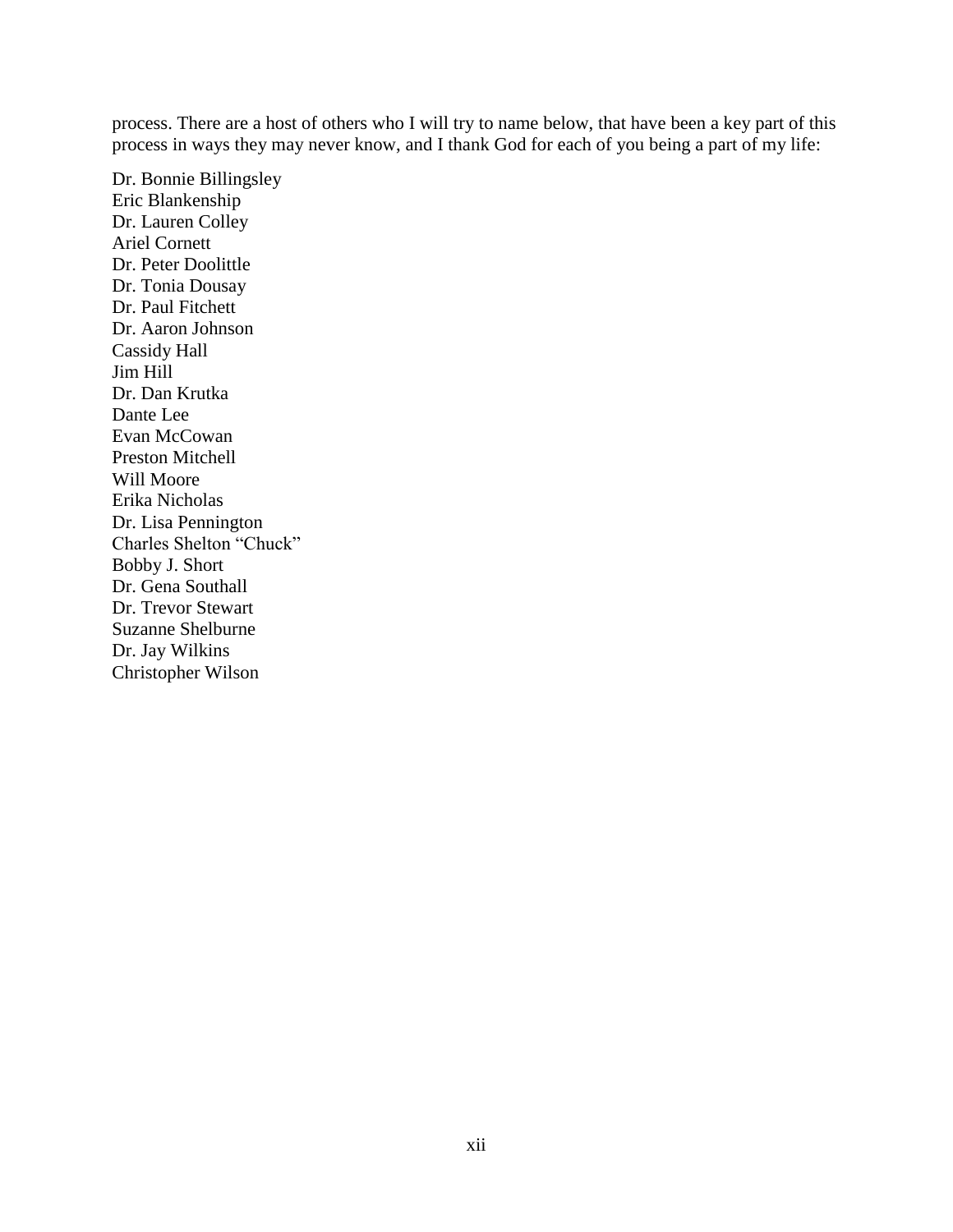process. There are a host of others who I will try to name below, that have been a key part of this process in ways they may never know, and I thank God for each of you being a part of my life:

Dr. Bonnie Billingsley  
Eric Blankenship  
Dr. Lauren Colley  
Ariel Cornett  
Dr. Peter Doolittle  
Dr. Tonia Dousay  
Dr. Paul Fitchett  
Dr. Aaron Johnson  
Cassidy Hall  
Jim Hill  
Dr. Dan Krutka  
Dante Lee  
Evan McCowan  
Preston Mitchell  
Will Moore  
Erika Nicholas  
Dr. Lisa Pennington  
Charles Shelton "Chuck"  
Bobby J. Short  
Dr. Gena Southall  
Dr. Trevor Stewart  
Suzanne Shelburne  
Dr. Jay Wilkins  
Christopher Wilson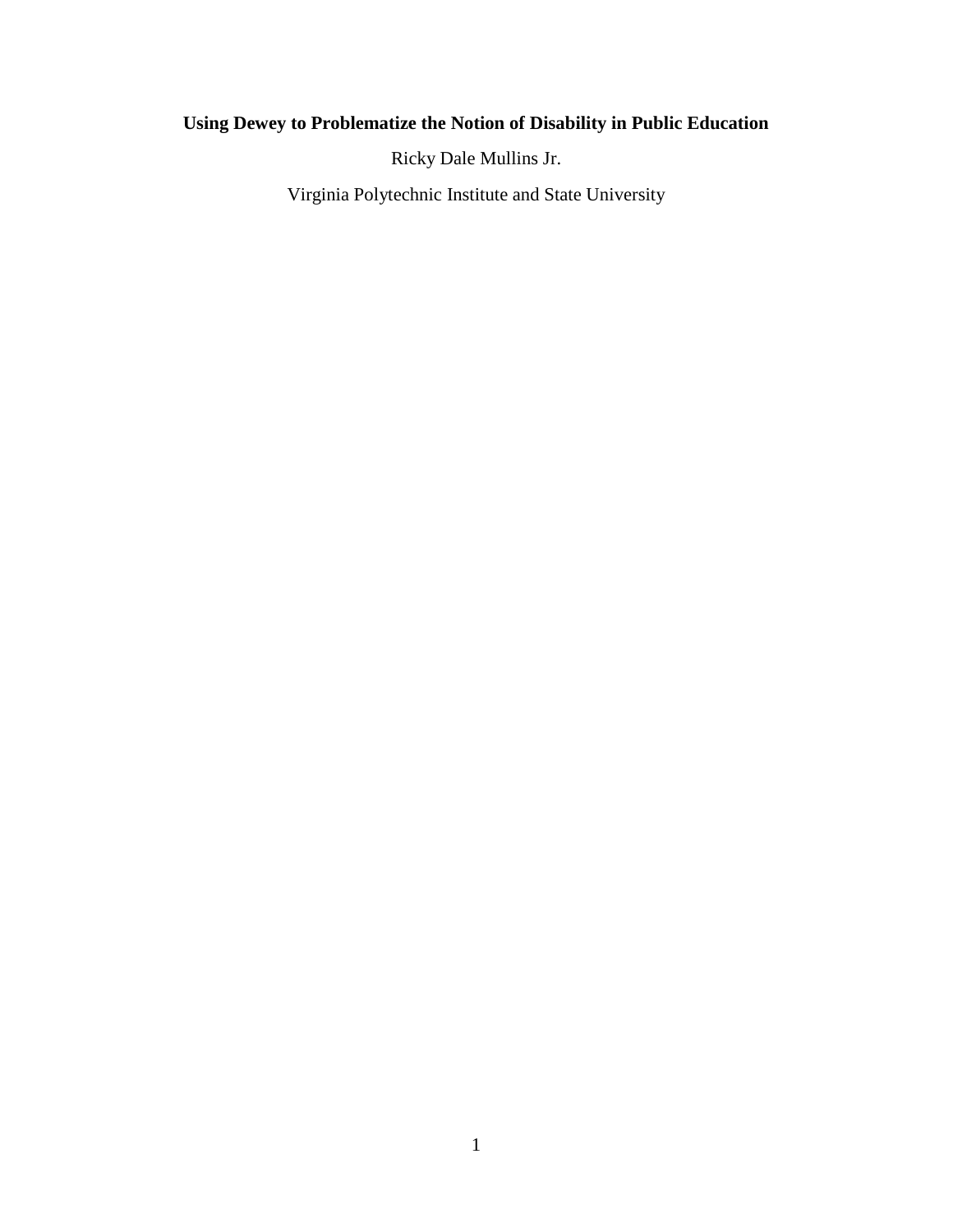**Using Dewey to Problematize the Notion of Disability in Public Education**

Ricky Dale Mullins Jr.

Virginia Polytechnic Institute and State University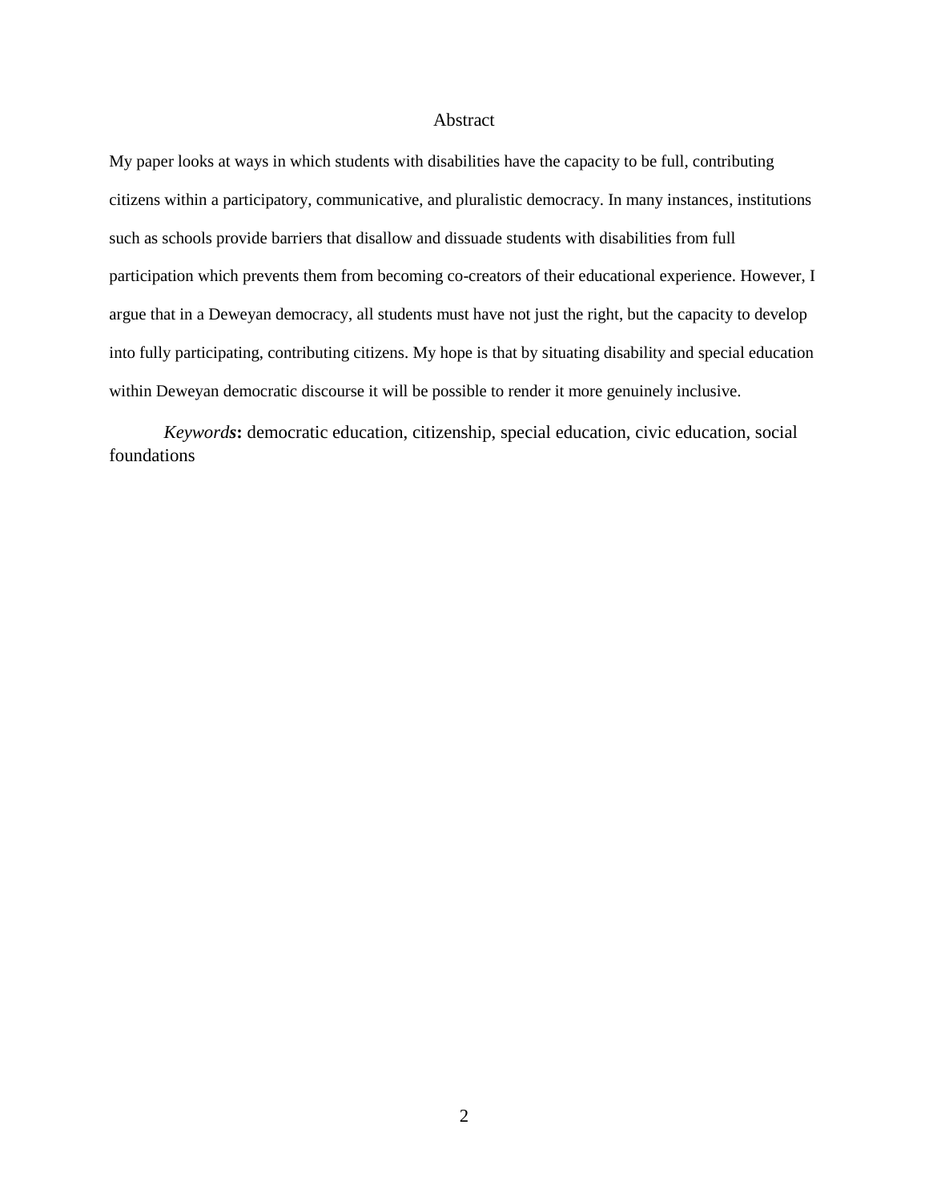# Abstract

My paper looks at ways in which students with disabilities have the capacity to be full, contributing citizens within a participatory, communicative, and pluralistic democracy. In many instances, institutions such as schools provide barriers that disallow and dissuade students with disabilities from full participation which prevents them from becoming co-creators of their educational experience. However, I argue that in a Deweyan democracy, all students must have not just the right, but the capacity to develop into fully participating, contributing citizens. My hope is that by situating disability and special education within Deweyan democratic discourse it will be possible to render it more genuinely inclusive.

*Keywords***:** democratic education, citizenship, special education, civic education, social foundations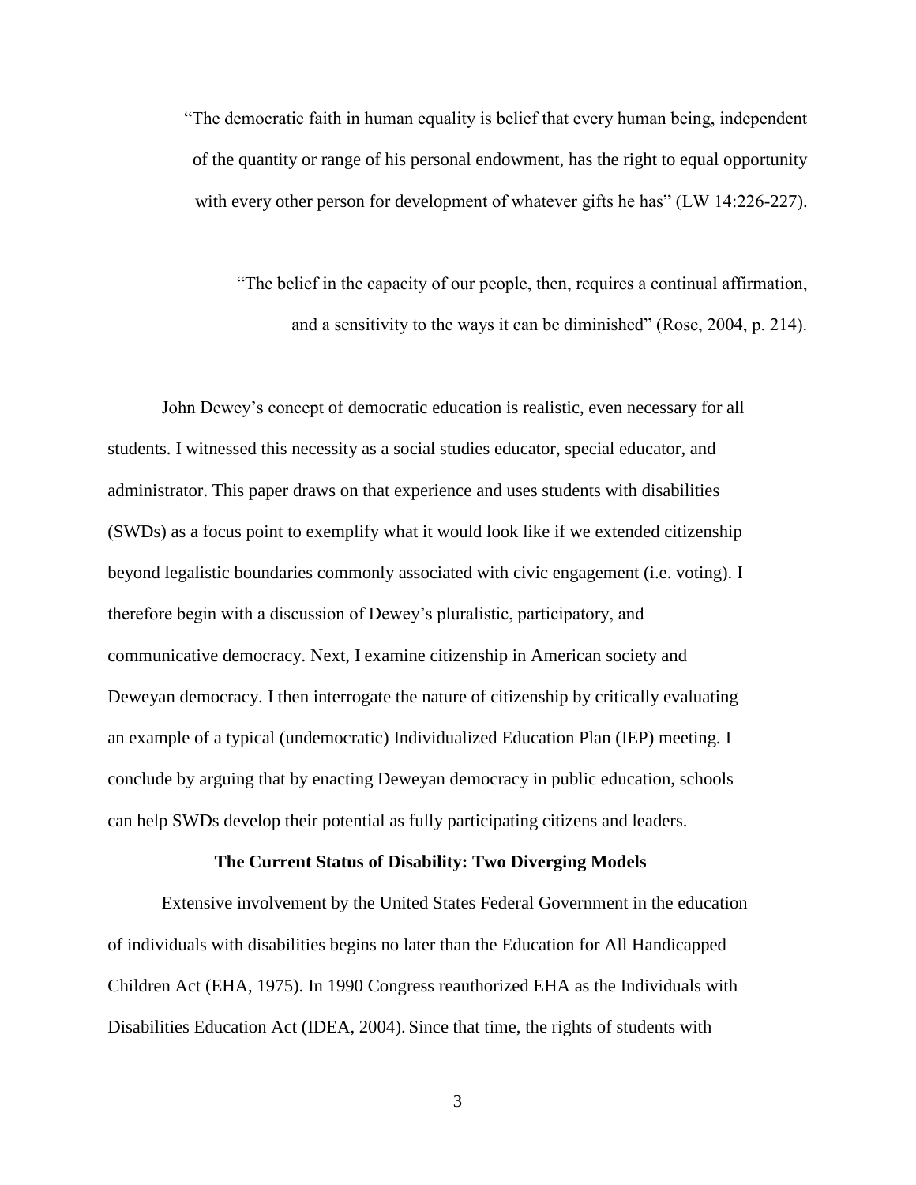> "The democratic faith in human equality is belief that every human being, independent of the quantity or range of his personal endowment, has the right to equal opportunity with every other person for development of whatever gifts he has" (LW 14:226-227).

> "The belief in the capacity of our people, then, requires a continual affirmation, and a sensitivity to the ways it can be diminished" (Rose, 2004, p. 214).

John Dewey's concept of democratic education is realistic, even necessary for all students. I witnessed this necessity as a social studies educator, special educator, and administrator. This paper draws on that experience and uses students with disabilities (SWDs) as a focus point to exemplify what it would look like if we extended citizenship beyond legalistic boundaries commonly associated with civic engagement (i.e. voting). I therefore begin with a discussion of Dewey's pluralistic, participatory, and communicative democracy. Next, I examine citizenship in American society and Deweyan democracy. I then interrogate the nature of citizenship by critically evaluating an example of a typical (undemocratic) Individualized Education Plan (IEP) meeting. I conclude by arguing that by enacting Deweyan democracy in public education, schools can help SWDs develop their potential as fully participating citizens and leaders.

**The Current Status of Disability: Two Diverging Models**

Extensive involvement by the United States Federal Government in the education of individuals with disabilities begins no later than the Education for All Handicapped Children Act (EHA, 1975). In 1990 Congress reauthorized EHA as the Individuals with Disabilities Education Act (IDEA, 2004). Since that time, the rights of students with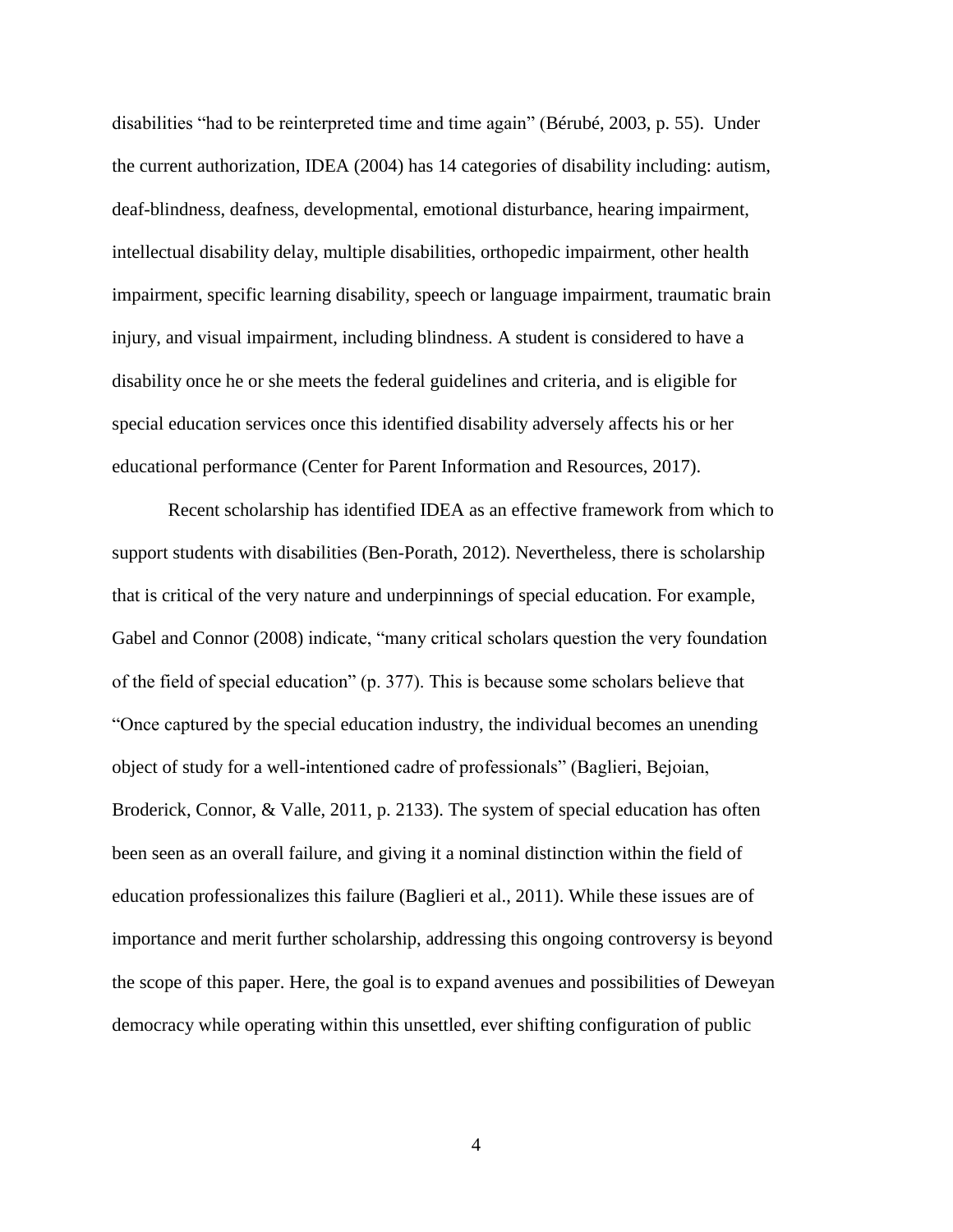disabilities "had to be reinterpreted time and time again" (Bérubé, 2003, p. 55). Under the current authorization, IDEA (2004) has 14 categories of disability including: autism, deaf-blindness, deafness, developmental, emotional disturbance, hearing impairment, intellectual disability delay, multiple disabilities, orthopedic impairment, other health impairment, specific learning disability, speech or language impairment, traumatic brain injury, and visual impairment, including blindness. A student is considered to have a disability once he or she meets the federal guidelines and criteria, and is eligible for special education services once this identified disability adversely affects his or her educational performance (Center for Parent Information and Resources, 2017).

Recent scholarship has identified IDEA as an effective framework from which to support students with disabilities (Ben-Porath, 2012). Nevertheless, there is scholarship that is critical of the very nature and underpinnings of special education. For example, Gabel and Connor (2008) indicate, "many critical scholars question the very foundation of the field of special education" (p. 377). This is because some scholars believe that "Once captured by the special education industry, the individual becomes an unending object of study for a well-intentioned cadre of professionals" (Baglieri, Bejoian, Broderick, Connor, & Valle, 2011, p. 2133). The system of special education has often been seen as an overall failure, and giving it a nominal distinction within the field of education professionalizes this failure (Baglieri et al., 2011). While these issues are of importance and merit further scholarship, addressing this ongoing controversy is beyond the scope of this paper. Here, the goal is to expand avenues and possibilities of Deweyan democracy while operating within this unsettled, ever shifting configuration of public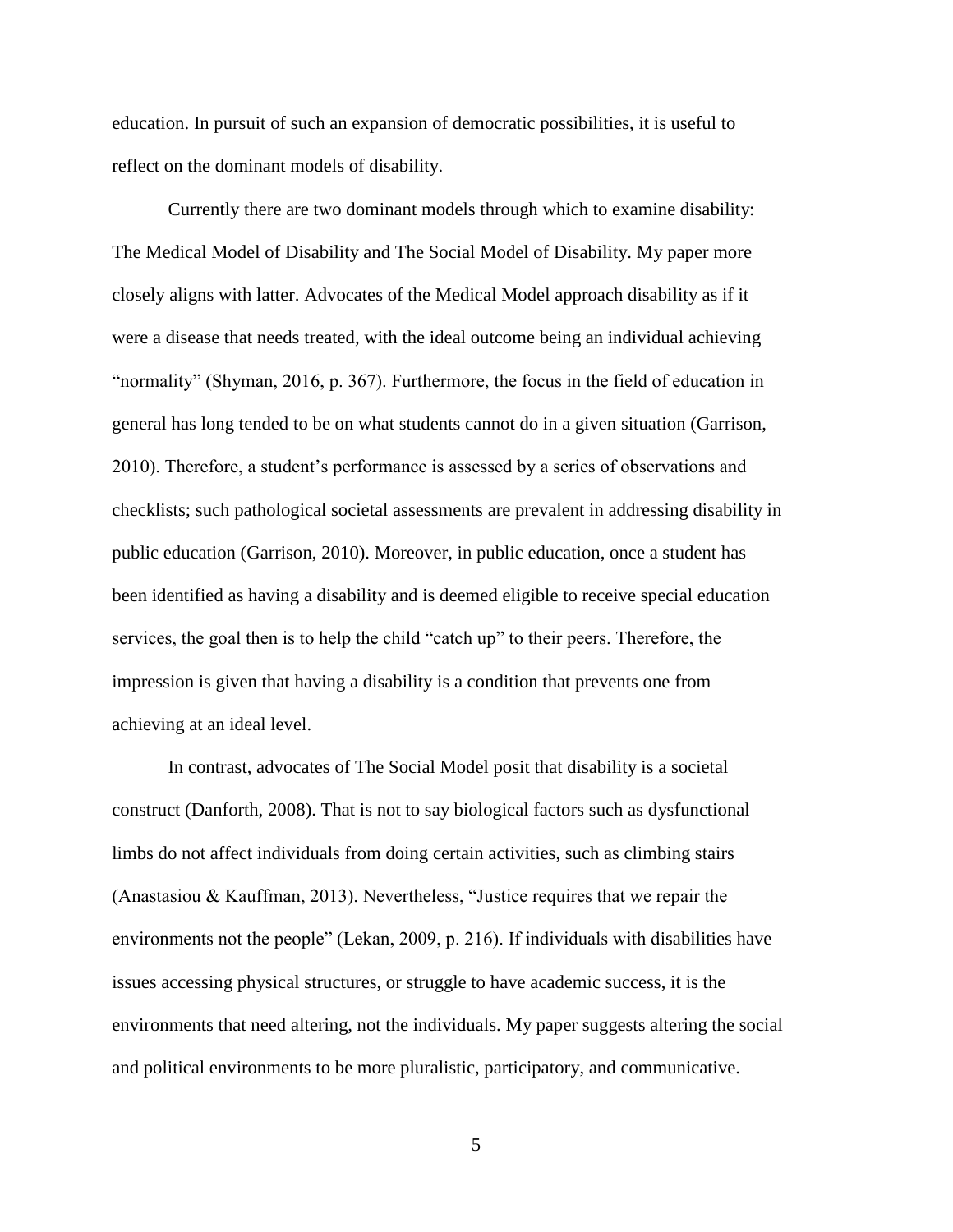education. In pursuit of such an expansion of democratic possibilities, it is useful to reflect on the dominant models of disability.

Currently there are two dominant models through which to examine disability: The Medical Model of Disability and The Social Model of Disability. My paper more closely aligns with latter. Advocates of the Medical Model approach disability as if it were a disease that needs treated, with the ideal outcome being an individual achieving "normality" (Shyman, 2016, p. 367). Furthermore, the focus in the field of education in general has long tended to be on what students cannot do in a given situation (Garrison, 2010). Therefore, a student's performance is assessed by a series of observations and checklists; such pathological societal assessments are prevalent in addressing disability in public education (Garrison, 2010). Moreover, in public education, once a student has been identified as having a disability and is deemed eligible to receive special education services, the goal then is to help the child "catch up" to their peers. Therefore, the impression is given that having a disability is a condition that prevents one from achieving at an ideal level.

In contrast, advocates of The Social Model posit that disability is a societal construct (Danforth, 2008). That is not to say biological factors such as dysfunctional limbs do not affect individuals from doing certain activities, such as climbing stairs (Anastasiou & Kauffman, 2013). Nevertheless, "Justice requires that we repair the environments not the people" (Lekan, 2009, p. 216). If individuals with disabilities have issues accessing physical structures, or struggle to have academic success, it is the environments that need altering, not the individuals. My paper suggests altering the social and political environments to be more pluralistic, participatory, and communicative.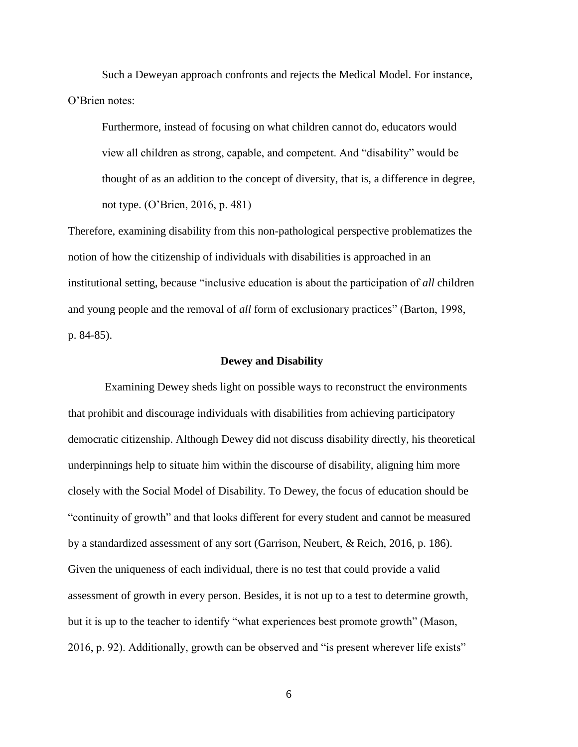Such a Deweyan approach confronts and rejects the Medical Model. For instance, O'Brien notes:

> Furthermore, instead of focusing on what children cannot do, educators would view all children as strong, capable, and competent. And "disability" would be thought of as an addition to the concept of diversity, that is, a difference in degree, not type. (O'Brien, 2016, p. 481)

Therefore, examining disability from this non-pathological perspective problematizes the notion of how the citizenship of individuals with disabilities is approached in an institutional setting, because "inclusive education is about the participation of *all* children and young people and the removal of *all* form of exclusionary practices" (Barton, 1998, p. 84-85).

## Dewey and Disability

Examining Dewey sheds light on possible ways to reconstruct the environments that prohibit and discourage individuals with disabilities from achieving participatory democratic citizenship. Although Dewey did not discuss disability directly, his theoretical underpinnings help to situate him within the discourse of disability, aligning him more closely with the Social Model of Disability. To Dewey, the focus of education should be "continuity of growth" and that looks different for every student and cannot be measured by a standardized assessment of any sort (Garrison, Neubert, & Reich, 2016, p. 186). Given the uniqueness of each individual, there is no test that could provide a valid assessment of growth in every person. Besides, it is not up to a test to determine growth, but it is up to the teacher to identify "what experiences best promote growth" (Mason, 2016, p. 92). Additionally, growth can be observed and "is present wherever life exists"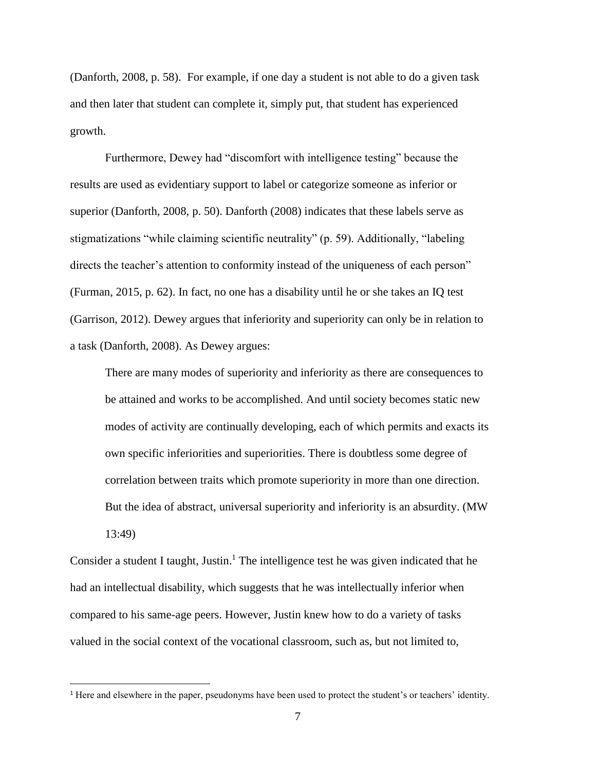(Danforth, 2008, p. 58). For example, if one day a student is not able to do a given task and then later that student can complete it, simply put, that student has experienced growth.

Furthermore, Dewey had "discomfort with intelligence testing" because the results are used as evidentiary support to label or categorize someone as inferior or superior (Danforth, 2008, p. 50). Danforth (2008) indicates that these labels serve as stigmatizations "while claiming scientific neutrality" (p. 59). Additionally, "labeling directs the teacher's attention to conformity instead of the uniqueness of each person" (Furman, 2015, p. 62). In fact, no one has a disability until he or she takes an IQ test (Garrison, 2012). Dewey argues that inferiority and superiority can only be in relation to a task (Danforth, 2008). As Dewey argues:

> There are many modes of superiority and inferiority as there are consequences to be attained and works to be accomplished. And until society becomes static new modes of activity are continually developing, each of which permits and exacts its own specific inferiorities and superiorities. There is doubtless some degree of correlation between traits which promote superiority in more than one direction. But the idea of abstract, universal superiority and inferiority is an absurdity. (MW 13:49)

Consider a student I taught, Justin.[1] The intelligence test he was given indicated that he had an intellectual disability, which suggests that he was intellectually inferior when compared to his same-age peers. However, Justin knew how to do a variety of tasks valued in the social context of the vocational classroom, such as, but not limited to,

[1] Here and elsewhere in the paper, pseudonyms have been used to protect the student's or teachers' identity.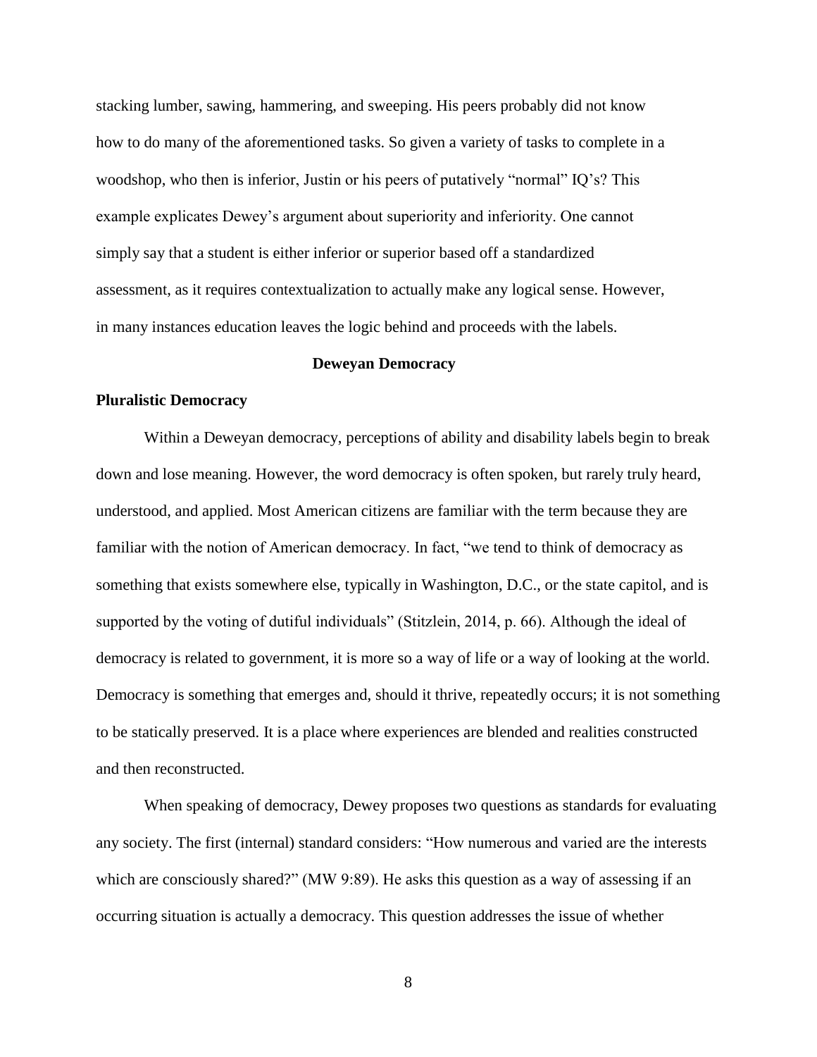stacking lumber, sawing, hammering, and sweeping. His peers probably did not know how to do many of the aforementioned tasks. So given a variety of tasks to complete in a woodshop, who then is inferior, Justin or his peers of putatively "normal" IQ's? This example explicates Dewey's argument about superiority and inferiority. One cannot simply say that a student is either inferior or superior based off a standardized assessment, as it requires contextualization to actually make any logical sense. However, in many instances education leaves the logic behind and proceeds with the labels.

## Deweyan Democracy

### Pluralistic Democracy

Within a Deweyan democracy, perceptions of ability and disability labels begin to break down and lose meaning. However, the word democracy is often spoken, but rarely truly heard, understood, and applied. Most American citizens are familiar with the term because they are familiar with the notion of American democracy. In fact, "we tend to think of democracy as something that exists somewhere else, typically in Washington, D.C., or the state capitol, and is supported by the voting of dutiful individuals" (Stitzlein, 2014, p. 66). Although the ideal of democracy is related to government, it is more so a way of life or a way of looking at the world. Democracy is something that emerges and, should it thrive, repeatedly occurs; it is not something to be statically preserved. It is a place where experiences are blended and realities constructed and then reconstructed.

When speaking of democracy, Dewey proposes two questions as standards for evaluating any society. The first (internal) standard considers: "How numerous and varied are the interests which are consciously shared?" (MW 9:89). He asks this question as a way of assessing if an occurring situation is actually a democracy. This question addresses the issue of whether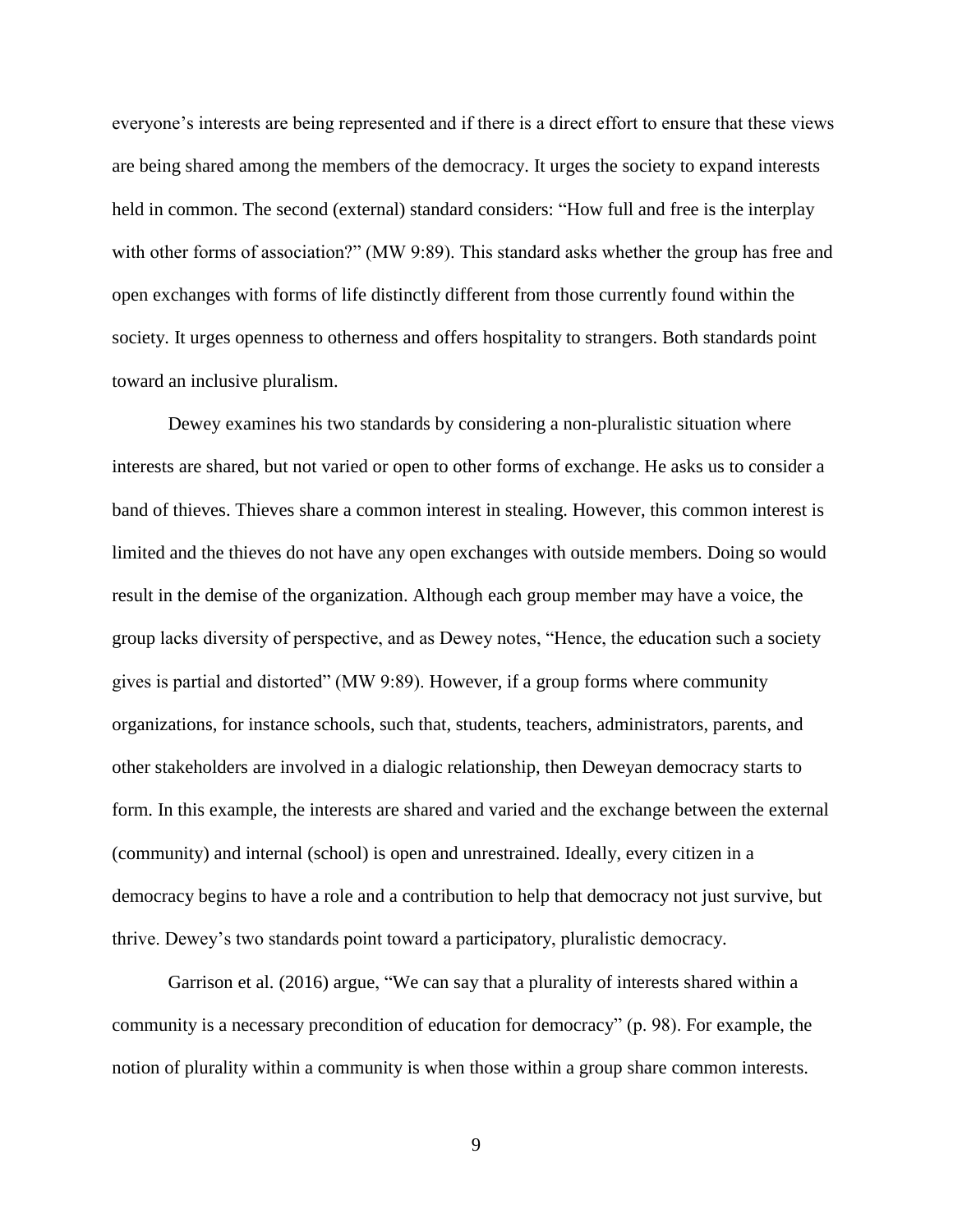everyone's interests are being represented and if there is a direct effort to ensure that these views are being shared among the members of the democracy. It urges the society to expand interests held in common. The second (external) standard considers: "How full and free is the interplay with other forms of association?" (MW 9:89). This standard asks whether the group has free and open exchanges with forms of life distinctly different from those currently found within the society. It urges openness to otherness and offers hospitality to strangers. Both standards point toward an inclusive pluralism.

Dewey examines his two standards by considering a non-pluralistic situation where interests are shared, but not varied or open to other forms of exchange. He asks us to consider a band of thieves. Thieves share a common interest in stealing. However, this common interest is limited and the thieves do not have any open exchanges with outside members. Doing so would result in the demise of the organization. Although each group member may have a voice, the group lacks diversity of perspective, and as Dewey notes, "Hence, the education such a society gives is partial and distorted" (MW 9:89). However, if a group forms where community organizations, for instance schools, such that, students, teachers, administrators, parents, and other stakeholders are involved in a dialogic relationship, then Deweyan democracy starts to form. In this example, the interests are shared and varied and the exchange between the external (community) and internal (school) is open and unrestrained. Ideally, every citizen in a democracy begins to have a role and a contribution to help that democracy not just survive, but thrive. Dewey's two standards point toward a participatory, pluralistic democracy.

Garrison et al. (2016) argue, "We can say that a plurality of interests shared within a community is a necessary precondition of education for democracy" (p. 98). For example, the notion of plurality within a community is when those within a group share common interests.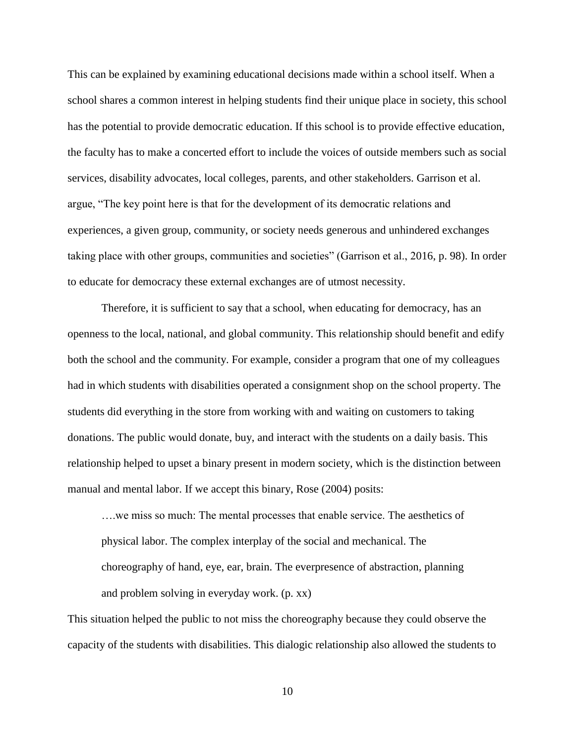This can be explained by examining educational decisions made within a school itself. When a school shares a common interest in helping students find their unique place in society, this school has the potential to provide democratic education. If this school is to provide effective education, the faculty has to make a concerted effort to include the voices of outside members such as social services, disability advocates, local colleges, parents, and other stakeholders. Garrison et al. argue, "The key point here is that for the development of its democratic relations and experiences, a given group, community, or society needs generous and unhindered exchanges taking place with other groups, communities and societies" (Garrison et al., 2016, p. 98). In order to educate for democracy these external exchanges are of utmost necessity.

Therefore, it is sufficient to say that a school, when educating for democracy, has an openness to the local, national, and global community. This relationship should benefit and edify both the school and the community. For example, consider a program that one of my colleagues had in which students with disabilities operated a consignment shop on the school property. The students did everything in the store from working with and waiting on customers to taking donations. The public would donate, buy, and interact with the students on a daily basis. This relationship helped to upset a binary present in modern society, which is the distinction between manual and mental labor. If we accept this binary, Rose (2004) posits:

> ….we miss so much: The mental processes that enable service. The aesthetics of physical labor. The complex interplay of the social and mechanical. The choreography of hand, eye, ear, brain. The everpresence of abstraction, planning and problem solving in everyday work. (p. xx)

This situation helped the public to not miss the choreography because they could observe the capacity of the students with disabilities. This dialogic relationship also allowed the students to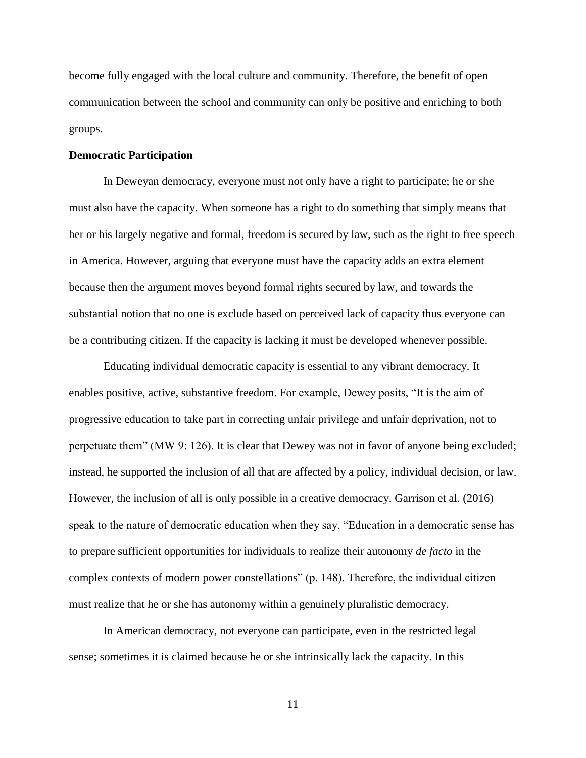become fully engaged with the local culture and community. Therefore, the benefit of open communication between the school and community can only be positive and enriching to both groups.

**Democratic Participation**

In Deweyan democracy, everyone must not only have a right to participate; he or she must also have the capacity. When someone has a right to do something that simply means that her or his largely negative and formal, freedom is secured by law, such as the right to free speech in America. However, arguing that everyone must have the capacity adds an extra element because then the argument moves beyond formal rights secured by law, and towards the substantial notion that no one is exclude based on perceived lack of capacity thus everyone can be a contributing citizen. If the capacity is lacking it must be developed whenever possible.

Educating individual democratic capacity is essential to any vibrant democracy. It enables positive, active, substantive freedom. For example, Dewey posits, "It is the aim of progressive education to take part in correcting unfair privilege and unfair deprivation, not to perpetuate them" (MW 9: 126). It is clear that Dewey was not in favor of anyone being excluded; instead, he supported the inclusion of all that are affected by a policy, individual decision, or law. However, the inclusion of all is only possible in a creative democracy. Garrison et al. (2016) speak to the nature of democratic education when they say, "Education in a democratic sense has to prepare sufficient opportunities for individuals to realize their autonomy *de facto* in the complex contexts of modern power constellations" (p. 148). Therefore, the individual citizen must realize that he or she has autonomy within a genuinely pluralistic democracy.

In American democracy, not everyone can participate, even in the restricted legal sense; sometimes it is claimed because he or she intrinsically lack the capacity. In this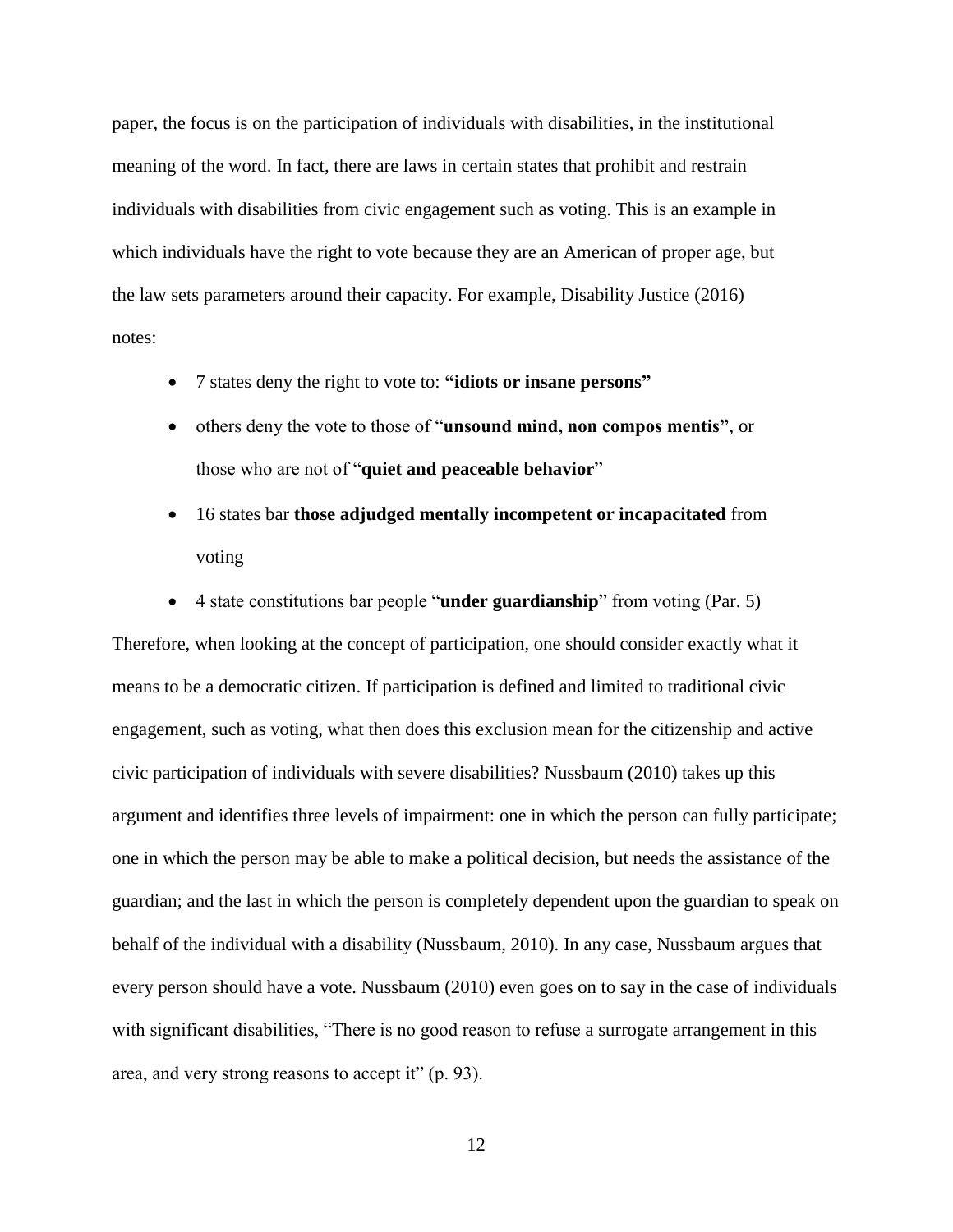paper, the focus is on the participation of individuals with disabilities, in the institutional meaning of the word. In fact, there are laws in certain states that prohibit and restrain individuals with disabilities from civic engagement such as voting. This is an example in which individuals have the right to vote because they are an American of proper age, but the law sets parameters around their capacity. For example, Disability Justice (2016) notes:

- 7 states deny the right to vote to: **"idiots or insane persons"**
- others deny the vote to those of "**unsound mind, non compos mentis"**, or those who are not of "**quiet and peaceable behavior**"
- 16 states bar **those adjudged mentally incompetent or incapacitated** from voting
- 4 state constitutions bar people "**under guardianship**" from voting (Par. 5)

Therefore, when looking at the concept of participation, one should consider exactly what it means to be a democratic citizen. If participation is defined and limited to traditional civic engagement, such as voting, what then does this exclusion mean for the citizenship and active civic participation of individuals with severe disabilities? Nussbaum (2010) takes up this argument and identifies three levels of impairment: one in which the person can fully participate; one in which the person may be able to make a political decision, but needs the assistance of the guardian; and the last in which the person is completely dependent upon the guardian to speak on behalf of the individual with a disability (Nussbaum, 2010). In any case, Nussbaum argues that every person should have a vote. Nussbaum (2010) even goes on to say in the case of individuals with significant disabilities, "There is no good reason to refuse a surrogate arrangement in this area, and very strong reasons to accept it" (p. 93).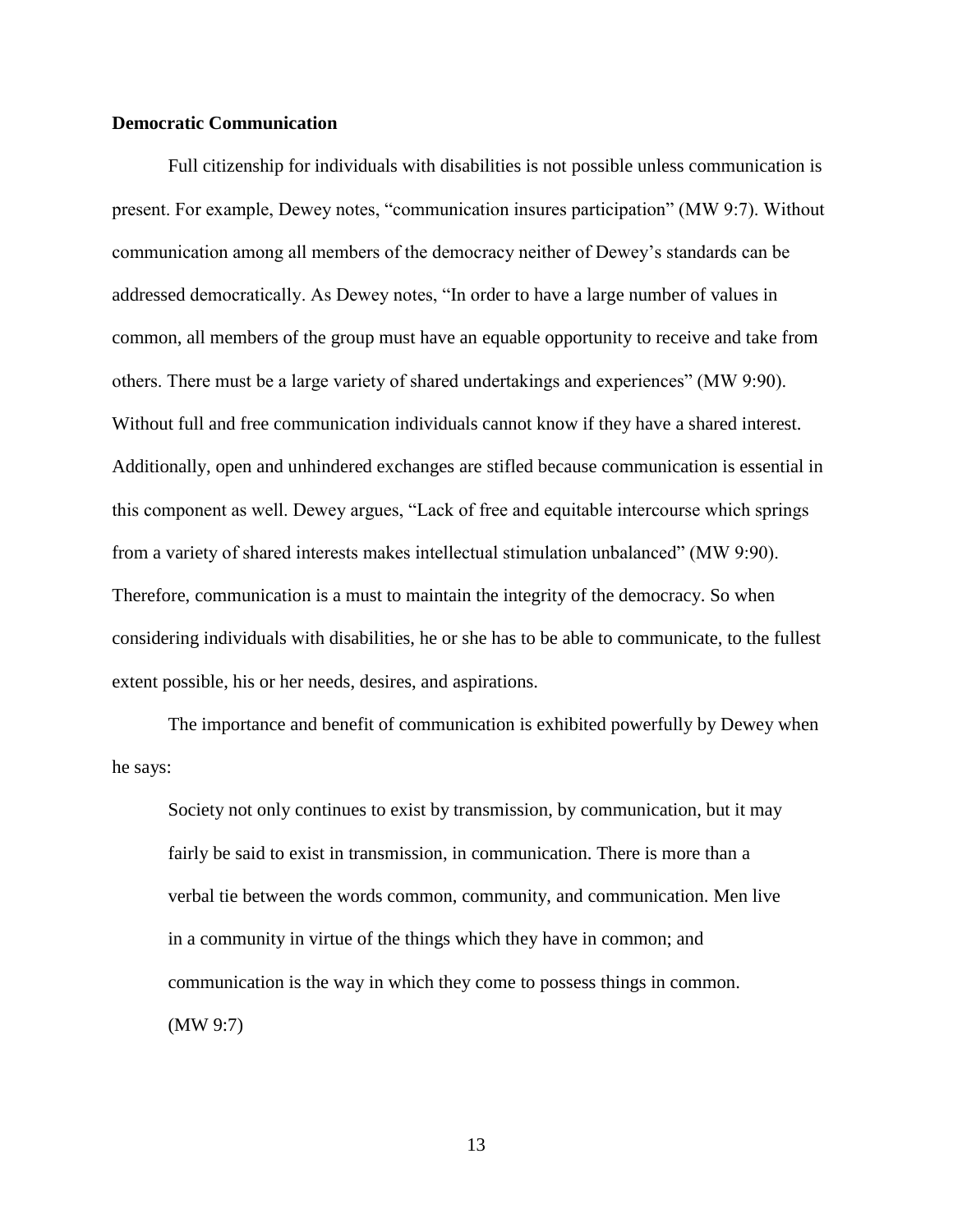**Democratic Communication**

Full citizenship for individuals with disabilities is not possible unless communication is present. For example, Dewey notes, "communication insures participation" (MW 9:7). Without communication among all members of the democracy neither of Dewey's standards can be addressed democratically. As Dewey notes, "In order to have a large number of values in common, all members of the group must have an equable opportunity to receive and take from others. There must be a large variety of shared undertakings and experiences" (MW 9:90). Without full and free communication individuals cannot know if they have a shared interest. Additionally, open and unhindered exchanges are stifled because communication is essential in this component as well. Dewey argues, "Lack of free and equitable intercourse which springs from a variety of shared interests makes intellectual stimulation unbalanced" (MW 9:90). Therefore, communication is a must to maintain the integrity of the democracy. So when considering individuals with disabilities, he or she has to be able to communicate, to the fullest extent possible, his or her needs, desires, and aspirations.

The importance and benefit of communication is exhibited powerfully by Dewey when he says:

> Society not only continues to exist by transmission, by communication, but it may fairly be said to exist in transmission, in communication. There is more than a verbal tie between the words common, community, and communication. Men live in a community in virtue of the things which they have in common; and communication is the way in which they come to possess things in common. (MW 9:7)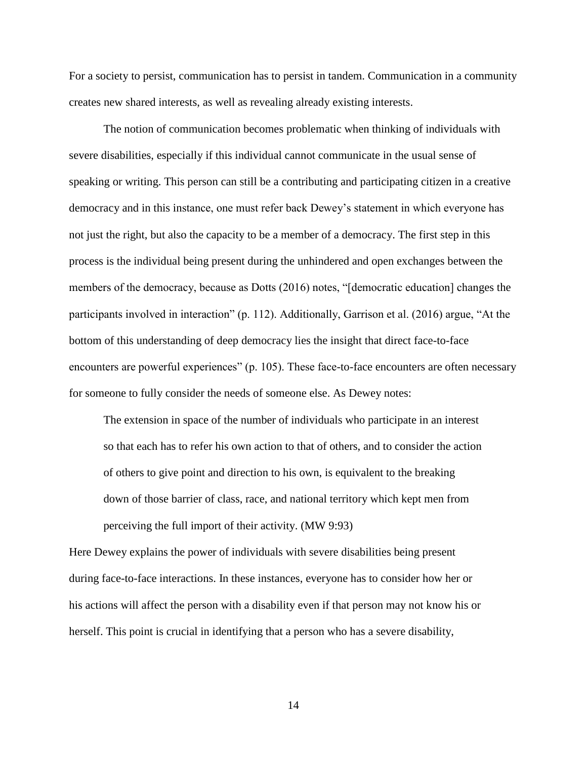For a society to persist, communication has to persist in tandem. Communication in a community creates new shared interests, as well as revealing already existing interests.

The notion of communication becomes problematic when thinking of individuals with severe disabilities, especially if this individual cannot communicate in the usual sense of speaking or writing. This person can still be a contributing and participating citizen in a creative democracy and in this instance, one must refer back Dewey's statement in which everyone has not just the right, but also the capacity to be a member of a democracy. The first step in this process is the individual being present during the unhindered and open exchanges between the members of the democracy, because as Dotts (2016) notes, "[democratic education] changes the participants involved in interaction" (p. 112). Additionally, Garrison et al. (2016) argue, "At the bottom of this understanding of deep democracy lies the insight that direct face-to-face encounters are powerful experiences" (p. 105). These face-to-face encounters are often necessary for someone to fully consider the needs of someone else. As Dewey notes:

> The extension in space of the number of individuals who participate in an interest so that each has to refer his own action to that of others, and to consider the action of others to give point and direction to his own, is equivalent to the breaking down of those barrier of class, race, and national territory which kept men from perceiving the full import of their activity. (MW 9:93)

Here Dewey explains the power of individuals with severe disabilities being present during face-to-face interactions. In these instances, everyone has to consider how her or his actions will affect the person with a disability even if that person may not know his or herself. This point is crucial in identifying that a person who has a severe disability,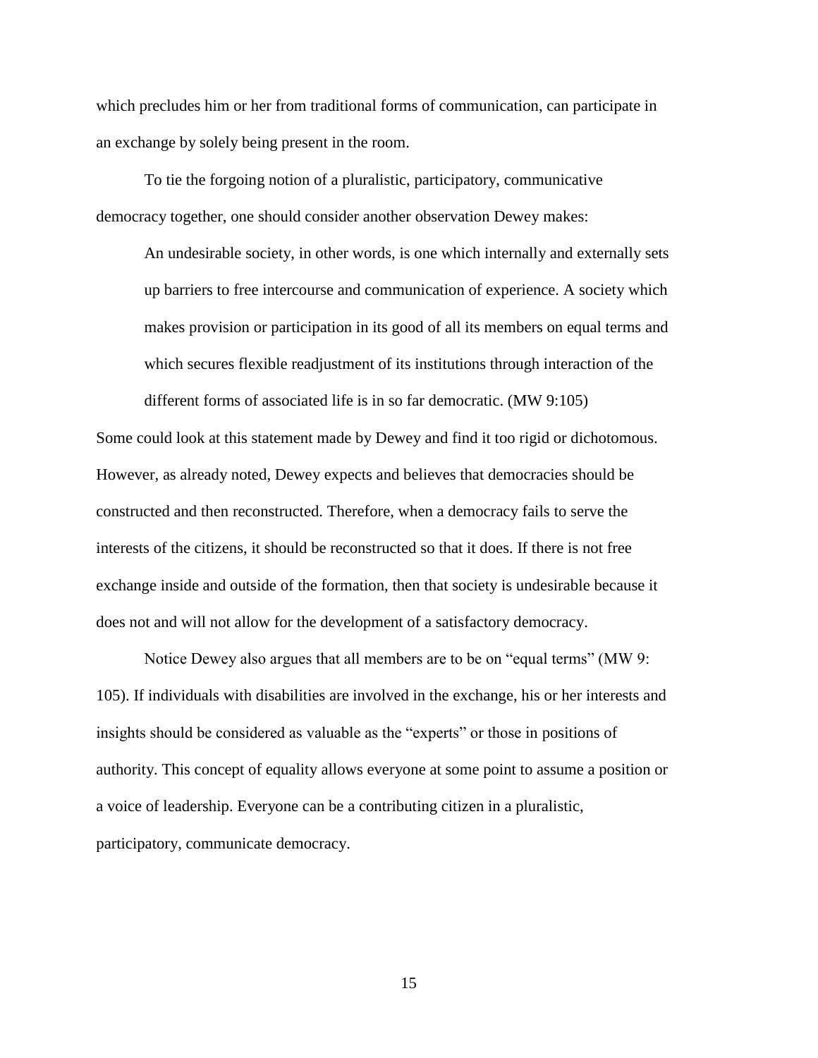which precludes him or her from traditional forms of communication, can participate in an exchange by solely being present in the room.

To tie the forgoing notion of a pluralistic, participatory, communicative democracy together, one should consider another observation Dewey makes:

> An undesirable society, in other words, is one which internally and externally sets up barriers to free intercourse and communication of experience. A society which makes provision or participation in its good of all its members on equal terms and which secures flexible readjustment of its institutions through interaction of the different forms of associated life is in so far democratic. (MW 9:105)

Some could look at this statement made by Dewey and find it too rigid or dichotomous. However, as already noted, Dewey expects and believes that democracies should be constructed and then reconstructed. Therefore, when a democracy fails to serve the interests of the citizens, it should be reconstructed so that it does. If there is not free exchange inside and outside of the formation, then that society is undesirable because it does not and will not allow for the development of a satisfactory democracy.

Notice Dewey also argues that all members are to be on "equal terms" (MW 9: 105). If individuals with disabilities are involved in the exchange, his or her interests and insights should be considered as valuable as the "experts" or those in positions of authority. This concept of equality allows everyone at some point to assume a position or a voice of leadership. Everyone can be a contributing citizen in a pluralistic, participatory, communicate democracy.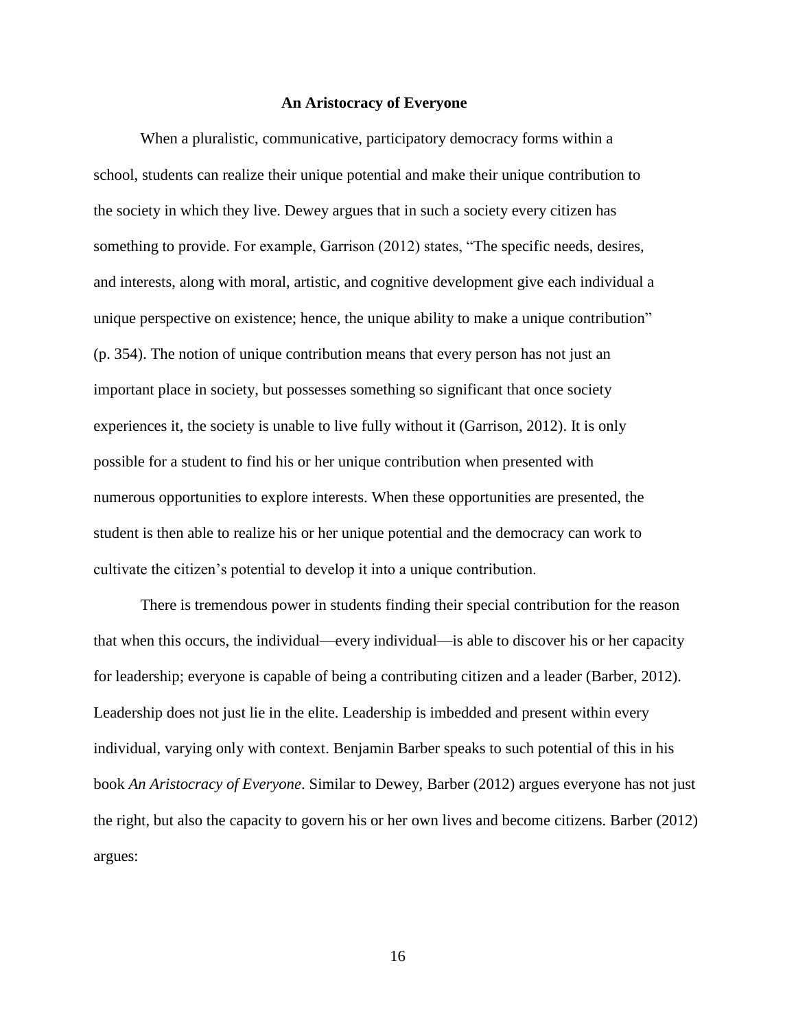## An Aristocracy of Everyone

When a pluralistic, communicative, participatory democracy forms within a school, students can realize their unique potential and make their unique contribution to the society in which they live. Dewey argues that in such a society every citizen has something to provide. For example, Garrison (2012) states, "The specific needs, desires, and interests, along with moral, artistic, and cognitive development give each individual a unique perspective on existence; hence, the unique ability to make a unique contribution" (p. 354). The notion of unique contribution means that every person has not just an important place in society, but possesses something so significant that once society experiences it, the society is unable to live fully without it (Garrison, 2012). It is only possible for a student to find his or her unique contribution when presented with numerous opportunities to explore interests. When these opportunities are presented, the student is then able to realize his or her unique potential and the democracy can work to cultivate the citizen's potential to develop it into a unique contribution.

There is tremendous power in students finding their special contribution for the reason that when this occurs, the individual—every individual—is able to discover his or her capacity for leadership; everyone is capable of being a contributing citizen and a leader (Barber, 2012). Leadership does not just lie in the elite. Leadership is imbedded and present within every individual, varying only with context. Benjamin Barber speaks to such potential of this in his book *An Aristocracy of Everyone*. Similar to Dewey, Barber (2012) argues everyone has not just the right, but also the capacity to govern his or her own lives and become citizens. Barber (2012) argues: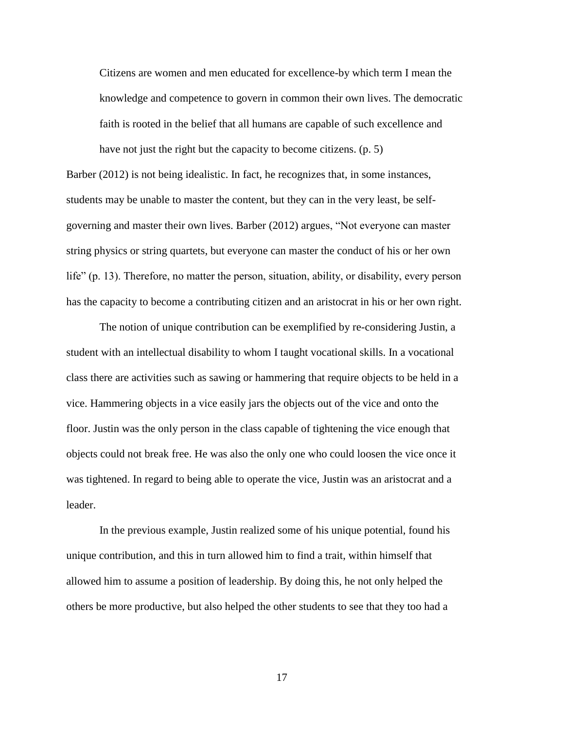> Citizens are women and men educated for excellence-by which term I mean the knowledge and competence to govern in common their own lives. The democratic faith is rooted in the belief that all humans are capable of such excellence and have not just the right but the capacity to become citizens. (p. 5)

Barber (2012) is not being idealistic. In fact, he recognizes that, in some instances, students may be unable to master the content, but they can in the very least, be self-governing and master their own lives. Barber (2012) argues, "Not everyone can master string physics or string quartets, but everyone can master the conduct of his or her own life" (p. 13). Therefore, no matter the person, situation, ability, or disability, every person has the capacity to become a contributing citizen and an aristocrat in his or her own right.

The notion of unique contribution can be exemplified by re-considering Justin, a student with an intellectual disability to whom I taught vocational skills. In a vocational class there are activities such as sawing or hammering that require objects to be held in a vice. Hammering objects in a vice easily jars the objects out of the vice and onto the floor. Justin was the only person in the class capable of tightening the vice enough that objects could not break free. He was also the only one who could loosen the vice once it was tightened. In regard to being able to operate the vice, Justin was an aristocrat and a leader.

In the previous example, Justin realized some of his unique potential, found his unique contribution, and this in turn allowed him to find a trait, within himself that allowed him to assume a position of leadership. By doing this, he not only helped the others be more productive, but also helped the other students to see that they too had a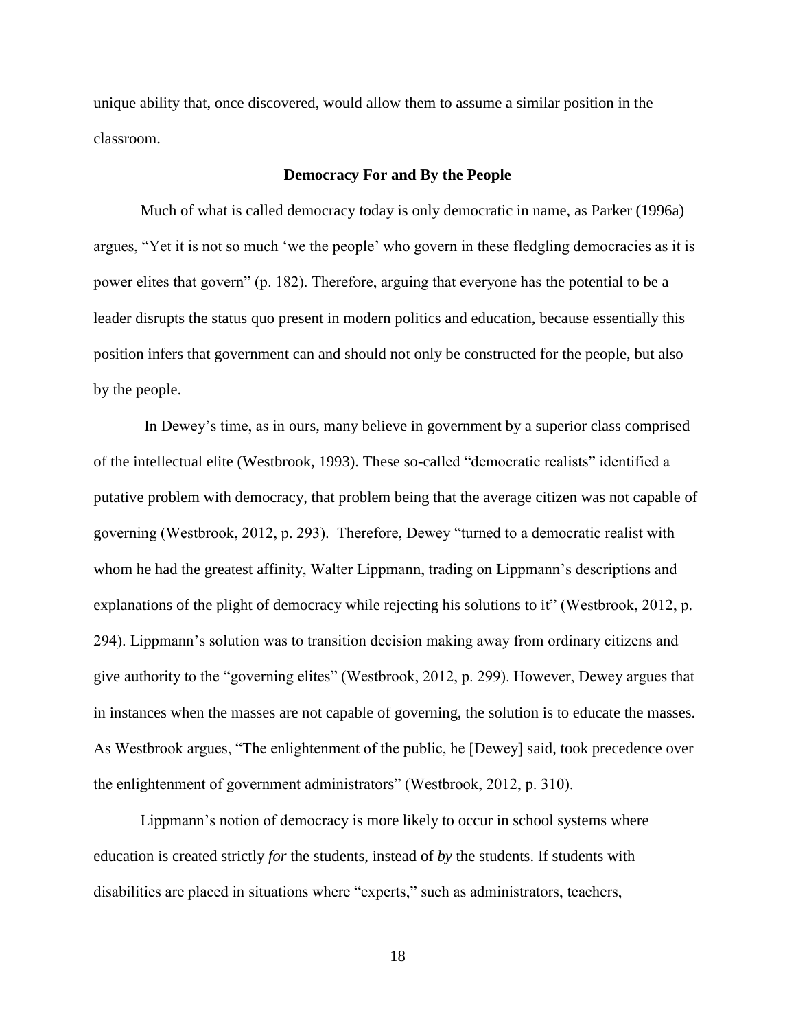unique ability that, once discovered, would allow them to assume a similar position in the classroom.

## Democracy For and By the People

Much of what is called democracy today is only democratic in name, as Parker (1996a) argues, "Yet it is not so much 'we the people' who govern in these fledgling democracies as it is power elites that govern" (p. 182). Therefore, arguing that everyone has the potential to be a leader disrupts the status quo present in modern politics and education, because essentially this position infers that government can and should not only be constructed for the people, but also by the people.

In Dewey's time, as in ours, many believe in government by a superior class comprised of the intellectual elite (Westbrook, 1993). These so-called "democratic realists" identified a putative problem with democracy, that problem being that the average citizen was not capable of governing (Westbrook, 2012, p. 293). Therefore, Dewey "turned to a democratic realist with whom he had the greatest affinity, Walter Lippmann, trading on Lippmann's descriptions and explanations of the plight of democracy while rejecting his solutions to it" (Westbrook, 2012, p. 294). Lippmann's solution was to transition decision making away from ordinary citizens and give authority to the "governing elites" (Westbrook, 2012, p. 299). However, Dewey argues that in instances when the masses are not capable of governing, the solution is to educate the masses. As Westbrook argues, "The enlightenment of the public, he [Dewey] said, took precedence over the enlightenment of government administrators" (Westbrook, 2012, p. 310).

Lippmann's notion of democracy is more likely to occur in school systems where education is created strictly *for* the students, instead of *by* the students. If students with disabilities are placed in situations where "experts," such as administrators, teachers,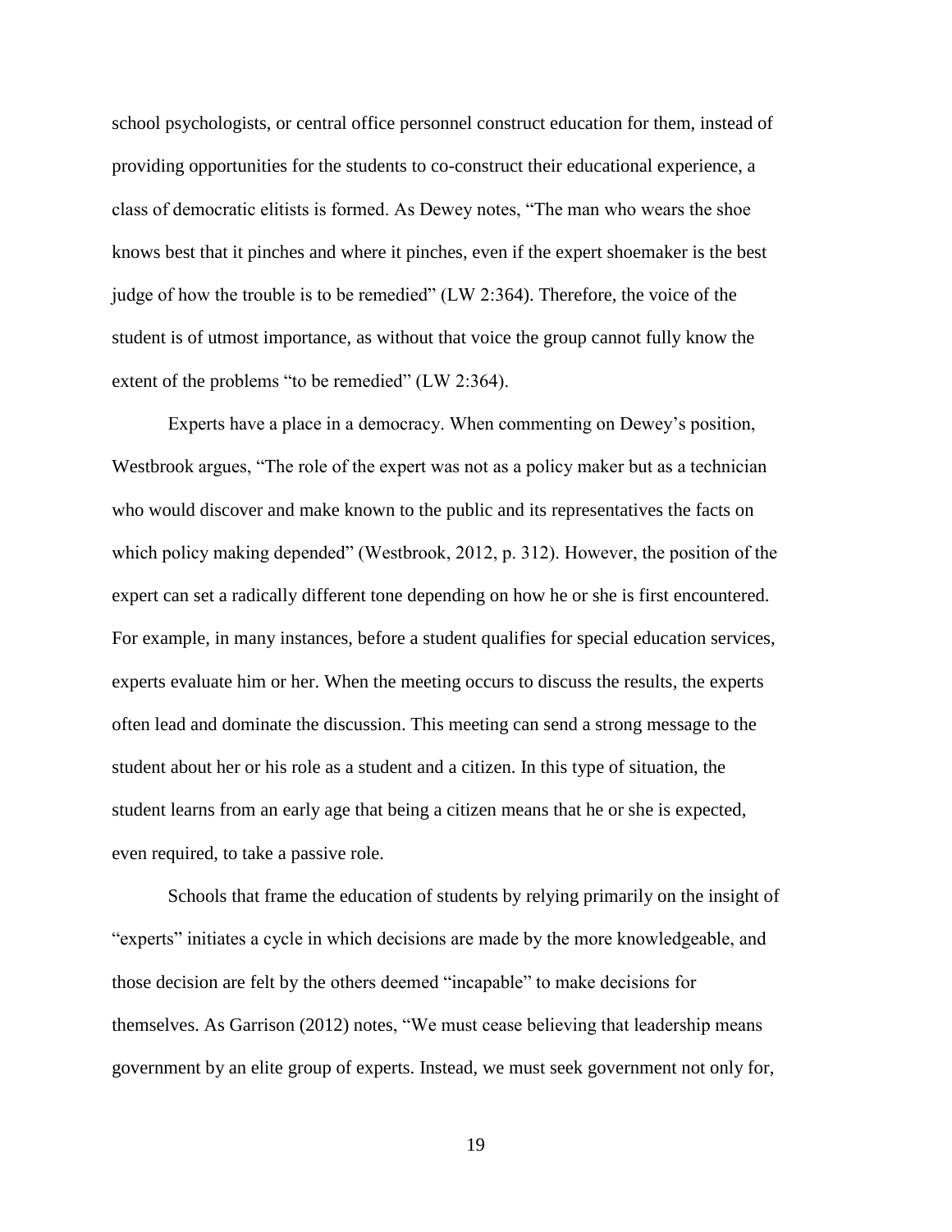school psychologists, or central office personnel construct education for them, instead of providing opportunities for the students to co-construct their educational experience, a class of democratic elitists is formed. As Dewey notes, "The man who wears the shoe knows best that it pinches and where it pinches, even if the expert shoemaker is the best judge of how the trouble is to be remedied" (LW 2:364). Therefore, the voice of the student is of utmost importance, as without that voice the group cannot fully know the extent of the problems "to be remedied" (LW 2:364).

Experts have a place in a democracy. When commenting on Dewey's position, Westbrook argues, "The role of the expert was not as a policy maker but as a technician who would discover and make known to the public and its representatives the facts on which policy making depended" (Westbrook, 2012, p. 312). However, the position of the expert can set a radically different tone depending on how he or she is first encountered. For example, in many instances, before a student qualifies for special education services, experts evaluate him or her. When the meeting occurs to discuss the results, the experts often lead and dominate the discussion. This meeting can send a strong message to the student about her or his role as a student and a citizen. In this type of situation, the student learns from an early age that being a citizen means that he or she is expected, even required, to take a passive role.

Schools that frame the education of students by relying primarily on the insight of "experts" initiates a cycle in which decisions are made by the more knowledgeable, and those decision are felt by the others deemed "incapable" to make decisions for themselves. As Garrison (2012) notes, "We must cease believing that leadership means government by an elite group of experts. Instead, we must seek government not only for,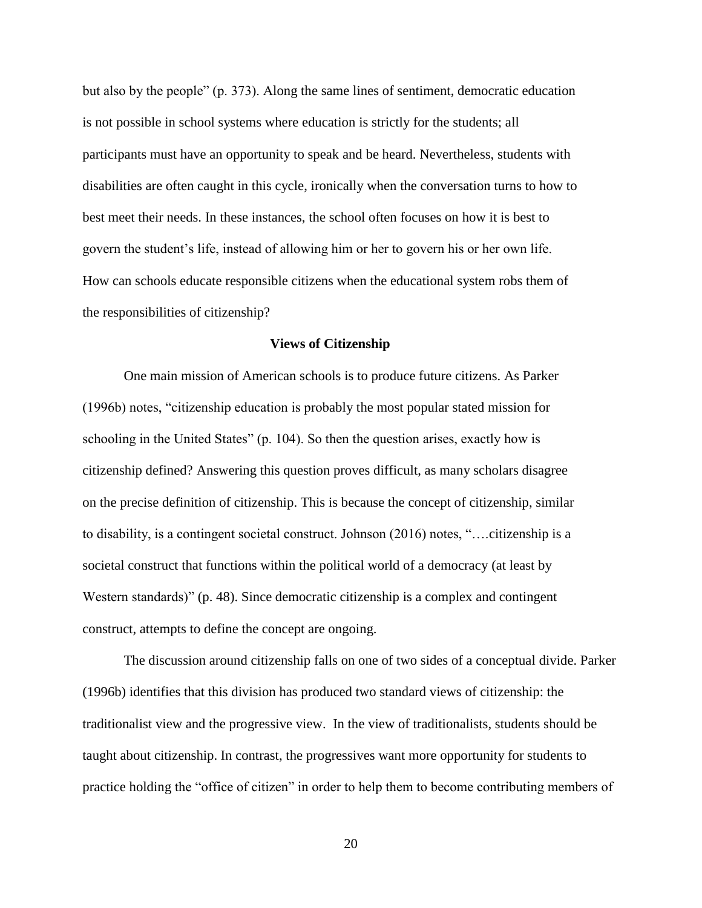but also by the people" (p. 373). Along the same lines of sentiment, democratic education is not possible in school systems where education is strictly for the students; all participants must have an opportunity to speak and be heard. Nevertheless, students with disabilities are often caught in this cycle, ironically when the conversation turns to how to best meet their needs. In these instances, the school often focuses on how it is best to govern the student's life, instead of allowing him or her to govern his or her own life. How can schools educate responsible citizens when the educational system robs them of the responsibilities of citizenship?

## Views of Citizenship

One main mission of American schools is to produce future citizens. As Parker (1996b) notes, "citizenship education is probably the most popular stated mission for schooling in the United States" (p. 104). So then the question arises, exactly how is citizenship defined? Answering this question proves difficult, as many scholars disagree on the precise definition of citizenship. This is because the concept of citizenship, similar to disability, is a contingent societal construct. Johnson (2016) notes, "….citizenship is a societal construct that functions within the political world of a democracy (at least by Western standards)" (p. 48). Since democratic citizenship is a complex and contingent construct, attempts to define the concept are ongoing.

The discussion around citizenship falls on one of two sides of a conceptual divide. Parker (1996b) identifies that this division has produced two standard views of citizenship: the traditionalist view and the progressive view. In the view of traditionalists, students should be taught about citizenship. In contrast, the progressives want more opportunity for students to practice holding the "office of citizen" in order to help them to become contributing members of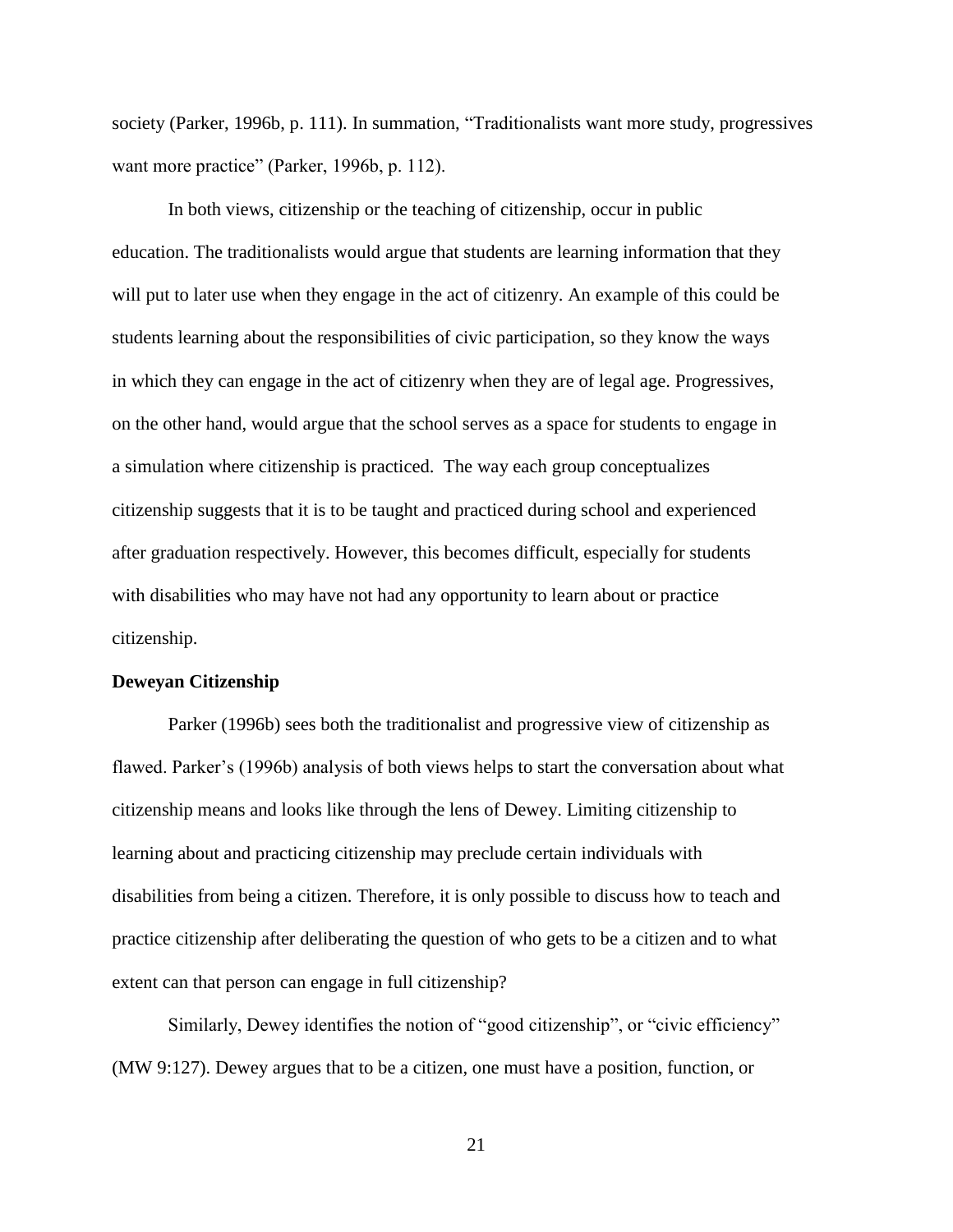society (Parker, 1996b, p. 111). In summation, "Traditionalists want more study, progressives want more practice" (Parker, 1996b, p. 112).

In both views, citizenship or the teaching of citizenship, occur in public education. The traditionalists would argue that students are learning information that they will put to later use when they engage in the act of citizenry. An example of this could be students learning about the responsibilities of civic participation, so they know the ways in which they can engage in the act of citizenry when they are of legal age. Progressives, on the other hand, would argue that the school serves as a space for students to engage in a simulation where citizenship is practiced. The way each group conceptualizes citizenship suggests that it is to be taught and practiced during school and experienced after graduation respectively. However, this becomes difficult, especially for students with disabilities who may have not had any opportunity to learn about or practice citizenship.

**Deweyan Citizenship**

Parker (1996b) sees both the traditionalist and progressive view of citizenship as flawed. Parker's (1996b) analysis of both views helps to start the conversation about what citizenship means and looks like through the lens of Dewey. Limiting citizenship to learning about and practicing citizenship may preclude certain individuals with disabilities from being a citizen. Therefore, it is only possible to discuss how to teach and practice citizenship after deliberating the question of who gets to be a citizen and to what extent can that person can engage in full citizenship?

Similarly, Dewey identifies the notion of "good citizenship", or "civic efficiency" (MW 9:127). Dewey argues that to be a citizen, one must have a position, function, or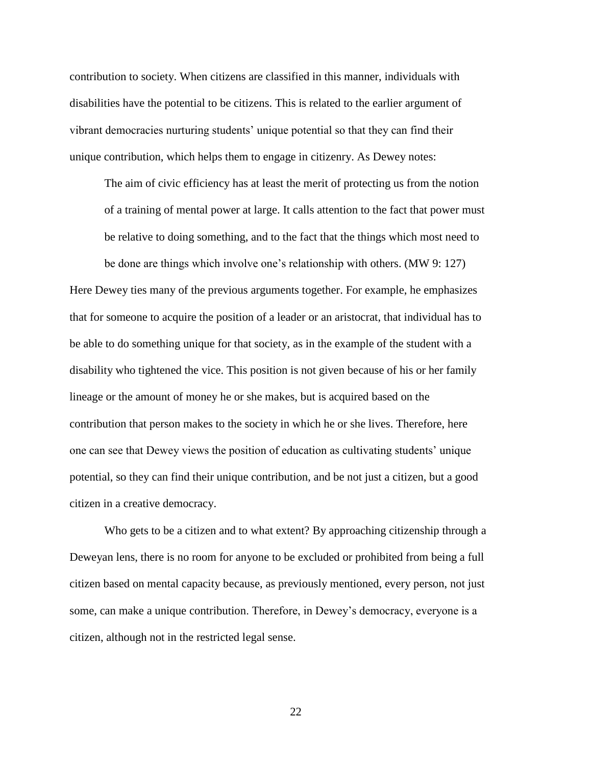contribution to society. When citizens are classified in this manner, individuals with disabilities have the potential to be citizens. This is related to the earlier argument of vibrant democracies nurturing students' unique potential so that they can find their unique contribution, which helps them to engage in citizenry. As Dewey notes:

> The aim of civic efficiency has at least the merit of protecting us from the notion of a training of mental power at large. It calls attention to the fact that power must be relative to doing something, and to the fact that the things which most need to be done are things which involve one's relationship with others. (MW 9: 127)

Here Dewey ties many of the previous arguments together. For example, he emphasizes that for someone to acquire the position of a leader or an aristocrat, that individual has to be able to do something unique for that society, as in the example of the student with a disability who tightened the vice. This position is not given because of his or her family lineage or the amount of money he or she makes, but is acquired based on the contribution that person makes to the society in which he or she lives. Therefore, here one can see that Dewey views the position of education as cultivating students' unique potential, so they can find their unique contribution, and be not just a citizen, but a good citizen in a creative democracy.

Who gets to be a citizen and to what extent? By approaching citizenship through a Deweyan lens, there is no room for anyone to be excluded or prohibited from being a full citizen based on mental capacity because, as previously mentioned, every person, not just some, can make a unique contribution. Therefore, in Dewey's democracy, everyone is a citizen, although not in the restricted legal sense.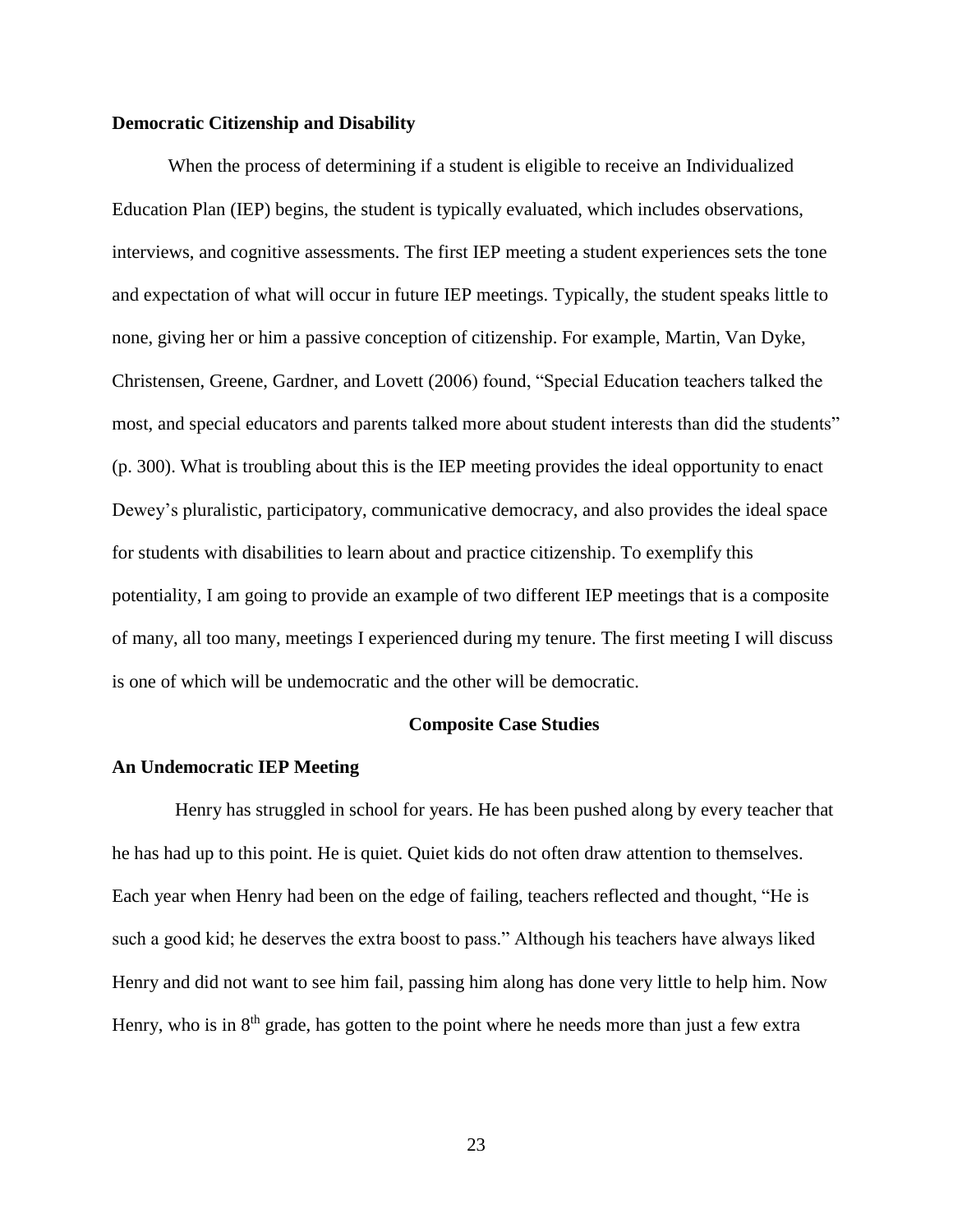### Democratic Citizenship and Disability

When the process of determining if a student is eligible to receive an Individualized Education Plan (IEP) begins, the student is typically evaluated, which includes observations, interviews, and cognitive assessments. The first IEP meeting a student experiences sets the tone and expectation of what will occur in future IEP meetings. Typically, the student speaks little to none, giving her or him a passive conception of citizenship. For example, Martin, Van Dyke, Christensen, Greene, Gardner, and Lovett (2006) found, "Special Education teachers talked the most, and special educators and parents talked more about student interests than did the students" (p. 300). What is troubling about this is the IEP meeting provides the ideal opportunity to enact Dewey's pluralistic, participatory, communicative democracy, and also provides the ideal space for students with disabilities to learn about and practice citizenship. To exemplify this potentiality, I am going to provide an example of two different IEP meetings that is a composite of many, all too many, meetings I experienced during my tenure. The first meeting I will discuss is one of which will be undemocratic and the other will be democratic.

## Composite Case Studies

### An Undemocratic IEP Meeting

Henry has struggled in school for years. He has been pushed along by every teacher that he has had up to this point. He is quiet. Quiet kids do not often draw attention to themselves. Each year when Henry had been on the edge of failing, teachers reflected and thought, "He is such a good kid; he deserves the extra boost to pass." Although his teachers have always liked Henry and did not want to see him fail, passing him along has done very little to help him. Now Henry, who is in 8th grade, has gotten to the point where he needs more than just a few extra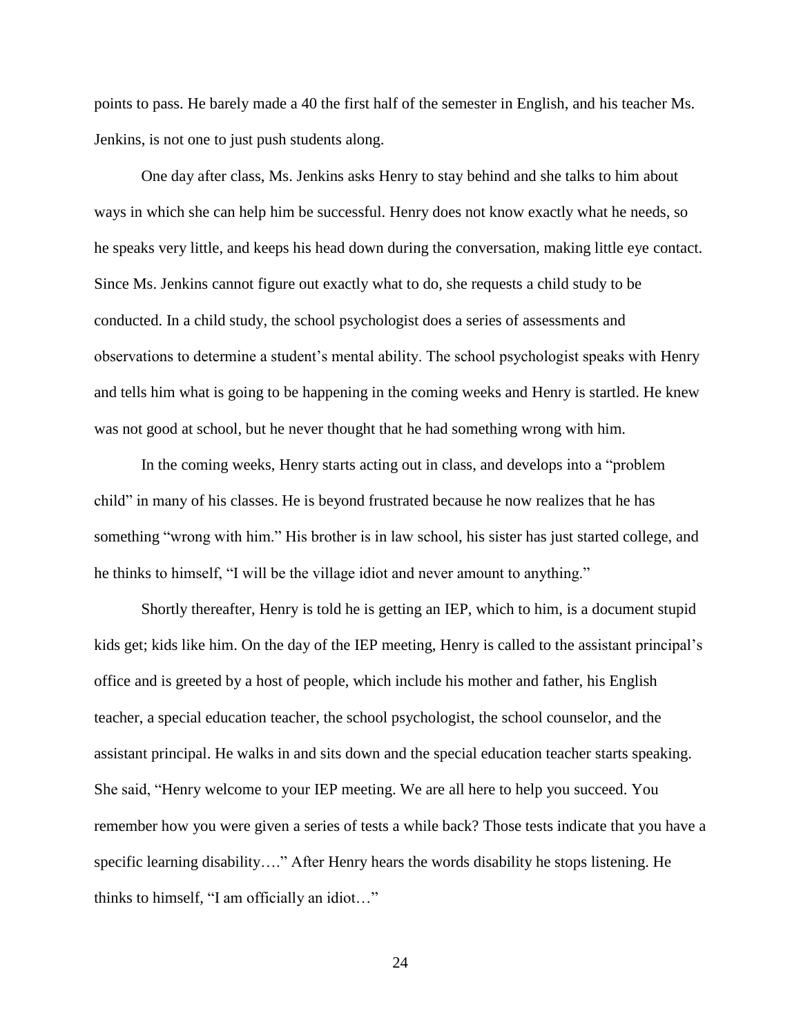points to pass. He barely made a 40 the first half of the semester in English, and his teacher Ms. Jenkins, is not one to just push students along.

One day after class, Ms. Jenkins asks Henry to stay behind and she talks to him about ways in which she can help him be successful. Henry does not know exactly what he needs, so he speaks very little, and keeps his head down during the conversation, making little eye contact. Since Ms. Jenkins cannot figure out exactly what to do, she requests a child study to be conducted. In a child study, the school psychologist does a series of assessments and observations to determine a student's mental ability. The school psychologist speaks with Henry and tells him what is going to be happening in the coming weeks and Henry is startled. He knew was not good at school, but he never thought that he had something wrong with him.

In the coming weeks, Henry starts acting out in class, and develops into a "problem child" in many of his classes. He is beyond frustrated because he now realizes that he has something "wrong with him." His brother is in law school, his sister has just started college, and he thinks to himself, "I will be the village idiot and never amount to anything."

Shortly thereafter, Henry is told he is getting an IEP, which to him, is a document stupid kids get; kids like him. On the day of the IEP meeting, Henry is called to the assistant principal's office and is greeted by a host of people, which include his mother and father, his English teacher, a special education teacher, the school psychologist, the school counselor, and the assistant principal. He walks in and sits down and the special education teacher starts speaking. She said, "Henry welcome to your IEP meeting. We are all here to help you succeed. You remember how you were given a series of tests a while back? Those tests indicate that you have a specific learning disability…." After Henry hears the words disability he stops listening. He thinks to himself, "I am officially an idiot…"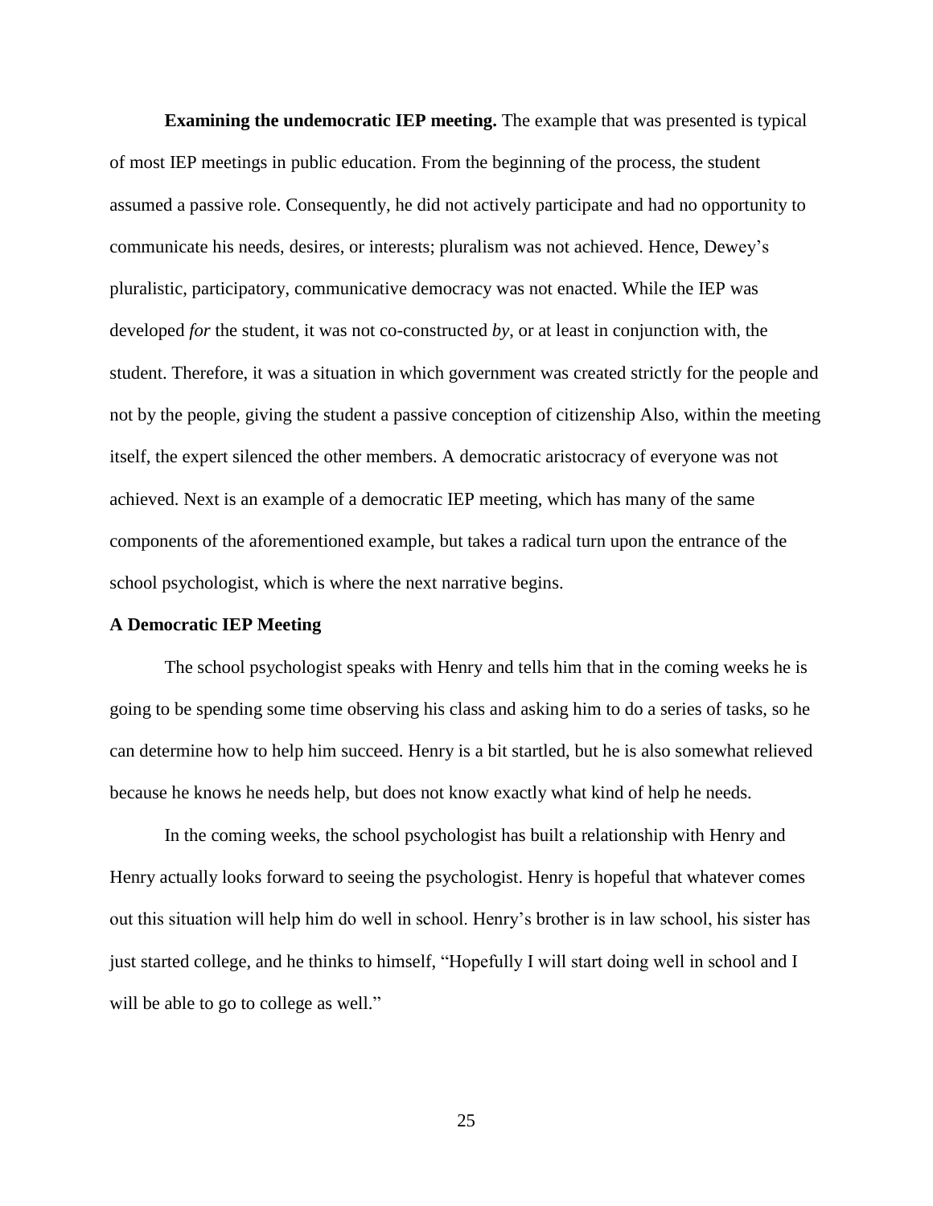**Examining the undemocratic IEP meeting.** The example that was presented is typical of most IEP meetings in public education. From the beginning of the process, the student assumed a passive role. Consequently, he did not actively participate and had no opportunity to communicate his needs, desires, or interests; pluralism was not achieved. Hence, Dewey's pluralistic, participatory, communicative democracy was not enacted. While the IEP was developed *for* the student, it was not co-constructed *by*, or at least in conjunction with, the student. Therefore, it was a situation in which government was created strictly for the people and not by the people, giving the student a passive conception of citizenship Also, within the meeting itself, the expert silenced the other members. A democratic aristocracy of everyone was not achieved. Next is an example of a democratic IEP meeting, which has many of the same components of the aforementioned example, but takes a radical turn upon the entrance of the school psychologist, which is where the next narrative begins.

**A Democratic IEP Meeting**

The school psychologist speaks with Henry and tells him that in the coming weeks he is going to be spending some time observing his class and asking him to do a series of tasks, so he can determine how to help him succeed. Henry is a bit startled, but he is also somewhat relieved because he knows he needs help, but does not know exactly what kind of help he needs.

In the coming weeks, the school psychologist has built a relationship with Henry and Henry actually looks forward to seeing the psychologist. Henry is hopeful that whatever comes out this situation will help him do well in school. Henry's brother is in law school, his sister has just started college, and he thinks to himself, "Hopefully I will start doing well in school and I will be able to go to college as well."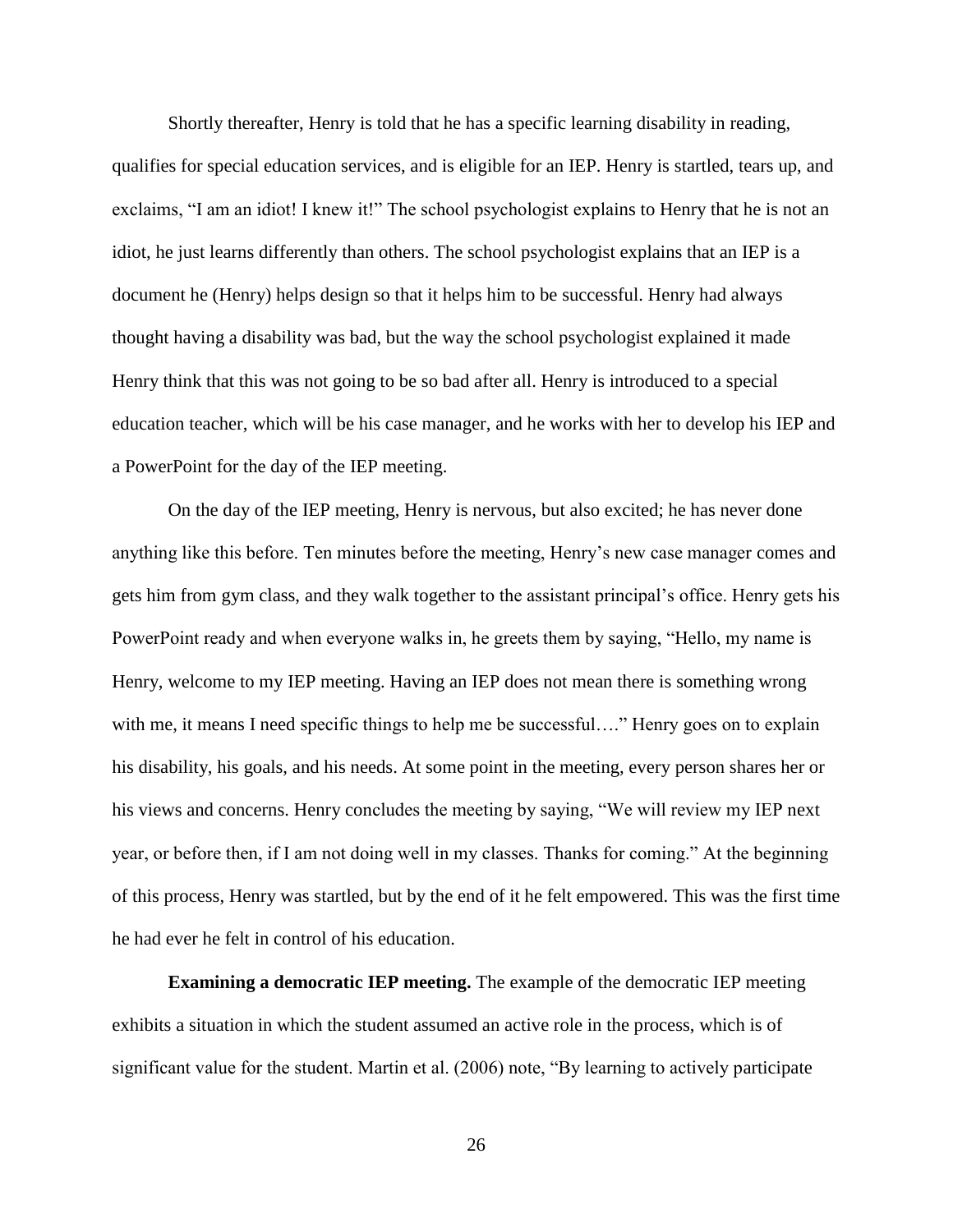Shortly thereafter, Henry is told that he has a specific learning disability in reading, qualifies for special education services, and is eligible for an IEP. Henry is startled, tears up, and exclaims, "I am an idiot! I knew it!" The school psychologist explains to Henry that he is not an idiot, he just learns differently than others. The school psychologist explains that an IEP is a document he (Henry) helps design so that it helps him to be successful. Henry had always thought having a disability was bad, but the way the school psychologist explained it made Henry think that this was not going to be so bad after all. Henry is introduced to a special education teacher, which will be his case manager, and he works with her to develop his IEP and a PowerPoint for the day of the IEP meeting.

On the day of the IEP meeting, Henry is nervous, but also excited; he has never done anything like this before. Ten minutes before the meeting, Henry's new case manager comes and gets him from gym class, and they walk together to the assistant principal's office. Henry gets his PowerPoint ready and when everyone walks in, he greets them by saying, "Hello, my name is Henry, welcome to my IEP meeting. Having an IEP does not mean there is something wrong with me, it means I need specific things to help me be successful…." Henry goes on to explain his disability, his goals, and his needs. At some point in the meeting, every person shares her or his views and concerns. Henry concludes the meeting by saying, "We will review my IEP next year, or before then, if I am not doing well in my classes. Thanks for coming." At the beginning of this process, Henry was startled, but by the end of it he felt empowered. This was the first time he had ever he felt in control of his education.

**Examining a democratic IEP meeting.** The example of the democratic IEP meeting exhibits a situation in which the student assumed an active role in the process, which is of significant value for the student. Martin et al. (2006) note, "By learning to actively participate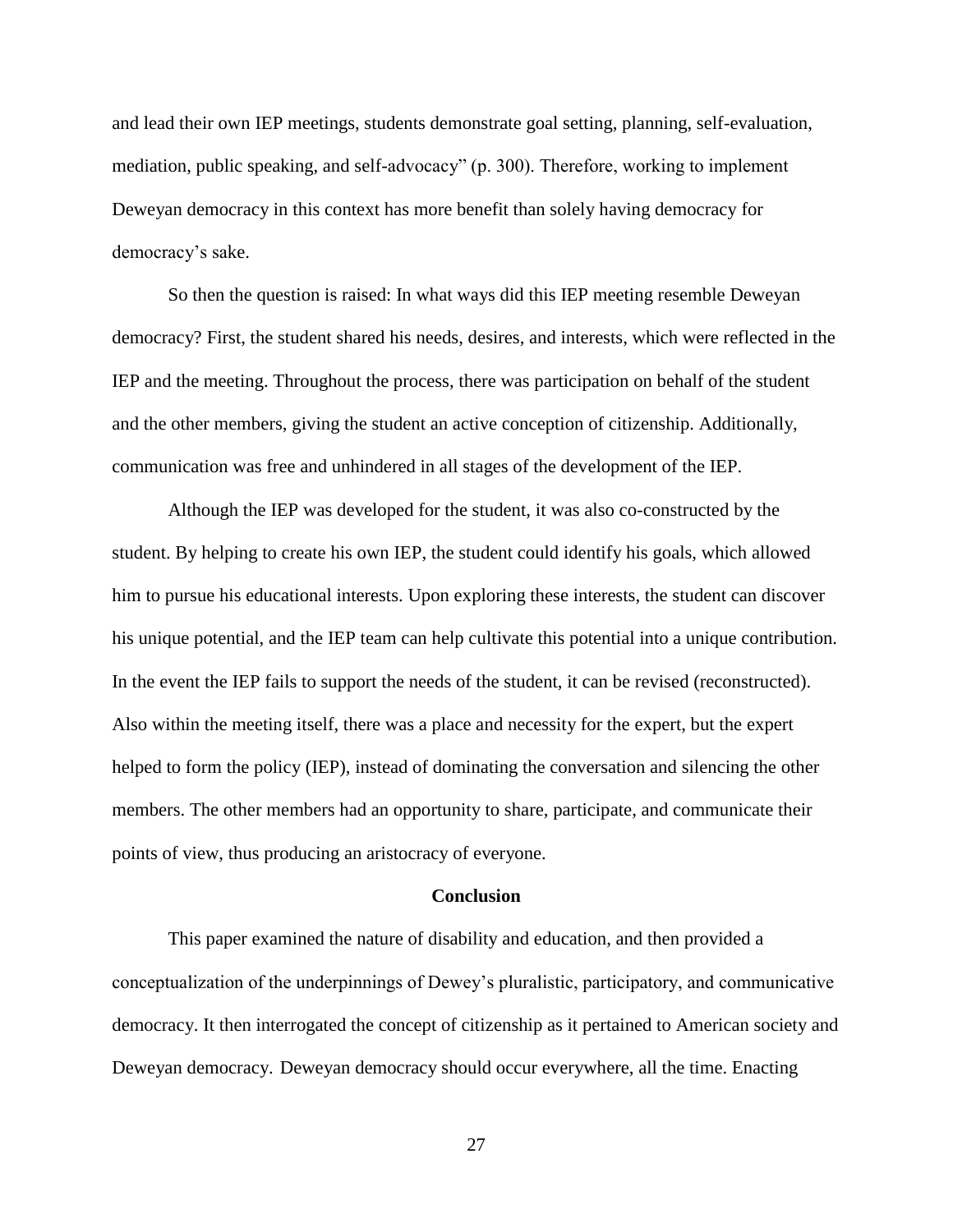and lead their own IEP meetings, students demonstrate goal setting, planning, self-evaluation, mediation, public speaking, and self-advocacy" (p. 300). Therefore, working to implement Deweyan democracy in this context has more benefit than solely having democracy for democracy's sake.

So then the question is raised: In what ways did this IEP meeting resemble Deweyan democracy? First, the student shared his needs, desires, and interests, which were reflected in the IEP and the meeting. Throughout the process, there was participation on behalf of the student and the other members, giving the student an active conception of citizenship. Additionally, communication was free and unhindered in all stages of the development of the IEP.

Although the IEP was developed for the student, it was also co-constructed by the student. By helping to create his own IEP, the student could identify his goals, which allowed him to pursue his educational interests. Upon exploring these interests, the student can discover his unique potential, and the IEP team can help cultivate this potential into a unique contribution. In the event the IEP fails to support the needs of the student, it can be revised (reconstructed). Also within the meeting itself, there was a place and necessity for the expert, but the expert helped to form the policy (IEP), instead of dominating the conversation and silencing the other members. The other members had an opportunity to share, participate, and communicate their points of view, thus producing an aristocracy of everyone.

## Conclusion

This paper examined the nature of disability and education, and then provided a conceptualization of the underpinnings of Dewey's pluralistic, participatory, and communicative democracy. It then interrogated the concept of citizenship as it pertained to American society and Deweyan democracy. Deweyan democracy should occur everywhere, all the time. Enacting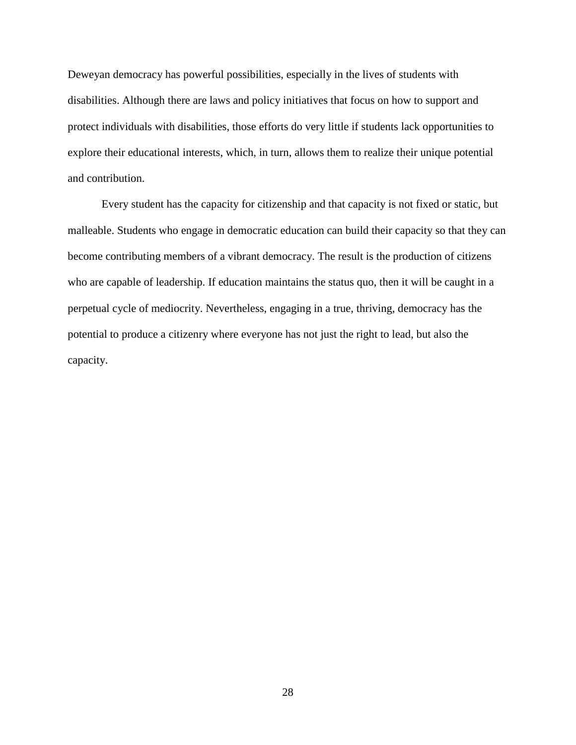Deweyan democracy has powerful possibilities, especially in the lives of students with disabilities. Although there are laws and policy initiatives that focus on how to support and protect individuals with disabilities, those efforts do very little if students lack opportunities to explore their educational interests, which, in turn, allows them to realize their unique potential and contribution.

Every student has the capacity for citizenship and that capacity is not fixed or static, but malleable. Students who engage in democratic education can build their capacity so that they can become contributing members of a vibrant democracy. The result is the production of citizens who are capable of leadership. If education maintains the status quo, then it will be caught in a perpetual cycle of mediocrity. Nevertheless, engaging in a true, thriving, democracy has the potential to produce a citizenry where everyone has not just the right to lead, but also the capacity.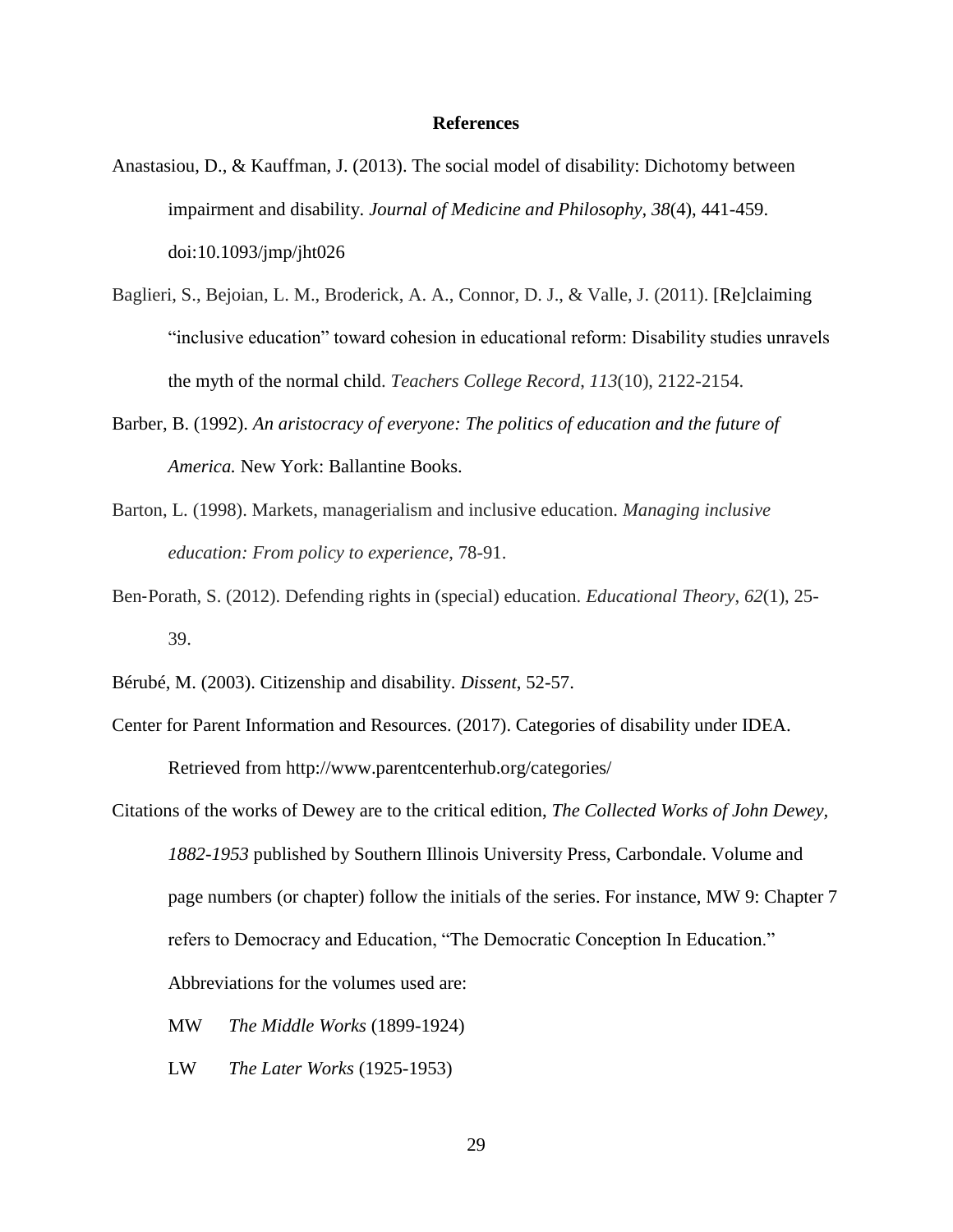# References

Anastasiou, D., & Kauffman, J. (2013). The social model of disability: Dichotomy between impairment and disability. *Journal of Medicine and Philosophy*, *38*(4), 441-459. doi:10.1093/jmp/jht026

Baglieri, S., Bejoian, L. M., Broderick, A. A., Connor, D. J., & Valle, J. (2011). [Re]claiming “inclusive education” toward cohesion in educational reform: Disability studies unravels the myth of the normal child. *Teachers College Record*, *113*(10), 2122-2154.

Barber, B. (1992). *An aristocracy of everyone: The politics of education and the future of America.* New York: Ballantine Books.

Barton, L. (1998). Markets, managerialism and inclusive education. *Managing inclusive education: From policy to experience*, 78-91.

Ben-Porath, S. (2012). Defending rights in (special) education. *Educational Theory*, *62*(1), 25-39.

Bérubé, M. (2003). Citizenship and disability. *Dissent*, 52-57.

Center for Parent Information and Resources. (2017). Categories of disability under IDEA. Retrieved from http://www.parentcenterhub.org/categories/

Citations of the works of Dewey are to the critical edition, *The Collected Works of John Dewey, 1882-1953* published by Southern Illinois University Press, Carbondale. Volume and page numbers (or chapter) follow the initials of the series. For instance, MW 9: Chapter 7 refers to Democracy and Education, “The Democratic Conception In Education.” Abbreviations for the volumes used are:

MW *The Middle Works* (1899-1924)

LW *The Later Works* (1925-1953)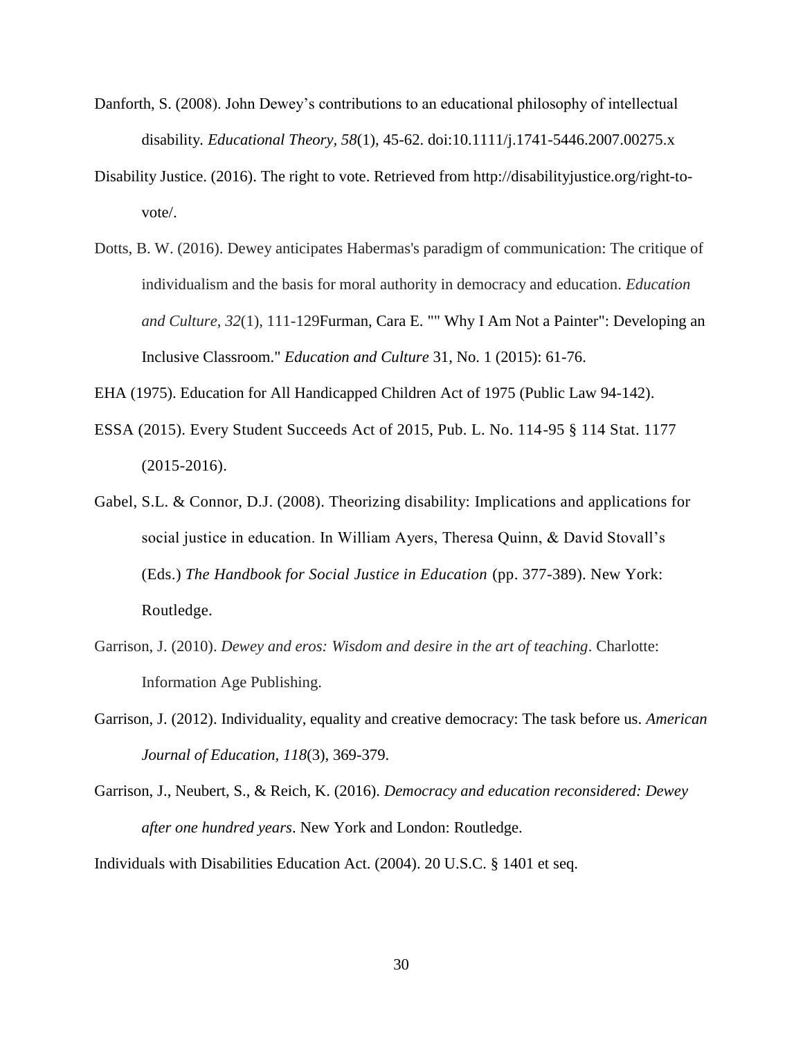Danforth, S. (2008). John Dewey's contributions to an educational philosophy of intellectual disability. *Educational Theory, 58*(1), 45-62. doi:10.1111/j.1741-5446.2007.00275.x

Disability Justice. (2016). The right to vote. Retrieved from http://disabilityjustice.org/right-to-vote/.

Dotts, B. W. (2016). Dewey anticipates Habermas's paradigm of communication: The critique of individualism and the basis for moral authority in democracy and education. *Education and Culture*, *32*(1), 111-129Furman, Cara E. "" Why I Am Not a Painter": Developing an Inclusive Classroom." *Education and Culture* 31, No. 1 (2015): 61-76.

EHA (1975). Education for All Handicapped Children Act of 1975 (Public Law 94-142).

ESSA (2015). Every Student Succeeds Act of 2015, Pub. L. No. 114-95 § 114 Stat. 1177 (2015-2016).

Gabel, S.L. & Connor, D.J. (2008). Theorizing disability: Implications and applications for social justice in education. In William Ayers, Theresa Quinn, & David Stovall's (Eds.) *The Handbook for Social Justice in Education* (pp. 377-389). New York: Routledge.

Garrison, J. (2010). *Dewey and eros: Wisdom and desire in the art of teaching*. Charlotte: Information Age Publishing.

Garrison, J. (2012). Individuality, equality and creative democracy: The task before us. *American Journal of Education*, *118*(3), 369-379.

Garrison, J., Neubert, S., & Reich, K. (2016). *Democracy and education reconsidered: Dewey after one hundred years*. New York and London: Routledge.

Individuals with Disabilities Education Act. (2004). 20 U.S.C. § 1401 et seq.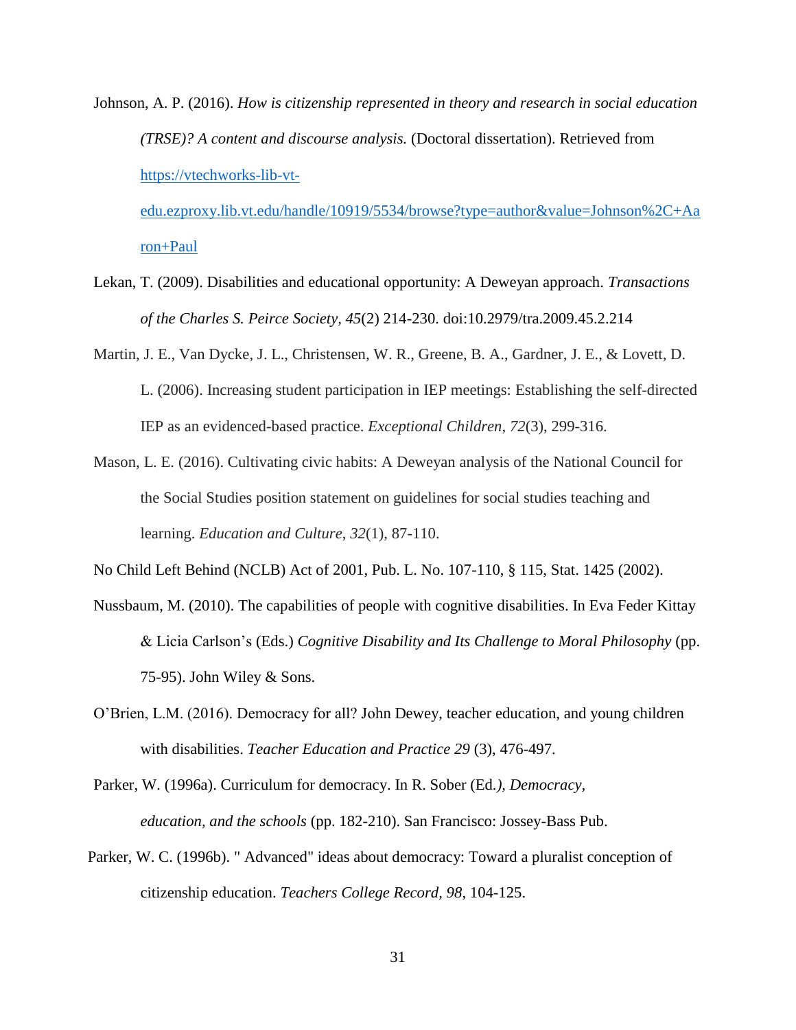Johnson, A. P. (2016). *How is citizenship represented in theory and research in social education (TRSE)? A content and discourse analysis.* (Doctoral dissertation). Retrieved from https://vtechworks-lib-vt-edu.ezproxy.lib.vt.edu/handle/10919/5534/browse?type=author&value=Johnson%2C+Aaron+Paul

Lekan, T. (2009). Disabilities and educational opportunity: A Deweyan approach. *Transactions of the Charles S. Peirce Society, 45*(2) 214-230. doi:10.2979/tra.2009.45.2.214

Martin, J. E., Van Dycke, J. L., Christensen, W. R., Greene, B. A., Gardner, J. E., & Lovett, D. L. (2006). Increasing student participation in IEP meetings: Establishing the self-directed IEP as an evidenced-based practice. *Exceptional Children*, *72*(3), 299-316.

Mason, L. E. (2016). Cultivating civic habits: A Deweyan analysis of the National Council for the Social Studies position statement on guidelines for social studies teaching and learning. *Education and Culture*, *32*(1), 87-110.

No Child Left Behind (NCLB) Act of 2001, Pub. L. No. 107-110, § 115, Stat. 1425 (2002).

Nussbaum, M. (2010). The capabilities of people with cognitive disabilities. In Eva Feder Kittay & Licia Carlson's (Eds.) *Cognitive Disability and Its Challenge to Moral Philosophy* (pp. 75-95). John Wiley & Sons.

O'Brien, L.M. (2016). Democracy for all? John Dewey, teacher education, and young children with disabilities. *Teacher Education and Practice 29* (3), 476-497.

Parker, W. (1996a). Curriculum for democracy. In R. Sober (Ed.*), Democracy, education, and the schools* (pp. 182-210). San Francisco: Jossey-Bass Pub.

Parker, W. C. (1996b). " Advanced" ideas about democracy: Toward a pluralist conception of citizenship education. *Teachers College Record*, *98*, 104-125.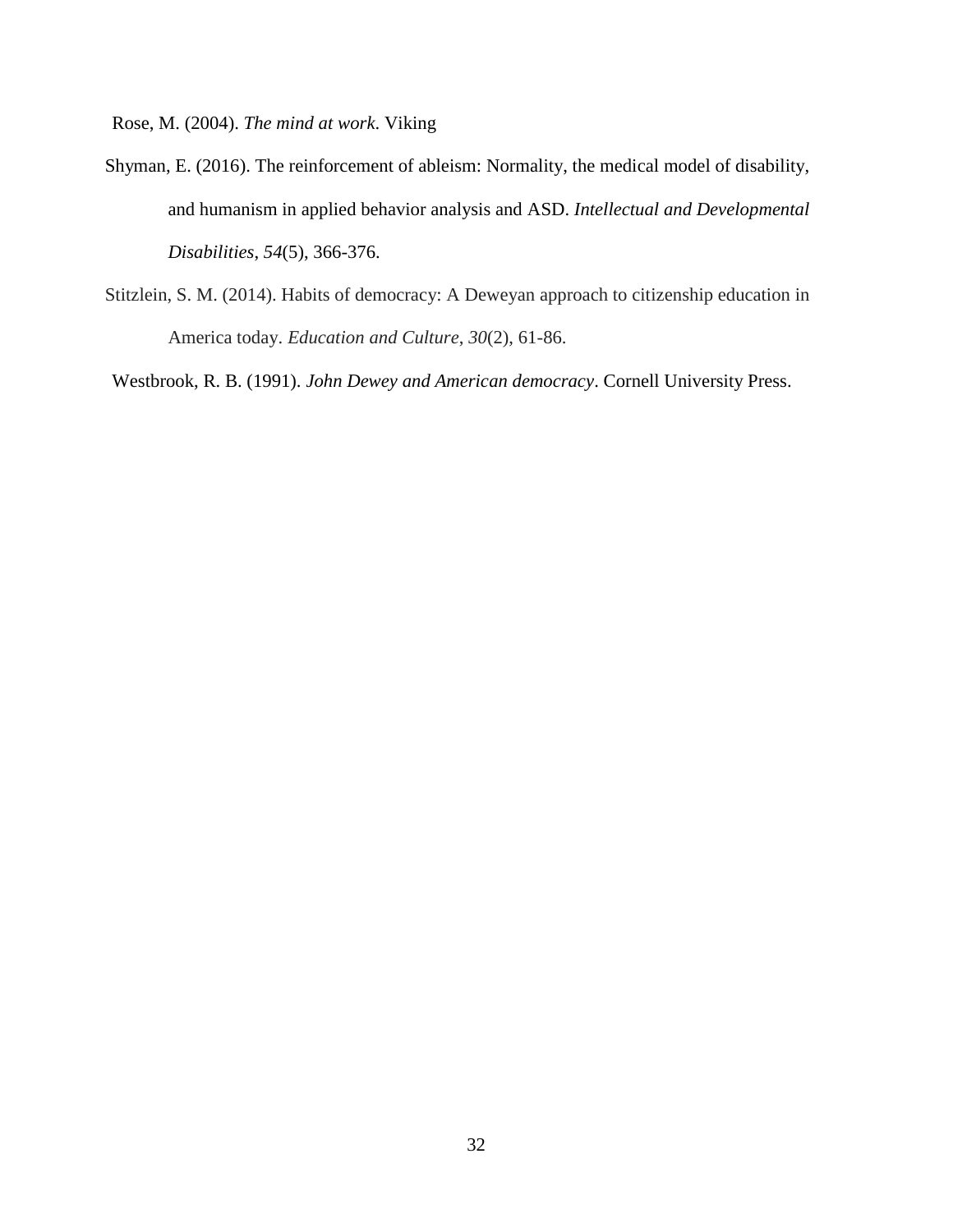Rose, M. (2004). *The mind at work*. Viking

Shyman, E. (2016). The reinforcement of ableism: Normality, the medical model of disability, and humanism in applied behavior analysis and ASD. *Intellectual and Developmental Disabilities*, *54*(5), 366-376.

Stitzlein, S. M. (2014). Habits of democracy: A Deweyan approach to citizenship education in America today. *Education and Culture*, *30*(2), 61-86.

Westbrook, R. B. (1991). *John Dewey and American democracy*. Cornell University Press.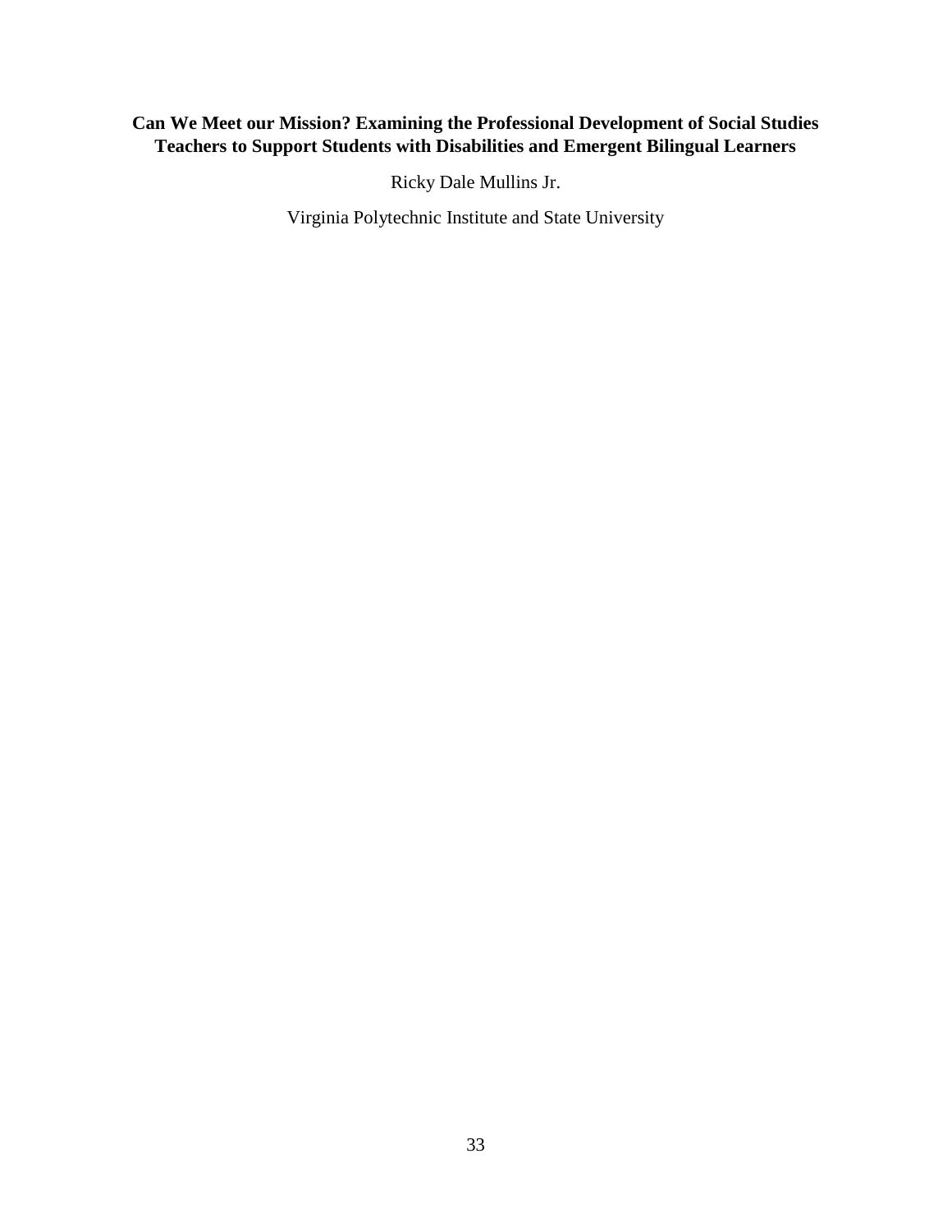**Can We Meet our Mission? Examining the Professional Development of Social Studies Teachers to Support Students with Disabilities and Emergent Bilingual Learners**

Ricky Dale Mullins Jr.

Virginia Polytechnic Institute and State University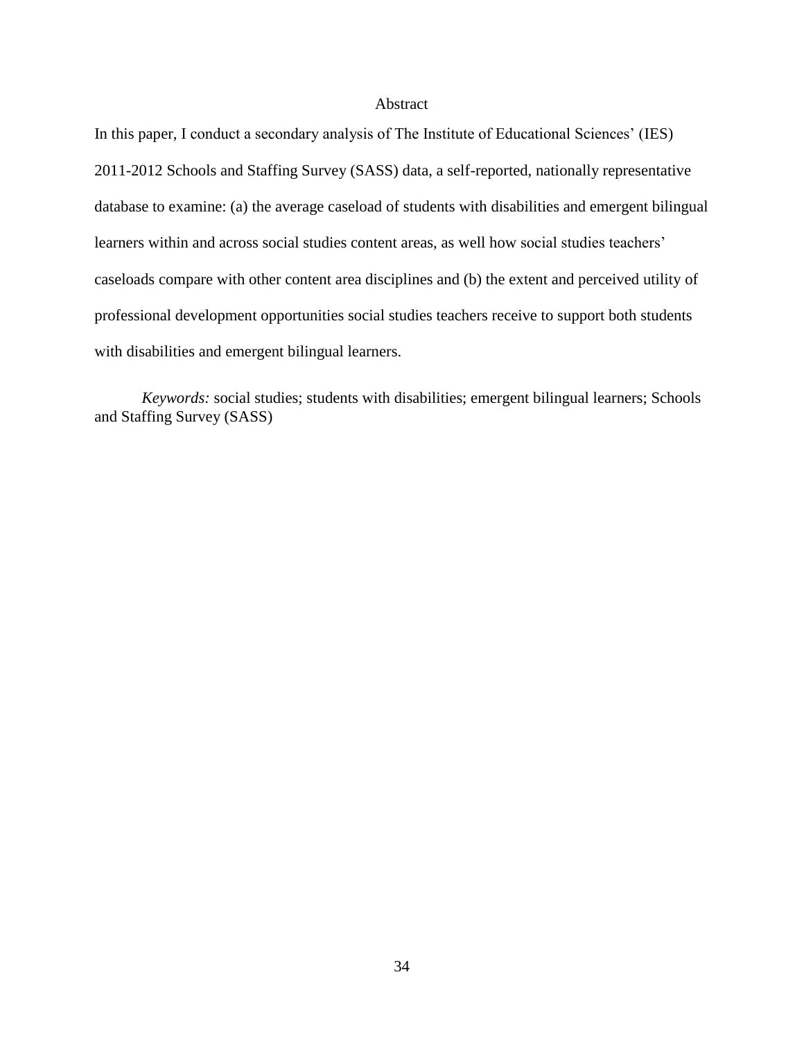# Abstract

In this paper, I conduct a secondary analysis of The Institute of Educational Sciences' (IES) 2011-2012 Schools and Staffing Survey (SASS) data, a self-reported, nationally representative database to examine: (a) the average caseload of students with disabilities and emergent bilingual learners within and across social studies content areas, as well how social studies teachers' caseloads compare with other content area disciplines and (b) the extent and perceived utility of professional development opportunities social studies teachers receive to support both students with disabilities and emergent bilingual learners.

*Keywords:* social studies; students with disabilities; emergent bilingual learners; Schools and Staffing Survey (SASS)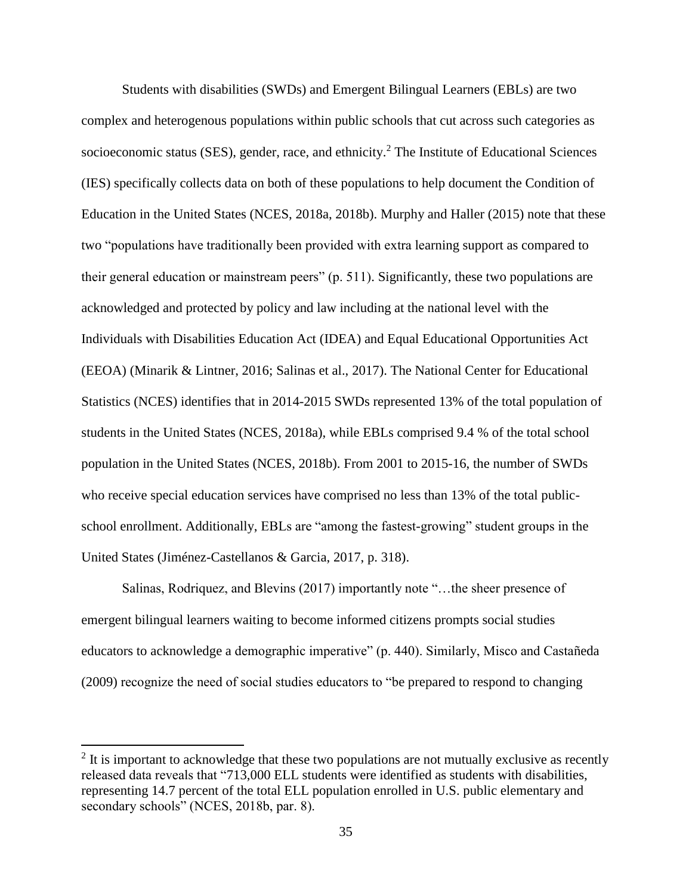Students with disabilities (SWDs) and Emergent Bilingual Learners (EBLs) are two complex and heterogenous populations within public schools that cut across such categories as socioeconomic status (SES), gender, race, and ethnicity.[2] The Institute of Educational Sciences (IES) specifically collects data on both of these populations to help document the Condition of Education in the United States (NCES, 2018a, 2018b). Murphy and Haller (2015) note that these two "populations have traditionally been provided with extra learning support as compared to their general education or mainstream peers" (p. 511). Significantly, these two populations are acknowledged and protected by policy and law including at the national level with the Individuals with Disabilities Education Act (IDEA) and Equal Educational Opportunities Act (EEOA) (Minarik & Lintner, 2016; Salinas et al., 2017). The National Center for Educational Statistics (NCES) identifies that in 2014-2015 SWDs represented 13% of the total population of students in the United States (NCES, 2018a), while EBLs comprised 9.4 % of the total school population in the United States (NCES, 2018b). From 2001 to 2015-16, the number of SWDs who receive special education services have comprised no less than 13% of the total public-school enrollment. Additionally, EBLs are "among the fastest-growing" student groups in the United States (Jiménez-Castellanos & Garcia, 2017, p. 318).

Salinas, Rodriquez, and Blevins (2017) importantly note "…the sheer presence of emergent bilingual learners waiting to become informed citizens prompts social studies educators to acknowledge a demographic imperative" (p. 440). Similarly, Misco and Castañeda (2009) recognize the need of social studies educators to "be prepared to respond to changing

---

[2] It is important to acknowledge that these two populations are not mutually exclusive as recently released data reveals that "713,000 ELL students were identified as students with disabilities, representing 14.7 percent of the total ELL population enrolled in U.S. public elementary and secondary schools" (NCES, 2018b, par. 8).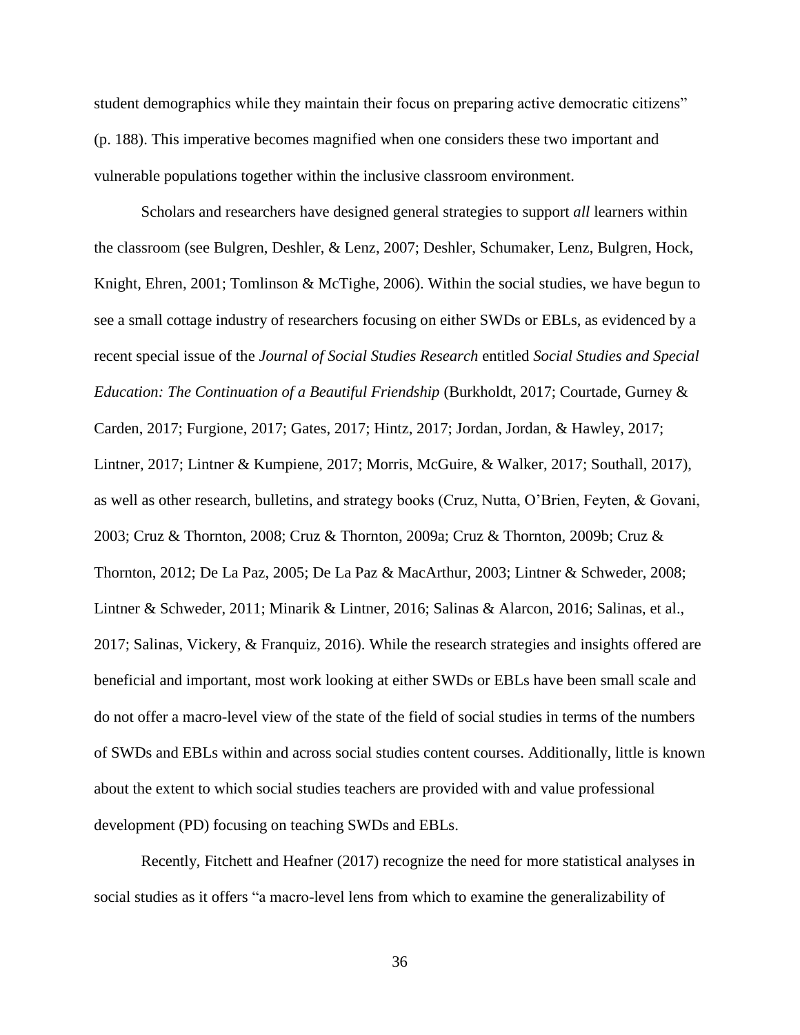student demographics while they maintain their focus on preparing active democratic citizens" (p. 188). This imperative becomes magnified when one considers these two important and vulnerable populations together within the inclusive classroom environment.

Scholars and researchers have designed general strategies to support *all* learners within the classroom (see Bulgren, Deshler, & Lenz, 2007; Deshler, Schumaker, Lenz, Bulgren, Hock, Knight, Ehren, 2001; Tomlinson & McTighe, 2006). Within the social studies, we have begun to see a small cottage industry of researchers focusing on either SWDs or EBLs, as evidenced by a recent special issue of the *Journal of Social Studies Research* entitled *Social Studies and Special Education: The Continuation of a Beautiful Friendship* (Burkholdt, 2017; Courtade, Gurney & Carden, 2017; Furgione, 2017; Gates, 2017; Hintz, 2017; Jordan, Jordan, & Hawley, 2017; Lintner, 2017; Lintner & Kumpiene, 2017; Morris, McGuire, & Walker, 2017; Southall, 2017), as well as other research, bulletins, and strategy books (Cruz, Nutta, O'Brien, Feyten, & Govani, 2003; Cruz & Thornton, 2008; Cruz & Thornton, 2009a; Cruz & Thornton, 2009b; Cruz & Thornton, 2012; De La Paz, 2005; De La Paz & MacArthur, 2003; Lintner & Schweder, 2008; Lintner & Schweder, 2011; Minarik & Lintner, 2016; Salinas & Alarcon, 2016; Salinas, et al., 2017; Salinas, Vickery, & Franquiz, 2016). While the research strategies and insights offered are beneficial and important, most work looking at either SWDs or EBLs have been small scale and do not offer a macro-level view of the state of the field of social studies in terms of the numbers of SWDs and EBLs within and across social studies content courses. Additionally, little is known about the extent to which social studies teachers are provided with and value professional development (PD) focusing on teaching SWDs and EBLs.

Recently, Fitchett and Heafner (2017) recognize the need for more statistical analyses in social studies as it offers "a macro-level lens from which to examine the generalizability of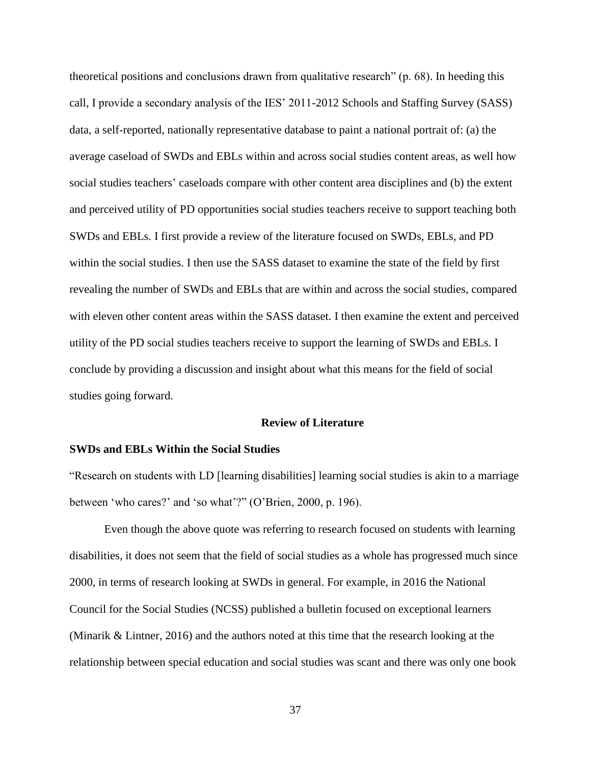theoretical positions and conclusions drawn from qualitative research" (p. 68). In heeding this call, I provide a secondary analysis of the IES' 2011-2012 Schools and Staffing Survey (SASS) data, a self-reported, nationally representative database to paint a national portrait of: (a) the average caseload of SWDs and EBLs within and across social studies content areas, as well how social studies teachers' caseloads compare with other content area disciplines and (b) the extent and perceived utility of PD opportunities social studies teachers receive to support teaching both SWDs and EBLs. I first provide a review of the literature focused on SWDs, EBLs, and PD within the social studies. I then use the SASS dataset to examine the state of the field by first revealing the number of SWDs and EBLs that are within and across the social studies, compared with eleven other content areas within the SASS dataset. I then examine the extent and perceived utility of the PD social studies teachers receive to support the learning of SWDs and EBLs. I conclude by providing a discussion and insight about what this means for the field of social studies going forward.

## Review of Literature

### SWDs and EBLs Within the Social Studies

"Research on students with LD [learning disabilities] learning social studies is akin to a marriage between 'who cares?' and 'so what'?" (O'Brien, 2000, p. 196).

Even though the above quote was referring to research focused on students with learning disabilities, it does not seem that the field of social studies as a whole has progressed much since 2000, in terms of research looking at SWDs in general. For example, in 2016 the National Council for the Social Studies (NCSS) published a bulletin focused on exceptional learners (Minarik & Lintner, 2016) and the authors noted at this time that the research looking at the relationship between special education and social studies was scant and there was only one book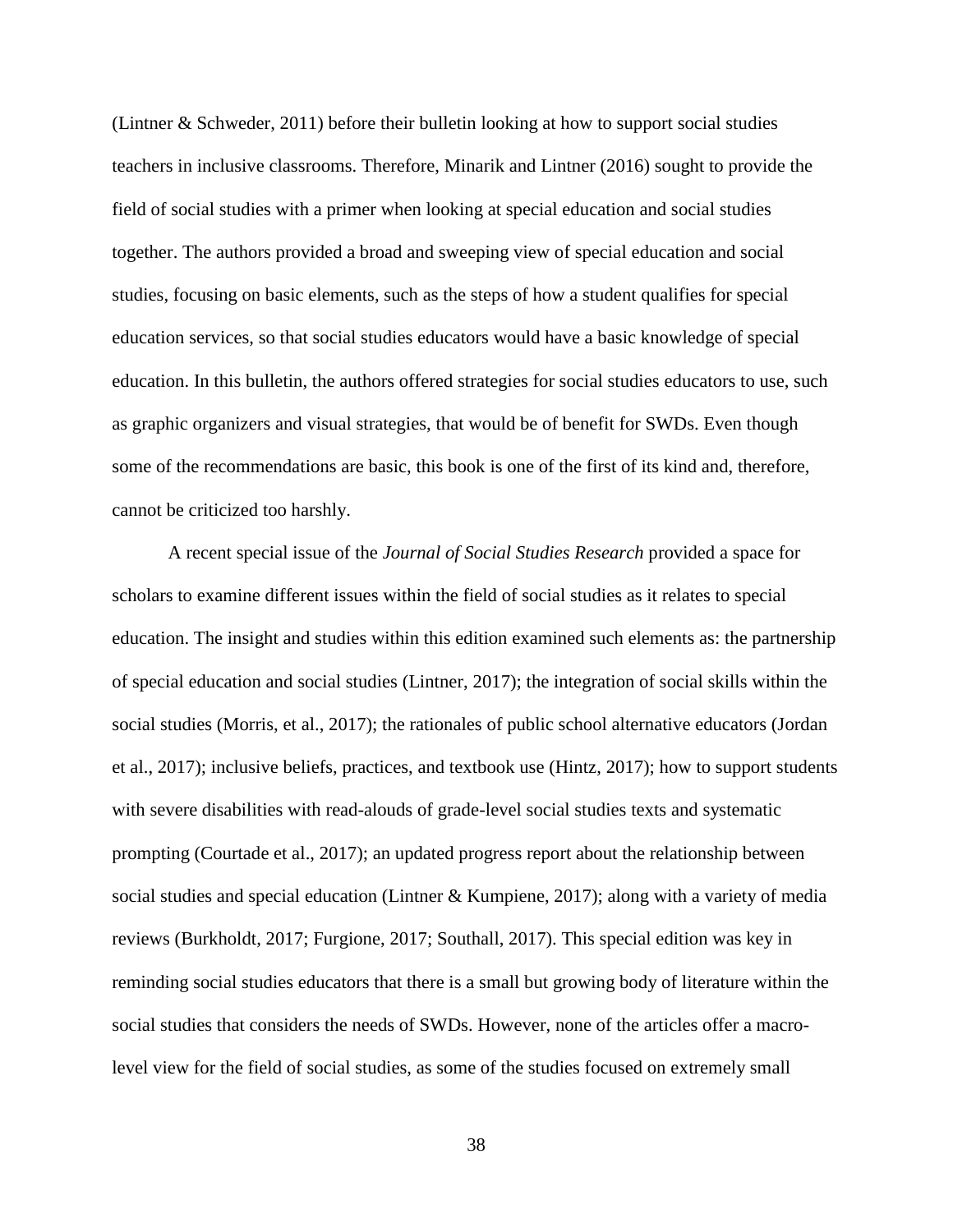(Lintner & Schweder, 2011) before their bulletin looking at how to support social studies teachers in inclusive classrooms. Therefore, Minarik and Lintner (2016) sought to provide the field of social studies with a primer when looking at special education and social studies together. The authors provided a broad and sweeping view of special education and social studies, focusing on basic elements, such as the steps of how a student qualifies for special education services, so that social studies educators would have a basic knowledge of special education. In this bulletin, the authors offered strategies for social studies educators to use, such as graphic organizers and visual strategies, that would be of benefit for SWDs. Even though some of the recommendations are basic, this book is one of the first of its kind and, therefore, cannot be criticized too harshly.

A recent special issue of the *Journal of Social Studies Research* provided a space for scholars to examine different issues within the field of social studies as it relates to special education. The insight and studies within this edition examined such elements as: the partnership of special education and social studies (Lintner, 2017); the integration of social skills within the social studies (Morris, et al., 2017); the rationales of public school alternative educators (Jordan et al., 2017); inclusive beliefs, practices, and textbook use (Hintz, 2017); how to support students with severe disabilities with read-alouds of grade-level social studies texts and systematic prompting (Courtade et al., 2017); an updated progress report about the relationship between social studies and special education (Lintner & Kumpiene, 2017); along with a variety of media reviews (Burkholdt, 2017; Furgione, 2017; Southall, 2017). This special edition was key in reminding social studies educators that there is a small but growing body of literature within the social studies that considers the needs of SWDs. However, none of the articles offer a macro-level view for the field of social studies, as some of the studies focused on extremely small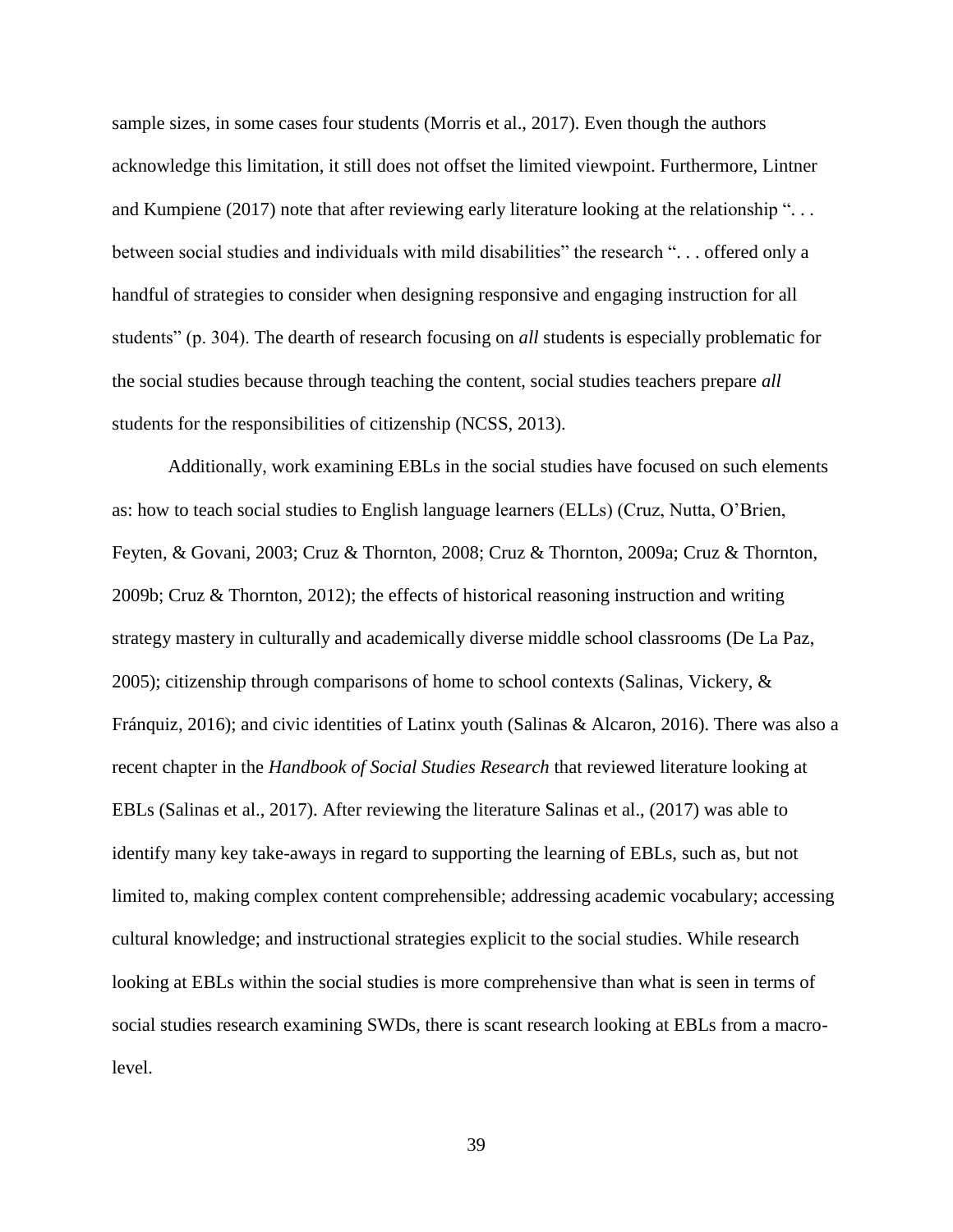sample sizes, in some cases four students (Morris et al., 2017). Even though the authors acknowledge this limitation, it still does not offset the limited viewpoint. Furthermore, Lintner and Kumpiene (2017) note that after reviewing early literature looking at the relationship ". . . between social studies and individuals with mild disabilities" the research ". . . offered only a handful of strategies to consider when designing responsive and engaging instruction for all students" (p. 304). The dearth of research focusing on *all* students is especially problematic for the social studies because through teaching the content, social studies teachers prepare *all* students for the responsibilities of citizenship (NCSS, 2013).

Additionally, work examining EBLs in the social studies have focused on such elements as: how to teach social studies to English language learners (ELLs) (Cruz, Nutta, O'Brien, Feyten, & Govani, 2003; Cruz & Thornton, 2008; Cruz & Thornton, 2009a; Cruz & Thornton, 2009b; Cruz & Thornton, 2012); the effects of historical reasoning instruction and writing strategy mastery in culturally and academically diverse middle school classrooms (De La Paz, 2005); citizenship through comparisons of home to school contexts (Salinas, Vickery, & Fránquiz, 2016); and civic identities of Latinx youth (Salinas & Alcaron, 2016). There was also a recent chapter in the *Handbook of Social Studies Research* that reviewed literature looking at EBLs (Salinas et al., 2017). After reviewing the literature Salinas et al., (2017) was able to identify many key take-aways in regard to supporting the learning of EBLs, such as, but not limited to, making complex content comprehensible; addressing academic vocabulary; accessing cultural knowledge; and instructional strategies explicit to the social studies. While research looking at EBLs within the social studies is more comprehensive than what is seen in terms of social studies research examining SWDs, there is scant research looking at EBLs from a macro-level.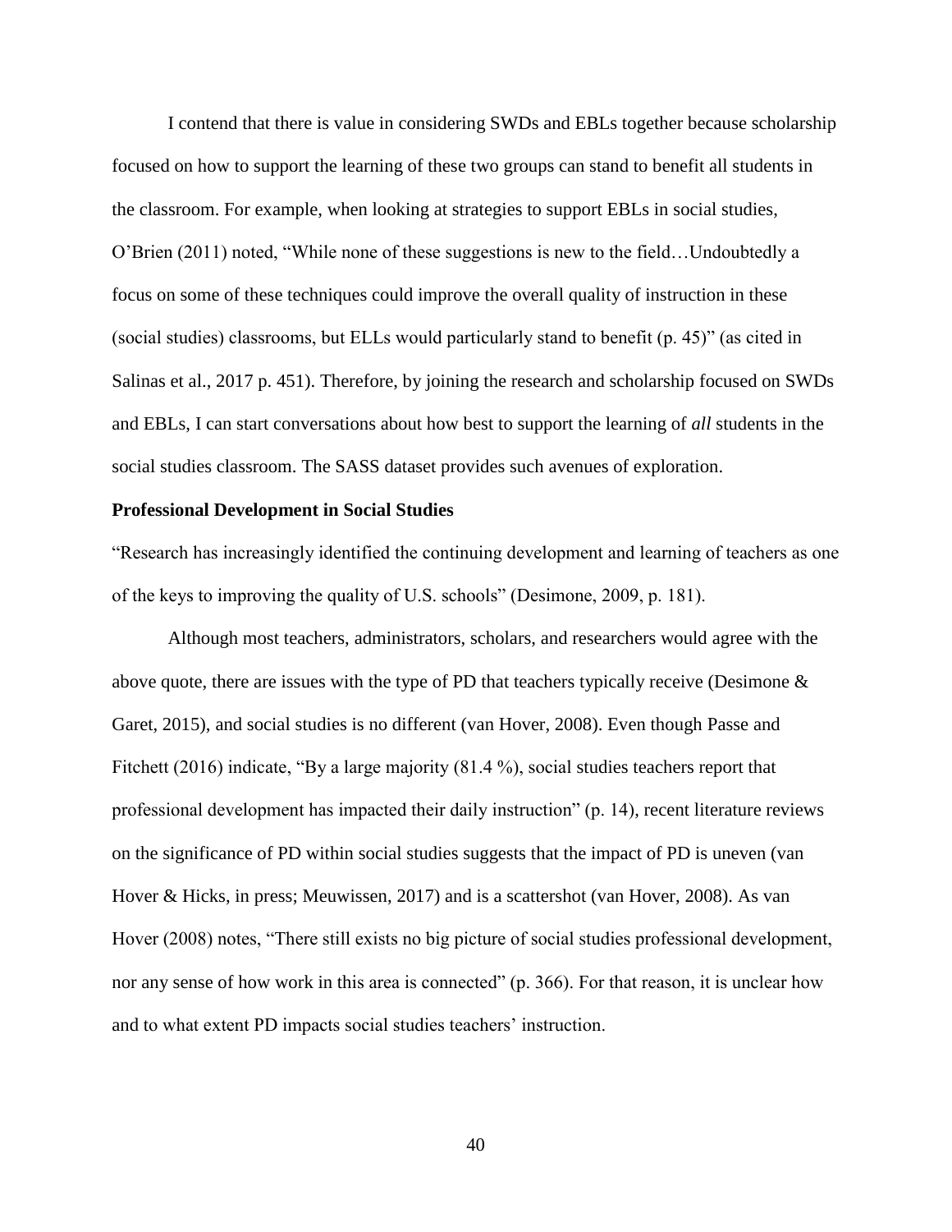I contend that there is value in considering SWDs and EBLs together because scholarship focused on how to support the learning of these two groups can stand to benefit all students in the classroom. For example, when looking at strategies to support EBLs in social studies, O'Brien (2011) noted, "While none of these suggestions is new to the field…Undoubtedly a focus on some of these techniques could improve the overall quality of instruction in these (social studies) classrooms, but ELLs would particularly stand to benefit (p. 45)" (as cited in Salinas et al., 2017 p. 451). Therefore, by joining the research and scholarship focused on SWDs and EBLs, I can start conversations about how best to support the learning of *all* students in the social studies classroom. The SASS dataset provides such avenues of exploration.

**Professional Development in Social Studies**

"Research has increasingly identified the continuing development and learning of teachers as one of the keys to improving the quality of U.S. schools" (Desimone, 2009, p. 181).

Although most teachers, administrators, scholars, and researchers would agree with the above quote, there are issues with the type of PD that teachers typically receive (Desimone & Garet, 2015), and social studies is no different (van Hover, 2008). Even though Passe and Fitchett (2016) indicate, "By a large majority (81.4 %), social studies teachers report that professional development has impacted their daily instruction" (p. 14), recent literature reviews on the significance of PD within social studies suggests that the impact of PD is uneven (van Hover & Hicks, in press; Meuwissen, 2017) and is a scattershot (van Hover, 2008). As van Hover (2008) notes, "There still exists no big picture of social studies professional development, nor any sense of how work in this area is connected" (p. 366). For that reason, it is unclear how and to what extent PD impacts social studies teachers' instruction.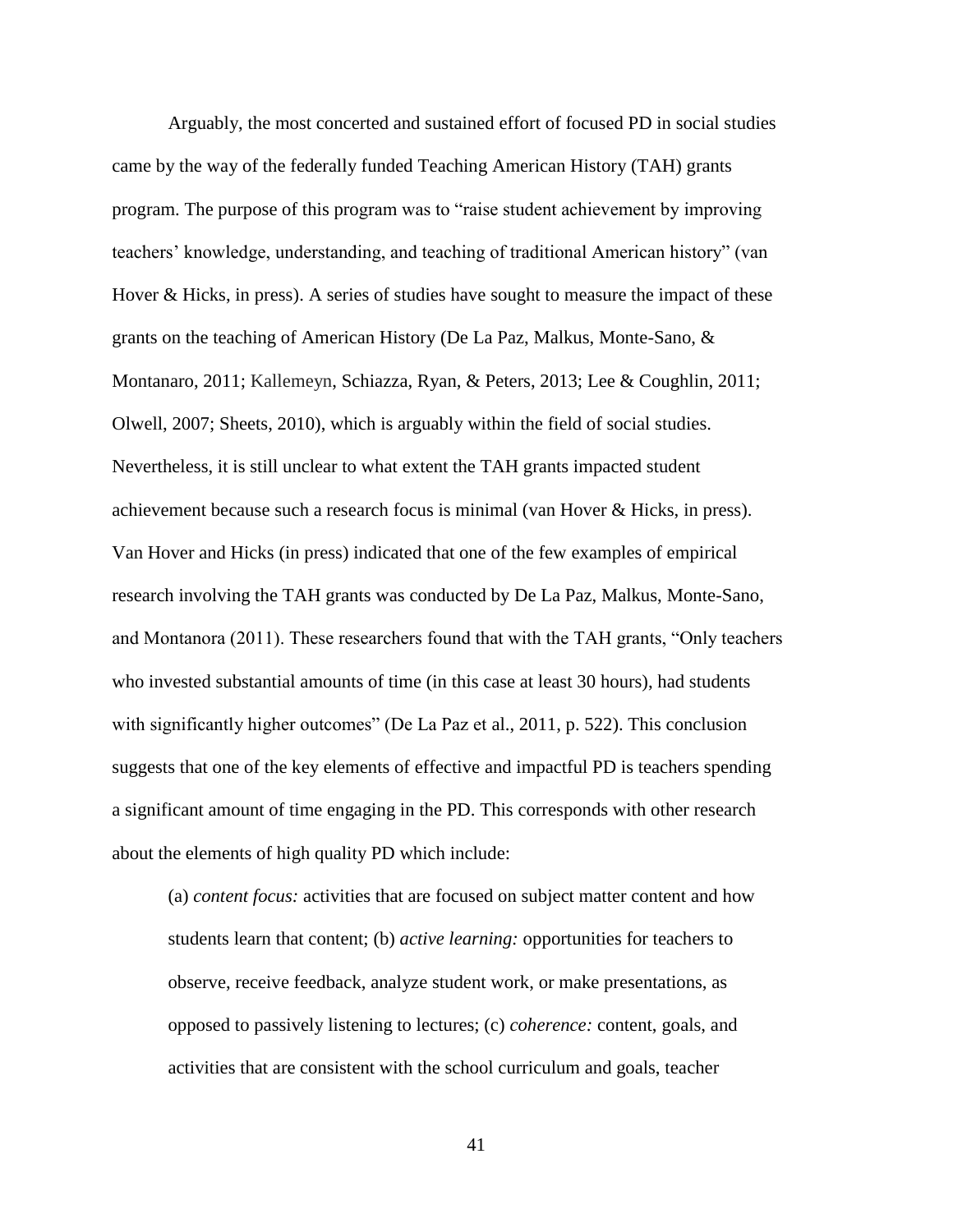Arguably, the most concerted and sustained effort of focused PD in social studies came by the way of the federally funded Teaching American History (TAH) grants program. The purpose of this program was to "raise student achievement by improving teachers' knowledge, understanding, and teaching of traditional American history" (van Hover & Hicks, in press). A series of studies have sought to measure the impact of these grants on the teaching of American History (De La Paz, Malkus, Monte-Sano, & Montanaro, 2011; Kallemeyn, Schiazza, Ryan, & Peters, 2013; Lee & Coughlin, 2011; Olwell, 2007; Sheets, 2010), which is arguably within the field of social studies. Nevertheless, it is still unclear to what extent the TAH grants impacted student achievement because such a research focus is minimal (van Hover & Hicks, in press). Van Hover and Hicks (in press) indicated that one of the few examples of empirical research involving the TAH grants was conducted by De La Paz, Malkus, Monte-Sano, and Montanora (2011). These researchers found that with the TAH grants, "Only teachers who invested substantial amounts of time (in this case at least 30 hours), had students with significantly higher outcomes" (De La Paz et al., 2011, p. 522). This conclusion suggests that one of the key elements of effective and impactful PD is teachers spending a significant amount of time engaging in the PD. This corresponds with other research about the elements of high quality PD which include:

> (a) *content focus:* activities that are focused on subject matter content and how students learn that content; (b) *active learning:* opportunities for teachers to observe, receive feedback, analyze student work, or make presentations, as opposed to passively listening to lectures; (c) *coherence:* content, goals, and activities that are consistent with the school curriculum and goals, teacher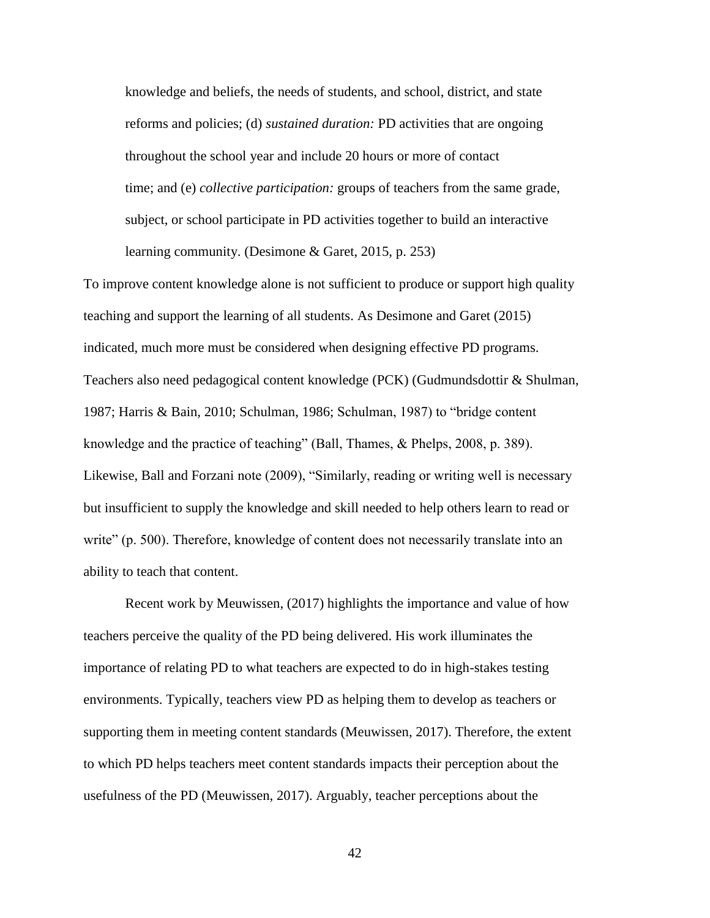> knowledge and beliefs, the needs of students, and school, district, and state reforms and policies; (d) *sustained duration:* PD activities that are ongoing throughout the school year and include 20 hours or more of contact time; and (e) *collective participation:* groups of teachers from the same grade, subject, or school participate in PD activities together to build an interactive learning community. (Desimone & Garet, 2015, p. 253)

To improve content knowledge alone is not sufficient to produce or support high quality teaching and support the learning of all students. As Desimone and Garet (2015) indicated, much more must be considered when designing effective PD programs. Teachers also need pedagogical content knowledge (PCK) (Gudmundsdottir & Shulman, 1987; Harris & Bain, 2010; Schulman, 1986; Schulman, 1987) to "bridge content knowledge and the practice of teaching" (Ball, Thames, & Phelps, 2008, p. 389). Likewise, Ball and Forzani note (2009), "Similarly, reading or writing well is necessary but insufficient to supply the knowledge and skill needed to help others learn to read or write" (p. 500). Therefore, knowledge of content does not necessarily translate into an ability to teach that content.

Recent work by Meuwissen, (2017) highlights the importance and value of how teachers perceive the quality of the PD being delivered. His work illuminates the importance of relating PD to what teachers are expected to do in high-stakes testing environments. Typically, teachers view PD as helping them to develop as teachers or supporting them in meeting content standards (Meuwissen, 2017). Therefore, the extent to which PD helps teachers meet content standards impacts their perception about the usefulness of the PD (Meuwissen, 2017). Arguably, teacher perceptions about the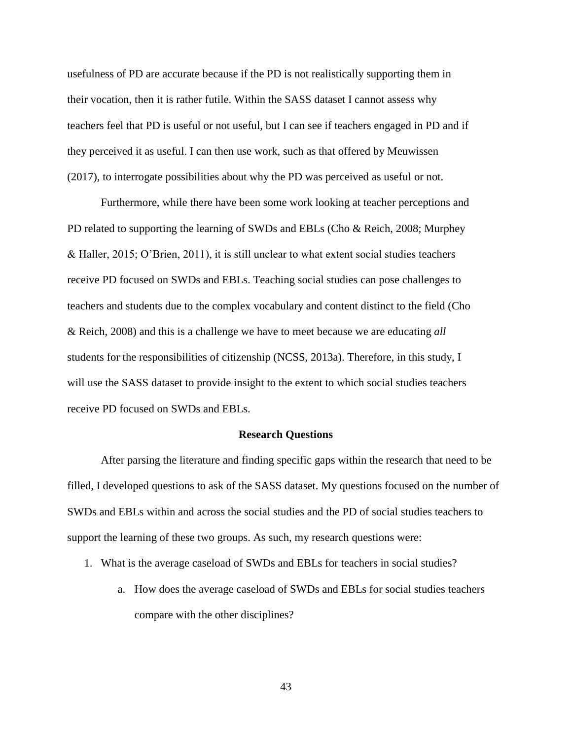usefulness of PD are accurate because if the PD is not realistically supporting them in their vocation, then it is rather futile. Within the SASS dataset I cannot assess why teachers feel that PD is useful or not useful, but I can see if teachers engaged in PD and if they perceived it as useful. I can then use work, such as that offered by Meuwissen (2017), to interrogate possibilities about why the PD was perceived as useful or not.

Furthermore, while there have been some work looking at teacher perceptions and PD related to supporting the learning of SWDs and EBLs (Cho & Reich, 2008; Murphey & Haller, 2015; O'Brien, 2011), it is still unclear to what extent social studies teachers receive PD focused on SWDs and EBLs. Teaching social studies can pose challenges to teachers and students due to the complex vocabulary and content distinct to the field (Cho & Reich, 2008) and this is a challenge we have to meet because we are educating *all* students for the responsibilities of citizenship (NCSS, 2013a). Therefore, in this study, I will use the SASS dataset to provide insight to the extent to which social studies teachers receive PD focused on SWDs and EBLs.

## Research Questions

After parsing the literature and finding specific gaps within the research that need to be filled, I developed questions to ask of the SASS dataset. My questions focused on the number of SWDs and EBLs within and across the social studies and the PD of social studies teachers to support the learning of these two groups. As such, my research questions were:

1. What is the average caseload of SWDs and EBLs for teachers in social studies?
    a. How does the average caseload of SWDs and EBLs for social studies teachers compare with the other disciplines?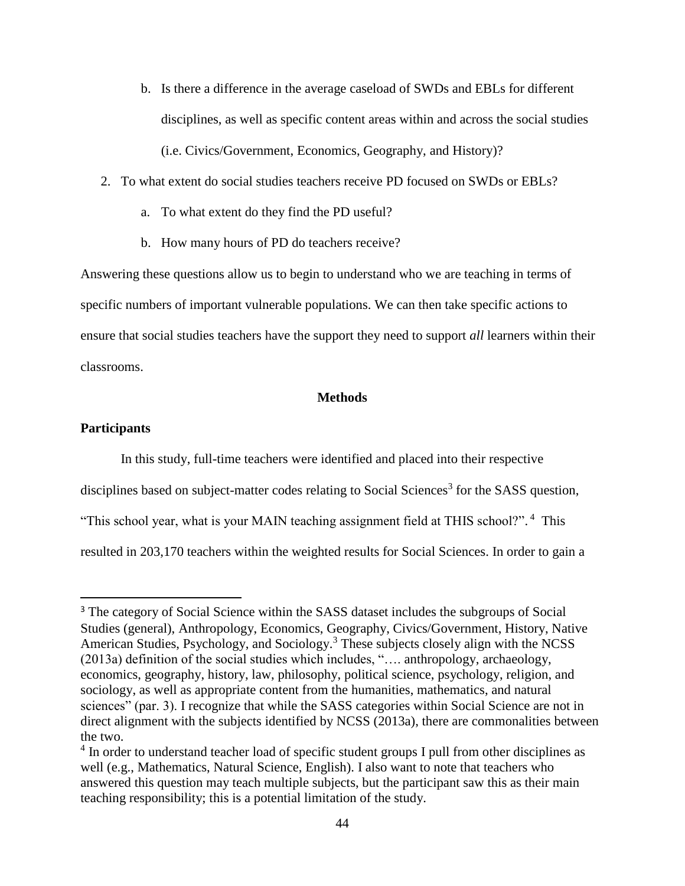b. Is there a difference in the average caseload of SWDs and EBLs for different disciplines, as well as specific content areas within and across the social studies (i.e. Civics/Government, Economics, Geography, and History)?

2. To what extent do social studies teachers receive PD focused on SWDs or EBLs?
   a. To what extent do they find the PD useful?
   b. How many hours of PD do teachers receive?

Answering these questions allow us to begin to understand who we are teaching in terms of specific numbers of important vulnerable populations. We can then take specific actions to ensure that social studies teachers have the support they need to support *all* learners within their classrooms.

## Methods

### Participants

In this study, full-time teachers were identified and placed into their respective disciplines based on subject-matter codes relating to Social Sciences[3] for the SASS question, "This school year, what is your MAIN teaching assignment field at THIS school?".[4] This resulted in 203,170 teachers within the weighted results for Social Sciences. In order to gain a

---

[3] The category of Social Science within the SASS dataset includes the subgroups of Social Studies (general), Anthropology, Economics, Geography, Civics/Government, History, Native American Studies, Psychology, and Sociology.[3] These subjects closely align with the NCSS (2013a) definition of the social studies which includes, "…. anthropology, archaeology, economics, geography, history, law, philosophy, political science, psychology, religion, and sociology, as well as appropriate content from the humanities, mathematics, and natural sciences" (par. 3). I recognize that while the SASS categories within Social Science are not in direct alignment with the subjects identified by NCSS (2013a), there are commonalities between the two.

[4] In order to understand teacher load of specific student groups I pull from other disciplines as well (e.g., Mathematics, Natural Science, English). I also want to note that teachers who answered this question may teach multiple subjects, but the participant saw this as their main teaching responsibility; this is a potential limitation of the study.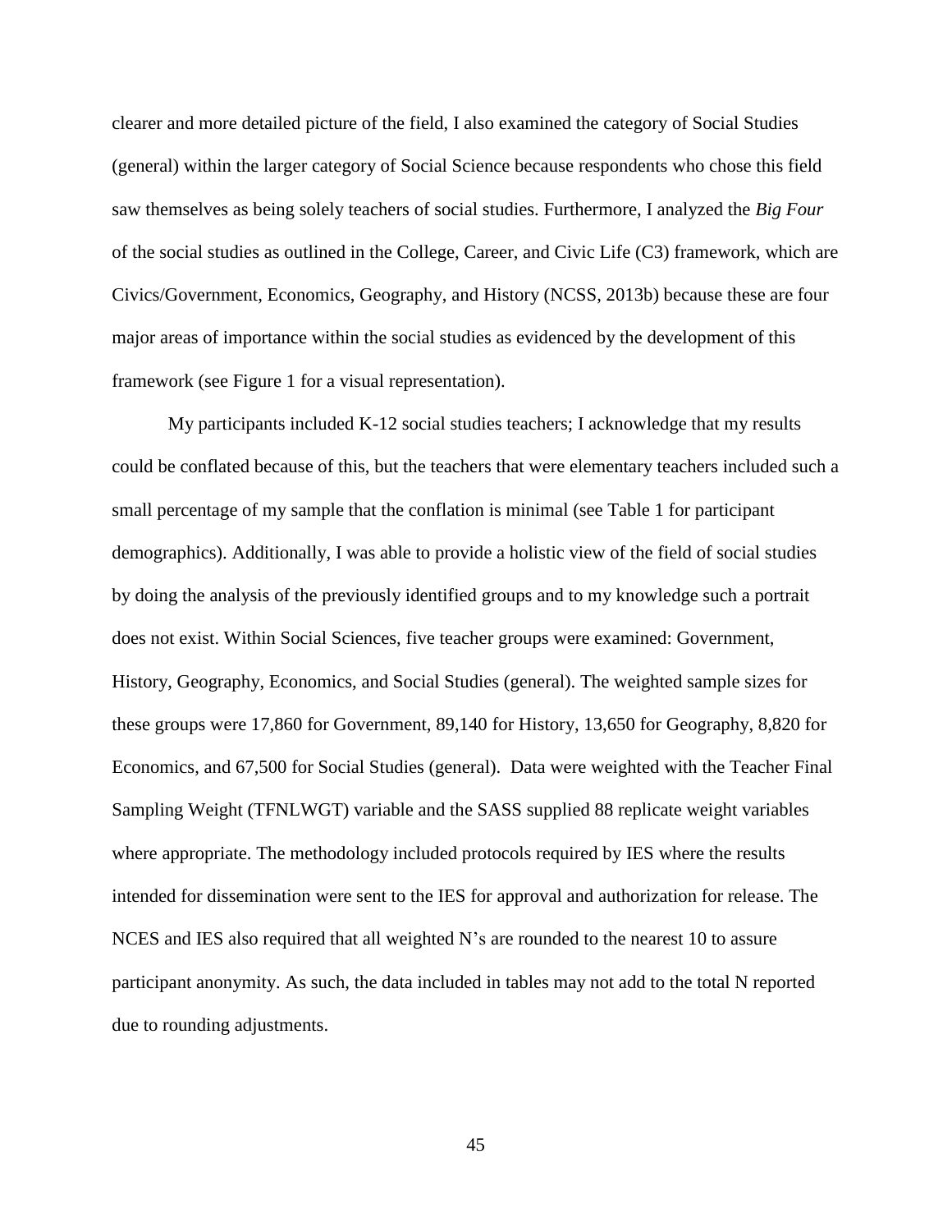clearer and more detailed picture of the field, I also examined the category of Social Studies (general) within the larger category of Social Science because respondents who chose this field saw themselves as being solely teachers of social studies. Furthermore, I analyzed the *Big Four* of the social studies as outlined in the College, Career, and Civic Life (C3) framework, which are Civics/Government, Economics, Geography, and History (NCSS, 2013b) because these are four major areas of importance within the social studies as evidenced by the development of this framework (see Figure 1 for a visual representation).

My participants included K-12 social studies teachers; I acknowledge that my results could be conflated because of this, but the teachers that were elementary teachers included such a small percentage of my sample that the conflation is minimal (see Table 1 for participant demographics). Additionally, I was able to provide a holistic view of the field of social studies by doing the analysis of the previously identified groups and to my knowledge such a portrait does not exist. Within Social Sciences, five teacher groups were examined: Government, History, Geography, Economics, and Social Studies (general). The weighted sample sizes for these groups were 17,860 for Government, 89,140 for History, 13,650 for Geography, 8,820 for Economics, and 67,500 for Social Studies (general). Data were weighted with the Teacher Final Sampling Weight (TFNLWGT) variable and the SASS supplied 88 replicate weight variables where appropriate. The methodology included protocols required by IES where the results intended for dissemination were sent to the IES for approval and authorization for release. The NCES and IES also required that all weighted N's are rounded to the nearest 10 to assure participant anonymity. As such, the data included in tables may not add to the total N reported due to rounding adjustments.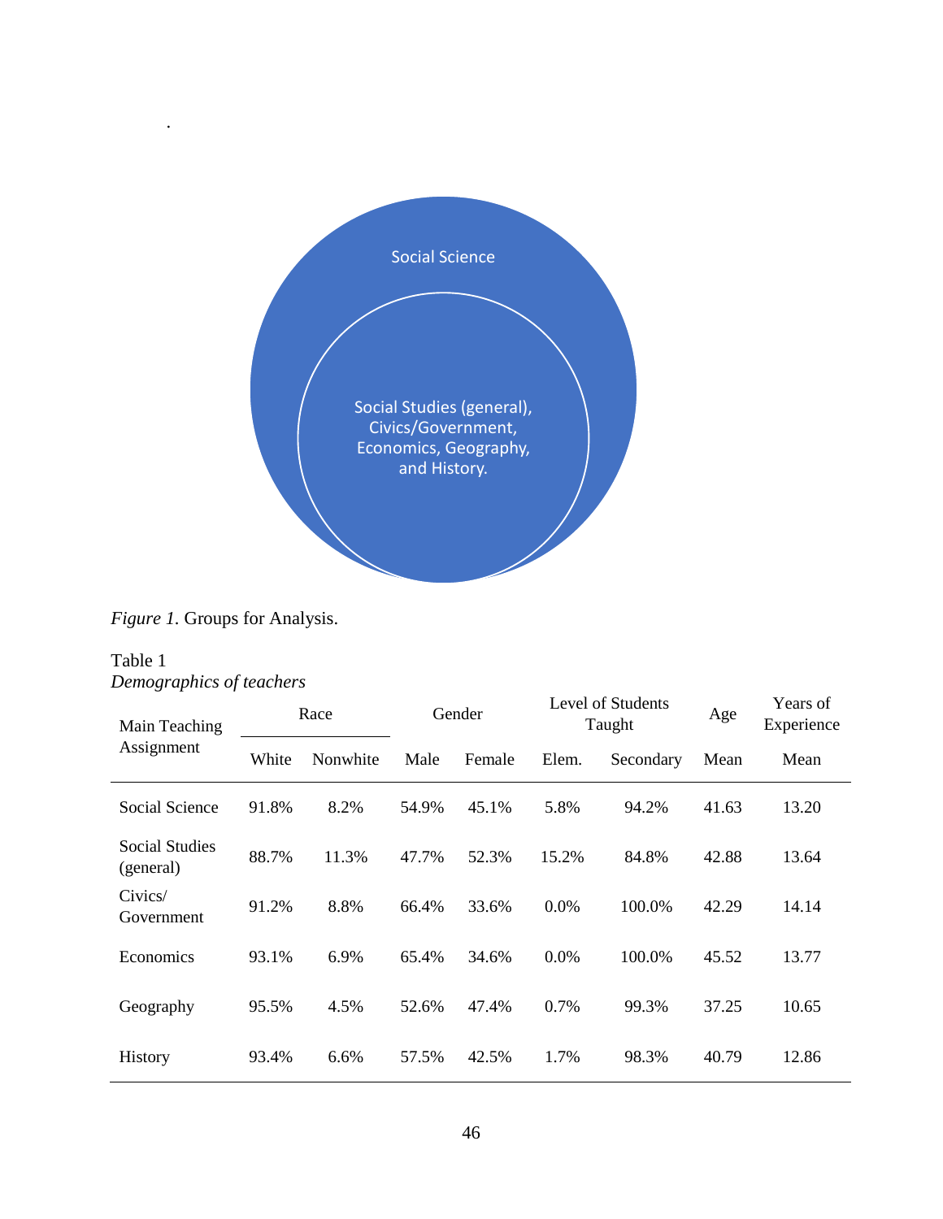.

Social Science

Social Studies (general), Civics/Government, Economics, Geography, and History.

*Figure 1.* Groups for Analysis.

Table 1
*Demographics of teachers*

| Main Teaching Assignment | Race | | Gender | | Level of Students Taught | | Age | Years of Experience |
|---|---|---|---|---|---|---|---|---|
| | White | Nonwhite | Male | Female | Elem. | Secondary | Mean | Mean |
| Social Science | 91.8% | 8.2% | 54.9% | 45.1% | 5.8% | 94.2% | 41.63 | 13.20 |
| Social Studies (general) | 88.7% | 11.3% | 47.7% | 52.3% | 15.2% | 84.8% | 42.88 | 13.64 |
| Civics/ Government | 91.2% | 8.8% | 66.4% | 33.6% | 0.0% | 100.0% | 42.29 | 14.14 |
| Economics | 93.1% | 6.9% | 65.4% | 34.6% | 0.0% | 100.0% | 45.52 | 13.77 |
| Geography | 95.5% | 4.5% | 52.6% | 47.4% | 0.7% | 99.3% | 37.25 | 10.65 |
| History | 93.4% | 6.6% | 57.5% | 42.5% | 1.7% | 98.3% | 40.79 | 12.86 |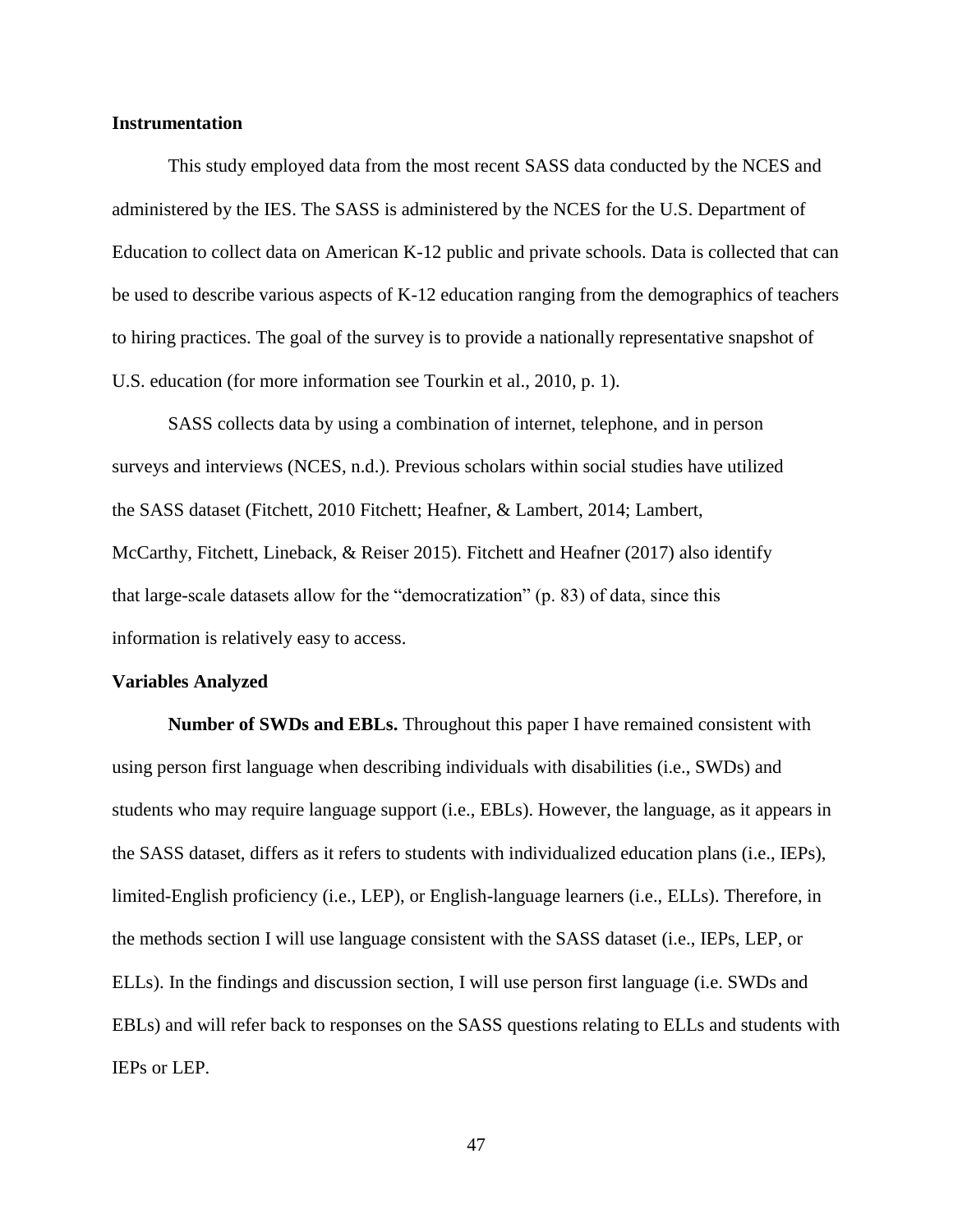**Instrumentation**

This study employed data from the most recent SASS data conducted by the NCES and administered by the IES. The SASS is administered by the NCES for the U.S. Department of Education to collect data on American K-12 public and private schools. Data is collected that can be used to describe various aspects of K-12 education ranging from the demographics of teachers to hiring practices. The goal of the survey is to provide a nationally representative snapshot of U.S. education (for more information see Tourkin et al., 2010, p. 1).

SASS collects data by using a combination of internet, telephone, and in person surveys and interviews (NCES, n.d.). Previous scholars within social studies have utilized the SASS dataset (Fitchett, 2010 Fitchett; Heafner, & Lambert, 2014; Lambert, McCarthy, Fitchett, Lineback, & Reiser 2015). Fitchett and Heafner (2017) also identify that large-scale datasets allow for the "democratization" (p. 83) of data, since this information is relatively easy to access.

**Variables Analyzed**

**Number of SWDs and EBLs.** Throughout this paper I have remained consistent with using person first language when describing individuals with disabilities (i.e., SWDs) and students who may require language support (i.e., EBLs). However, the language, as it appears in the SASS dataset, differs as it refers to students with individualized education plans (i.e., IEPs), limited-English proficiency (i.e., LEP), or English-language learners (i.e., ELLs). Therefore, in the methods section I will use language consistent with the SASS dataset (i.e., IEPs, LEP, or ELLs). In the findings and discussion section, I will use person first language (i.e. SWDs and EBLs) and will refer back to responses on the SASS questions relating to ELLs and students with IEPs or LEP.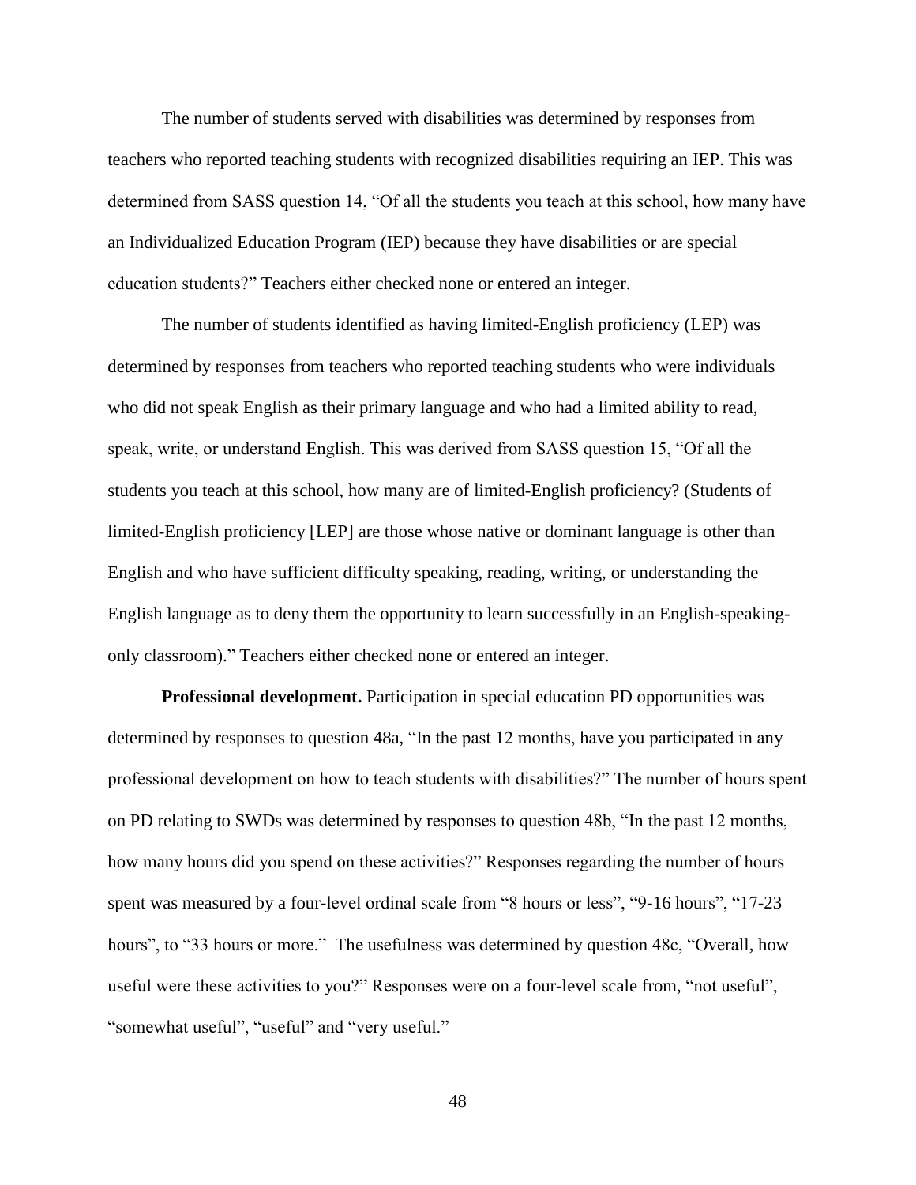The number of students served with disabilities was determined by responses from teachers who reported teaching students with recognized disabilities requiring an IEP. This was determined from SASS question 14, "Of all the students you teach at this school, how many have an Individualized Education Program (IEP) because they have disabilities or are special education students?" Teachers either checked none or entered an integer.

The number of students identified as having limited-English proficiency (LEP) was determined by responses from teachers who reported teaching students who were individuals who did not speak English as their primary language and who had a limited ability to read, speak, write, or understand English. This was derived from SASS question 15, "Of all the students you teach at this school, how many are of limited-English proficiency? (Students of limited-English proficiency [LEP] are those whose native or dominant language is other than English and who have sufficient difficulty speaking, reading, writing, or understanding the English language as to deny them the opportunity to learn successfully in an English-speaking-only classroom)." Teachers either checked none or entered an integer.

**Professional development.** Participation in special education PD opportunities was determined by responses to question 48a, "In the past 12 months, have you participated in any professional development on how to teach students with disabilities?" The number of hours spent on PD relating to SWDs was determined by responses to question 48b, "In the past 12 months, how many hours did you spend on these activities?" Responses regarding the number of hours spent was measured by a four-level ordinal scale from "8 hours or less", "9-16 hours", "17-23 hours", to "33 hours or more." The usefulness was determined by question 48c, "Overall, how useful were these activities to you?" Responses were on a four-level scale from, "not useful", "somewhat useful", "useful" and "very useful."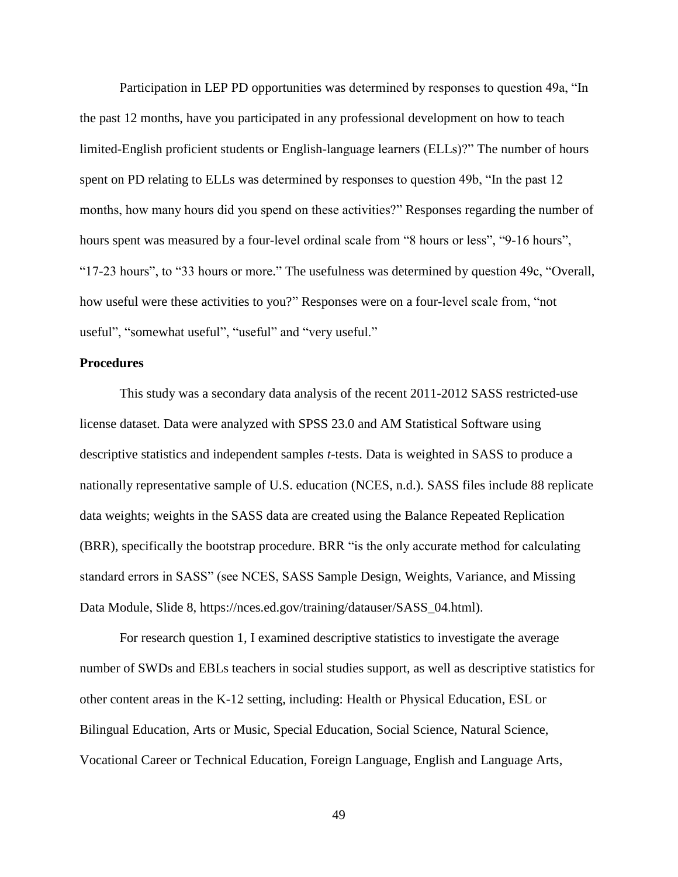Participation in LEP PD opportunities was determined by responses to question 49a, "In the past 12 months, have you participated in any professional development on how to teach limited-English proficient students or English-language learners (ELLs)?" The number of hours spent on PD relating to ELLs was determined by responses to question 49b, "In the past 12 months, how many hours did you spend on these activities?" Responses regarding the number of hours spent was measured by a four-level ordinal scale from "8 hours or less", "9-16 hours", "17-23 hours", to "33 hours or more." The usefulness was determined by question 49c, "Overall, how useful were these activities to you?" Responses were on a four-level scale from, "not useful", "somewhat useful", "useful" and "very useful."

**Procedures**

This study was a secondary data analysis of the recent 2011-2012 SASS restricted-use license dataset. Data were analyzed with SPSS 23.0 and AM Statistical Software using descriptive statistics and independent samples *t*-tests. Data is weighted in SASS to produce a nationally representative sample of U.S. education (NCES, n.d.). SASS files include 88 replicate data weights; weights in the SASS data are created using the Balance Repeated Replication (BRR), specifically the bootstrap procedure. BRR "is the only accurate method for calculating standard errors in SASS" (see NCES, SASS Sample Design, Weights, Variance, and Missing Data Module, Slide 8, https://nces.ed.gov/training/datauser/SASS_04.html).

For research question 1, I examined descriptive statistics to investigate the average number of SWDs and EBLs teachers in social studies support, as well as descriptive statistics for other content areas in the K-12 setting, including: Health or Physical Education, ESL or Bilingual Education, Arts or Music, Special Education, Social Science, Natural Science, Vocational Career or Technical Education, Foreign Language, English and Language Arts,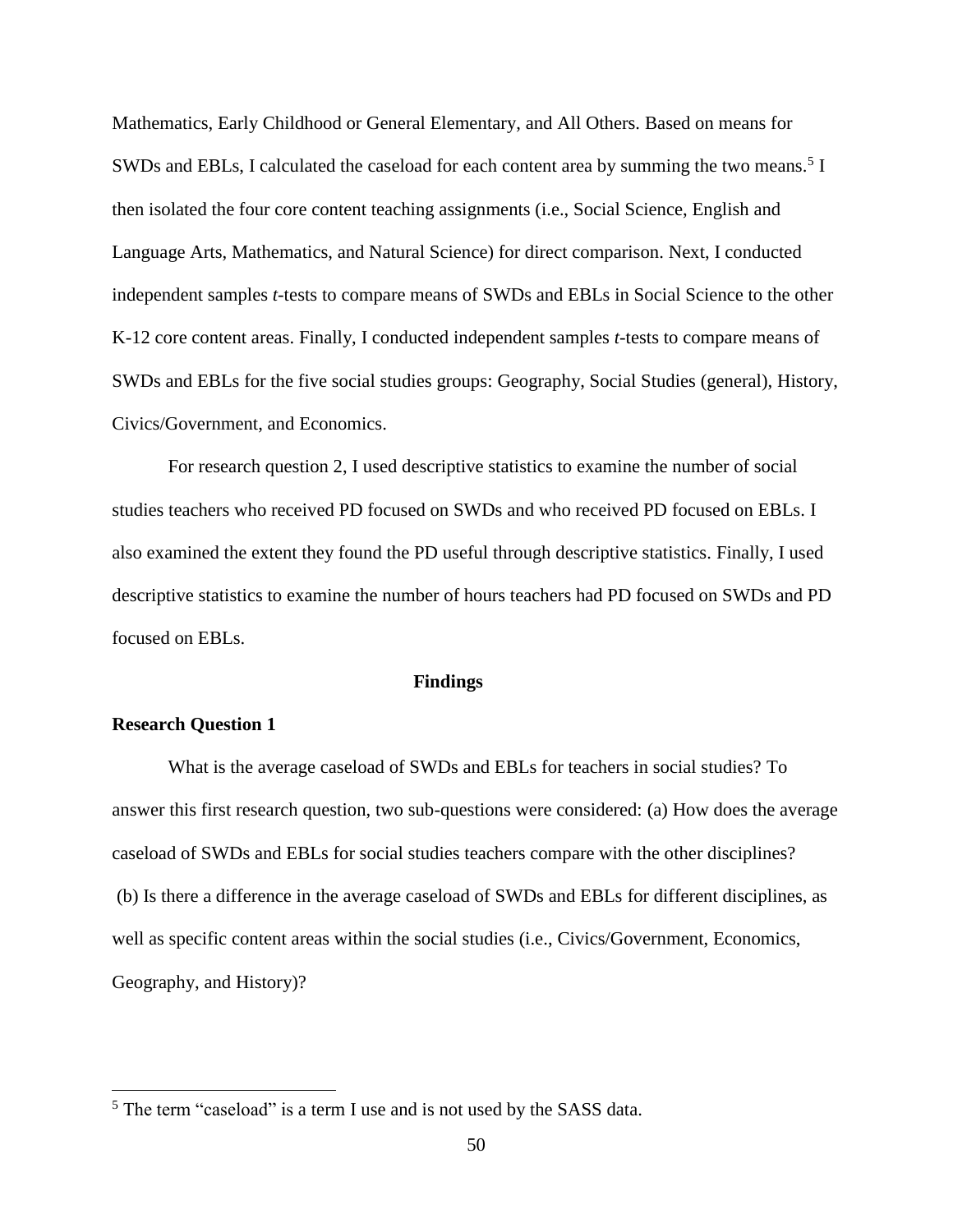Mathematics, Early Childhood or General Elementary, and All Others. Based on means for SWDs and EBLs, I calculated the caseload for each content area by summing the two means.[5] I then isolated the four core content teaching assignments (i.e., Social Science, English and Language Arts, Mathematics, and Natural Science) for direct comparison. Next, I conducted independent samples *t*-tests to compare means of SWDs and EBLs in Social Science to the other K-12 core content areas. Finally, I conducted independent samples *t*-tests to compare means of SWDs and EBLs for the five social studies groups: Geography, Social Studies (general), History, Civics/Government, and Economics.

For research question 2, I used descriptive statistics to examine the number of social studies teachers who received PD focused on SWDs and who received PD focused on EBLs. I also examined the extent they found the PD useful through descriptive statistics. Finally, I used descriptive statistics to examine the number of hours teachers had PD focused on SWDs and PD focused on EBLs.

## Findings

### Research Question 1

What is the average caseload of SWDs and EBLs for teachers in social studies? To answer this first research question, two sub-questions were considered: (a) How does the average caseload of SWDs and EBLs for social studies teachers compare with the other disciplines? (b) Is there a difference in the average caseload of SWDs and EBLs for different disciplines, as well as specific content areas within the social studies (i.e., Civics/Government, Economics, Geography, and History)?

---

[5] The term "caseload" is a term I use and is not used by the SASS data.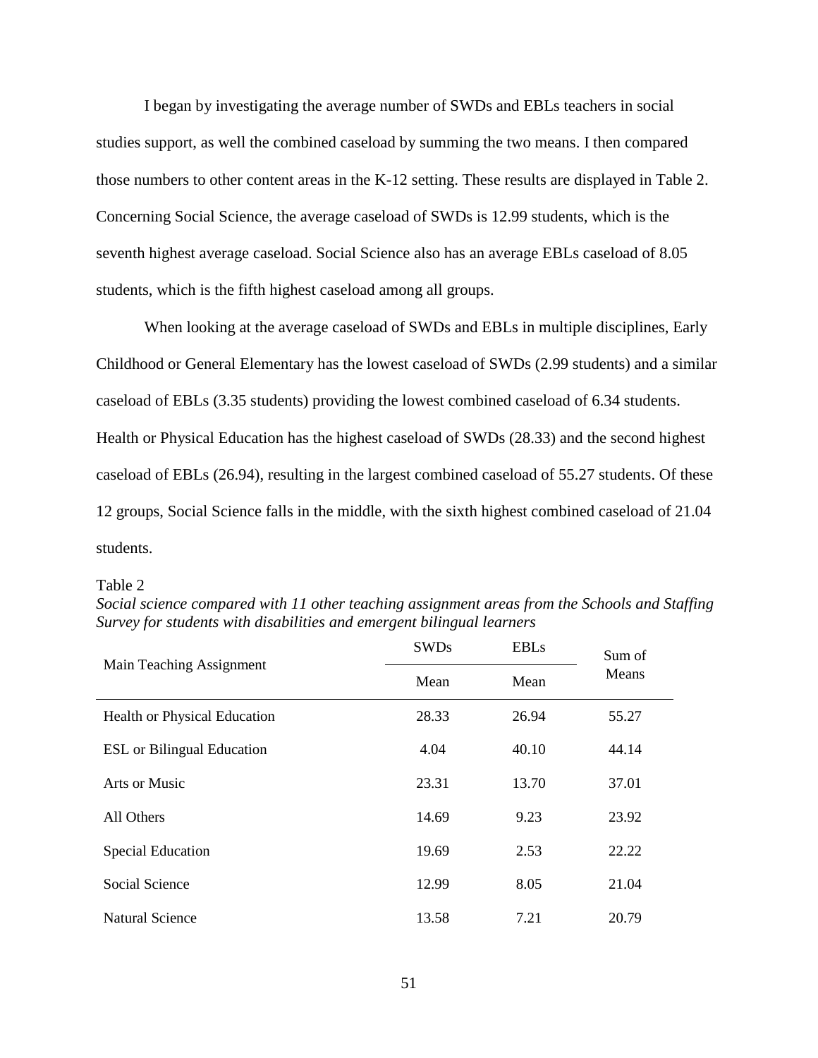I began by investigating the average number of SWDs and EBLs teachers in social studies support, as well the combined caseload by summing the two means. I then compared those numbers to other content areas in the K-12 setting. These results are displayed in Table 2. Concerning Social Science, the average caseload of SWDs is 12.99 students, which is the seventh highest average caseload. Social Science also has an average EBLs caseload of 8.05 students, which is the fifth highest caseload among all groups.

When looking at the average caseload of SWDs and EBLs in multiple disciplines, Early Childhood or General Elementary has the lowest caseload of SWDs (2.99 students) and a similar caseload of EBLs (3.35 students) providing the lowest combined caseload of 6.34 students. Health or Physical Education has the highest caseload of SWDs (28.33) and the second highest caseload of EBLs (26.94), resulting in the largest combined caseload of 55.27 students. Of these 12 groups, Social Science falls in the middle, with the sixth highest combined caseload of 21.04 students.

Table 2

*Social science compared with 11 other teaching assignment areas from the Schools and Staffing Survey for students with disabilities and emergent bilingual learners*

| Main Teaching Assignment | SWDs | EBLs | Sum of Means |
|---|---|---|---|
| | Mean | Mean | |
| Health or Physical Education | 28.33 | 26.94 | 55.27 |
| ESL or Bilingual Education | 4.04 | 40.10 | 44.14 |
| Arts or Music | 23.31 | 13.70 | 37.01 |
| All Others | 14.69 | 9.23 | 23.92 |
| Special Education | 19.69 | 2.53 | 22.22 |
| Social Science | 12.99 | 8.05 | 21.04 |
| Natural Science | 13.58 | 7.21 | 20.79 |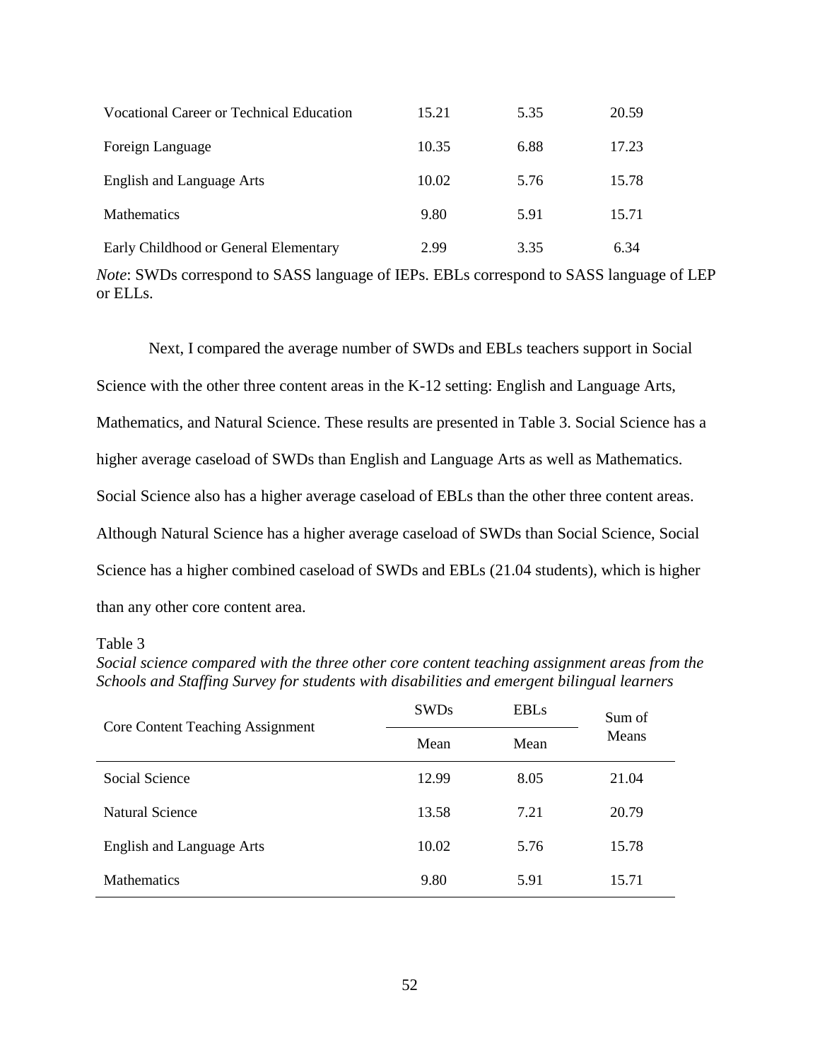| | | | |
|---|---|---|---|
| Vocational Career or Technical Education | 15.21 | 5.35 | 20.59 |
| Foreign Language | 10.35 | 6.88 | 17.23 |
| English and Language Arts | 10.02 | 5.76 | 15.78 |
| Mathematics | 9.80 | 5.91 | 15.71 |
| Early Childhood or General Elementary | 2.99 | 3.35 | 6.34 |

*Note*: SWDs correspond to SASS language of IEPs. EBLs correspond to SASS language of LEP or ELLs.

Next, I compared the average number of SWDs and EBLs teachers support in Social Science with the other three content areas in the K-12 setting: English and Language Arts, Mathematics, and Natural Science. These results are presented in Table 3. Social Science has a higher average caseload of SWDs than English and Language Arts as well as Mathematics. Social Science also has a higher average caseload of EBLs than the other three content areas. Although Natural Science has a higher average caseload of SWDs than Social Science, Social Science has a higher combined caseload of SWDs and EBLs (21.04 students), which is higher than any other core content area.

Table 3

*Social science compared with the three other core content teaching assignment areas from the Schools and Staffing Survey for students with disabilities and emergent bilingual learners*

| Core Content Teaching Assignment | SWDs | EBLs | Sum of Means |
|---|---|---|---|
| | Mean | Mean | |
| Social Science | 12.99 | 8.05 | 21.04 |
| Natural Science | 13.58 | 7.21 | 20.79 |
| English and Language Arts | 10.02 | 5.76 | 15.78 |
| Mathematics | 9.80 | 5.91 | 15.71 |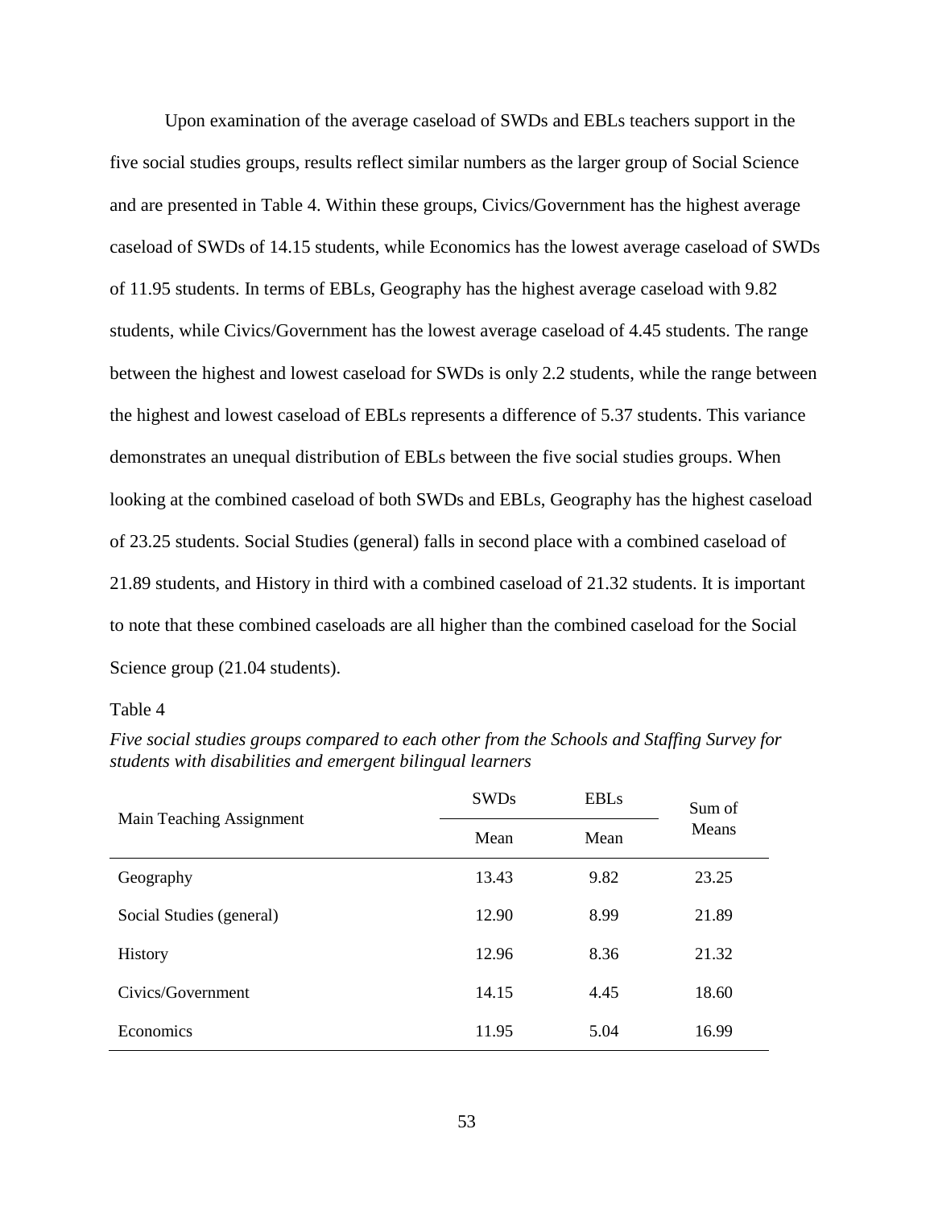Upon examination of the average caseload of SWDs and EBLs teachers support in the five social studies groups, results reflect similar numbers as the larger group of Social Science and are presented in Table 4. Within these groups, Civics/Government has the highest average caseload of SWDs of 14.15 students, while Economics has the lowest average caseload of SWDs of 11.95 students. In terms of EBLs, Geography has the highest average caseload with 9.82 students, while Civics/Government has the lowest average caseload of 4.45 students. The range between the highest and lowest caseload for SWDs is only 2.2 students, while the range between the highest and lowest caseload of EBLs represents a difference of 5.37 students. This variance demonstrates an unequal distribution of EBLs between the five social studies groups. When looking at the combined caseload of both SWDs and EBLs, Geography has the highest caseload of 23.25 students. Social Studies (general) falls in second place with a combined caseload of 21.89 students, and History in third with a combined caseload of 21.32 students. It is important to note that these combined caseloads are all higher than the combined caseload for the Social Science group (21.04 students).

Table 4

*Five social studies groups compared to each other from the Schools and Staffing Survey for students with disabilities and emergent bilingual learners*

| Main Teaching Assignment | SWDs | EBLs | Sum of Means |
|---|---|---|---|
| | Mean | Mean | |
| Geography | 13.43 | 9.82 | 23.25 |
| Social Studies (general) | 12.90 | 8.99 | 21.89 |
| History | 12.96 | 8.36 | 21.32 |
| Civics/Government | 14.15 | 4.45 | 18.60 |
| Economics | 11.95 | 5.04 | 16.99 |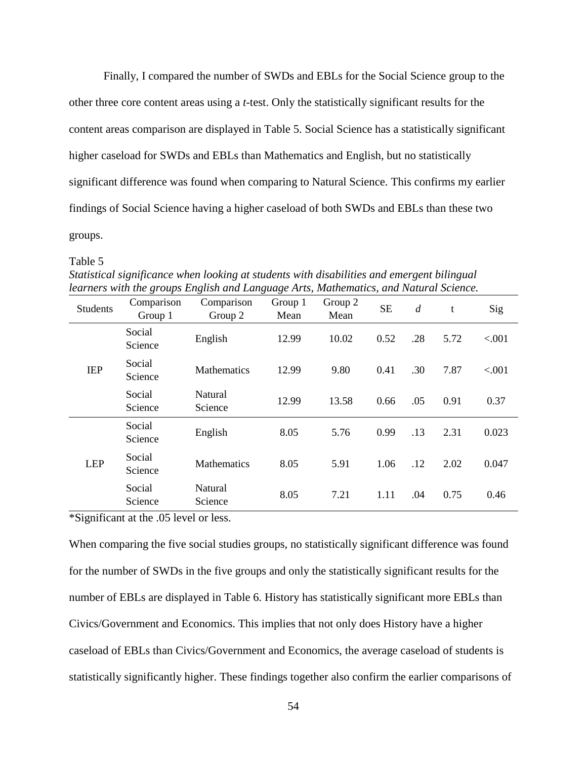Finally, I compared the number of SWDs and EBLs for the Social Science group to the other three core content areas using a *t*-test. Only the statistically significant results for the content areas comparison are displayed in Table 5. Social Science has a statistically significant higher caseload for SWDs and EBLs than Mathematics and English, but no statistically significant difference was found when comparing to Natural Science. This confirms my earlier findings of Social Science having a higher caseload of both SWDs and EBLs than these two groups.

Table 5

*Statistical significance when looking at students with disabilities and emergent bilingual learners with the groups English and Language Arts, Mathematics, and Natural Science.*

| Students | Comparison Group 1 | Comparison Group 2 | Group 1 Mean | Group 2 Mean | SE | *d* | t | Sig |
|---|---|---|---|---|---|---|---|---|
| IEP | Social Science | English | 12.99 | 10.02 | 0.52 | .28 | 5.72 | <.001 |
| | Social Science | Mathematics | 12.99 | 9.80 | 0.41 | .30 | 7.87 | <.001 |
| | Social Science | Natural Science | 12.99 | 13.58 | 0.66 | .05 | 0.91 | 0.37 |
| LEP | Social Science | English | 8.05 | 5.76 | 0.99 | .13 | 2.31 | 0.023 |
| | Social Science | Mathematics | 8.05 | 5.91 | 1.06 | .12 | 2.02 | 0.047 |
| | Social Science | Natural Science | 8.05 | 7.21 | 1.11 | .04 | 0.75 | 0.46 |

*Significant at the .05 level or less.

When comparing the five social studies groups, no statistically significant difference was found for the number of SWDs in the five groups and only the statistically significant results for the number of EBLs are displayed in Table 6. History has statistically significant more EBLs than Civics/Government and Economics. This implies that not only does History have a higher caseload of EBLs than Civics/Government and Economics, the average caseload of students is statistically significantly higher. These findings together also confirm the earlier comparisons of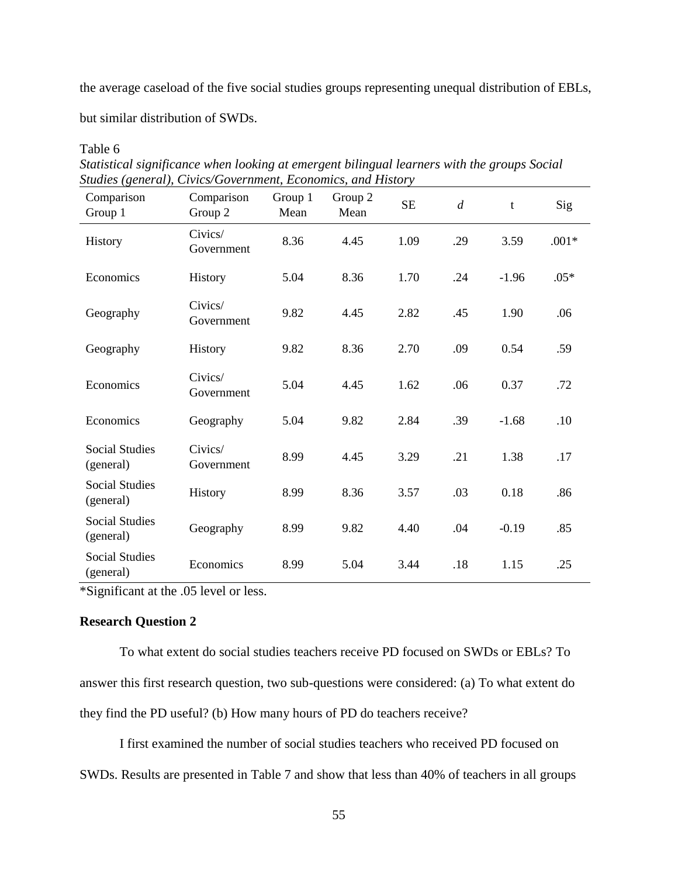the average caseload of the five social studies groups representing unequal distribution of EBLs, but similar distribution of SWDs.

Table 6

*Statistical significance when looking at emergent bilingual learners with the groups Social Studies (general), Civics/Government, Economics, and History*

| Comparison Group 1 | Comparison Group 2 | Group 1 Mean | Group 2 Mean | SE | *d* | t | Sig |
|---|---|---|---|---|---|---|---|
| History | Civics/ Government | 8.36 | 4.45 | 1.09 | .29 | 3.59 | .001* |
| Economics | History | 5.04 | 8.36 | 1.70 | .24 | -1.96 | .05* |
| Geography | Civics/ Government | 9.82 | 4.45 | 2.82 | .45 | 1.90 | .06 |
| Geography | History | 9.82 | 8.36 | 2.70 | .09 | 0.54 | .59 |
| Economics | Civics/ Government | 5.04 | 4.45 | 1.62 | .06 | 0.37 | .72 |
| Economics | Geography | 5.04 | 9.82 | 2.84 | .39 | -1.68 | .10 |
| Social Studies (general) | Civics/ Government | 8.99 | 4.45 | 3.29 | .21 | 1.38 | .17 |
| Social Studies (general) | History | 8.99 | 8.36 | 3.57 | .03 | 0.18 | .86 |
| Social Studies (general) | Geography | 8.99 | 9.82 | 4.40 | .04 | -0.19 | .85 |
| Social Studies (general) | Economics | 8.99 | 5.04 | 3.44 | .18 | 1.15 | .25 |

*Significant at the .05 level or less.

**Research Question 2**

To what extent do social studies teachers receive PD focused on SWDs or EBLs? To answer this first research question, two sub-questions were considered: (a) To what extent do they find the PD useful? (b) How many hours of PD do teachers receive?

I first examined the number of social studies teachers who received PD focused on SWDs. Results are presented in Table 7 and show that less than 40% of teachers in all groups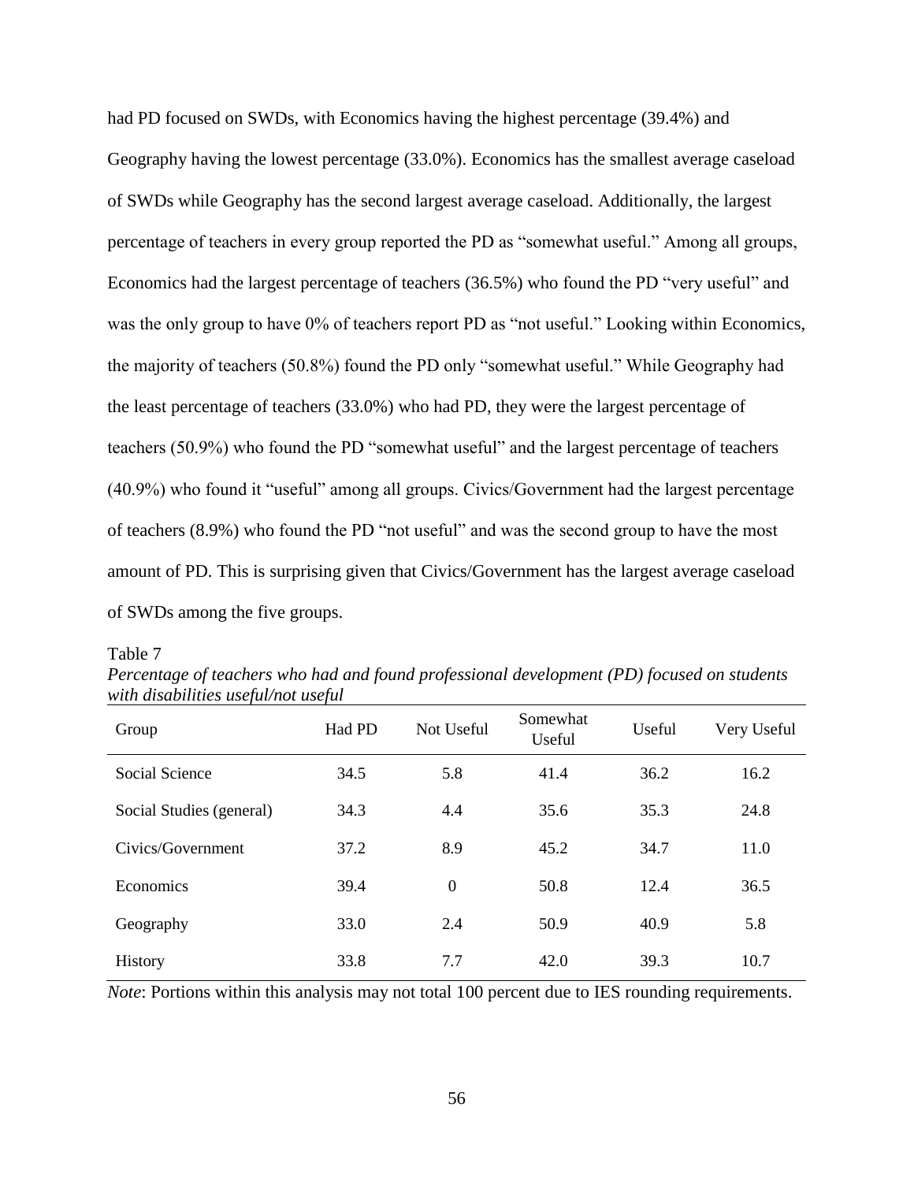had PD focused on SWDs, with Economics having the highest percentage (39.4%) and Geography having the lowest percentage (33.0%). Economics has the smallest average caseload of SWDs while Geography has the second largest average caseload. Additionally, the largest percentage of teachers in every group reported the PD as "somewhat useful." Among all groups, Economics had the largest percentage of teachers (36.5%) who found the PD "very useful" and was the only group to have 0% of teachers report PD as "not useful." Looking within Economics, the majority of teachers (50.8%) found the PD only "somewhat useful." While Geography had the least percentage of teachers (33.0%) who had PD, they were the largest percentage of teachers (50.9%) who found the PD "somewhat useful" and the largest percentage of teachers (40.9%) who found it "useful" among all groups. Civics/Government had the largest percentage of teachers (8.9%) who found the PD "not useful" and was the second group to have the most amount of PD. This is surprising given that Civics/Government has the largest average caseload of SWDs among the five groups.

Table 7

*Percentage of teachers who had and found professional development (PD) focused on students with disabilities useful/not useful*

| Group | Had PD | Not Useful | Somewhat Useful | Useful | Very Useful |
|---|---|---|---|---|---|
| Social Science | 34.5 | 5.8 | 41.4 | 36.2 | 16.2 |
| Social Studies (general) | 34.3 | 4.4 | 35.6 | 35.3 | 24.8 |
| Civics/Government | 37.2 | 8.9 | 45.2 | 34.7 | 11.0 |
| Economics | 39.4 | 0 | 50.8 | 12.4 | 36.5 |
| Geography | 33.0 | 2.4 | 50.9 | 40.9 | 5.8 |
| History | 33.8 | 7.7 | 42.0 | 39.3 | 10.7 |

*Note*: Portions within this analysis may not total 100 percent due to IES rounding requirements.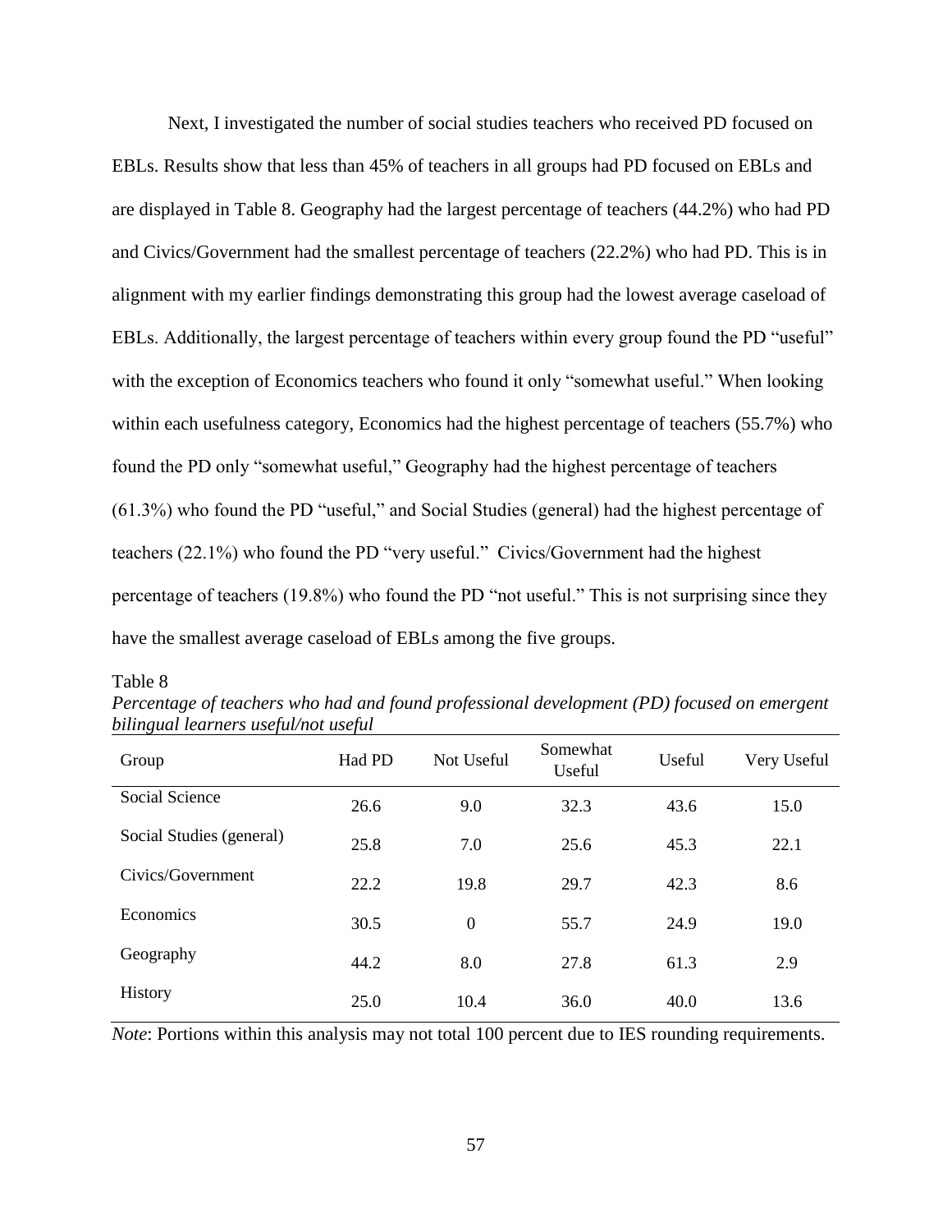Next, I investigated the number of social studies teachers who received PD focused on EBLs. Results show that less than 45% of teachers in all groups had PD focused on EBLs and are displayed in Table 8. Geography had the largest percentage of teachers (44.2%) who had PD and Civics/Government had the smallest percentage of teachers (22.2%) who had PD. This is in alignment with my earlier findings demonstrating this group had the lowest average caseload of EBLs. Additionally, the largest percentage of teachers within every group found the PD "useful" with the exception of Economics teachers who found it only "somewhat useful." When looking within each usefulness category, Economics had the highest percentage of teachers (55.7%) who found the PD only "somewhat useful," Geography had the highest percentage of teachers (61.3%) who found the PD "useful," and Social Studies (general) had the highest percentage of teachers (22.1%) who found the PD "very useful." Civics/Government had the highest percentage of teachers (19.8%) who found the PD "not useful." This is not surprising since they have the smallest average caseload of EBLs among the five groups.

Table 8

*Percentage of teachers who had and found professional development (PD) focused on emergent bilingual learners useful/not useful*

| Group | Had PD | Not Useful | Somewhat Useful | Useful | Very Useful |
|---|---|---|---|---|---|
| Social Science | 26.6 | 9.0 | 32.3 | 43.6 | 15.0 |
| Social Studies (general) | 25.8 | 7.0 | 25.6 | 45.3 | 22.1 |
| Civics/Government | 22.2 | 19.8 | 29.7 | 42.3 | 8.6 |
| Economics | 30.5 | 0 | 55.7 | 24.9 | 19.0 |
| Geography | 44.2 | 8.0 | 27.8 | 61.3 | 2.9 |
| History | 25.0 | 10.4 | 36.0 | 40.0 | 13.6 |

*Note*: Portions within this analysis may not total 100 percent due to IES rounding requirements.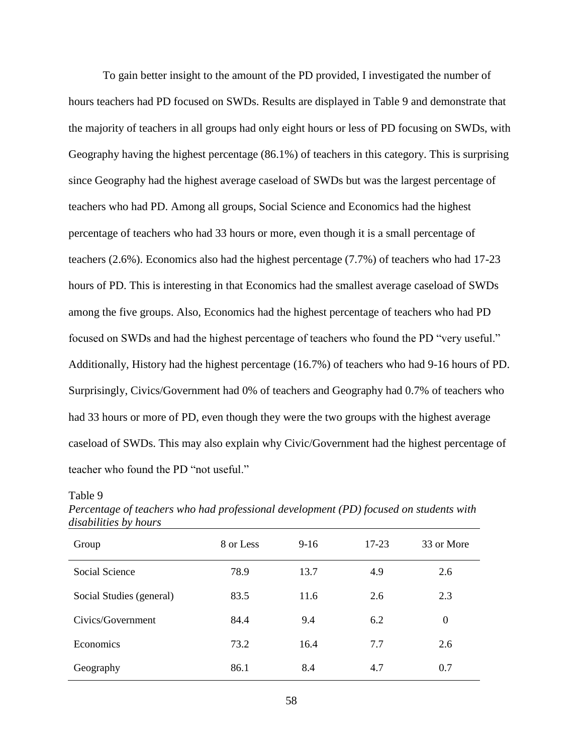To gain better insight to the amount of the PD provided, I investigated the number of hours teachers had PD focused on SWDs. Results are displayed in Table 9 and demonstrate that the majority of teachers in all groups had only eight hours or less of PD focusing on SWDs, with Geography having the highest percentage (86.1%) of teachers in this category. This is surprising since Geography had the highest average caseload of SWDs but was the largest percentage of teachers who had PD. Among all groups, Social Science and Economics had the highest percentage of teachers who had 33 hours or more, even though it is a small percentage of teachers (2.6%). Economics also had the highest percentage (7.7%) of teachers who had 17-23 hours of PD. This is interesting in that Economics had the smallest average caseload of SWDs among the five groups. Also, Economics had the highest percentage of teachers who had PD focused on SWDs and had the highest percentage of teachers who found the PD "very useful." Additionally, History had the highest percentage (16.7%) of teachers who had 9-16 hours of PD. Surprisingly, Civics/Government had 0% of teachers and Geography had 0.7% of teachers who had 33 hours or more of PD, even though they were the two groups with the highest average caseload of SWDs. This may also explain why Civic/Government had the highest percentage of teacher who found the PD "not useful."

Table 9

*Percentage of teachers who had professional development (PD) focused on students with disabilities by hours*

| Group | 8 or Less | 9-16 | 17-23 | 33 or More |
|---|---|---|---|---|
| Social Science | 78.9 | 13.7 | 4.9 | 2.6 |
| Social Studies (general) | 83.5 | 11.6 | 2.6 | 2.3 |
| Civics/Government | 84.4 | 9.4 | 6.2 | 0 |
| Economics | 73.2 | 16.4 | 7.7 | 2.6 |
| Geography | 86.1 | 8.4 | 4.7 | 0.7 |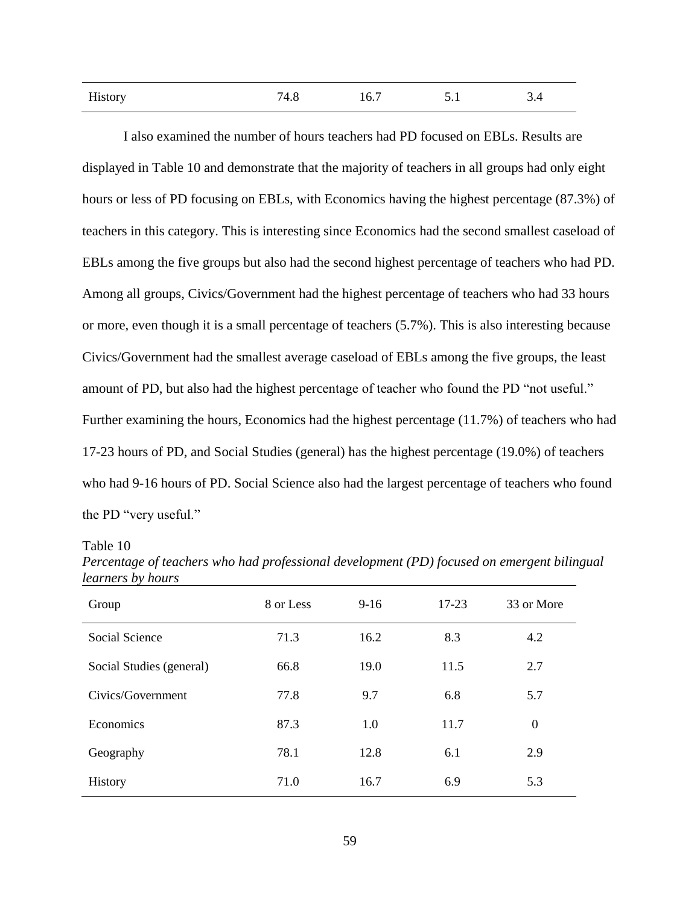| History | 74.8 | 16.7 | 5.1 | 3.4 |
|---|---|---|---|---|

I also examined the number of hours teachers had PD focused on EBLs. Results are displayed in Table 10 and demonstrate that the majority of teachers in all groups had only eight hours or less of PD focusing on EBLs, with Economics having the highest percentage (87.3%) of teachers in this category. This is interesting since Economics had the second smallest caseload of EBLs among the five groups but also had the second highest percentage of teachers who had PD. Among all groups, Civics/Government had the highest percentage of teachers who had 33 hours or more, even though it is a small percentage of teachers (5.7%). This is also interesting because Civics/Government had the smallest average caseload of EBLs among the five groups, the least amount of PD, but also had the highest percentage of teacher who found the PD "not useful." Further examining the hours, Economics had the highest percentage (11.7%) of teachers who had 17-23 hours of PD, and Social Studies (general) has the highest percentage (19.0%) of teachers who had 9-16 hours of PD. Social Science also had the largest percentage of teachers who found the PD "very useful."

Table 10
*Percentage of teachers who had professional development (PD) focused on emergent bilingual learners by hours*

| Group | 8 or Less | 9-16 | 17-23 | 33 or More |
|---|---|---|---|---|
| Social Science | 71.3 | 16.2 | 8.3 | 4.2 |
| Social Studies (general) | 66.8 | 19.0 | 11.5 | 2.7 |
| Civics/Government | 77.8 | 9.7 | 6.8 | 5.7 |
| Economics | 87.3 | 1.0 | 11.7 | 0 |
| Geography | 78.1 | 12.8 | 6.1 | 2.9 |
| History | 71.0 | 16.7 | 6.9 | 5.3 |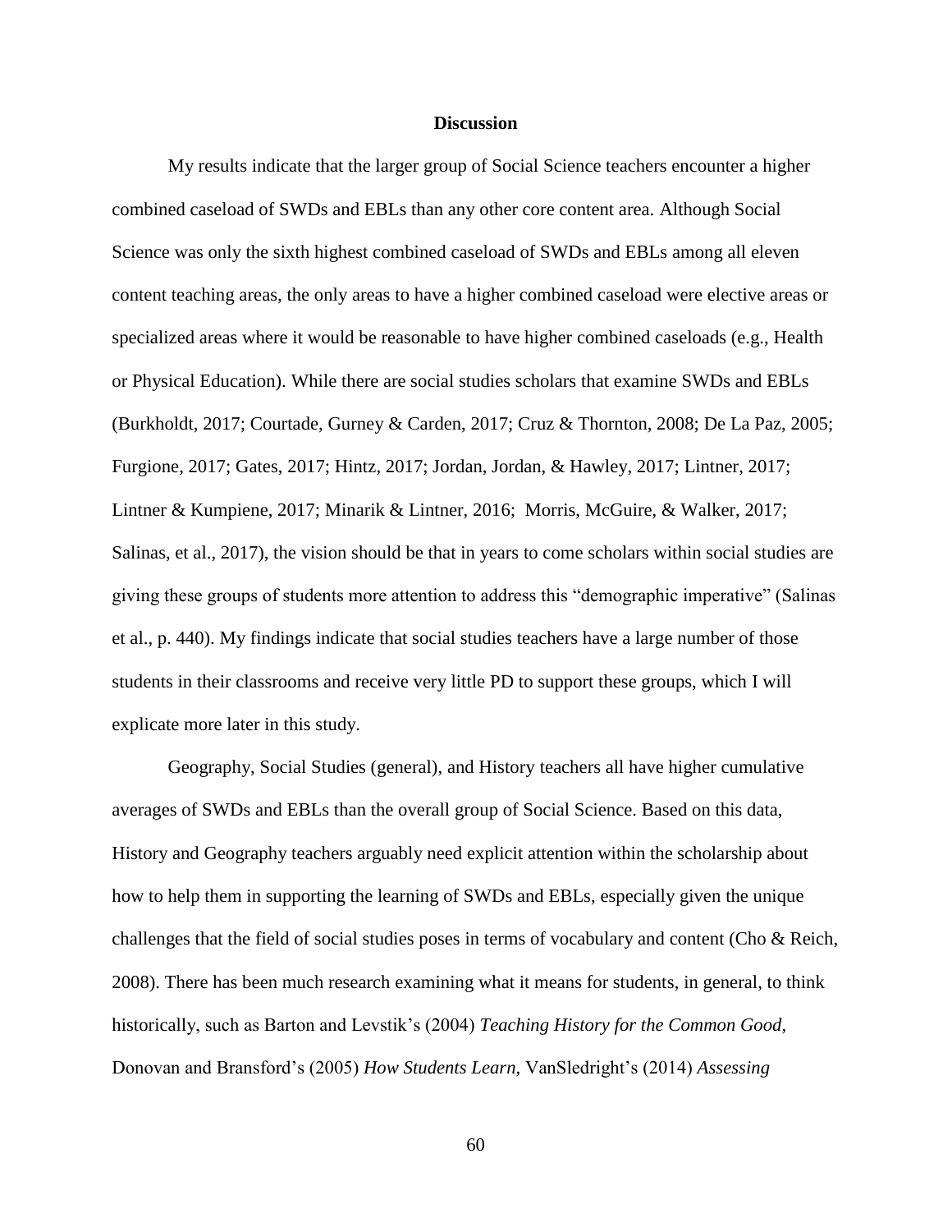## Discussion

My results indicate that the larger group of Social Science teachers encounter a higher combined caseload of SWDs and EBLs than any other core content area. Although Social Science was only the sixth highest combined caseload of SWDs and EBLs among all eleven content teaching areas, the only areas to have a higher combined caseload were elective areas or specialized areas where it would be reasonable to have higher combined caseloads (e.g., Health or Physical Education). While there are social studies scholars that examine SWDs and EBLs (Burkholdt, 2017; Courtade, Gurney & Carden, 2017; Cruz & Thornton, 2008; De La Paz, 2005; Furgione, 2017; Gates, 2017; Hintz, 2017; Jordan, Jordan, & Hawley, 2017; Lintner, 2017; Lintner & Kumpiene, 2017; Minarik & Lintner, 2016; Morris, McGuire, & Walker, 2017; Salinas, et al., 2017), the vision should be that in years to come scholars within social studies are giving these groups of students more attention to address this "demographic imperative" (Salinas et al., p. 440). My findings indicate that social studies teachers have a large number of those students in their classrooms and receive very little PD to support these groups, which I will explicate more later in this study.

Geography, Social Studies (general), and History teachers all have higher cumulative averages of SWDs and EBLs than the overall group of Social Science. Based on this data, History and Geography teachers arguably need explicit attention within the scholarship about how to help them in supporting the learning of SWDs and EBLs, especially given the unique challenges that the field of social studies poses in terms of vocabulary and content (Cho & Reich, 2008). There has been much research examining what it means for students, in general, to think historically, such as Barton and Levstik's (2004) *Teaching History for the Common Good*, Donovan and Bransford's (2005) *How Students Learn*, VanSledright's (2014) *Assessing*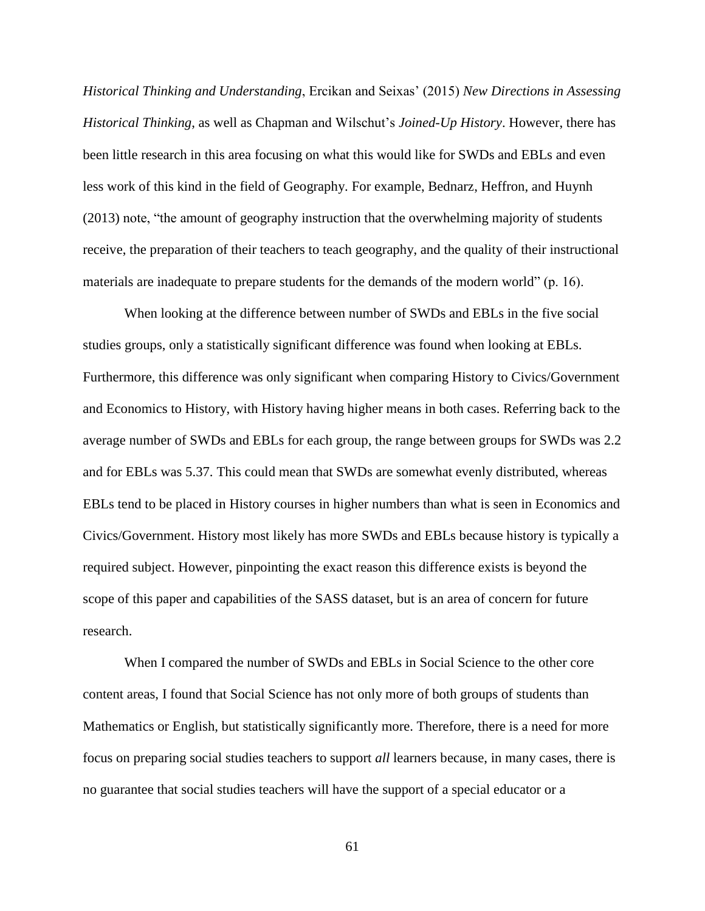*Historical Thinking and Understanding*, Ercikan and Seixas' (2015) *New Directions in Assessing Historical Thinking*, as well as Chapman and Wilschut's *Joined-Up History*. However, there has been little research in this area focusing on what this would like for SWDs and EBLs and even less work of this kind in the field of Geography. For example, Bednarz, Heffron, and Huynh (2013) note, "the amount of geography instruction that the overwhelming majority of students receive, the preparation of their teachers to teach geography, and the quality of their instructional materials are inadequate to prepare students for the demands of the modern world" (p. 16).

When looking at the difference between number of SWDs and EBLs in the five social studies groups, only a statistically significant difference was found when looking at EBLs. Furthermore, this difference was only significant when comparing History to Civics/Government and Economics to History, with History having higher means in both cases. Referring back to the average number of SWDs and EBLs for each group, the range between groups for SWDs was 2.2 and for EBLs was 5.37. This could mean that SWDs are somewhat evenly distributed, whereas EBLs tend to be placed in History courses in higher numbers than what is seen in Economics and Civics/Government. History most likely has more SWDs and EBLs because history is typically a required subject. However, pinpointing the exact reason this difference exists is beyond the scope of this paper and capabilities of the SASS dataset, but is an area of concern for future research.

When I compared the number of SWDs and EBLs in Social Science to the other core content areas, I found that Social Science has not only more of both groups of students than Mathematics or English, but statistically significantly more. Therefore, there is a need for more focus on preparing social studies teachers to support *all* learners because, in many cases, there is no guarantee that social studies teachers will have the support of a special educator or a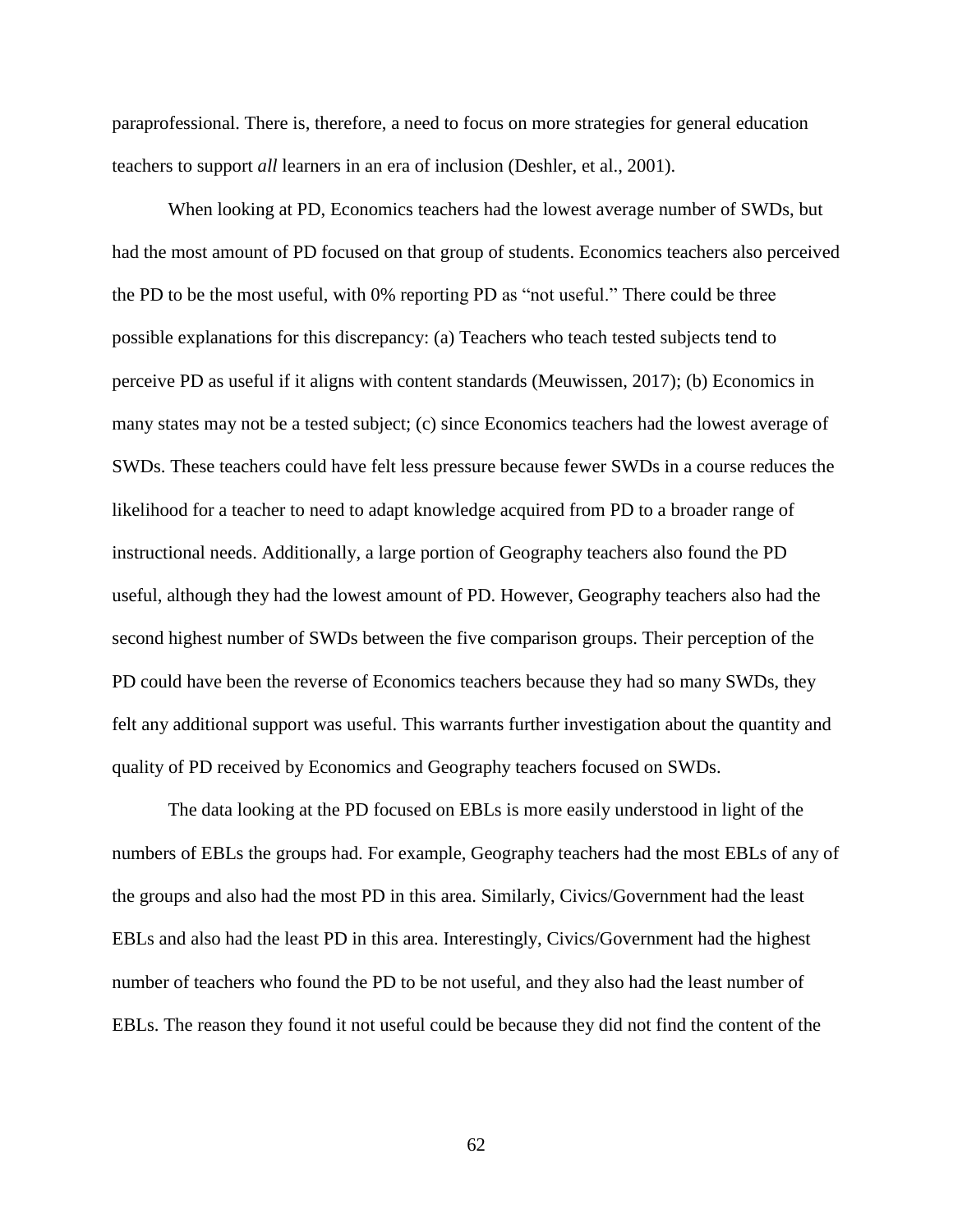paraprofessional. There is, therefore, a need to focus on more strategies for general education teachers to support *all* learners in an era of inclusion (Deshler, et al., 2001).

When looking at PD, Economics teachers had the lowest average number of SWDs, but had the most amount of PD focused on that group of students. Economics teachers also perceived the PD to be the most useful, with 0% reporting PD as "not useful." There could be three possible explanations for this discrepancy: (a) Teachers who teach tested subjects tend to perceive PD as useful if it aligns with content standards (Meuwissen, 2017); (b) Economics in many states may not be a tested subject; (c) since Economics teachers had the lowest average of SWDs. These teachers could have felt less pressure because fewer SWDs in a course reduces the likelihood for a teacher to need to adapt knowledge acquired from PD to a broader range of instructional needs. Additionally, a large portion of Geography teachers also found the PD useful, although they had the lowest amount of PD. However, Geography teachers also had the second highest number of SWDs between the five comparison groups. Their perception of the PD could have been the reverse of Economics teachers because they had so many SWDs, they felt any additional support was useful. This warrants further investigation about the quantity and quality of PD received by Economics and Geography teachers focused on SWDs.

The data looking at the PD focused on EBLs is more easily understood in light of the numbers of EBLs the groups had. For example, Geography teachers had the most EBLs of any of the groups and also had the most PD in this area. Similarly, Civics/Government had the least EBLs and also had the least PD in this area. Interestingly, Civics/Government had the highest number of teachers who found the PD to be not useful, and they also had the least number of EBLs. The reason they found it not useful could be because they did not find the content of the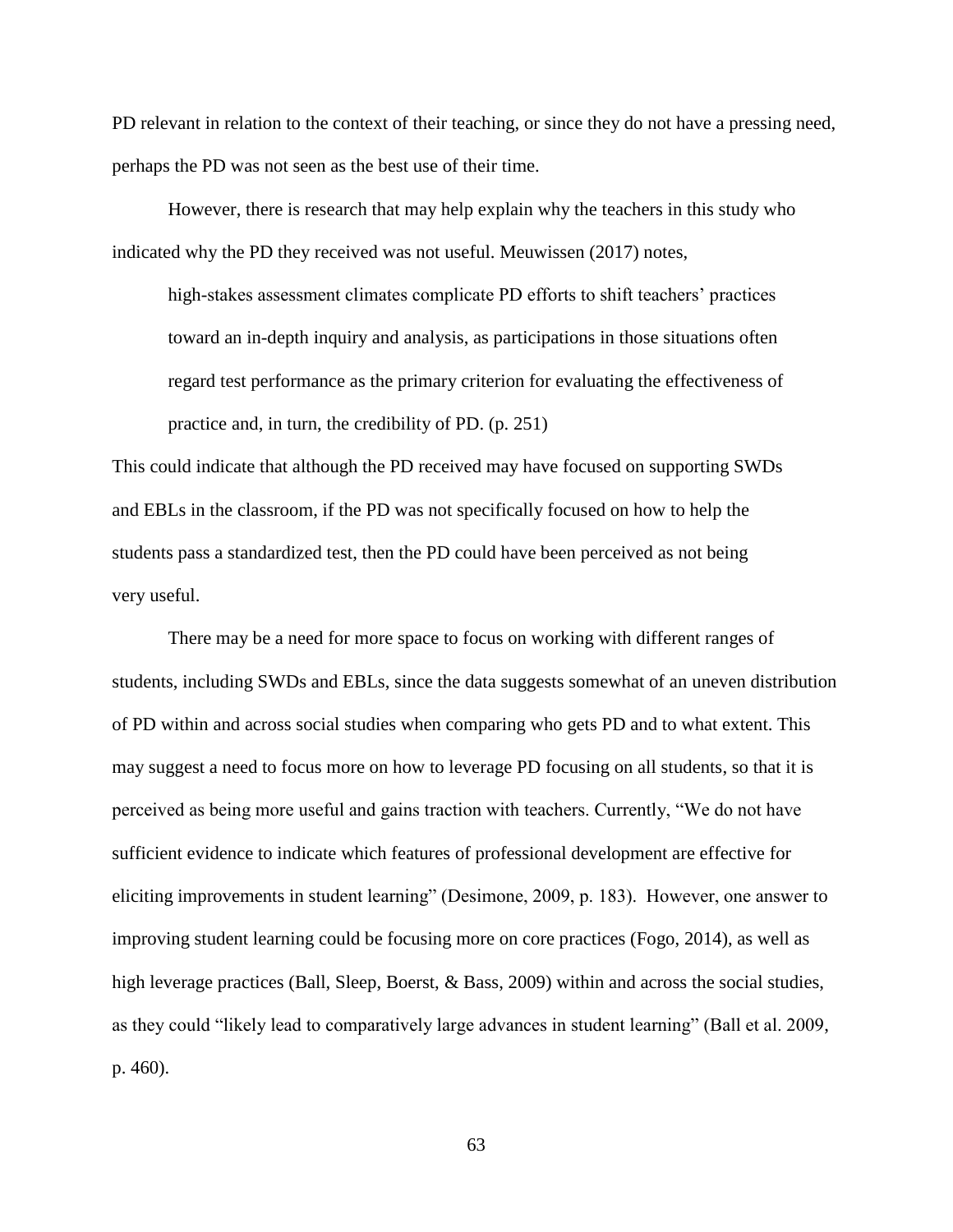PD relevant in relation to the context of their teaching, or since they do not have a pressing need, perhaps the PD was not seen as the best use of their time.

However, there is research that may help explain why the teachers in this study who indicated why the PD they received was not useful. Meuwissen (2017) notes,

> high-stakes assessment climates complicate PD efforts to shift teachers' practices toward an in-depth inquiry and analysis, as participations in those situations often regard test performance as the primary criterion for evaluating the effectiveness of practice and, in turn, the credibility of PD. (p. 251)

This could indicate that although the PD received may have focused on supporting SWDs and EBLs in the classroom, if the PD was not specifically focused on how to help the students pass a standardized test, then the PD could have been perceived as not being very useful.

There may be a need for more space to focus on working with different ranges of students, including SWDs and EBLs, since the data suggests somewhat of an uneven distribution of PD within and across social studies when comparing who gets PD and to what extent. This may suggest a need to focus more on how to leverage PD focusing on all students, so that it is perceived as being more useful and gains traction with teachers. Currently, "We do not have sufficient evidence to indicate which features of professional development are effective for eliciting improvements in student learning" (Desimone, 2009, p. 183). However, one answer to improving student learning could be focusing more on core practices (Fogo, 2014), as well as high leverage practices (Ball, Sleep, Boerst, & Bass, 2009) within and across the social studies, as they could "likely lead to comparatively large advances in student learning" (Ball et al. 2009, p. 460).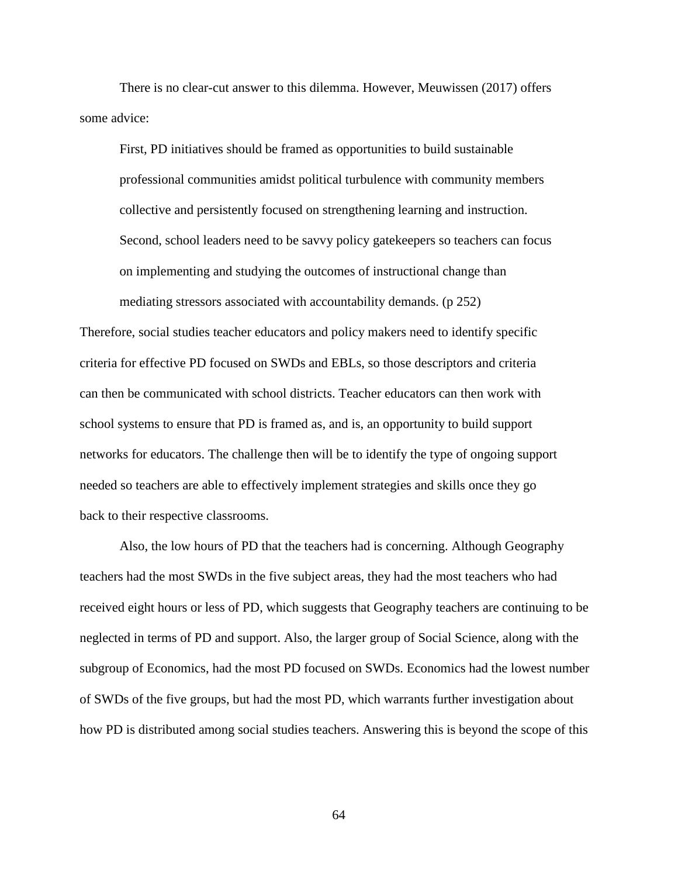There is no clear-cut answer to this dilemma. However, Meuwissen (2017) offers some advice:

> First, PD initiatives should be framed as opportunities to build sustainable professional communities amidst political turbulence with community members collective and persistently focused on strengthening learning and instruction. Second, school leaders need to be savvy policy gatekeepers so teachers can focus on implementing and studying the outcomes of instructional change than mediating stressors associated with accountability demands. (p 252)

Therefore, social studies teacher educators and policy makers need to identify specific criteria for effective PD focused on SWDs and EBLs, so those descriptors and criteria can then be communicated with school districts. Teacher educators can then work with school systems to ensure that PD is framed as, and is, an opportunity to build support networks for educators. The challenge then will be to identify the type of ongoing support needed so teachers are able to effectively implement strategies and skills once they go back to their respective classrooms.

Also, the low hours of PD that the teachers had is concerning. Although Geography teachers had the most SWDs in the five subject areas, they had the most teachers who had received eight hours or less of PD, which suggests that Geography teachers are continuing to be neglected in terms of PD and support. Also, the larger group of Social Science, along with the subgroup of Economics, had the most PD focused on SWDs. Economics had the lowest number of SWDs of the five groups, but had the most PD, which warrants further investigation about how PD is distributed among social studies teachers. Answering this is beyond the scope of this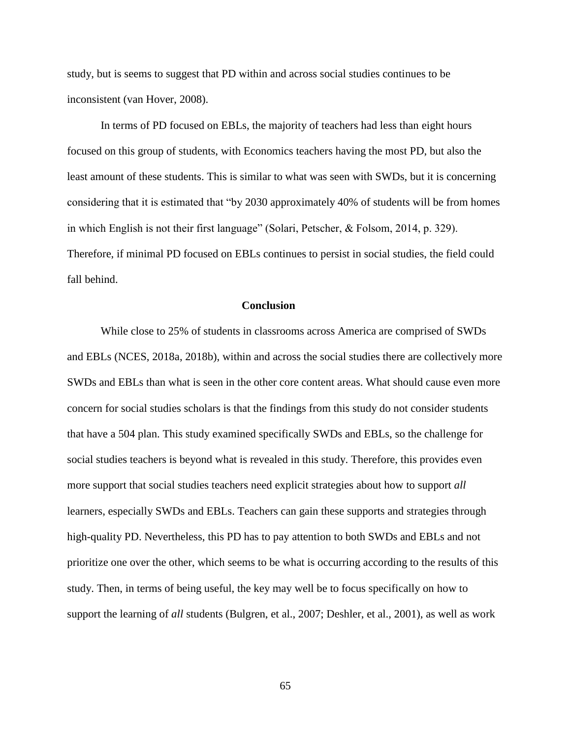study, but is seems to suggest that PD within and across social studies continues to be inconsistent (van Hover, 2008).

In terms of PD focused on EBLs, the majority of teachers had less than eight hours focused on this group of students, with Economics teachers having the most PD, but also the least amount of these students. This is similar to what was seen with SWDs, but it is concerning considering that it is estimated that "by 2030 approximately 40% of students will be from homes in which English is not their first language" (Solari, Petscher, & Folsom, 2014, p. 329). Therefore, if minimal PD focused on EBLs continues to persist in social studies, the field could fall behind.

## Conclusion

While close to 25% of students in classrooms across America are comprised of SWDs and EBLs (NCES, 2018a, 2018b), within and across the social studies there are collectively more SWDs and EBLs than what is seen in the other core content areas. What should cause even more concern for social studies scholars is that the findings from this study do not consider students that have a 504 plan. This study examined specifically SWDs and EBLs, so the challenge for social studies teachers is beyond what is revealed in this study. Therefore, this provides even more support that social studies teachers need explicit strategies about how to support *all* learners, especially SWDs and EBLs. Teachers can gain these supports and strategies through high-quality PD. Nevertheless, this PD has to pay attention to both SWDs and EBLs and not prioritize one over the other, which seems to be what is occurring according to the results of this study. Then, in terms of being useful, the key may well be to focus specifically on how to support the learning of *all* students (Bulgren, et al., 2007; Deshler, et al., 2001), as well as work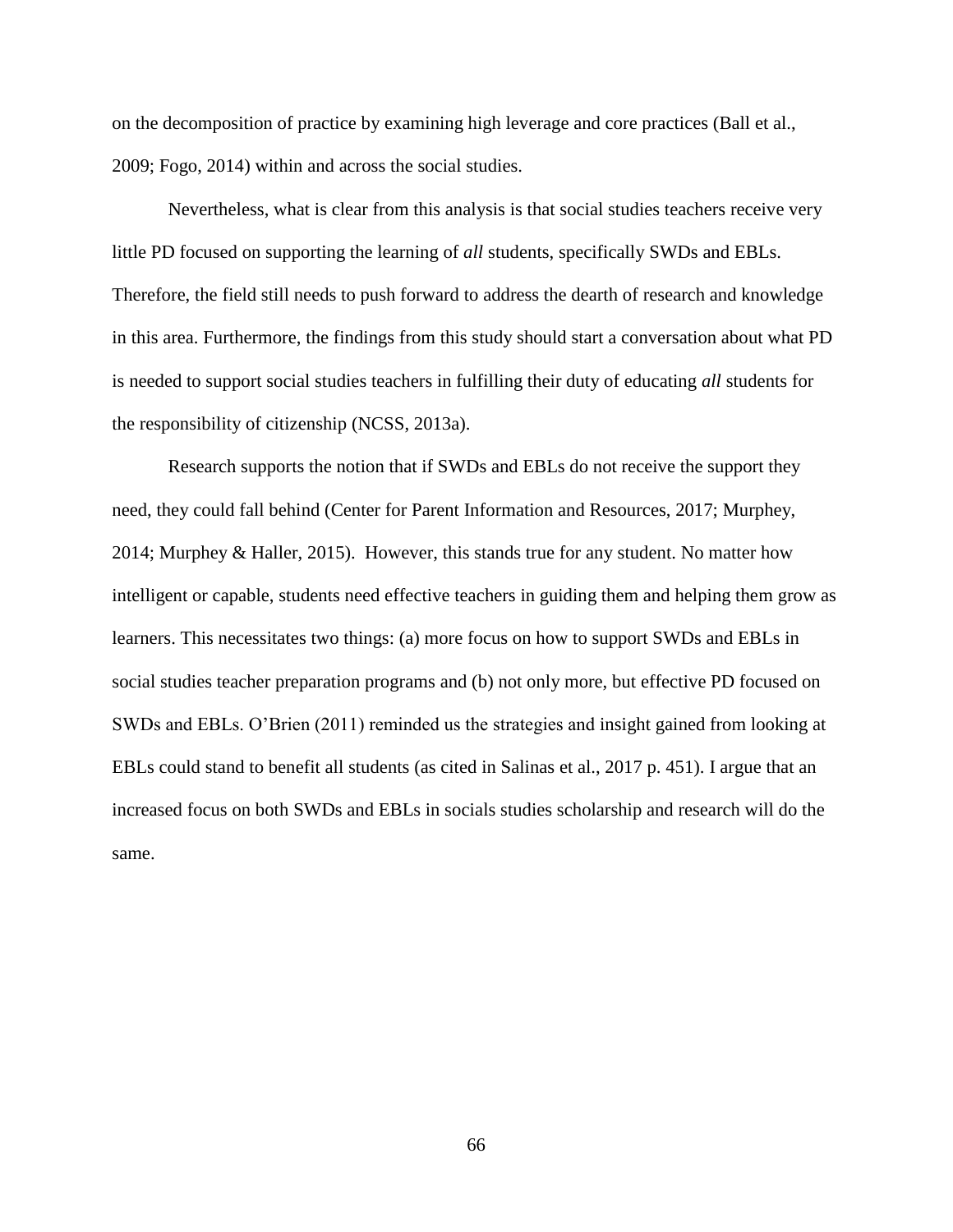on the decomposition of practice by examining high leverage and core practices (Ball et al., 2009; Fogo, 2014) within and across the social studies.

Nevertheless, what is clear from this analysis is that social studies teachers receive very little PD focused on supporting the learning of *all* students, specifically SWDs and EBLs. Therefore, the field still needs to push forward to address the dearth of research and knowledge in this area. Furthermore, the findings from this study should start a conversation about what PD is needed to support social studies teachers in fulfilling their duty of educating *all* students for the responsibility of citizenship (NCSS, 2013a).

Research supports the notion that if SWDs and EBLs do not receive the support they need, they could fall behind (Center for Parent Information and Resources, 2017; Murphey, 2014; Murphey & Haller, 2015). However, this stands true for any student. No matter how intelligent or capable, students need effective teachers in guiding them and helping them grow as learners. This necessitates two things: (a) more focus on how to support SWDs and EBLs in social studies teacher preparation programs and (b) not only more, but effective PD focused on SWDs and EBLs. O'Brien (2011) reminded us the strategies and insight gained from looking at EBLs could stand to benefit all students (as cited in Salinas et al., 2017 p. 451). I argue that an increased focus on both SWDs and EBLs in socials studies scholarship and research will do the same.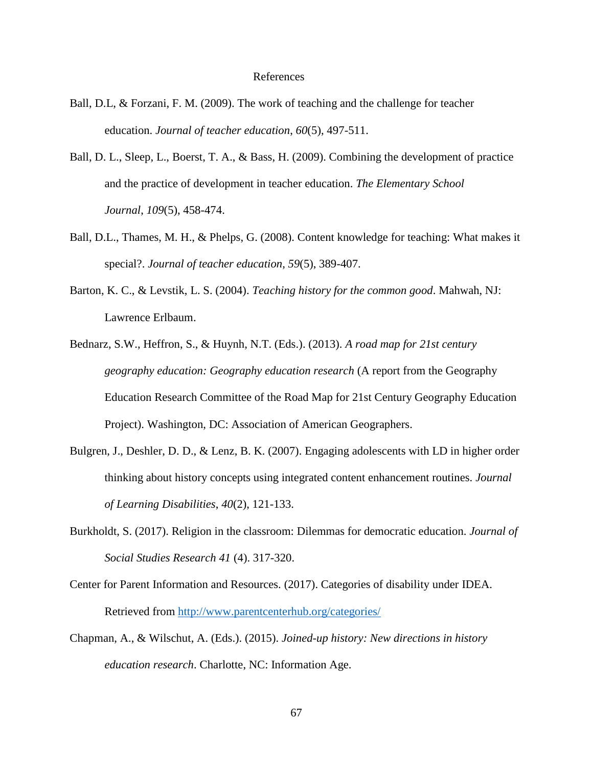# References

Ball, D.L, & Forzani, F. M. (2009). The work of teaching and the challenge for teacher education. *Journal of teacher education*, *60*(5), 497-511.

Ball, D. L., Sleep, L., Boerst, T. A., & Bass, H. (2009). Combining the development of practice and the practice of development in teacher education. *The Elementary School Journal*, *109*(5), 458-474.

Ball, D.L., Thames, M. H., & Phelps, G. (2008). Content knowledge for teaching: What makes it special?. *Journal of teacher education*, *59*(5), 389-407.

Barton, K. C., & Levstik, L. S. (2004). *Teaching history for the common good*. Mahwah, NJ: Lawrence Erlbaum.

Bednarz, S.W., Heffron, S., & Huynh, N.T. (Eds.). (2013). *A road map for 21st century geography education: Geography education research* (A report from the Geography Education Research Committee of the Road Map for 21st Century Geography Education Project). Washington, DC: Association of American Geographers.

Bulgren, J., Deshler, D. D., & Lenz, B. K. (2007). Engaging adolescents with LD in higher order thinking about history concepts using integrated content enhancement routines. *Journal of Learning Disabilities*, *40*(2), 121-133.

Burkholdt, S. (2017). Religion in the classroom: Dilemmas for democratic education. *Journal of Social Studies Research 41* (4). 317-320.

Center for Parent Information and Resources. (2017). Categories of disability under IDEA. Retrieved from http://www.parentcenterhub.org/categories/

Chapman, A., & Wilschut, A. (Eds.). (2015). *Joined-up history: New directions in history education research*. Charlotte, NC: Information Age.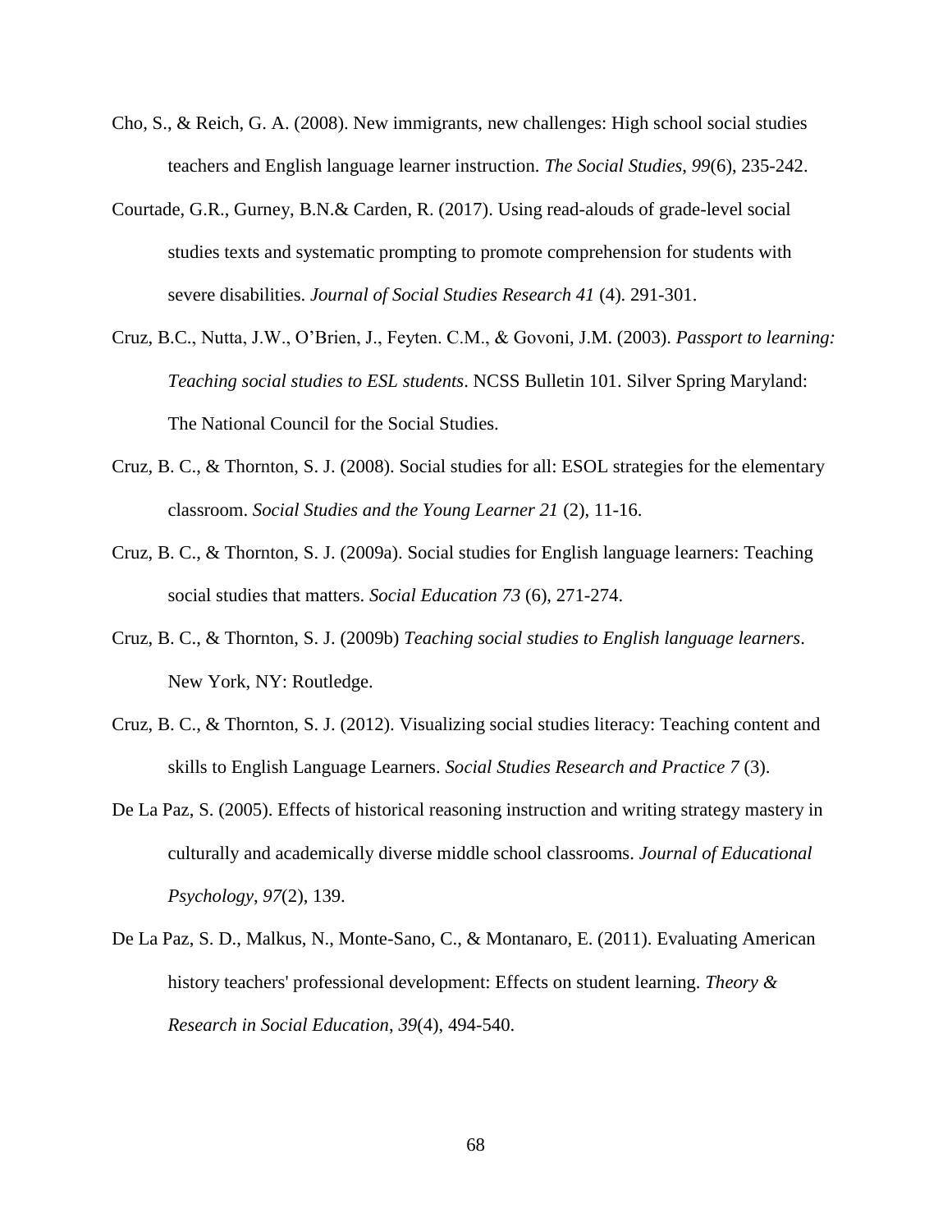Cho, S., & Reich, G. A. (2008). New immigrants, new challenges: High school social studies teachers and English language learner instruction. *The Social Studies*, *99*(6), 235-242.

Courtade, G.R., Gurney, B.N.& Carden, R. (2017). Using read-alouds of grade-level social studies texts and systematic prompting to promote comprehension for students with severe disabilities. *Journal of Social Studies Research 41* (4). 291-301.

Cruz, B.C., Nutta, J.W., O'Brien, J., Feyten. C.M., & Govoni, J.M. (2003). *Passport to learning: Teaching social studies to ESL students*. NCSS Bulletin 101. Silver Spring Maryland: The National Council for the Social Studies.

Cruz, B. C., & Thornton, S. J. (2008). Social studies for all: ESOL strategies for the elementary classroom. *Social Studies and the Young Learner 21* (2), 11-16.

Cruz, B. C., & Thornton, S. J. (2009a). Social studies for English language learners: Teaching social studies that matters. *Social Education 73* (6), 271-274.

Cruz, B. C., & Thornton, S. J. (2009b) *Teaching social studies to English language learners*. New York, NY: Routledge.

Cruz, B. C., & Thornton, S. J. (2012). Visualizing social studies literacy: Teaching content and skills to English Language Learners. *Social Studies Research and Practice 7* (3).

De La Paz, S. (2005). Effects of historical reasoning instruction and writing strategy mastery in culturally and academically diverse middle school classrooms. *Journal of Educational Psychology*, *97*(2), 139.

De La Paz, S. D., Malkus, N., Monte-Sano, C., & Montanaro, E. (2011). Evaluating American history teachers' professional development: Effects on student learning. *Theory & Research in Social Education*, *39*(4), 494-540.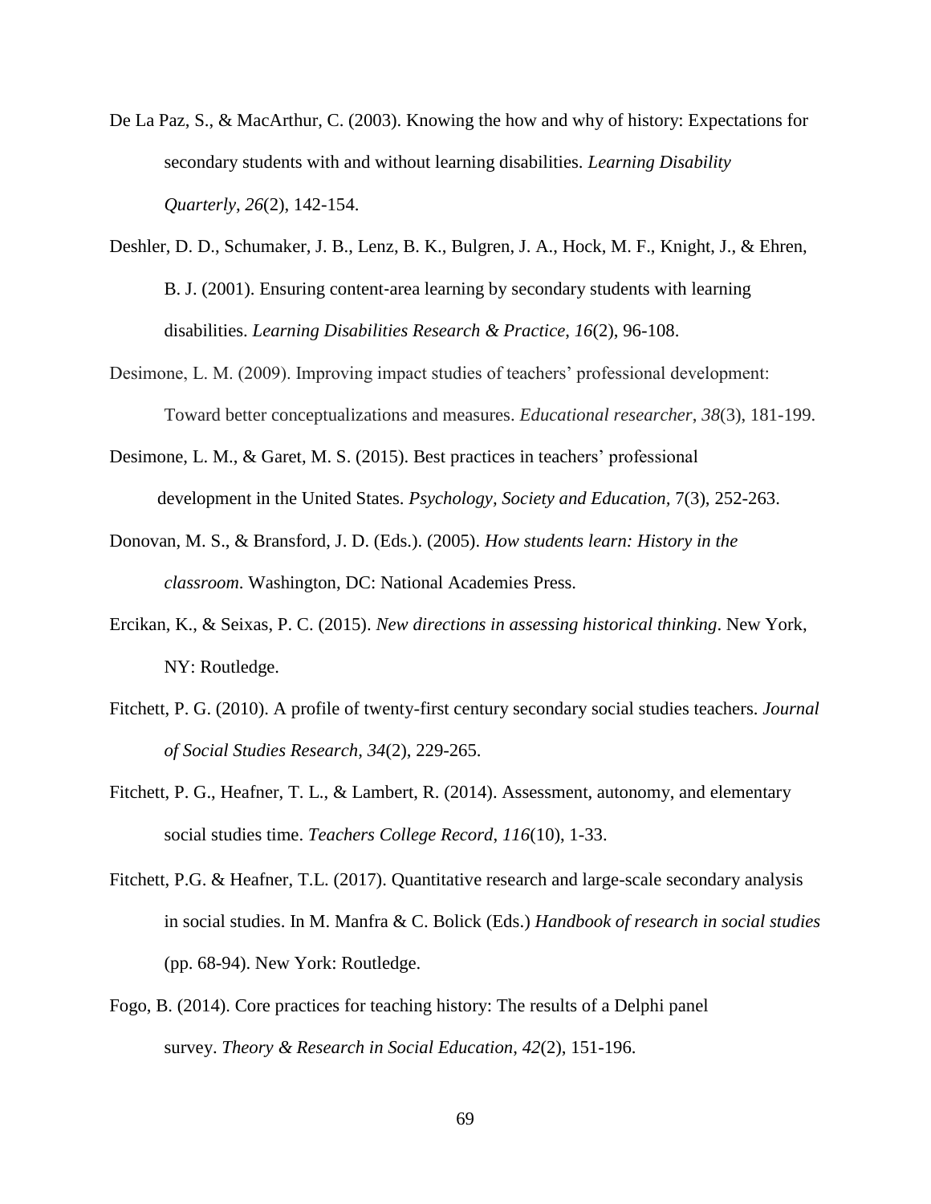De La Paz, S., & MacArthur, C. (2003). Knowing the how and why of history: Expectations for secondary students with and without learning disabilities. *Learning Disability Quarterly*, *26*(2), 142-154.

Deshler, D. D., Schumaker, J. B., Lenz, B. K., Bulgren, J. A., Hock, M. F., Knight, J., & Ehren, B. J. (2001). Ensuring content-area learning by secondary students with learning disabilities. *Learning Disabilities Research & Practice*, *16*(2), 96-108.

Desimone, L. M. (2009). Improving impact studies of teachers' professional development: Toward better conceptualizations and measures. *Educational researcher*, *38*(3), 181-199.

Desimone, L. M., & Garet, M. S. (2015). Best practices in teachers' professional development in the United States. *Psychology, Society and Education*, 7(3), 252-263.

Donovan, M. S., & Bransford, J. D. (Eds.). (2005). *How students learn: History in the classroom*. Washington, DC: National Academies Press.

Ercikan, K., & Seixas, P. C. (2015). *New directions in assessing historical thinking*. New York, NY: Routledge.

Fitchett, P. G. (2010). A profile of twenty-first century secondary social studies teachers. *Journal of Social Studies Research, 34*(2), 229-265.

Fitchett, P. G., Heafner, T. L., & Lambert, R. (2014). Assessment, autonomy, and elementary social studies time. *Teachers College Record*, *116*(10), 1-33.

Fitchett, P.G. & Heafner, T.L. (2017). Quantitative research and large-scale secondary analysis in social studies. In M. Manfra & C. Bolick (Eds.) *Handbook of research in social studies* (pp. 68-94). New York: Routledge.

Fogo, B. (2014). Core practices for teaching history: The results of a Delphi panel survey. *Theory & Research in Social Education*, *42*(2), 151-196.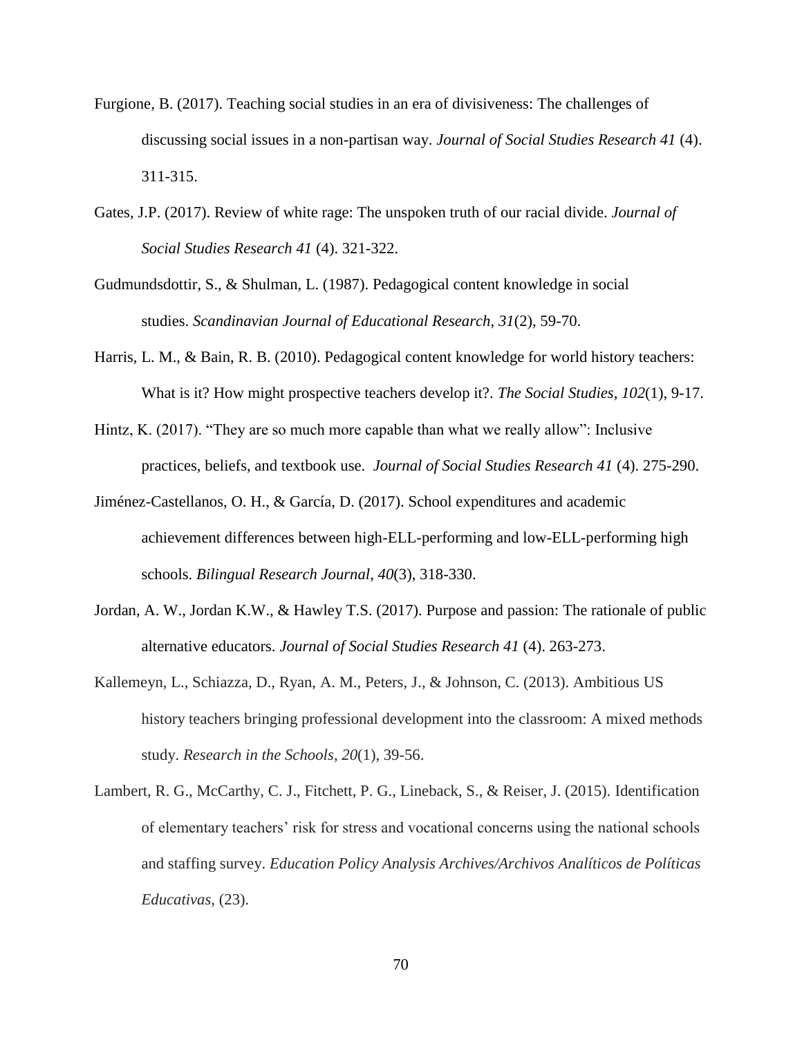Furgione, B. (2017). Teaching social studies in an era of divisiveness: The challenges of discussing social issues in a non-partisan way. *Journal of Social Studies Research 41* (4). 311-315.

Gates, J.P. (2017). Review of white rage: The unspoken truth of our racial divide. *Journal of Social Studies Research 41* (4). 321-322.

Gudmundsdottir, S., & Shulman, L. (1987). Pedagogical content knowledge in social studies. *Scandinavian Journal of Educational Research*, *31*(2), 59-70.

Harris, L. M., & Bain, R. B. (2010). Pedagogical content knowledge for world history teachers: What is it? How might prospective teachers develop it?. *The Social Studies*, *102*(1), 9-17.

Hintz, K. (2017). “They are so much more capable than what we really allow”: Inclusive practices, beliefs, and textbook use. *Journal of Social Studies Research 41* (4). 275-290.

Jiménez-Castellanos, O. H., & García, D. (2017). School expenditures and academic achievement differences between high-ELL-performing and low-ELL-performing high schools. *Bilingual Research Journal*, *40*(3), 318-330.

Jordan, A. W., Jordan K.W., & Hawley T.S. (2017). Purpose and passion: The rationale of public alternative educators. *Journal of Social Studies Research 41* (4). 263-273.

Kallemeyn, L., Schiazza, D., Ryan, A. M., Peters, J., & Johnson, C. (2013). Ambitious US history teachers bringing professional development into the classroom: A mixed methods study. *Research in the Schools*, *20*(1), 39-56.

Lambert, R. G., McCarthy, C. J., Fitchett, P. G., Lineback, S., & Reiser, J. (2015). Identification of elementary teachers’ risk for stress and vocational concerns using the national schools and staffing survey. *Education Policy Analysis Archives/Archivos Analíticos de Políticas Educativas*, (23).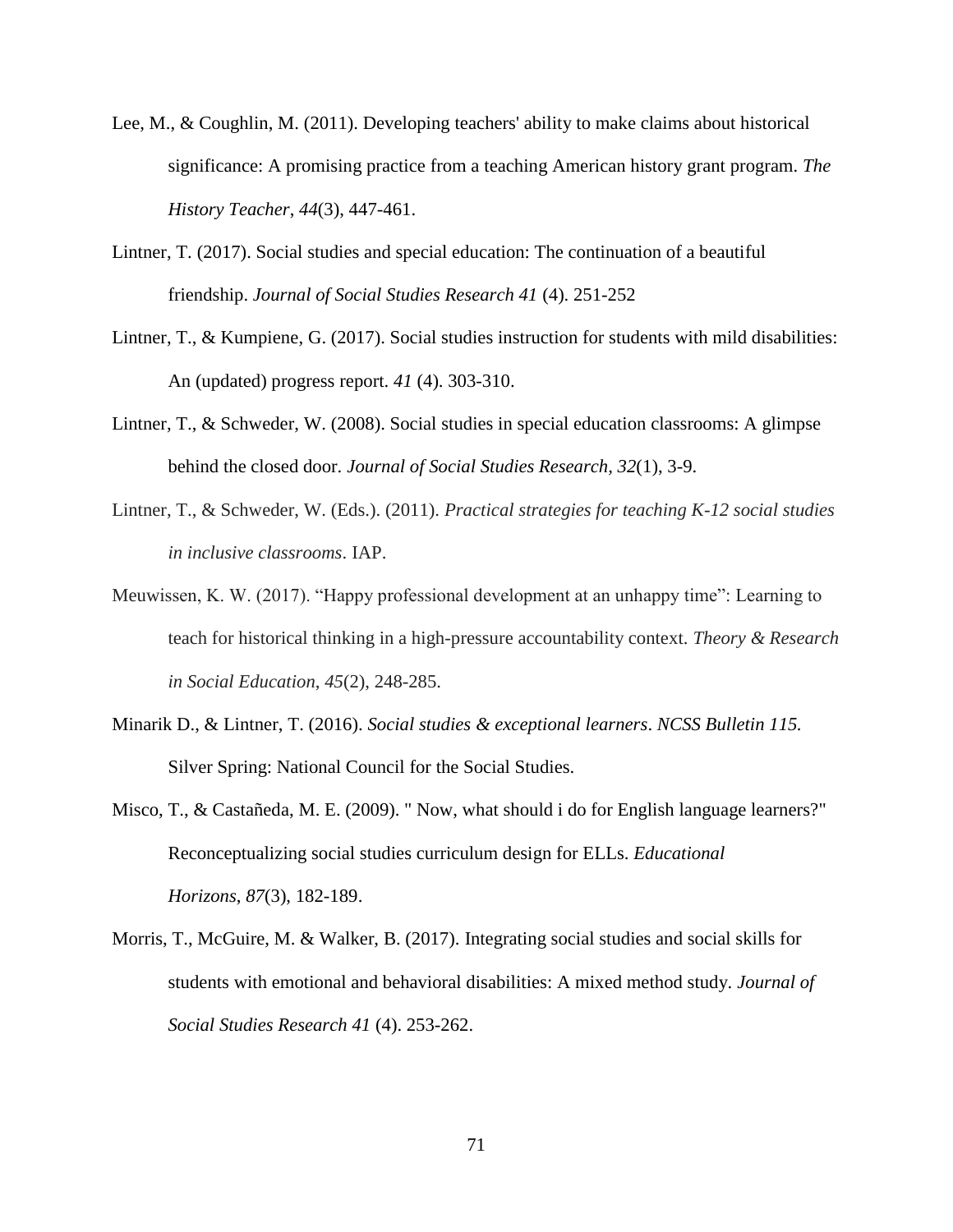Lee, M., & Coughlin, M. (2011). Developing teachers' ability to make claims about historical significance: A promising practice from a teaching American history grant program. *The History Teacher*, *44*(3), 447-461.

Lintner, T. (2017). Social studies and special education: The continuation of a beautiful friendship. *Journal of Social Studies Research 41* (4). 251-252

Lintner, T., & Kumpiene, G. (2017). Social studies instruction for students with mild disabilities: An (updated) progress report. *41* (4). 303-310.

Lintner, T., & Schweder, W. (2008). Social studies in special education classrooms: A glimpse behind the closed door. *Journal of Social Studies Research, 32*(1), 3-9.

Lintner, T., & Schweder, W. (Eds.). (2011). *Practical strategies for teaching K-12 social studies in inclusive classrooms*. IAP.

Meuwissen, K. W. (2017). "Happy professional development at an unhappy time": Learning to teach for historical thinking in a high-pressure accountability context. *Theory & Research in Social Education*, *45*(2), 248-285.

Minarik D., & Lintner, T. (2016). *Social studies & exceptional learners*. *NCSS Bulletin 115.* Silver Spring: National Council for the Social Studies.

Misco, T., & Castañeda, M. E. (2009). " Now, what should i do for English language learners?" Reconceptualizing social studies curriculum design for ELLs. *Educational Horizons*, *87*(3), 182-189.

Morris, T., McGuire, M. & Walker, B. (2017). Integrating social studies and social skills for students with emotional and behavioral disabilities: A mixed method study. *Journal of Social Studies Research 41* (4). 253-262.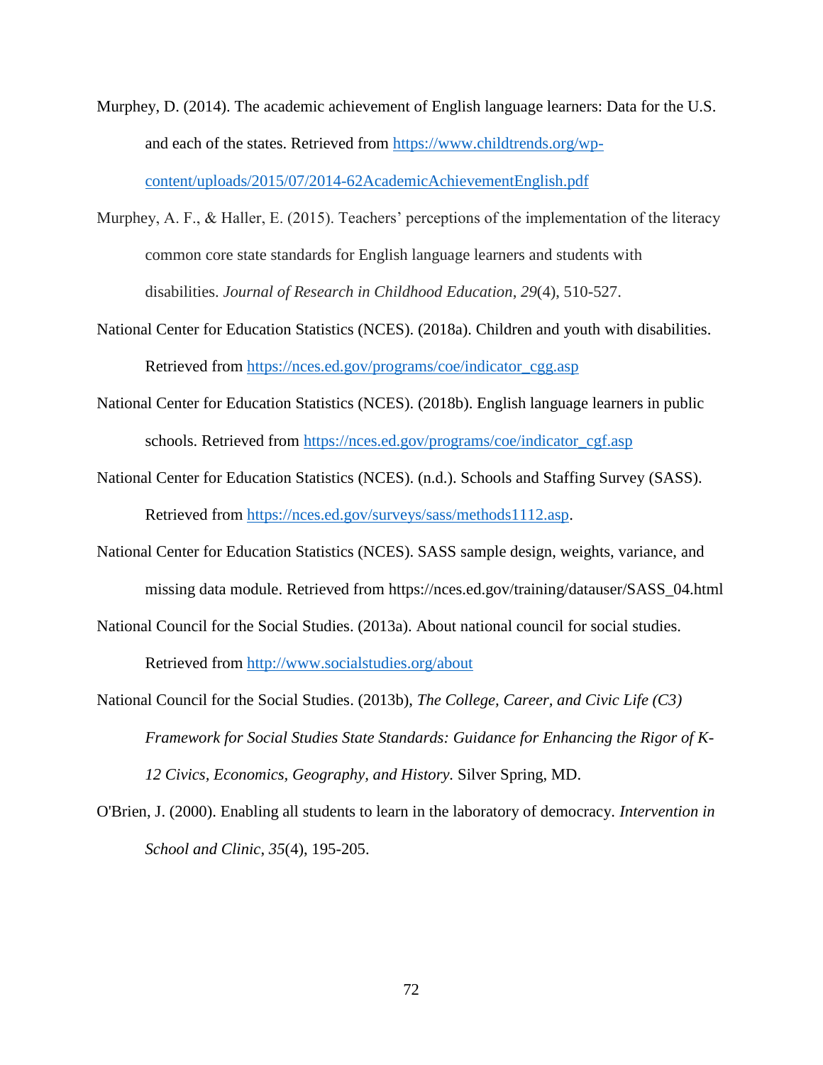Murphey, D. (2014). The academic achievement of English language learners: Data for the U.S. and each of the states. Retrieved from https://www.childtrends.org/wp-content/uploads/2015/07/2014-62AcademicAchievementEnglish.pdf

Murphey, A. F., & Haller, E. (2015). Teachers' perceptions of the implementation of the literacy common core state standards for English language learners and students with disabilities. *Journal of Research in Childhood Education*, *29*(4), 510-527.

National Center for Education Statistics (NCES). (2018a). Children and youth with disabilities. Retrieved from https://nces.ed.gov/programs/coe/indicator_cgg.asp

National Center for Education Statistics (NCES). (2018b). English language learners in public schools. Retrieved from https://nces.ed.gov/programs/coe/indicator_cgf.asp

National Center for Education Statistics (NCES). (n.d.). Schools and Staffing Survey (SASS). Retrieved from https://nces.ed.gov/surveys/sass/methods1112.asp.

National Center for Education Statistics (NCES). SASS sample design, weights, variance, and missing data module. Retrieved from https://nces.ed.gov/training/datauser/SASS_04.html

National Council for the Social Studies. (2013a). About national council for social studies. Retrieved from http://www.socialstudies.org/about

National Council for the Social Studies. (2013b), *The College, Career, and Civic Life (C3) Framework for Social Studies State Standards: Guidance for Enhancing the Rigor of K-12 Civics, Economics, Geography, and History.* Silver Spring, MD.

O'Brien, J. (2000). Enabling all students to learn in the laboratory of democracy. *Intervention in School and Clinic*, *35*(4), 195-205.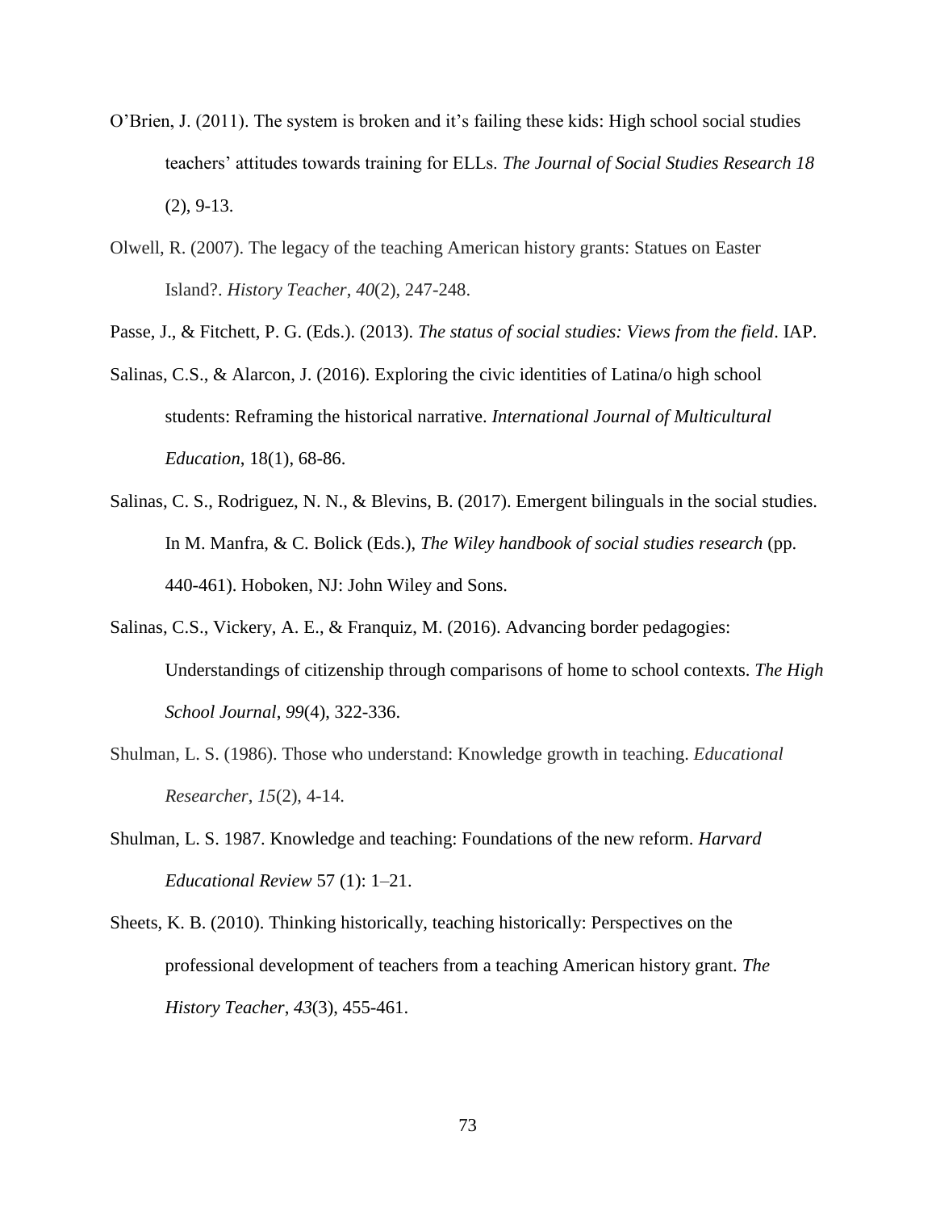O'Brien, J. (2011). The system is broken and it's failing these kids: High school social studies teachers' attitudes towards training for ELLs. *The Journal of Social Studies Research 18* (2), 9-13.

Olwell, R. (2007). The legacy of the teaching American history grants: Statues on Easter Island?. *History Teacher*, *40*(2), 247-248.

Passe, J., & Fitchett, P. G. (Eds.). (2013). *The status of social studies: Views from the field*. IAP.

Salinas, C.S., & Alarcon, J. (2016). Exploring the civic identities of Latina/o high school students: Reframing the historical narrative. *International Journal of Multicultural Education*, 18(1), 68-86.

Salinas, C. S., Rodriguez, N. N., & Blevins, B. (2017). Emergent bilinguals in the social studies. In M. Manfra, & C. Bolick (Eds.), *The Wiley handbook of social studies research* (pp. 440-461). Hoboken, NJ: John Wiley and Sons.

Salinas, C.S., Vickery, A. E., & Franquiz, M. (2016). Advancing border pedagogies: Understandings of citizenship through comparisons of home to school contexts. *The High School Journal*, *99*(4), 322-336.

Shulman, L. S. (1986). Those who understand: Knowledge growth in teaching. *Educational Researcher*, *15*(2), 4-14.

Shulman, L. S. 1987. Knowledge and teaching: Foundations of the new reform. *Harvard Educational Review* 57 (1): 1–21.

Sheets, K. B. (2010). Thinking historically, teaching historically: Perspectives on the professional development of teachers from a teaching American history grant. *The History Teacher*, *43*(3), 455-461.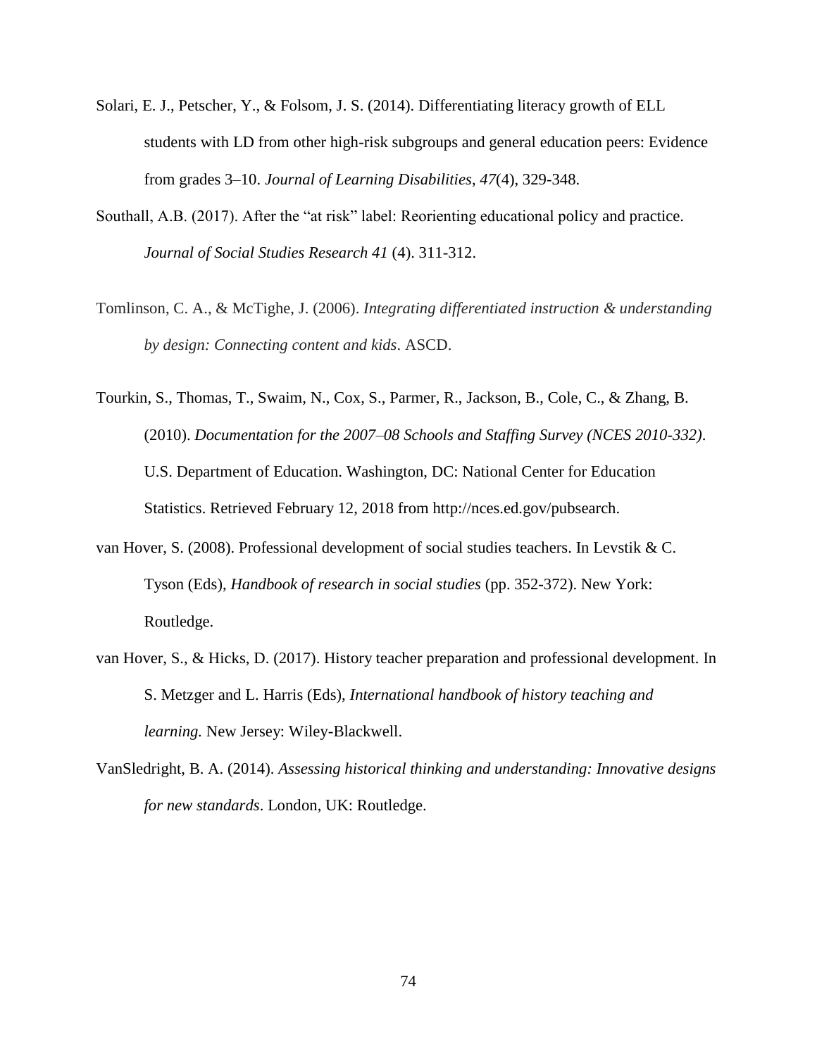Solari, E. J., Petscher, Y., & Folsom, J. S. (2014). Differentiating literacy growth of ELL students with LD from other high-risk subgroups and general education peers: Evidence from grades 3–10. *Journal of Learning Disabilities*, *47*(4), 329-348.

Southall, A.B. (2017). After the "at risk" label: Reorienting educational policy and practice. *Journal of Social Studies Research 41* (4). 311-312.

Tomlinson, C. A., & McTighe, J. (2006). *Integrating differentiated instruction & understanding by design: Connecting content and kids*. ASCD.

Tourkin, S., Thomas, T., Swaim, N., Cox, S., Parmer, R., Jackson, B., Cole, C., & Zhang, B. (2010). *Documentation for the 2007–08 Schools and Staffing Survey (NCES 2010-332)*. U.S. Department of Education. Washington, DC: National Center for Education Statistics. Retrieved February 12, 2018 from http://nces.ed.gov/pubsearch.

van Hover, S. (2008). Professional development of social studies teachers. In Levstik & C. Tyson (Eds), *Handbook of research in social studies* (pp. 352-372). New York: Routledge.

van Hover, S., & Hicks, D. (2017). History teacher preparation and professional development. In S. Metzger and L. Harris (Eds), *International handbook of history teaching and learning.* New Jersey: Wiley-Blackwell.

VanSledright, B. A. (2014). *Assessing historical thinking and understanding: Innovative designs for new standards*. London, UK: Routledge.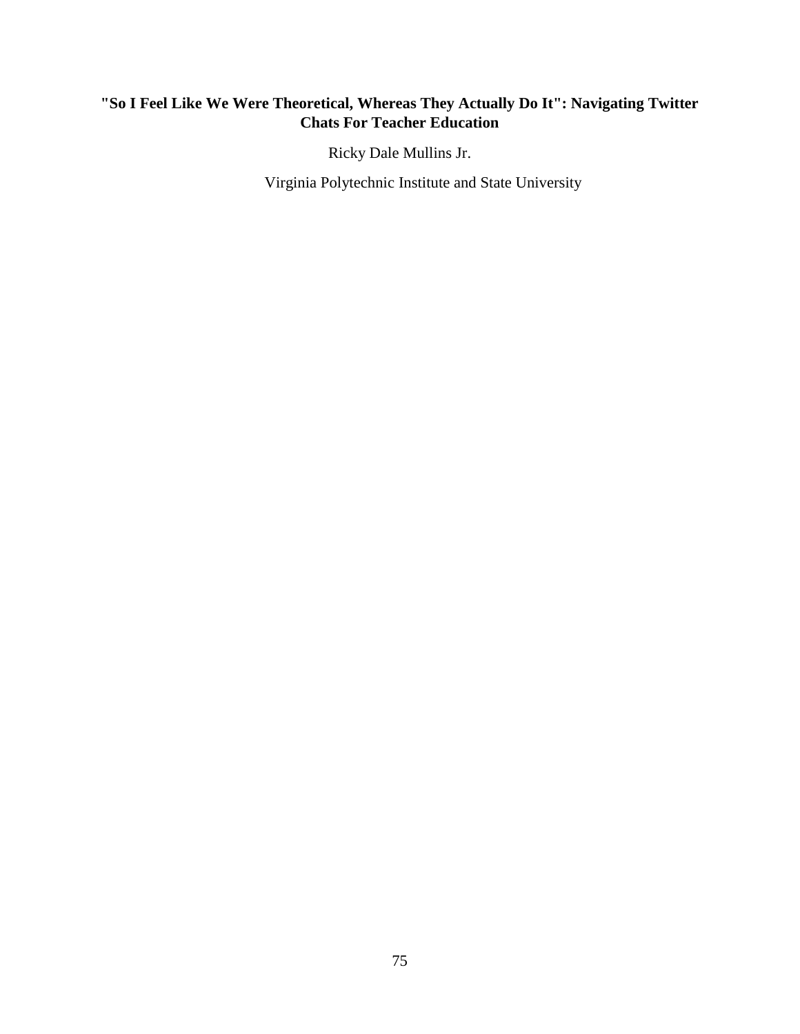# "So I Feel Like We Were Theoretical, Whereas They Actually Do It": Navigating Twitter Chats For Teacher Education

Ricky Dale Mullins Jr.

Virginia Polytechnic Institute and State University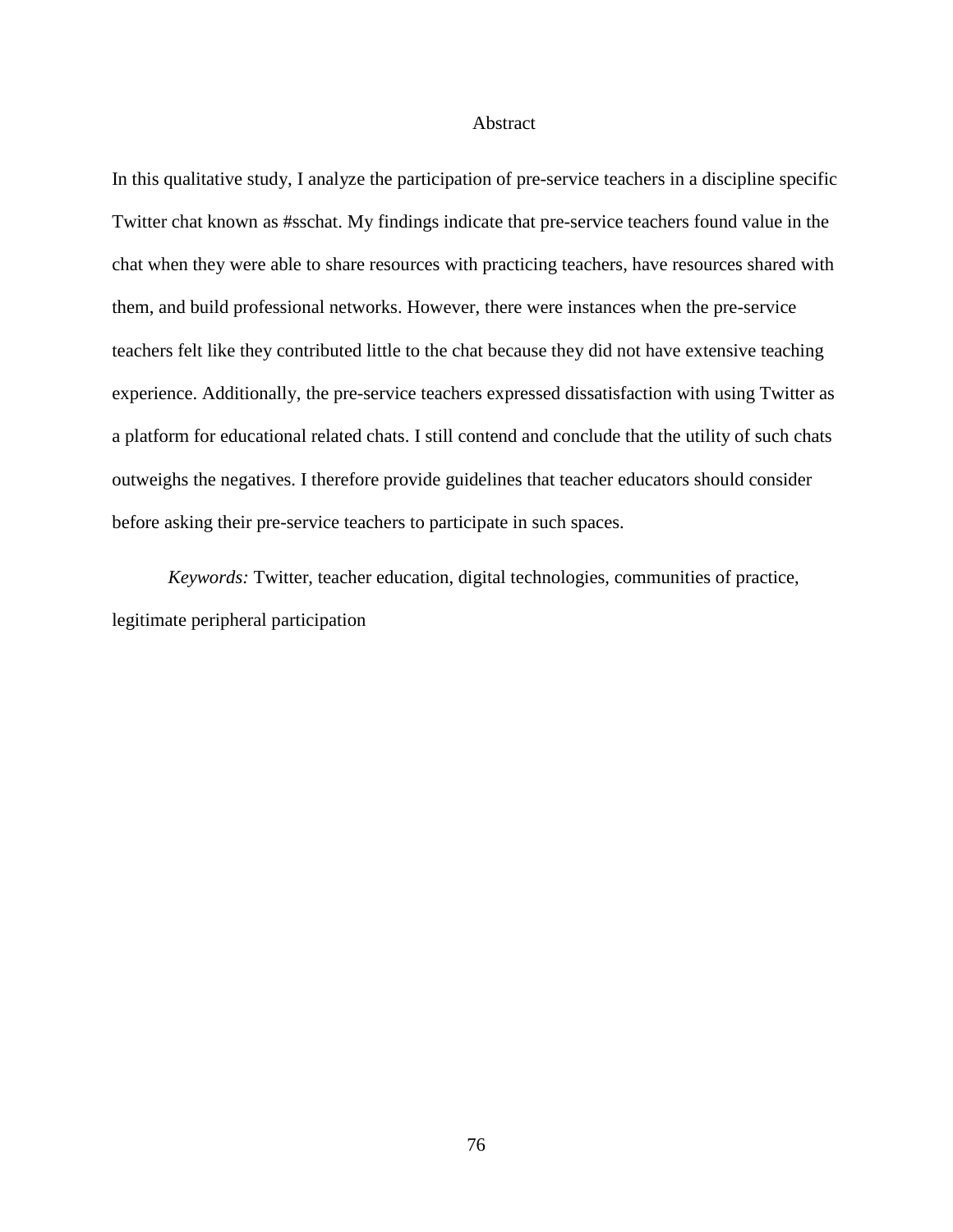# Abstract

In this qualitative study, I analyze the participation of pre-service teachers in a discipline specific Twitter chat known as #sschat. My findings indicate that pre-service teachers found value in the chat when they were able to share resources with practicing teachers, have resources shared with them, and build professional networks. However, there were instances when the pre-service teachers felt like they contributed little to the chat because they did not have extensive teaching experience. Additionally, the pre-service teachers expressed dissatisfaction with using Twitter as a platform for educational related chats. I still contend and conclude that the utility of such chats outweighs the negatives. I therefore provide guidelines that teacher educators should consider before asking their pre-service teachers to participate in such spaces.

*Keywords:* Twitter, teacher education, digital technologies, communities of practice, legitimate peripheral participation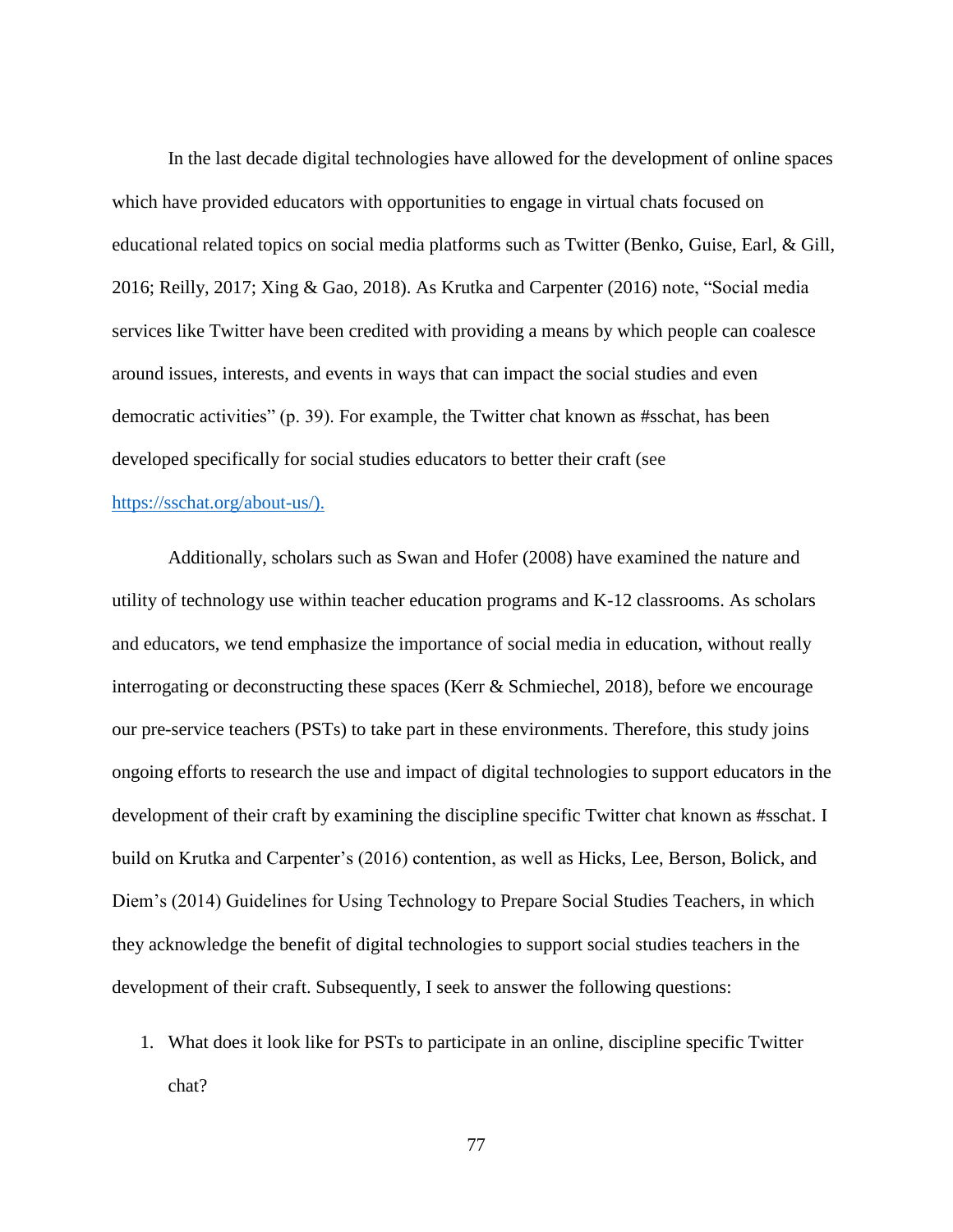In the last decade digital technologies have allowed for the development of online spaces which have provided educators with opportunities to engage in virtual chats focused on educational related topics on social media platforms such as Twitter (Benko, Guise, Earl, & Gill, 2016; Reilly, 2017; Xing & Gao, 2018). As Krutka and Carpenter (2016) note, "Social media services like Twitter have been credited with providing a means by which people can coalesce around issues, interests, and events in ways that can impact the social studies and even democratic activities" (p. 39). For example, the Twitter chat known as #sschat, has been developed specifically for social studies educators to better their craft (see [https://sschat.org/about-us/).](https://sschat.org/about-us/)

Additionally, scholars such as Swan and Hofer (2008) have examined the nature and utility of technology use within teacher education programs and K-12 classrooms. As scholars and educators, we tend emphasize the importance of social media in education, without really interrogating or deconstructing these spaces (Kerr & Schmiechel, 2018), before we encourage our pre-service teachers (PSTs) to take part in these environments. Therefore, this study joins ongoing efforts to research the use and impact of digital technologies to support educators in the development of their craft by examining the discipline specific Twitter chat known as #sschat. I build on Krutka and Carpenter's (2016) contention, as well as Hicks, Lee, Berson, Bolick, and Diem's (2014) Guidelines for Using Technology to Prepare Social Studies Teachers, in which they acknowledge the benefit of digital technologies to support social studies teachers in the development of their craft. Subsequently, I seek to answer the following questions:

1. What does it look like for PSTs to participate in an online, discipline specific Twitter chat?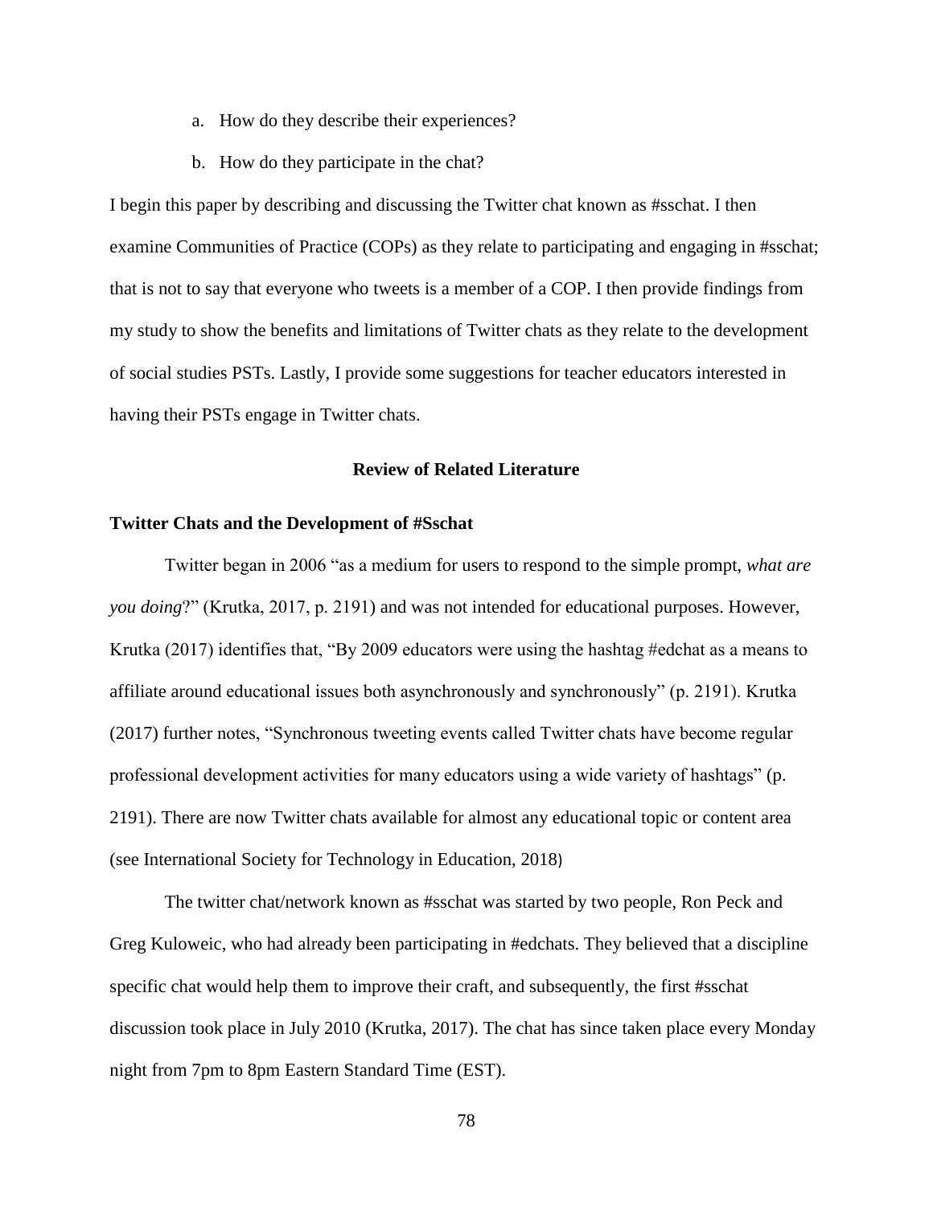a. How do they describe their experiences?

b. How do they participate in the chat?

I begin this paper by describing and discussing the Twitter chat known as #sschat. I then examine Communities of Practice (COPs) as they relate to participating and engaging in #sschat; that is not to say that everyone who tweets is a member of a COP. I then provide findings from my study to show the benefits and limitations of Twitter chats as they relate to the development of social studies PSTs. Lastly, I provide some suggestions for teacher educators interested in having their PSTs engage in Twitter chats.

## Review of Related Literature

### Twitter Chats and the Development of #Sschat

Twitter began in 2006 "as a medium for users to respond to the simple prompt, *what are you doing*?" (Krutka, 2017, p. 2191) and was not intended for educational purposes. However, Krutka (2017) identifies that, "By 2009 educators were using the hashtag #edchat as a means to affiliate around educational issues both asynchronously and synchronously" (p. 2191). Krutka (2017) further notes, "Synchronous tweeting events called Twitter chats have become regular professional development activities for many educators using a wide variety of hashtags" (p. 2191). There are now Twitter chats available for almost any educational topic or content area (see International Society for Technology in Education, 2018)

The twitter chat/network known as #sschat was started by two people, Ron Peck and Greg Kuloweic, who had already been participating in #edchats. They believed that a discipline specific chat would help them to improve their craft, and subsequently, the first #sschat discussion took place in July 2010 (Krutka, 2017). The chat has since taken place every Monday night from 7pm to 8pm Eastern Standard Time (EST).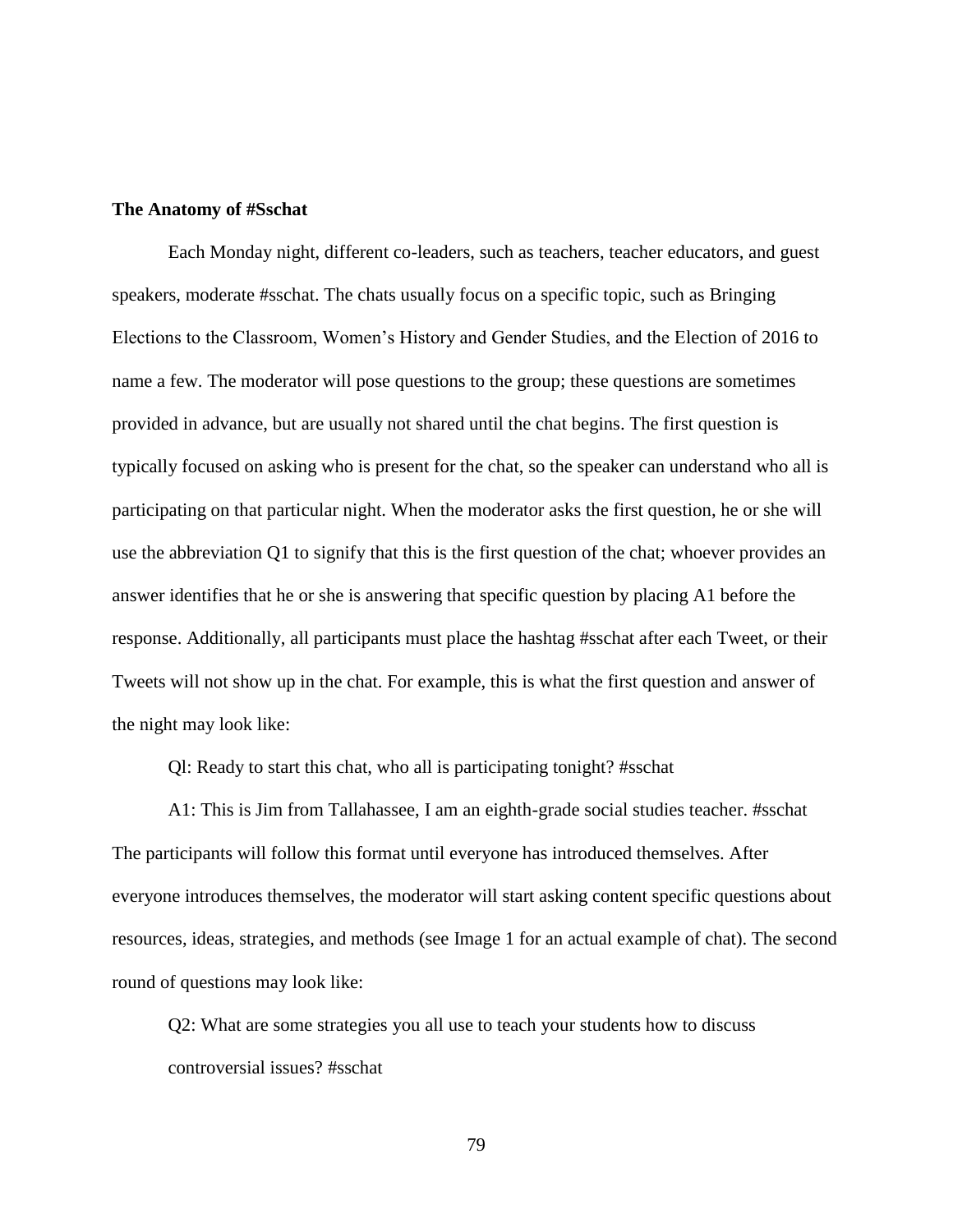**The Anatomy of #Sschat**

Each Monday night, different co-leaders, such as teachers, teacher educators, and guest speakers, moderate #sschat. The chats usually focus on a specific topic, such as Bringing Elections to the Classroom, Women's History and Gender Studies, and the Election of 2016 to name a few. The moderator will pose questions to the group; these questions are sometimes provided in advance, but are usually not shared until the chat begins. The first question is typically focused on asking who is present for the chat, so the speaker can understand who all is participating on that particular night. When the moderator asks the first question, he or she will use the abbreviation Q1 to signify that this is the first question of the chat; whoever provides an answer identifies that he or she is answering that specific question by placing A1 before the response. Additionally, all participants must place the hashtag #sschat after each Tweet, or their Tweets will not show up in the chat. For example, this is what the first question and answer of the night may look like:

Ql: Ready to start this chat, who all is participating tonight? #sschat

A1: This is Jim from Tallahassee, I am an eighth-grade social studies teacher. #sschat

The participants will follow this format until everyone has introduced themselves. After everyone introduces themselves, the moderator will start asking content specific questions about resources, ideas, strategies, and methods (see Image 1 for an actual example of chat). The second round of questions may look like:

Q2: What are some strategies you all use to teach your students how to discuss controversial issues? #sschat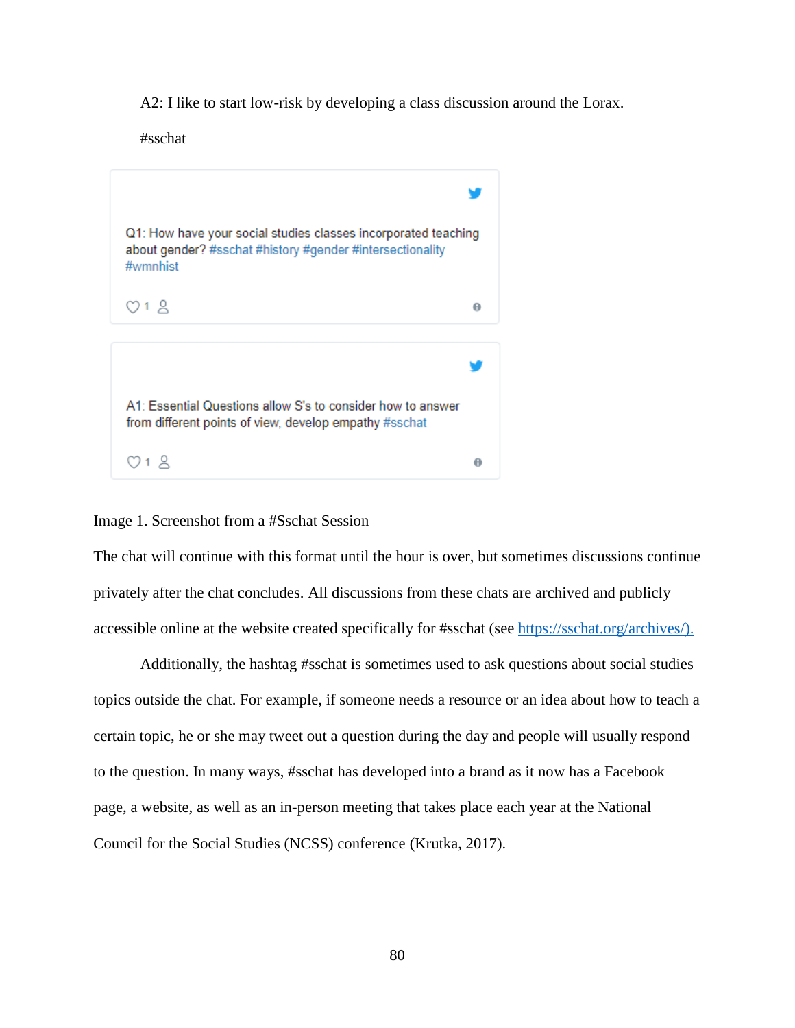A2: I like to start low-risk by developing a class discussion around the Lorax.

#sschat

Q1: How have your social studies classes incorporated teaching about gender? #sschat #history #gender #intersectionality #wmnhist

1

A1: Essential Questions allow S's to consider how to answer from different points of view, develop empathy #sschat

1

Image 1. Screenshot from a #Sschat Session

The chat will continue with this format until the hour is over, but sometimes discussions continue privately after the chat concludes. All discussions from these chats are archived and publicly accessible online at the website created specifically for #sschat (see https://sschat.org/archives/).

Additionally, the hashtag #sschat is sometimes used to ask questions about social studies topics outside the chat. For example, if someone needs a resource or an idea about how to teach a certain topic, he or she may tweet out a question during the day and people will usually respond to the question. In many ways, #sschat has developed into a brand as it now has a Facebook page, a website, as well as an in-person meeting that takes place each year at the National Council for the Social Studies (NCSS) conference (Krutka, 2017).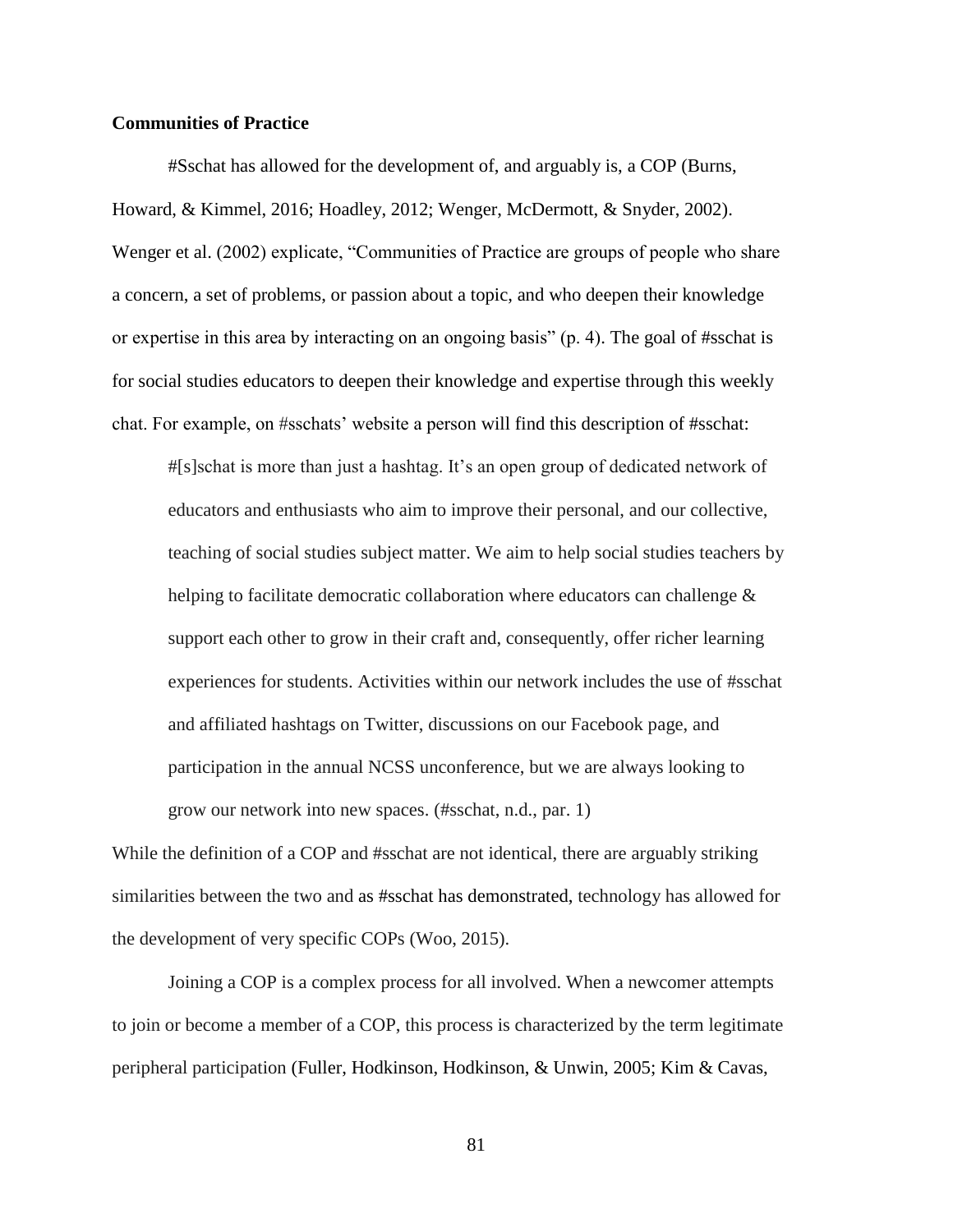**Communities of Practice**

#Sschat has allowed for the development of, and arguably is, a COP (Burns, Howard, & Kimmel, 2016; Hoadley, 2012; Wenger, McDermott, & Snyder, 2002). Wenger et al. (2002) explicate, "Communities of Practice are groups of people who share a concern, a set of problems, or passion about a topic, and who deepen their knowledge or expertise in this area by interacting on an ongoing basis" (p. 4). The goal of #sschat is for social studies educators to deepen their knowledge and expertise through this weekly chat. For example, on #sschats' website a person will find this description of #sschat:

> #[s]schat is more than just a hashtag. It's an open group of dedicated network of educators and enthusiasts who aim to improve their personal, and our collective, teaching of social studies subject matter. We aim to help social studies teachers by helping to facilitate democratic collaboration where educators can challenge & support each other to grow in their craft and, consequently, offer richer learning experiences for students. Activities within our network includes the use of #sschat and affiliated hashtags on Twitter, discussions on our Facebook page, and participation in the annual NCSS unconference, but we are always looking to grow our network into new spaces. (#sschat, n.d., par. 1)

While the definition of a COP and #sschat are not identical, there are arguably striking similarities between the two and as #sschat has demonstrated, technology has allowed for the development of very specific COPs (Woo, 2015).

Joining a COP is a complex process for all involved. When a newcomer attempts to join or become a member of a COP, this process is characterized by the term legitimate peripheral participation (Fuller, Hodkinson, Hodkinson, & Unwin, 2005; Kim & Cavas,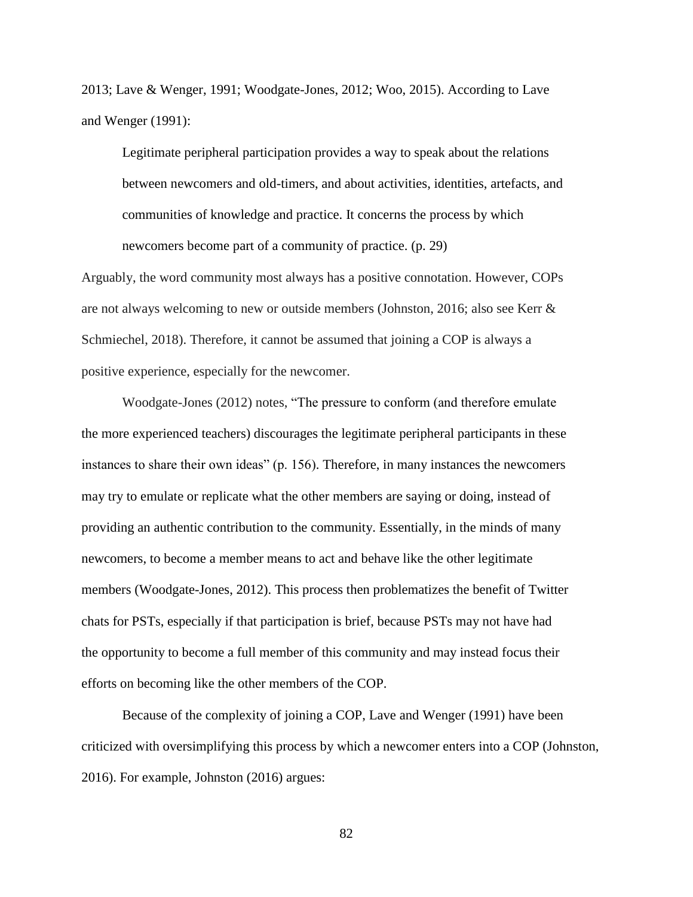2013; Lave & Wenger, 1991; Woodgate-Jones, 2012; Woo, 2015). According to Lave and Wenger (1991):

> Legitimate peripheral participation provides a way to speak about the relations between newcomers and old-timers, and about activities, identities, artefacts, and communities of knowledge and practice. It concerns the process by which newcomers become part of a community of practice. (p. 29)

Arguably, the word community most always has a positive connotation. However, COPs are not always welcoming to new or outside members (Johnston, 2016; also see Kerr & Schmiechel, 2018). Therefore, it cannot be assumed that joining a COP is always a positive experience, especially for the newcomer.

Woodgate-Jones (2012) notes, "The pressure to conform (and therefore emulate the more experienced teachers) discourages the legitimate peripheral participants in these instances to share their own ideas" (p. 156). Therefore, in many instances the newcomers may try to emulate or replicate what the other members are saying or doing, instead of providing an authentic contribution to the community. Essentially, in the minds of many newcomers, to become a member means to act and behave like the other legitimate members (Woodgate-Jones, 2012). This process then problematizes the benefit of Twitter chats for PSTs, especially if that participation is brief, because PSTs may not have had the opportunity to become a full member of this community and may instead focus their efforts on becoming like the other members of the COP.

Because of the complexity of joining a COP, Lave and Wenger (1991) have been criticized with oversimplifying this process by which a newcomer enters into a COP (Johnston, 2016). For example, Johnston (2016) argues: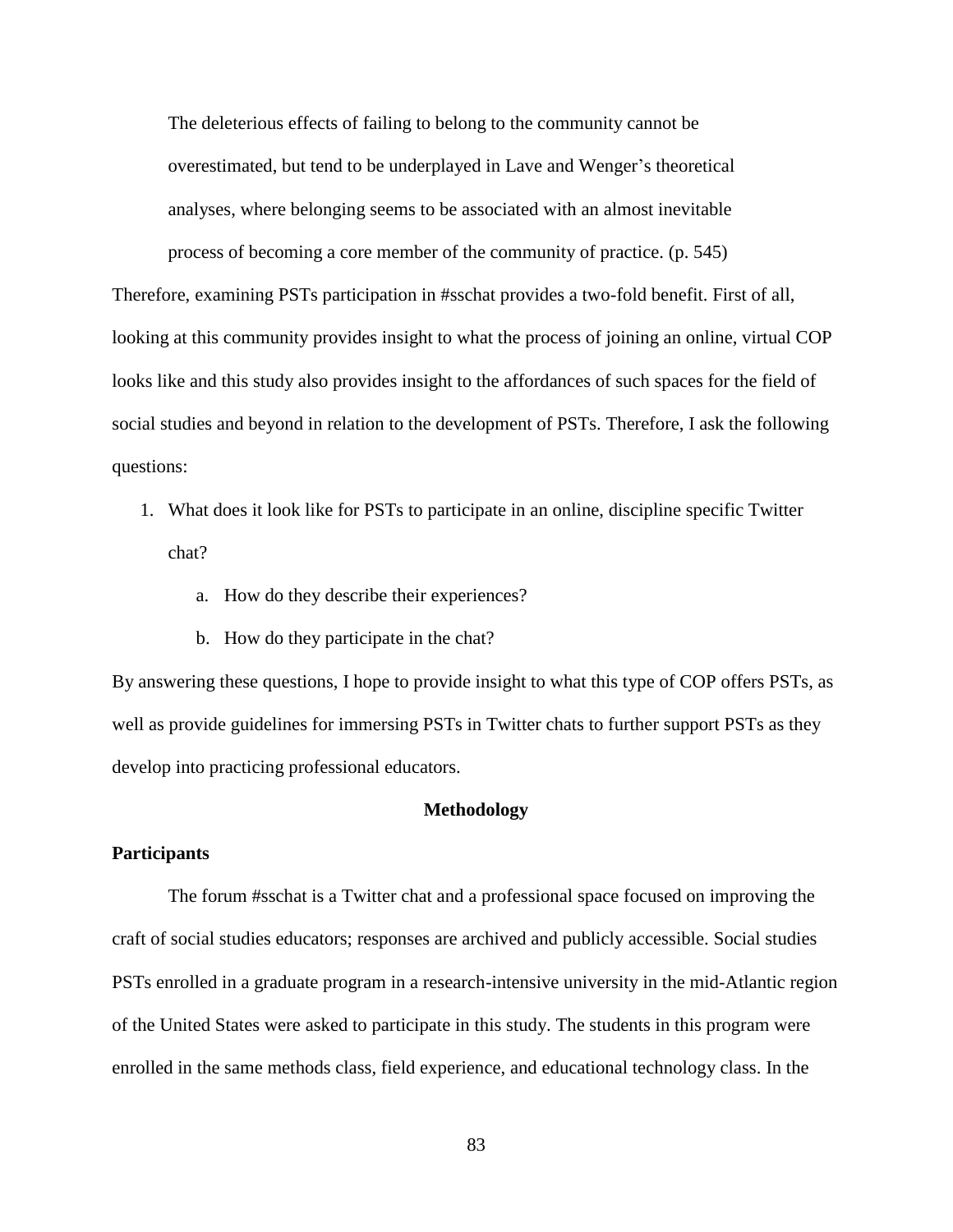> The deleterious effects of failing to belong to the community cannot be overestimated, but tend to be underplayed in Lave and Wenger's theoretical analyses, where belonging seems to be associated with an almost inevitable process of becoming a core member of the community of practice. (p. 545)

Therefore, examining PSTs participation in #sschat provides a two-fold benefit. First of all, looking at this community provides insight to what the process of joining an online, virtual COP looks like and this study also provides insight to the affordances of such spaces for the field of social studies and beyond in relation to the development of PSTs. Therefore, I ask the following questions:

1. What does it look like for PSTs to participate in an online, discipline specific Twitter chat?
   a. How do they describe their experiences?
   b. How do they participate in the chat?

By answering these questions, I hope to provide insight to what this type of COP offers PSTs, as well as provide guidelines for immersing PSTs in Twitter chats to further support PSTs as they develop into practicing professional educators.

## Methodology

### Participants

The forum #sschat is a Twitter chat and a professional space focused on improving the craft of social studies educators; responses are archived and publicly accessible. Social studies PSTs enrolled in a graduate program in a research-intensive university in the mid-Atlantic region of the United States were asked to participate in this study. The students in this program were enrolled in the same methods class, field experience, and educational technology class. In the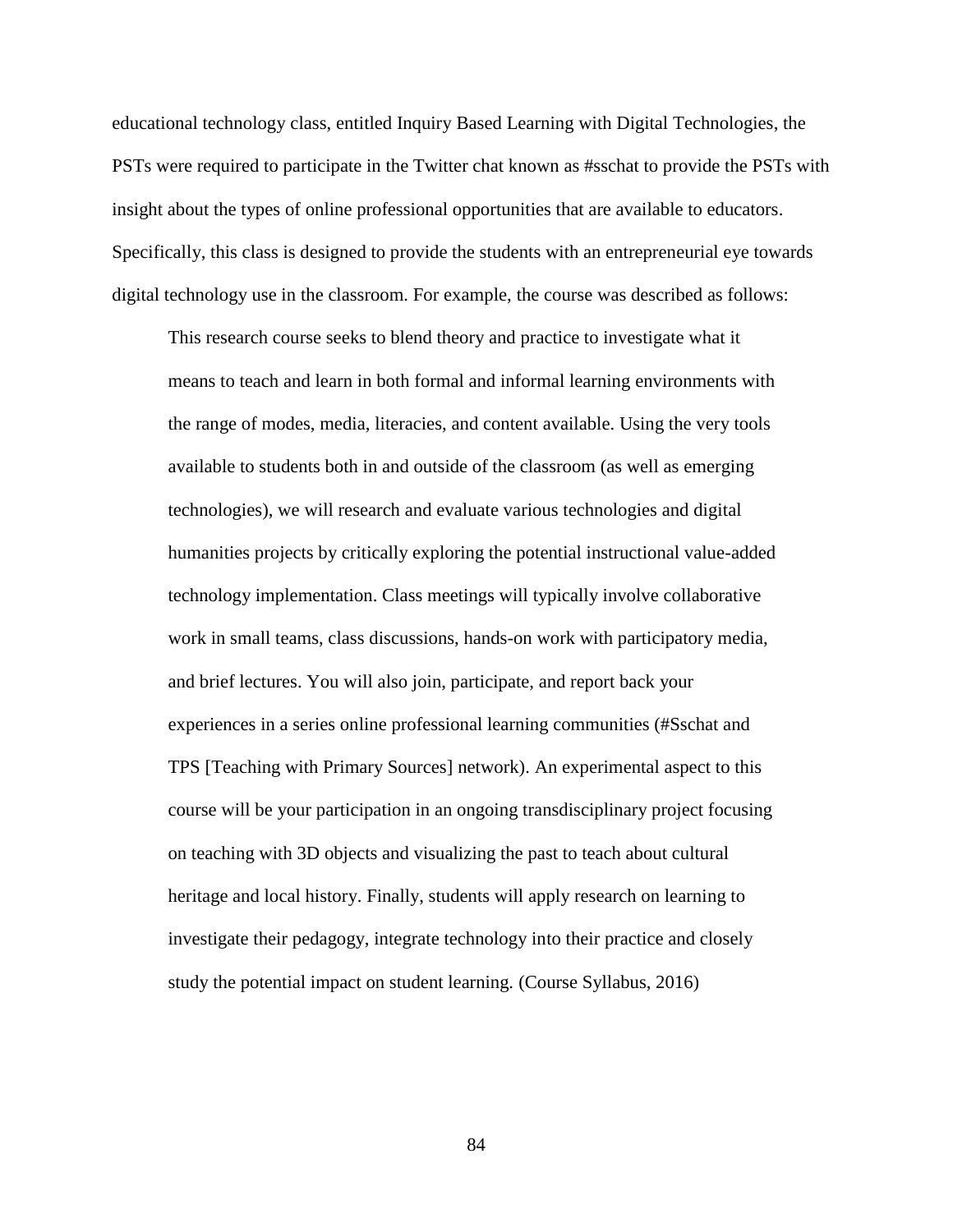educational technology class, entitled Inquiry Based Learning with Digital Technologies, the PSTs were required to participate in the Twitter chat known as #sschat to provide the PSTs with insight about the types of online professional opportunities that are available to educators. Specifically, this class is designed to provide the students with an entrepreneurial eye towards digital technology use in the classroom. For example, the course was described as follows:

> This research course seeks to blend theory and practice to investigate what it means to teach and learn in both formal and informal learning environments with the range of modes, media, literacies, and content available. Using the very tools available to students both in and outside of the classroom (as well as emerging technologies), we will research and evaluate various technologies and digital humanities projects by critically exploring the potential instructional value-added technology implementation. Class meetings will typically involve collaborative work in small teams, class discussions, hands-on work with participatory media, and brief lectures. You will also join, participate, and report back your experiences in a series online professional learning communities (#Sschat and TPS [Teaching with Primary Sources] network). An experimental aspect to this course will be your participation in an ongoing transdisciplinary project focusing on teaching with 3D objects and visualizing the past to teach about cultural heritage and local history. Finally, students will apply research on learning to investigate their pedagogy, integrate technology into their practice and closely study the potential impact on student learning. (Course Syllabus, 2016)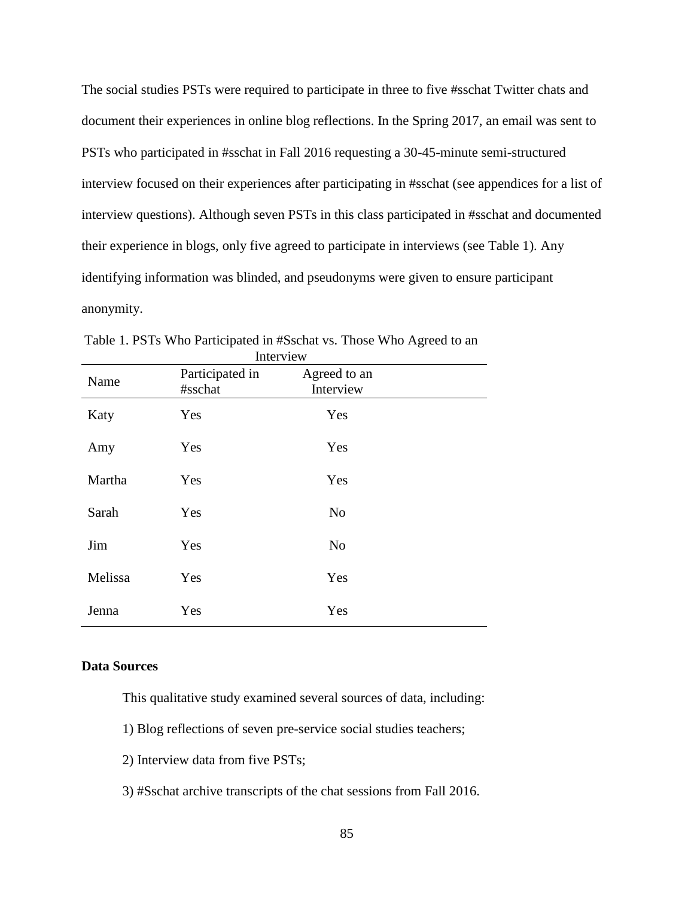The social studies PSTs were required to participate in three to five #sschat Twitter chats and document their experiences in online blog reflections. In the Spring 2017, an email was sent to PSTs who participated in #sschat in Fall 2016 requesting a 30-45-minute semi-structured interview focused on their experiences after participating in #sschat (see appendices for a list of interview questions). Although seven PSTs in this class participated in #sschat and documented their experience in blogs, only five agreed to participate in interviews (see Table 1). Any identifying information was blinded, and pseudonyms were given to ensure participant anonymity.

Table 1. PSTs Who Participated in #Sschat vs. Those Who Agreed to an Interview

| Name | Participated in #sschat | Agreed to an Interview |
|---|---|---|
| Katy | Yes | Yes |
| Amy | Yes | Yes |
| Martha | Yes | Yes |
| Sarah | Yes | No |
| Jim | Yes | No |
| Melissa | Yes | Yes |
| Jenna | Yes | Yes |

**Data Sources**

This qualitative study examined several sources of data, including:

1) Blog reflections of seven pre-service social studies teachers;

2) Interview data from five PSTs;

3) #Sschat archive transcripts of the chat sessions from Fall 2016.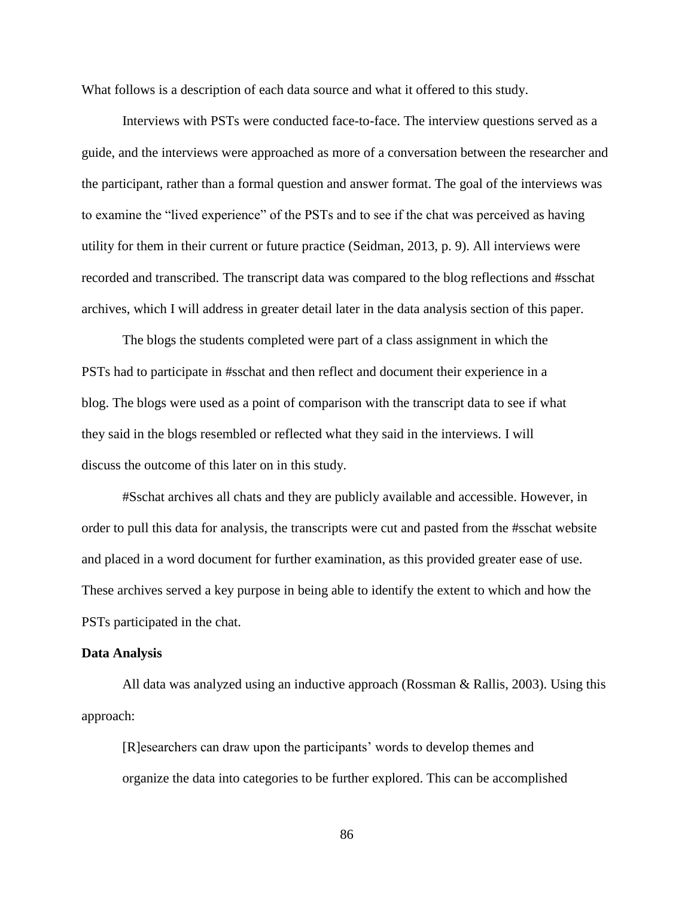What follows is a description of each data source and what it offered to this study.

Interviews with PSTs were conducted face-to-face. The interview questions served as a guide, and the interviews were approached as more of a conversation between the researcher and the participant, rather than a formal question and answer format. The goal of the interviews was to examine the "lived experience" of the PSTs and to see if the chat was perceived as having utility for them in their current or future practice (Seidman, 2013, p. 9). All interviews were recorded and transcribed. The transcript data was compared to the blog reflections and #sschat archives, which I will address in greater detail later in the data analysis section of this paper.

The blogs the students completed were part of a class assignment in which the PSTs had to participate in #sschat and then reflect and document their experience in a blog. The blogs were used as a point of comparison with the transcript data to see if what they said in the blogs resembled or reflected what they said in the interviews. I will discuss the outcome of this later on in this study.

#Sschat archives all chats and they are publicly available and accessible. However, in order to pull this data for analysis, the transcripts were cut and pasted from the #sschat website and placed in a word document for further examination, as this provided greater ease of use. These archives served a key purpose in being able to identify the extent to which and how the PSTs participated in the chat.

**Data Analysis**

All data was analyzed using an inductive approach (Rossman & Rallis, 2003). Using this approach:

> [R]esearchers can draw upon the participants' words to develop themes and organize the data into categories to be further explored. This can be accomplished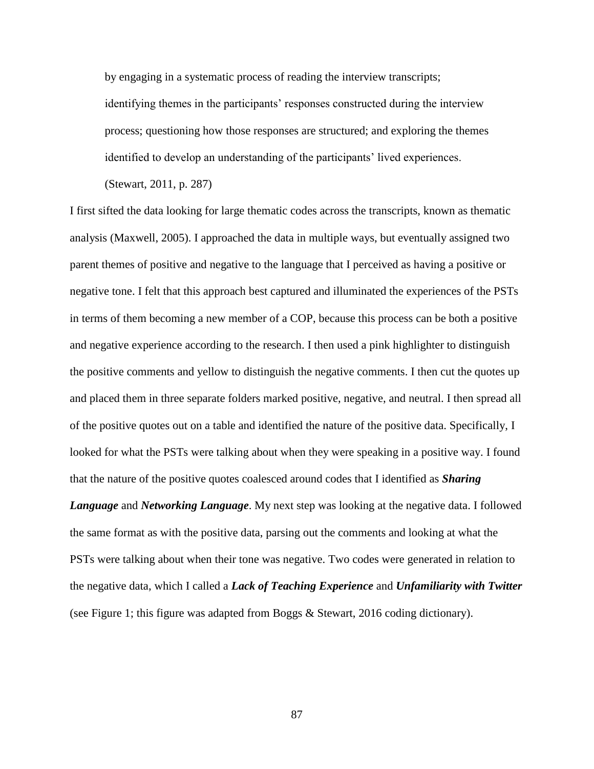> by engaging in a systematic process of reading the interview transcripts; identifying themes in the participants' responses constructed during the interview process; questioning how those responses are structured; and exploring the themes identified to develop an understanding of the participants' lived experiences. (Stewart, 2011, p. 287)

I first sifted the data looking for large thematic codes across the transcripts, known as thematic analysis (Maxwell, 2005). I approached the data in multiple ways, but eventually assigned two parent themes of positive and negative to the language that I perceived as having a positive or negative tone. I felt that this approach best captured and illuminated the experiences of the PSTs in terms of them becoming a new member of a COP, because this process can be both a positive and negative experience according to the research. I then used a pink highlighter to distinguish the positive comments and yellow to distinguish the negative comments. I then cut the quotes up and placed them in three separate folders marked positive, negative, and neutral. I then spread all of the positive quotes out on a table and identified the nature of the positive data. Specifically, I looked for what the PSTs were talking about when they were speaking in a positive way. I found that the nature of the positive quotes coalesced around codes that I identified as ***Sharing Language*** and ***Networking Language***. My next step was looking at the negative data. I followed the same format as with the positive data, parsing out the comments and looking at what the PSTs were talking about when their tone was negative. Two codes were generated in relation to the negative data, which I called a ***Lack of Teaching Experience*** and ***Unfamiliarity with Twitter*** (see Figure 1; this figure was adapted from Boggs & Stewart, 2016 coding dictionary).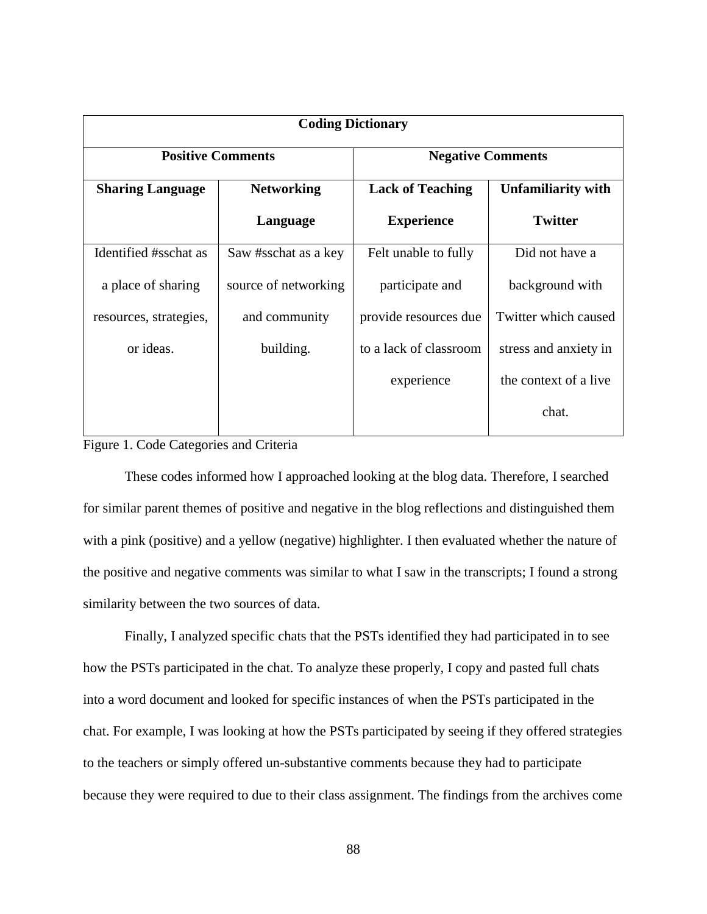| Coding Dictionary | | | |
|---|---|---|---|
| **Positive Comments** | | **Negative Comments** | |
| **Sharing Language** | **Networking Language** | **Lack of Teaching Experience** | **Unfamiliarity with Twitter** |
| Identified #sschat as a place of sharing resources, strategies, or ideas. | Saw #sschat as a key source of networking and community building. | Felt unable to fully participate and provide resources due to a lack of classroom experience | Did not have a background with Twitter which caused stress and anxiety in the context of a live chat. |

Figure 1. Code Categories and Criteria

These codes informed how I approached looking at the blog data. Therefore, I searched for similar parent themes of positive and negative in the blog reflections and distinguished them with a pink (positive) and a yellow (negative) highlighter. I then evaluated whether the nature of the positive and negative comments was similar to what I saw in the transcripts; I found a strong similarity between the two sources of data.

Finally, I analyzed specific chats that the PSTs identified they had participated in to see how the PSTs participated in the chat. To analyze these properly, I copy and pasted full chats into a word document and looked for specific instances of when the PSTs participated in the chat. For example, I was looking at how the PSTs participated by seeing if they offered strategies to the teachers or simply offered un-substantive comments because they had to participate because they were required to due to their class assignment. The findings from the archives come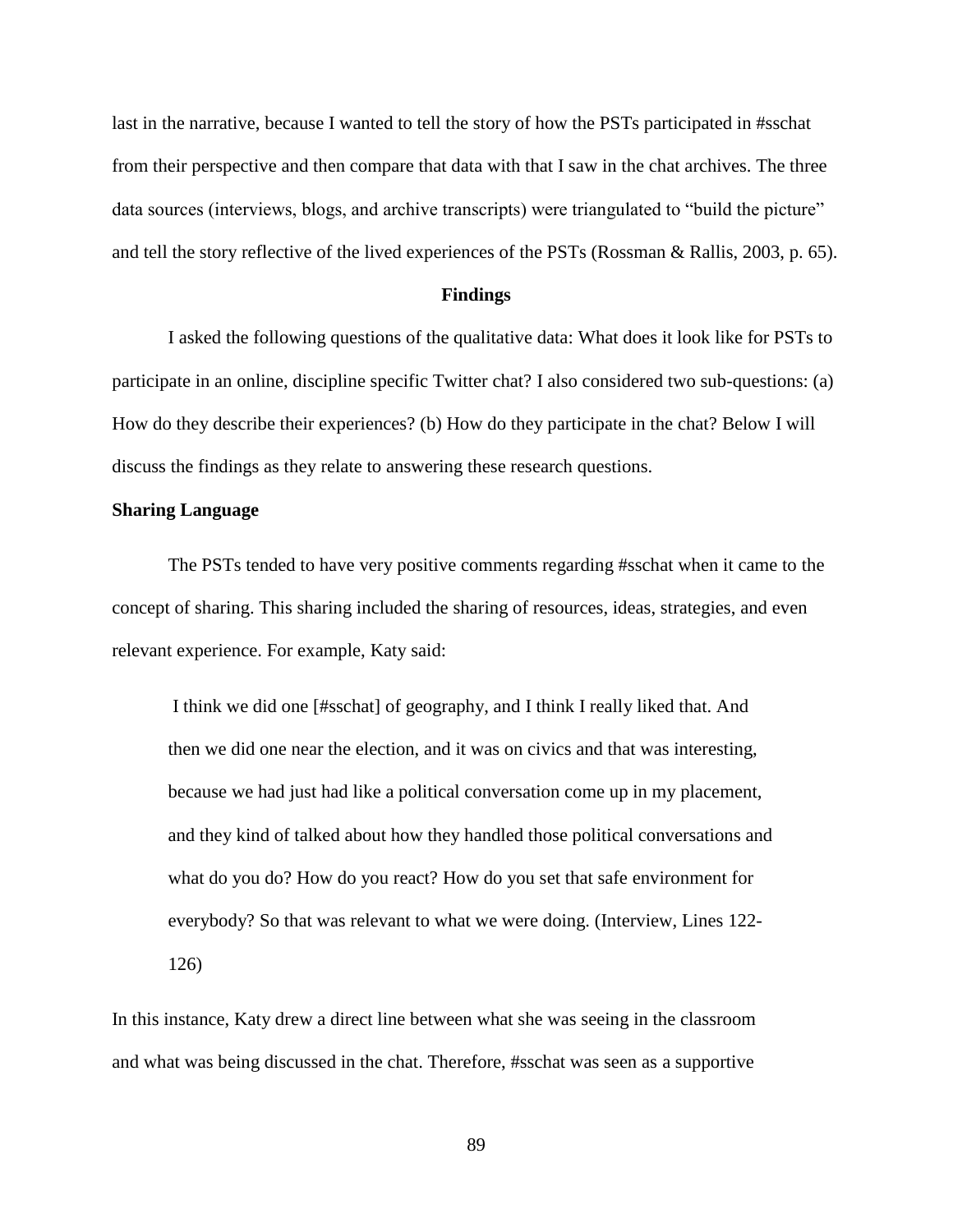last in the narrative, because I wanted to tell the story of how the PSTs participated in #sschat from their perspective and then compare that data with that I saw in the chat archives. The three data sources (interviews, blogs, and archive transcripts) were triangulated to "build the picture" and tell the story reflective of the lived experiences of the PSTs (Rossman & Rallis, 2003, p. 65).

## Findings

I asked the following questions of the qualitative data: What does it look like for PSTs to participate in an online, discipline specific Twitter chat? I also considered two sub-questions: (a) How do they describe their experiences? (b) How do they participate in the chat? Below I will discuss the findings as they relate to answering these research questions.

### Sharing Language

The PSTs tended to have very positive comments regarding #sschat when it came to the concept of sharing. This sharing included the sharing of resources, ideas, strategies, and even relevant experience. For example, Katy said:

> I think we did one [#sschat] of geography, and I think I really liked that. And then we did one near the election, and it was on civics and that was interesting, because we had just had like a political conversation come up in my placement, and they kind of talked about how they handled those political conversations and what do you do? How do you react? How do you set that safe environment for everybody? So that was relevant to what we were doing. (Interview, Lines 122-126)

In this instance, Katy drew a direct line between what she was seeing in the classroom and what was being discussed in the chat. Therefore, #sschat was seen as a supportive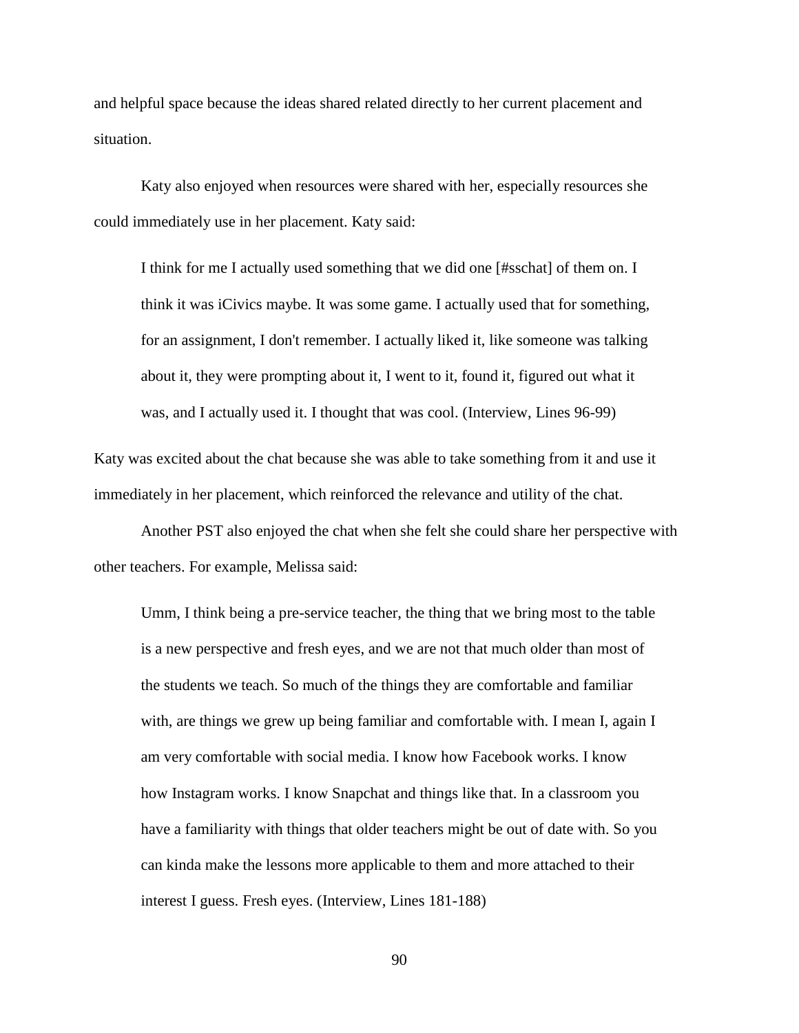and helpful space because the ideas shared related directly to her current placement and situation.

Katy also enjoyed when resources were shared with her, especially resources she could immediately use in her placement. Katy said:

> I think for me I actually used something that we did one [#sschat] of them on. I think it was iCivics maybe. It was some game. I actually used that for something, for an assignment, I don't remember. I actually liked it, like someone was talking about it, they were prompting about it, I went to it, found it, figured out what it was, and I actually used it. I thought that was cool. (Interview, Lines 96-99)

Katy was excited about the chat because she was able to take something from it and use it immediately in her placement, which reinforced the relevance and utility of the chat.

Another PST also enjoyed the chat when she felt she could share her perspective with other teachers. For example, Melissa said:

> Umm, I think being a pre-service teacher, the thing that we bring most to the table is a new perspective and fresh eyes, and we are not that much older than most of the students we teach. So much of the things they are comfortable and familiar with, are things we grew up being familiar and comfortable with. I mean I, again I am very comfortable with social media. I know how Facebook works. I know how Instagram works. I know Snapchat and things like that. In a classroom you have a familiarity with things that older teachers might be out of date with. So you can kinda make the lessons more applicable to them and more attached to their interest I guess. Fresh eyes. (Interview, Lines 181-188)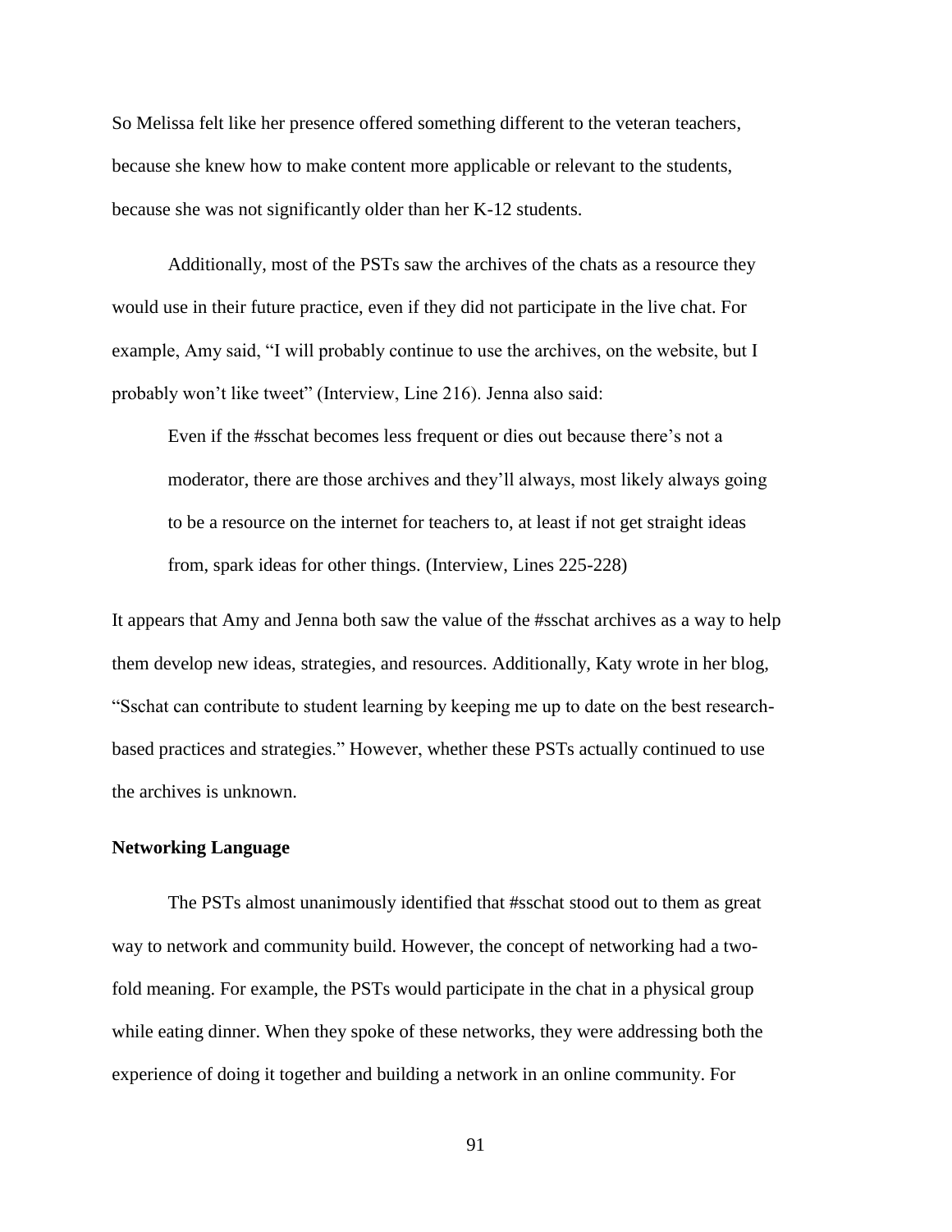So Melissa felt like her presence offered something different to the veteran teachers, because she knew how to make content more applicable or relevant to the students, because she was not significantly older than her K-12 students.

Additionally, most of the PSTs saw the archives of the chats as a resource they would use in their future practice, even if they did not participate in the live chat. For example, Amy said, "I will probably continue to use the archives, on the website, but I probably won't like tweet" (Interview, Line 216). Jenna also said:

> Even if the #sschat becomes less frequent or dies out because there's not a moderator, there are those archives and they'll always, most likely always going to be a resource on the internet for teachers to, at least if not get straight ideas from, spark ideas for other things. (Interview, Lines 225-228)

It appears that Amy and Jenna both saw the value of the #sschat archives as a way to help them develop new ideas, strategies, and resources. Additionally, Katy wrote in her blog, "Sschat can contribute to student learning by keeping me up to date on the best research-based practices and strategies." However, whether these PSTs actually continued to use the archives is unknown.

### Networking Language

The PSTs almost unanimously identified that #sschat stood out to them as great way to network and community build. However, the concept of networking had a two-fold meaning. For example, the PSTs would participate in the chat in a physical group while eating dinner. When they spoke of these networks, they were addressing both the experience of doing it together and building a network in an online community. For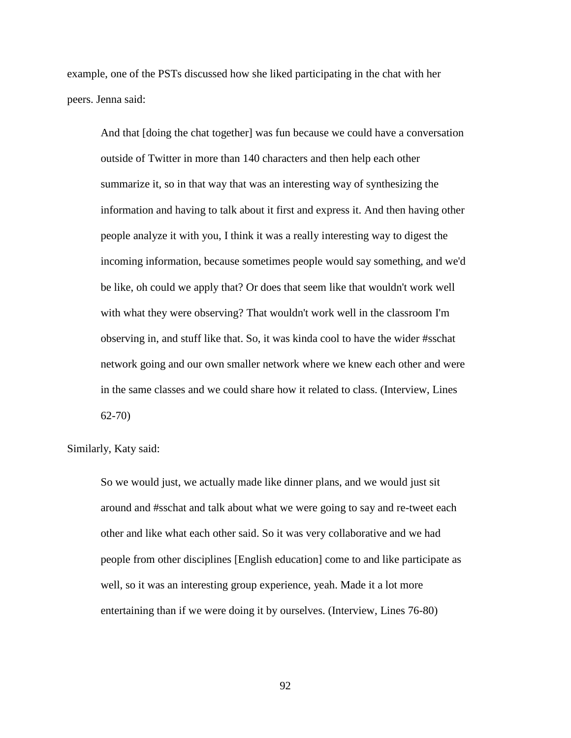example, one of the PSTs discussed how she liked participating in the chat with her peers. Jenna said:

> And that [doing the chat together] was fun because we could have a conversation outside of Twitter in more than 140 characters and then help each other summarize it, so in that way that was an interesting way of synthesizing the information and having to talk about it first and express it. And then having other people analyze it with you, I think it was a really interesting way to digest the incoming information, because sometimes people would say something, and we'd be like, oh could we apply that? Or does that seem like that wouldn't work well with what they were observing? That wouldn't work well in the classroom I'm observing in, and stuff like that. So, it was kinda cool to have the wider #sschat network going and our own smaller network where we knew each other and were in the same classes and we could share how it related to class. (Interview, Lines 62-70)

Similarly, Katy said:

> So we would just, we actually made like dinner plans, and we would just sit around and #sschat and talk about what we were going to say and re-tweet each other and like what each other said. So it was very collaborative and we had people from other disciplines [English education] come to and like participate as well, so it was an interesting group experience, yeah. Made it a lot more entertaining than if we were doing it by ourselves. (Interview, Lines 76-80)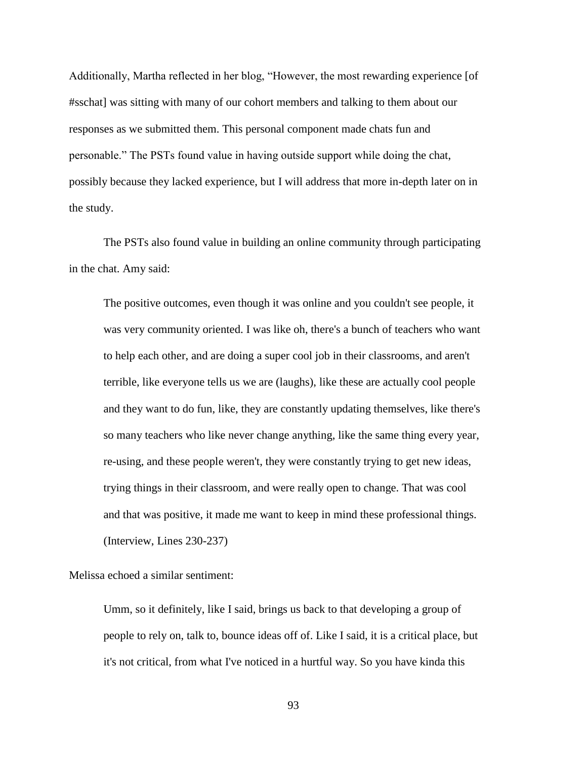Additionally, Martha reflected in her blog, "However, the most rewarding experience [of #sschat] was sitting with many of our cohort members and talking to them about our responses as we submitted them. This personal component made chats fun and personable." The PSTs found value in having outside support while doing the chat, possibly because they lacked experience, but I will address that more in-depth later on in the study.

The PSTs also found value in building an online community through participating in the chat. Amy said:

> The positive outcomes, even though it was online and you couldn't see people, it was very community oriented. I was like oh, there's a bunch of teachers who want to help each other, and are doing a super cool job in their classrooms, and aren't terrible, like everyone tells us we are (laughs), like these are actually cool people and they want to do fun, like, they are constantly updating themselves, like there's so many teachers who like never change anything, like the same thing every year, re-using, and these people weren't, they were constantly trying to get new ideas, trying things in their classroom, and were really open to change. That was cool and that was positive, it made me want to keep in mind these professional things. (Interview, Lines 230-237)

Melissa echoed a similar sentiment:

> Umm, so it definitely, like I said, brings us back to that developing a group of people to rely on, talk to, bounce ideas off of. Like I said, it is a critical place, but it's not critical, from what I've noticed in a hurtful way. So you have kinda this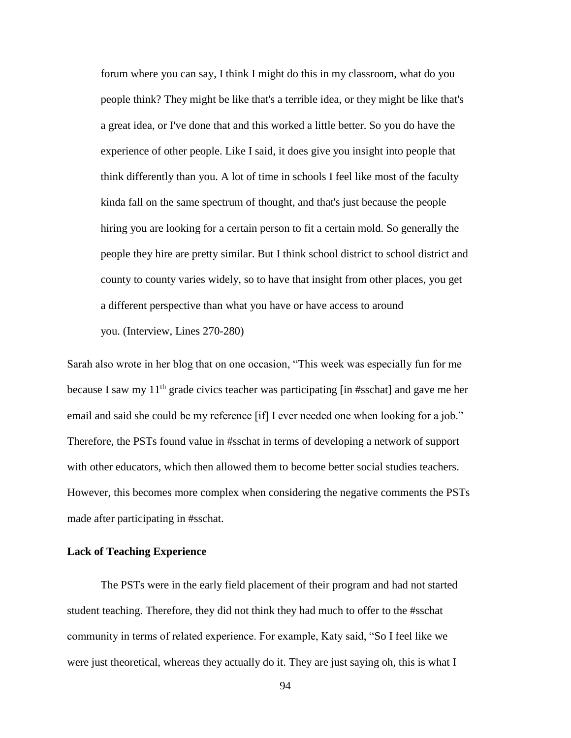> forum where you can say, I think I might do this in my classroom, what do you people think? They might be like that's a terrible idea, or they might be like that's a great idea, or I've done that and this worked a little better. So you do have the experience of other people. Like I said, it does give you insight into people that think differently than you. A lot of time in schools I feel like most of the faculty kinda fall on the same spectrum of thought, and that's just because the people hiring you are looking for a certain person to fit a certain mold. So generally the people they hire are pretty similar. But I think school district to school district and county to county varies widely, so to have that insight from other places, you get a different perspective than what you have or have access to around you. (Interview, Lines 270-280)

Sarah also wrote in her blog that on one occasion, "This week was especially fun for me because I saw my 11th grade civics teacher was participating [in #sschat] and gave me her email and said she could be my reference [if] I ever needed one when looking for a job." Therefore, the PSTs found value in #sschat in terms of developing a network of support with other educators, which then allowed them to become better social studies teachers. However, this becomes more complex when considering the negative comments the PSTs made after participating in #sschat.

**Lack of Teaching Experience**

The PSTs were in the early field placement of their program and had not started student teaching. Therefore, they did not think they had much to offer to the #sschat community in terms of related experience. For example, Katy said, "So I feel like we were just theoretical, whereas they actually do it. They are just saying oh, this is what I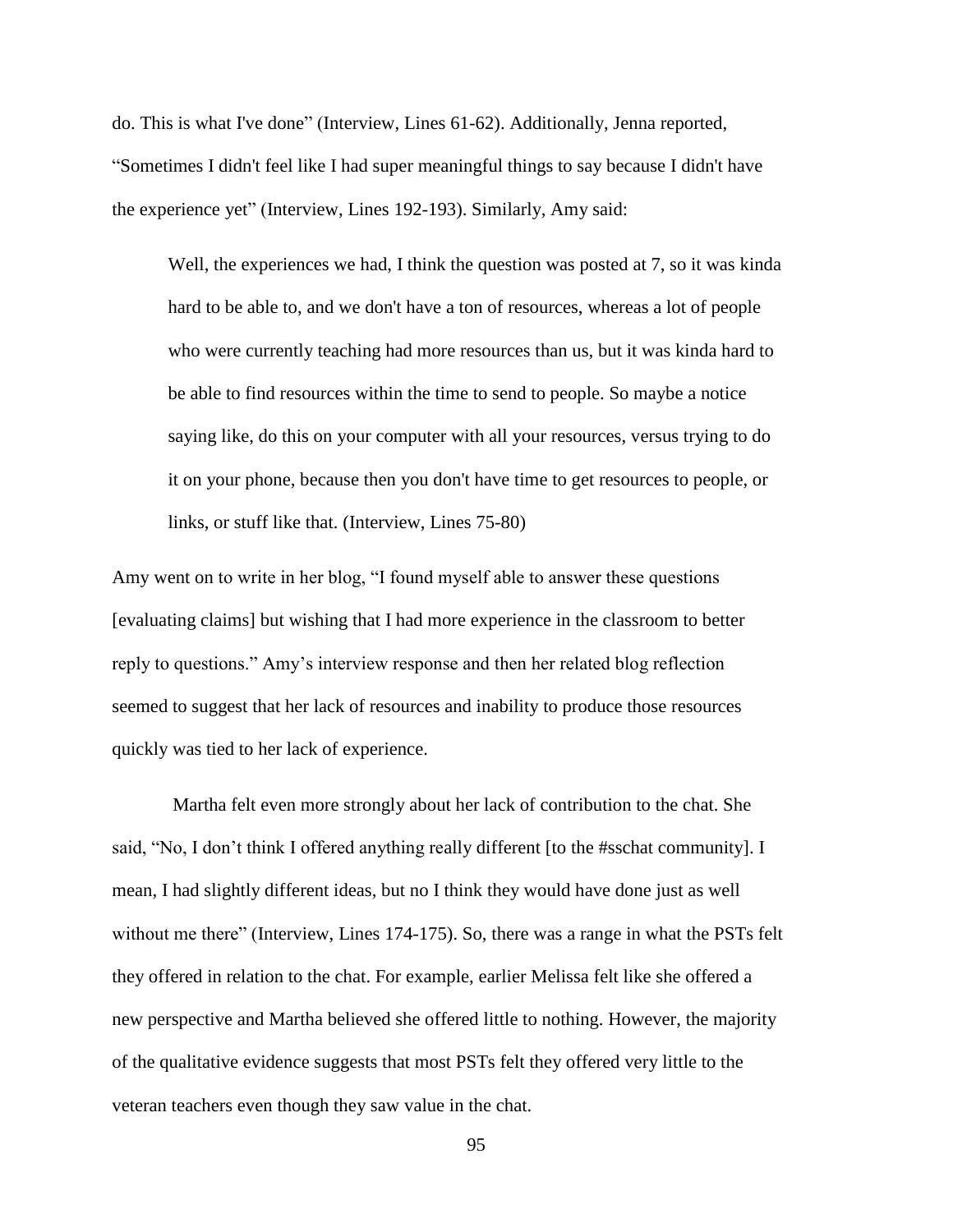do. This is what I've done" (Interview, Lines 61-62). Additionally, Jenna reported, "Sometimes I didn't feel like I had super meaningful things to say because I didn't have the experience yet" (Interview, Lines 192-193). Similarly, Amy said:

> Well, the experiences we had, I think the question was posted at 7, so it was kinda hard to be able to, and we don't have a ton of resources, whereas a lot of people who were currently teaching had more resources than us, but it was kinda hard to be able to find resources within the time to send to people. So maybe a notice saying like, do this on your computer with all your resources, versus trying to do it on your phone, because then you don't have time to get resources to people, or links, or stuff like that. (Interview, Lines 75-80)

Amy went on to write in her blog, "I found myself able to answer these questions [evaluating claims] but wishing that I had more experience in the classroom to better reply to questions." Amy's interview response and then her related blog reflection seemed to suggest that her lack of resources and inability to produce those resources quickly was tied to her lack of experience.

Martha felt even more strongly about her lack of contribution to the chat. She said, "No, I don't think I offered anything really different [to the #sschat community]. I mean, I had slightly different ideas, but no I think they would have done just as well without me there" (Interview, Lines 174-175). So, there was a range in what the PSTs felt they offered in relation to the chat. For example, earlier Melissa felt like she offered a new perspective and Martha believed she offered little to nothing. However, the majority of the qualitative evidence suggests that most PSTs felt they offered very little to the veteran teachers even though they saw value in the chat.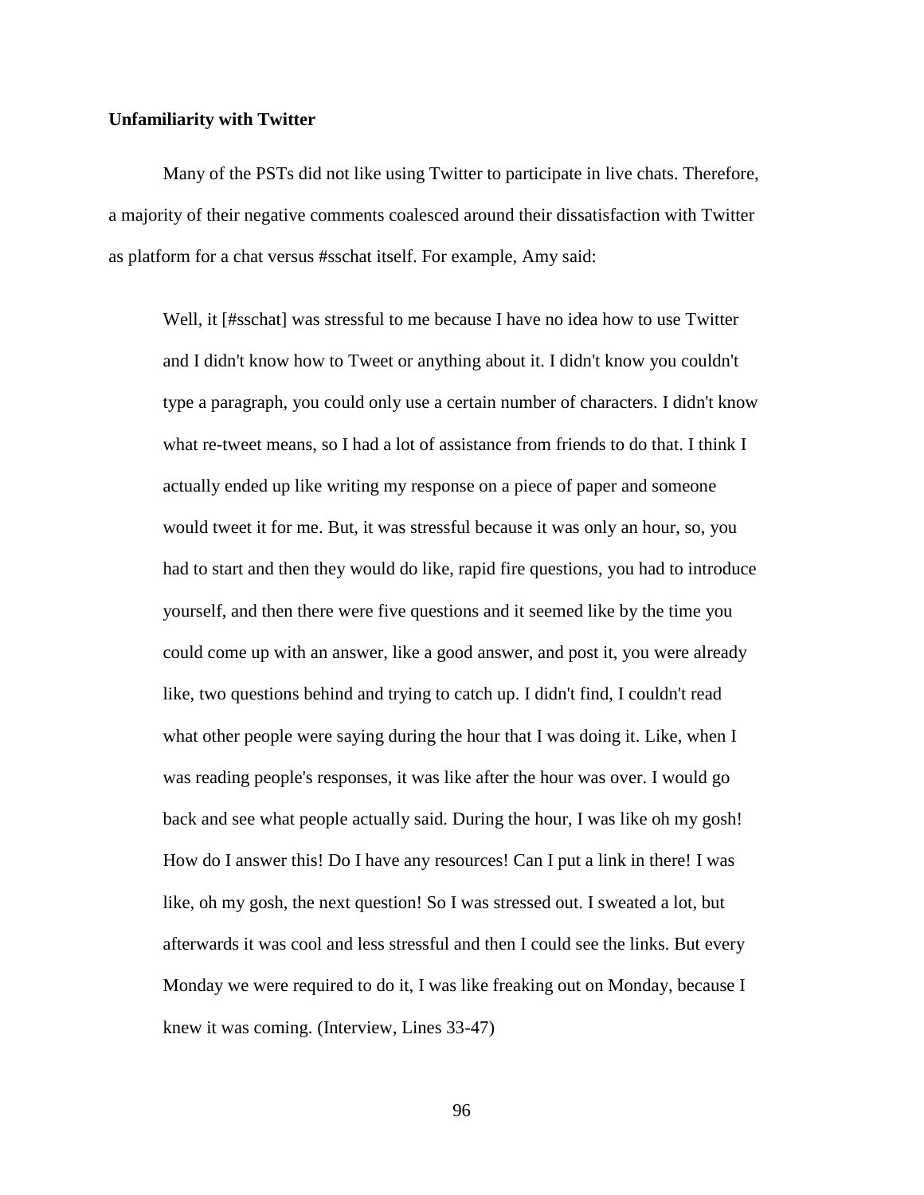**Unfamiliarity with Twitter**

Many of the PSTs did not like using Twitter to participate in live chats. Therefore, a majority of their negative comments coalesced around their dissatisfaction with Twitter as platform for a chat versus #sschat itself. For example, Amy said:

> Well, it [#sschat] was stressful to me because I have no idea how to use Twitter and I didn't know how to Tweet or anything about it. I didn't know you couldn't type a paragraph, you could only use a certain number of characters. I didn't know what re-tweet means, so I had a lot of assistance from friends to do that. I think I actually ended up like writing my response on a piece of paper and someone would tweet it for me. But, it was stressful because it was only an hour, so, you had to start and then they would do like, rapid fire questions, you had to introduce yourself, and then there were five questions and it seemed like by the time you could come up with an answer, like a good answer, and post it, you were already like, two questions behind and trying to catch up. I didn't find, I couldn't read what other people were saying during the hour that I was doing it. Like, when I was reading people's responses, it was like after the hour was over. I would go back and see what people actually said. During the hour, I was like oh my gosh! How do I answer this! Do I have any resources! Can I put a link in there! I was like, oh my gosh, the next question! So I was stressed out. I sweated a lot, but afterwards it was cool and less stressful and then I could see the links. But every Monday we were required to do it, I was like freaking out on Monday, because I knew it was coming. (Interview, Lines 33-47)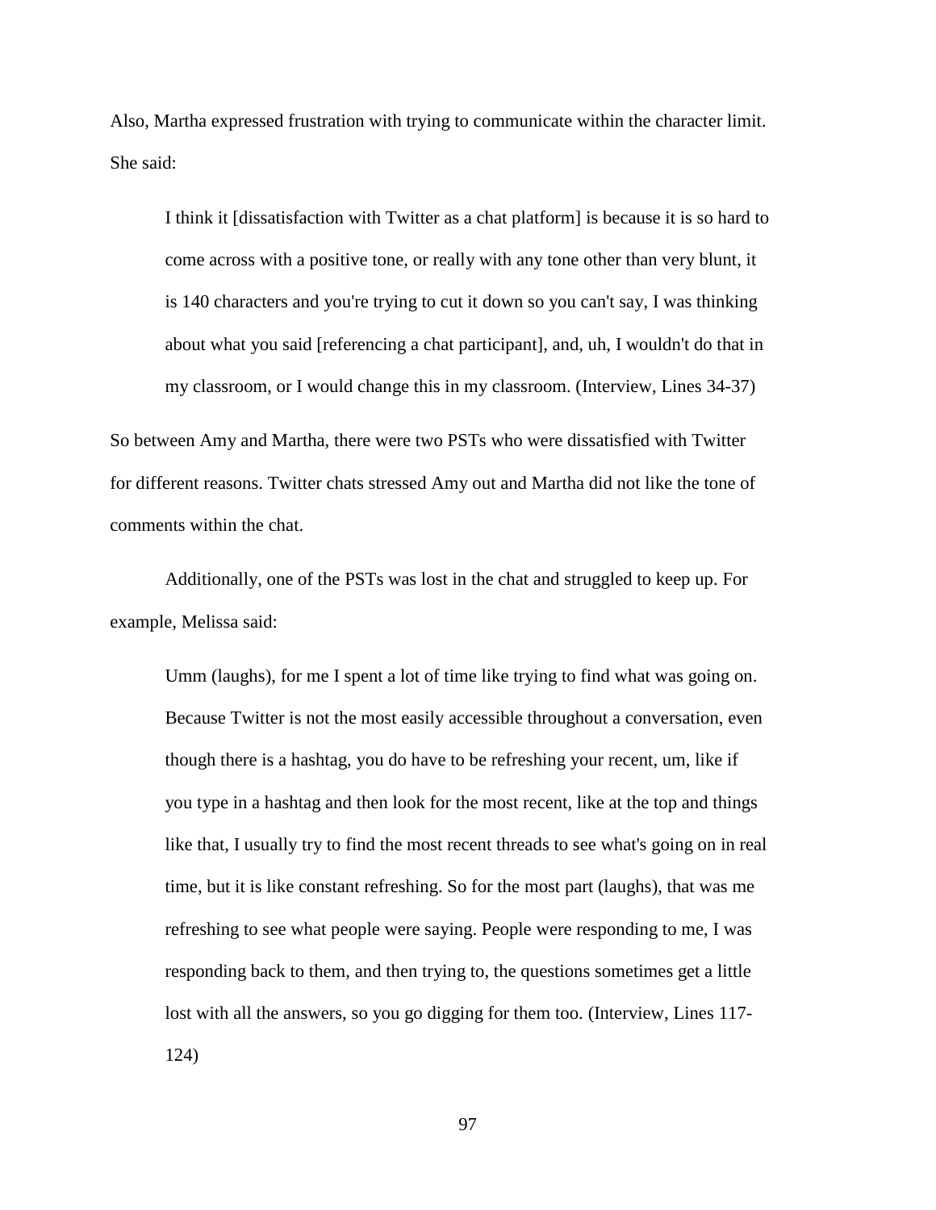Also, Martha expressed frustration with trying to communicate within the character limit. She said:

> I think it [dissatisfaction with Twitter as a chat platform] is because it is so hard to come across with a positive tone, or really with any tone other than very blunt, it is 140 characters and you're trying to cut it down so you can't say, I was thinking about what you said [referencing a chat participant], and, uh, I wouldn't do that in my classroom, or I would change this in my classroom. (Interview, Lines 34-37)

So between Amy and Martha, there were two PSTs who were dissatisfied with Twitter for different reasons. Twitter chats stressed Amy out and Martha did not like the tone of comments within the chat.

Additionally, one of the PSTs was lost in the chat and struggled to keep up. For example, Melissa said:

> Umm (laughs), for me I spent a lot of time like trying to find what was going on. Because Twitter is not the most easily accessible throughout a conversation, even though there is a hashtag, you do have to be refreshing your recent, um, like if you type in a hashtag and then look for the most recent, like at the top and things like that, I usually try to find the most recent threads to see what's going on in real time, but it is like constant refreshing. So for the most part (laughs), that was me refreshing to see what people were saying. People were responding to me, I was responding back to them, and then trying to, the questions sometimes get a little lost with all the answers, so you go digging for them too. (Interview, Lines 117-124)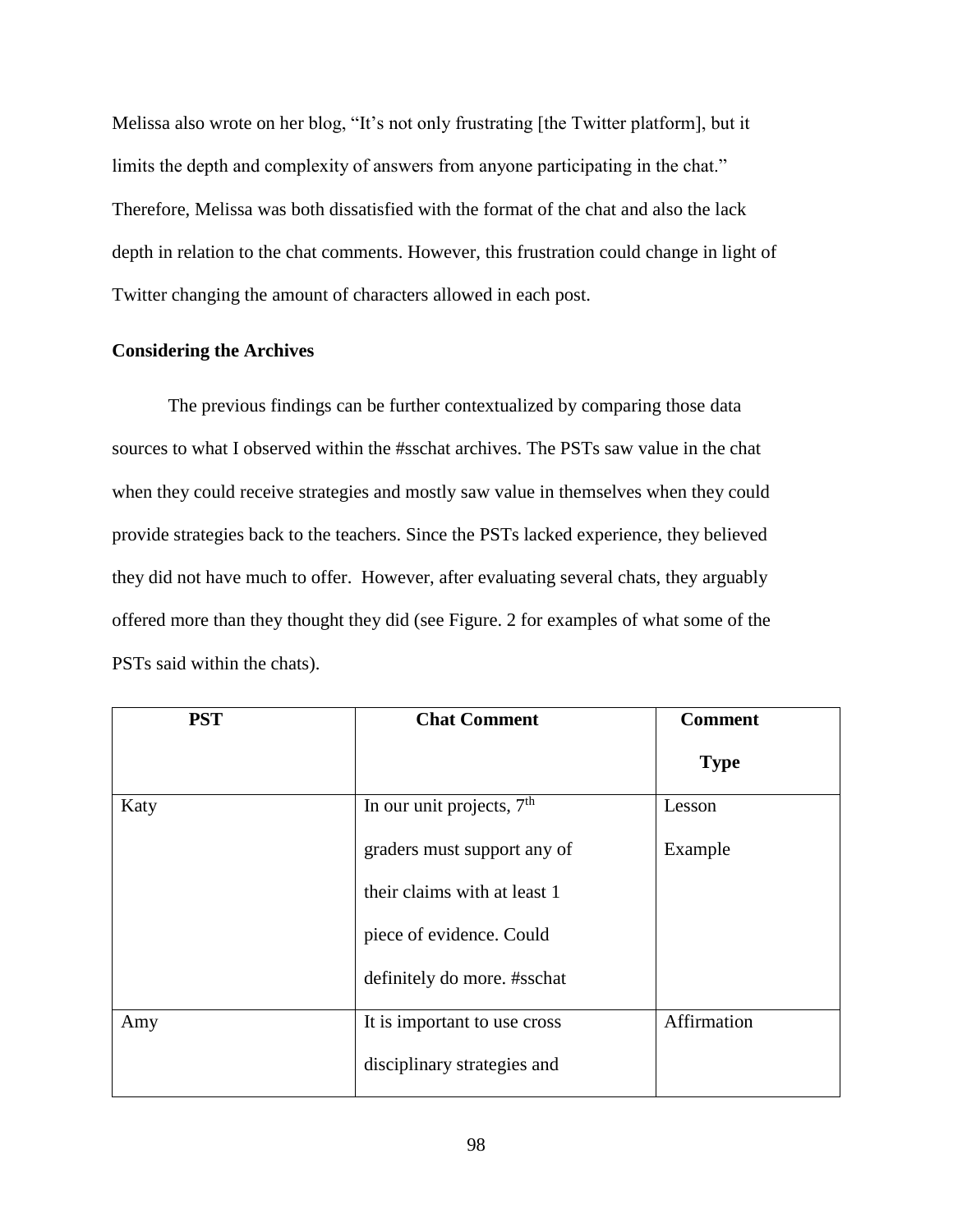Melissa also wrote on her blog, "It's not only frustrating [the Twitter platform], but it limits the depth and complexity of answers from anyone participating in the chat." Therefore, Melissa was both dissatisfied with the format of the chat and also the lack depth in relation to the chat comments. However, this frustration could change in light of Twitter changing the amount of characters allowed in each post.

**Considering the Archives**

The previous findings can be further contextualized by comparing those data sources to what I observed within the #sschat archives. The PSTs saw value in the chat when they could receive strategies and mostly saw value in themselves when they could provide strategies back to the teachers. Since the PSTs lacked experience, they believed they did not have much to offer. However, after evaluating several chats, they arguably offered more than they thought they did (see Figure. 2 for examples of what some of the PSTs said within the chats).

| PST | Chat Comment | Comment Type |
|---|---|---|
| Katy | In our unit projects, 7th graders must support any of their claims with at least 1 piece of evidence. Could definitely do more. #sschat | Lesson Example |
| Amy | It is important to use cross disciplinary strategies and | Affirmation |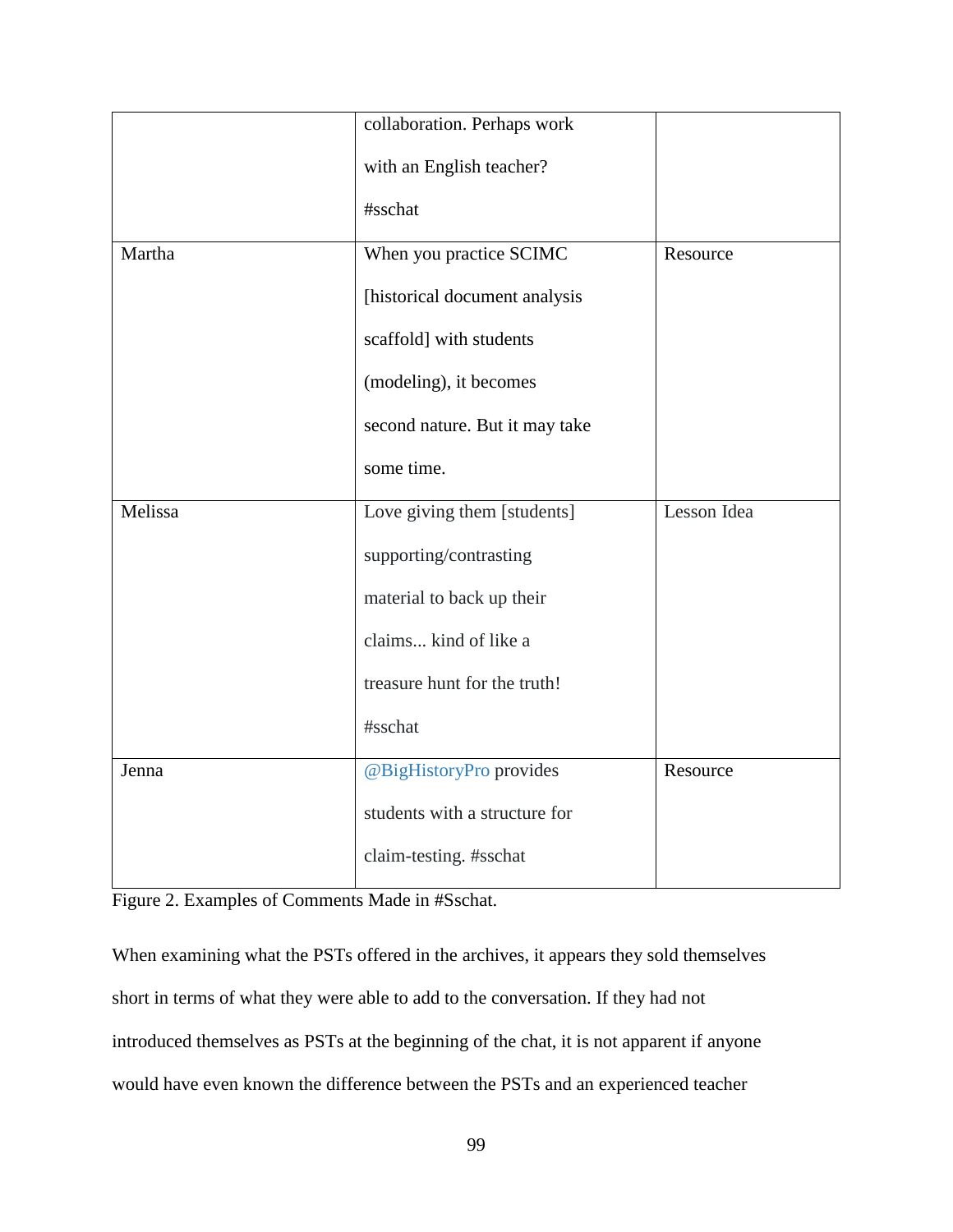|  |  |  |
|---|---|---|
|  | collaboration. Perhaps work with an English teacher? #sschat |  |
| Martha | When you practice SCIMC [historical document analysis scaffold] with students (modeling), it becomes second nature. But it may take some time. | Resource |
| Melissa | Love giving them [students] supporting/contrasting material to back up their claims... kind of like a treasure hunt for the truth! #sschat | Lesson Idea |
| Jenna | @BigHistoryPro provides students with a structure for claim-testing. #sschat | Resource |

Figure 2. Examples of Comments Made in #Sschat.

When examining what the PSTs offered in the archives, it appears they sold themselves short in terms of what they were able to add to the conversation. If they had not introduced themselves as PSTs at the beginning of the chat, it is not apparent if anyone would have even known the difference between the PSTs and an experienced teacher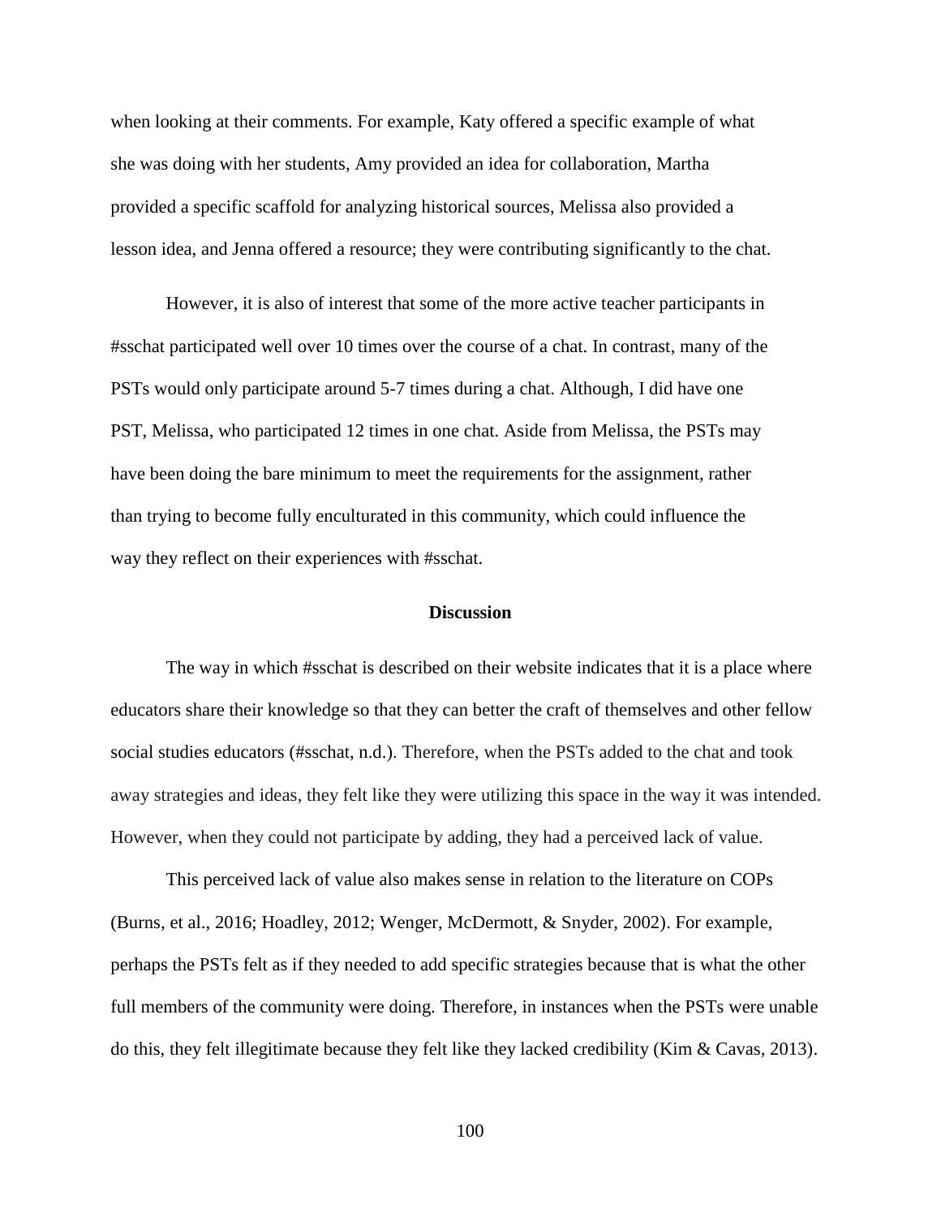when looking at their comments. For example, Katy offered a specific example of what she was doing with her students, Amy provided an idea for collaboration, Martha provided a specific scaffold for analyzing historical sources, Melissa also provided a lesson idea, and Jenna offered a resource; they were contributing significantly to the chat.

However, it is also of interest that some of the more active teacher participants in #sschat participated well over 10 times over the course of a chat. In contrast, many of the PSTs would only participate around 5-7 times during a chat. Although, I did have one PST, Melissa, who participated 12 times in one chat. Aside from Melissa, the PSTs may have been doing the bare minimum to meet the requirements for the assignment, rather than trying to become fully enculturated in this community, which could influence the way they reflect on their experiences with #sschat.

## Discussion

The way in which #sschat is described on their website indicates that it is a place where educators share their knowledge so that they can better the craft of themselves and other fellow social studies educators (#sschat, n.d.). Therefore, when the PSTs added to the chat and took away strategies and ideas, they felt like they were utilizing this space in the way it was intended. However, when they could not participate by adding, they had a perceived lack of value.

This perceived lack of value also makes sense in relation to the literature on COPs (Burns, et al., 2016; Hoadley, 2012; Wenger, McDermott, & Snyder, 2002). For example, perhaps the PSTs felt as if they needed to add specific strategies because that is what the other full members of the community were doing. Therefore, in instances when the PSTs were unable do this, they felt illegitimate because they felt like they lacked credibility (Kim & Cavas, 2013).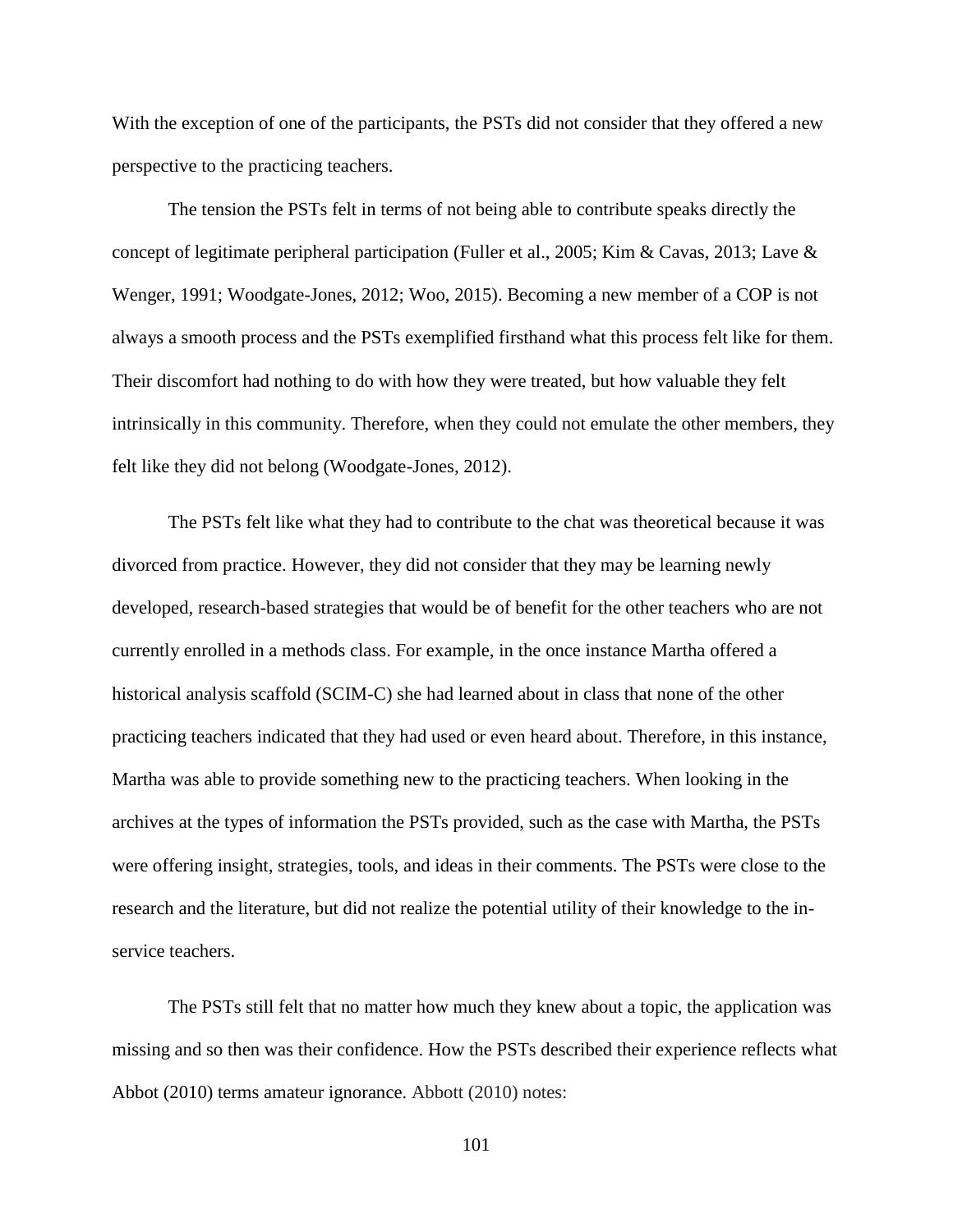With the exception of one of the participants, the PSTs did not consider that they offered a new perspective to the practicing teachers.

The tension the PSTs felt in terms of not being able to contribute speaks directly the concept of legitimate peripheral participation (Fuller et al., 2005; Kim & Cavas, 2013; Lave & Wenger, 1991; Woodgate-Jones, 2012; Woo, 2015). Becoming a new member of a COP is not always a smooth process and the PSTs exemplified firsthand what this process felt like for them. Their discomfort had nothing to do with how they were treated, but how valuable they felt intrinsically in this community. Therefore, when they could not emulate the other members, they felt like they did not belong (Woodgate-Jones, 2012).

The PSTs felt like what they had to contribute to the chat was theoretical because it was divorced from practice. However, they did not consider that they may be learning newly developed, research-based strategies that would be of benefit for the other teachers who are not currently enrolled in a methods class. For example, in the once instance Martha offered a historical analysis scaffold (SCIM-C) she had learned about in class that none of the other practicing teachers indicated that they had used or even heard about. Therefore, in this instance, Martha was able to provide something new to the practicing teachers. When looking in the archives at the types of information the PSTs provided, such as the case with Martha, the PSTs were offering insight, strategies, tools, and ideas in their comments. The PSTs were close to the research and the literature, but did not realize the potential utility of their knowledge to the in-service teachers.

The PSTs still felt that no matter how much they knew about a topic, the application was missing and so then was their confidence. How the PSTs described their experience reflects what Abbot (2010) terms amateur ignorance. Abbott (2010) notes: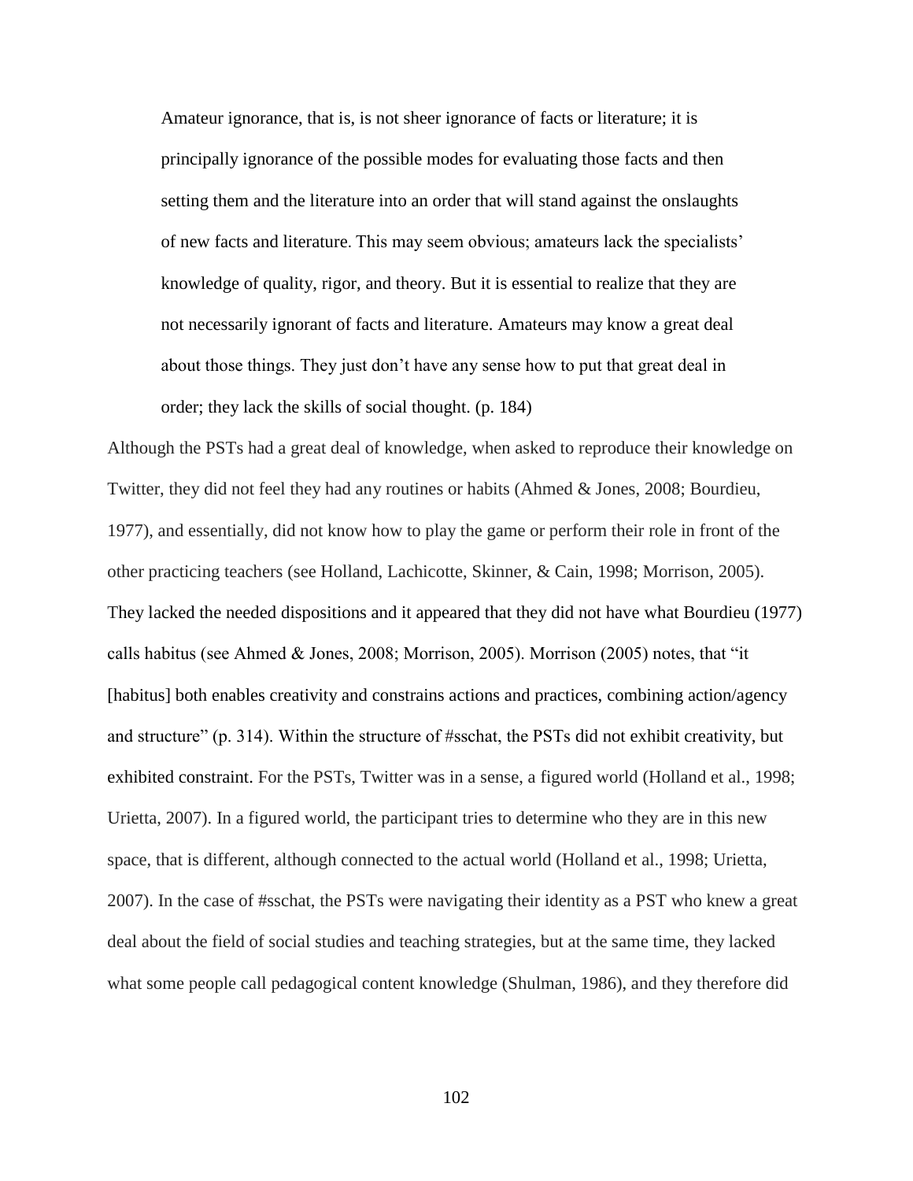> Amateur ignorance, that is, is not sheer ignorance of facts or literature; it is principally ignorance of the possible modes for evaluating those facts and then setting them and the literature into an order that will stand against the onslaughts of new facts and literature. This may seem obvious; amateurs lack the specialists' knowledge of quality, rigor, and theory. But it is essential to realize that they are not necessarily ignorant of facts and literature. Amateurs may know a great deal about those things. They just don't have any sense how to put that great deal in order; they lack the skills of social thought. (p. 184)

Although the PSTs had a great deal of knowledge, when asked to reproduce their knowledge on Twitter, they did not feel they had any routines or habits (Ahmed & Jones, 2008; Bourdieu, 1977), and essentially, did not know how to play the game or perform their role in front of the other practicing teachers (see Holland, Lachicotte, Skinner, & Cain, 1998; Morrison, 2005). They lacked the needed dispositions and it appeared that they did not have what Bourdieu (1977) calls habitus (see Ahmed & Jones, 2008; Morrison, 2005). Morrison (2005) notes, that "it [habitus] both enables creativity and constrains actions and practices, combining action/agency and structure" (p. 314). Within the structure of #sschat, the PSTs did not exhibit creativity, but exhibited constraint. For the PSTs, Twitter was in a sense, a figured world (Holland et al., 1998; Urietta, 2007). In a figured world, the participant tries to determine who they are in this new space, that is different, although connected to the actual world (Holland et al., 1998; Urietta, 2007). In the case of #sschat, the PSTs were navigating their identity as a PST who knew a great deal about the field of social studies and teaching strategies, but at the same time, they lacked what some people call pedagogical content knowledge (Shulman, 1986), and they therefore did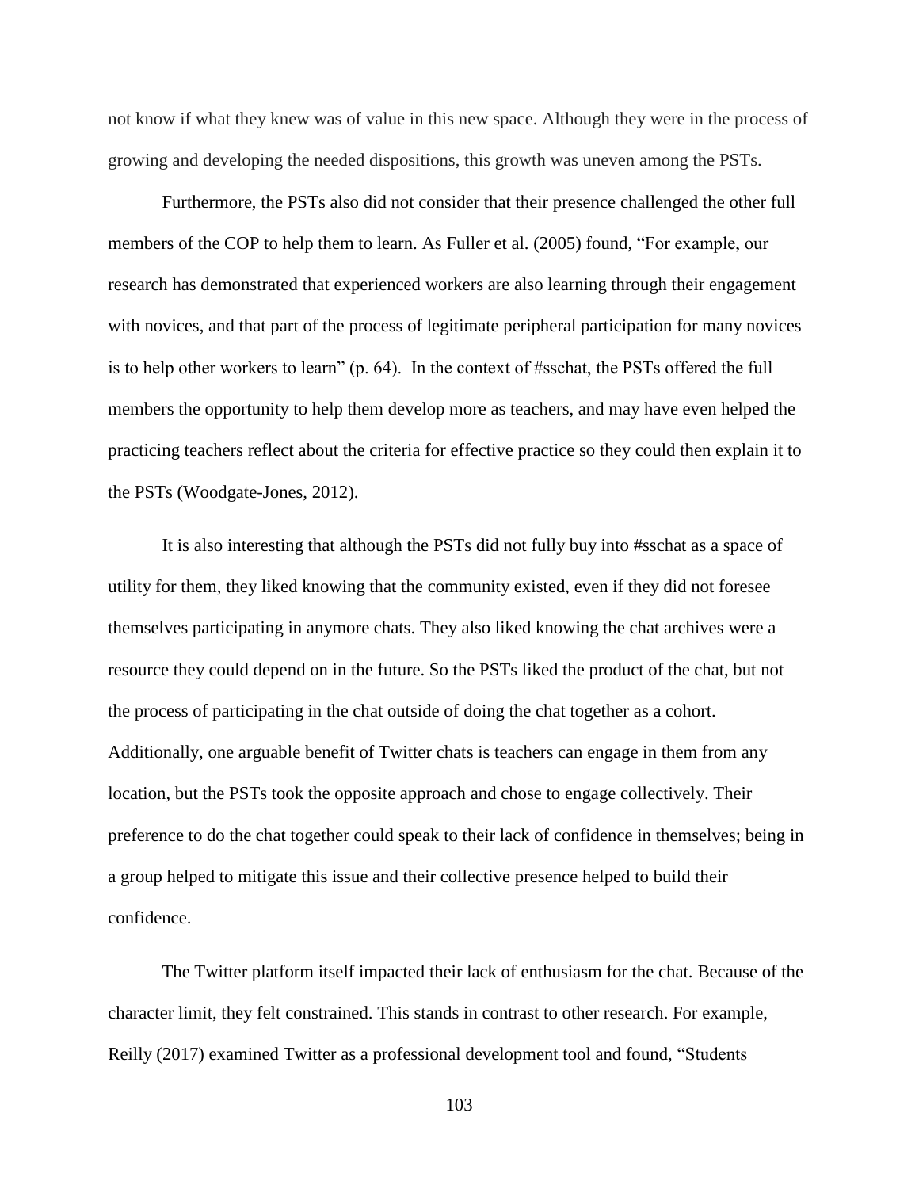not know if what they knew was of value in this new space. Although they were in the process of growing and developing the needed dispositions, this growth was uneven among the PSTs.

Furthermore, the PSTs also did not consider that their presence challenged the other full members of the COP to help them to learn. As Fuller et al. (2005) found, "For example, our research has demonstrated that experienced workers are also learning through their engagement with novices, and that part of the process of legitimate peripheral participation for many novices is to help other workers to learn" (p. 64). In the context of #sschat, the PSTs offered the full members the opportunity to help them develop more as teachers, and may have even helped the practicing teachers reflect about the criteria for effective practice so they could then explain it to the PSTs (Woodgate-Jones, 2012).

It is also interesting that although the PSTs did not fully buy into #sschat as a space of utility for them, they liked knowing that the community existed, even if they did not foresee themselves participating in anymore chats. They also liked knowing the chat archives were a resource they could depend on in the future. So the PSTs liked the product of the chat, but not the process of participating in the chat outside of doing the chat together as a cohort. Additionally, one arguable benefit of Twitter chats is teachers can engage in them from any location, but the PSTs took the opposite approach and chose to engage collectively. Their preference to do the chat together could speak to their lack of confidence in themselves; being in a group helped to mitigate this issue and their collective presence helped to build their confidence.

The Twitter platform itself impacted their lack of enthusiasm for the chat. Because of the character limit, they felt constrained. This stands in contrast to other research. For example, Reilly (2017) examined Twitter as a professional development tool and found, "Students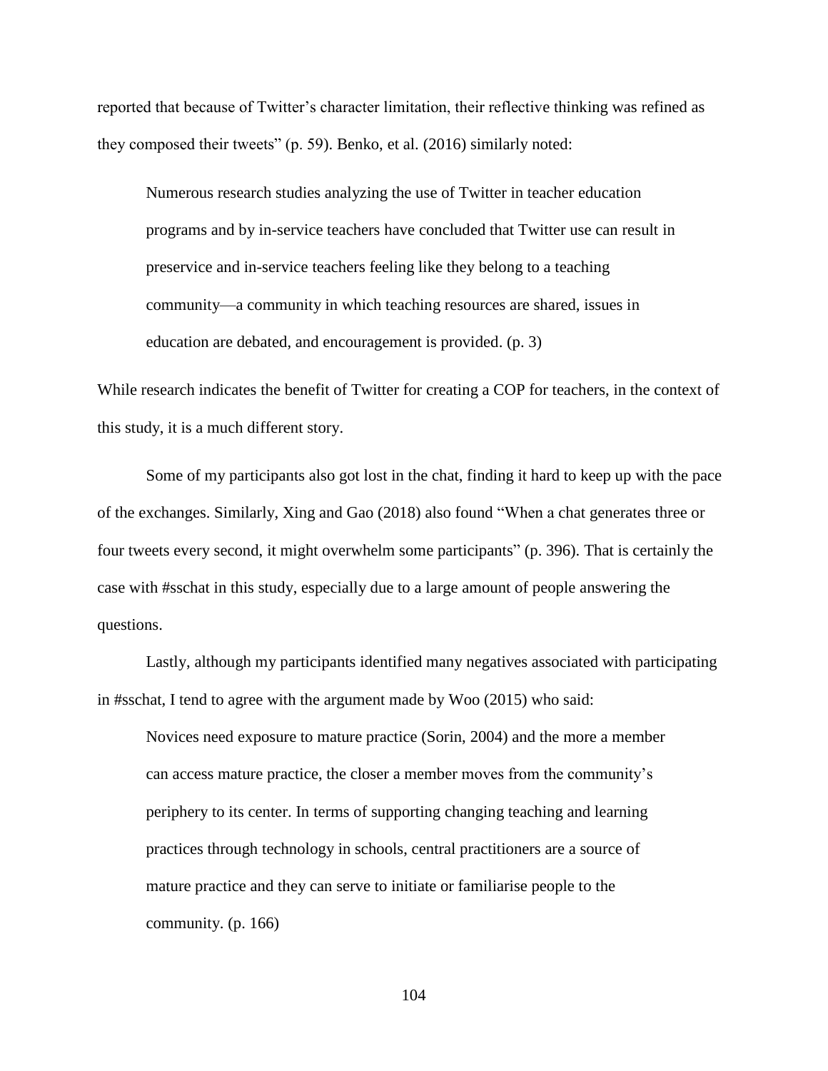reported that because of Twitter's character limitation, their reflective thinking was refined as they composed their tweets" (p. 59). Benko, et al. (2016) similarly noted:

> Numerous research studies analyzing the use of Twitter in teacher education programs and by in-service teachers have concluded that Twitter use can result in preservice and in-service teachers feeling like they belong to a teaching community—a community in which teaching resources are shared, issues in education are debated, and encouragement is provided. (p. 3)

While research indicates the benefit of Twitter for creating a COP for teachers, in the context of this study, it is a much different story.

Some of my participants also got lost in the chat, finding it hard to keep up with the pace of the exchanges. Similarly, Xing and Gao (2018) also found "When a chat generates three or four tweets every second, it might overwhelm some participants" (p. 396). That is certainly the case with #sschat in this study, especially due to a large amount of people answering the questions.

Lastly, although my participants identified many negatives associated with participating in #sschat, I tend to agree with the argument made by Woo (2015) who said:

> Novices need exposure to mature practice (Sorin, 2004) and the more a member can access mature practice, the closer a member moves from the community's periphery to its center. In terms of supporting changing teaching and learning practices through technology in schools, central practitioners are a source of mature practice and they can serve to initiate or familiarise people to the community. (p. 166)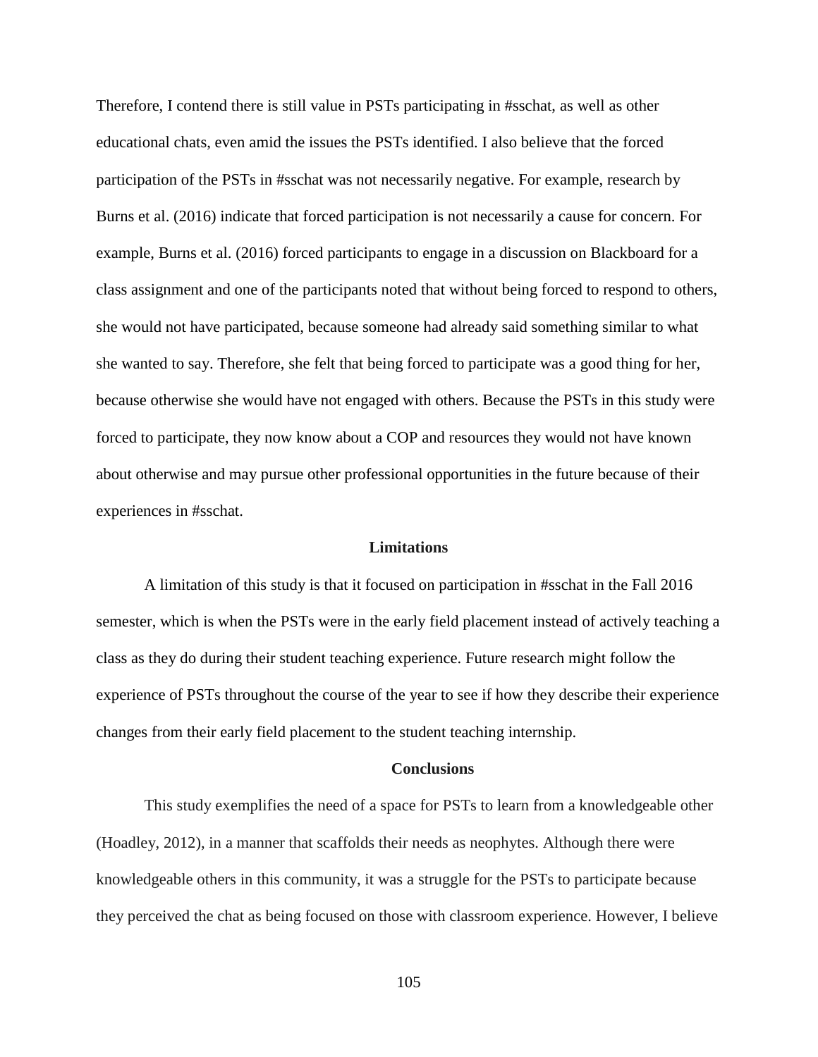Therefore, I contend there is still value in PSTs participating in #sschat, as well as other educational chats, even amid the issues the PSTs identified. I also believe that the forced participation of the PSTs in #sschat was not necessarily negative. For example, research by Burns et al. (2016) indicate that forced participation is not necessarily a cause for concern. For example, Burns et al. (2016) forced participants to engage in a discussion on Blackboard for a class assignment and one of the participants noted that without being forced to respond to others, she would not have participated, because someone had already said something similar to what she wanted to say. Therefore, she felt that being forced to participate was a good thing for her, because otherwise she would have not engaged with others. Because the PSTs in this study were forced to participate, they now know about a COP and resources they would not have known about otherwise and may pursue other professional opportunities in the future because of their experiences in #sschat.

## Limitations

A limitation of this study is that it focused on participation in #sschat in the Fall 2016 semester, which is when the PSTs were in the early field placement instead of actively teaching a class as they do during their student teaching experience. Future research might follow the experience of PSTs throughout the course of the year to see if how they describe their experience changes from their early field placement to the student teaching internship.

## Conclusions

This study exemplifies the need of a space for PSTs to learn from a knowledgeable other (Hoadley, 2012), in a manner that scaffolds their needs as neophytes. Although there were knowledgeable others in this community, it was a struggle for the PSTs to participate because they perceived the chat as being focused on those with classroom experience. However, I believe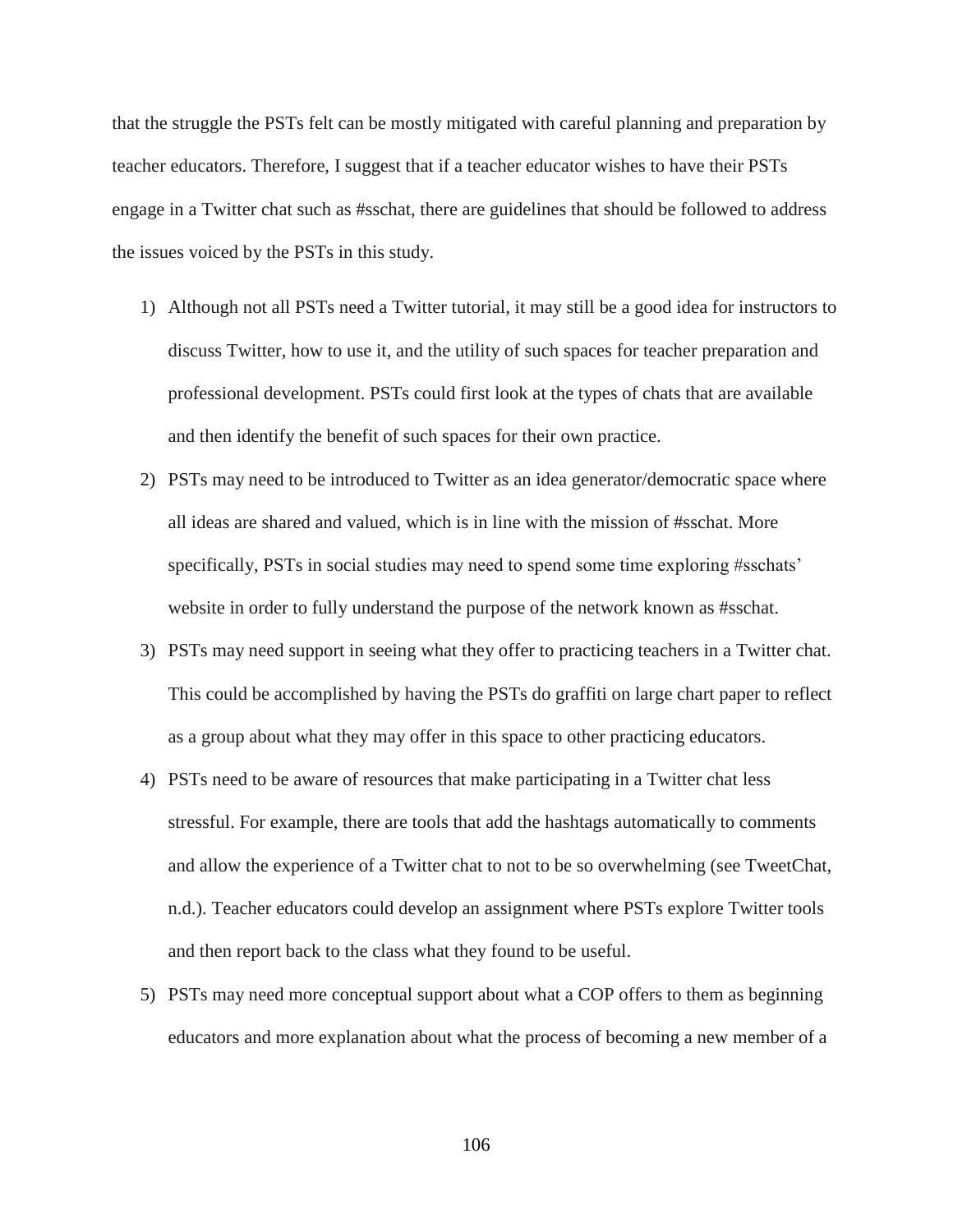that the struggle the PSTs felt can be mostly mitigated with careful planning and preparation by teacher educators. Therefore, I suggest that if a teacher educator wishes to have their PSTs engage in a Twitter chat such as #sschat, there are guidelines that should be followed to address the issues voiced by the PSTs in this study.

1) Although not all PSTs need a Twitter tutorial, it may still be a good idea for instructors to discuss Twitter, how to use it, and the utility of such spaces for teacher preparation and professional development. PSTs could first look at the types of chats that are available and then identify the benefit of such spaces for their own practice.
2) PSTs may need to be introduced to Twitter as an idea generator/democratic space where all ideas are shared and valued, which is in line with the mission of #sschat. More specifically, PSTs in social studies may need to spend some time exploring #sschats' website in order to fully understand the purpose of the network known as #sschat.
3) PSTs may need support in seeing what they offer to practicing teachers in a Twitter chat. This could be accomplished by having the PSTs do graffiti on large chart paper to reflect as a group about what they may offer in this space to other practicing educators.
4) PSTs need to be aware of resources that make participating in a Twitter chat less stressful. For example, there are tools that add the hashtags automatically to comments and allow the experience of a Twitter chat to not to be so overwhelming (see TweetChat, n.d.). Teacher educators could develop an assignment where PSTs explore Twitter tools and then report back to the class what they found to be useful.
5) PSTs may need more conceptual support about what a COP offers to them as beginning educators and more explanation about what the process of becoming a new member of a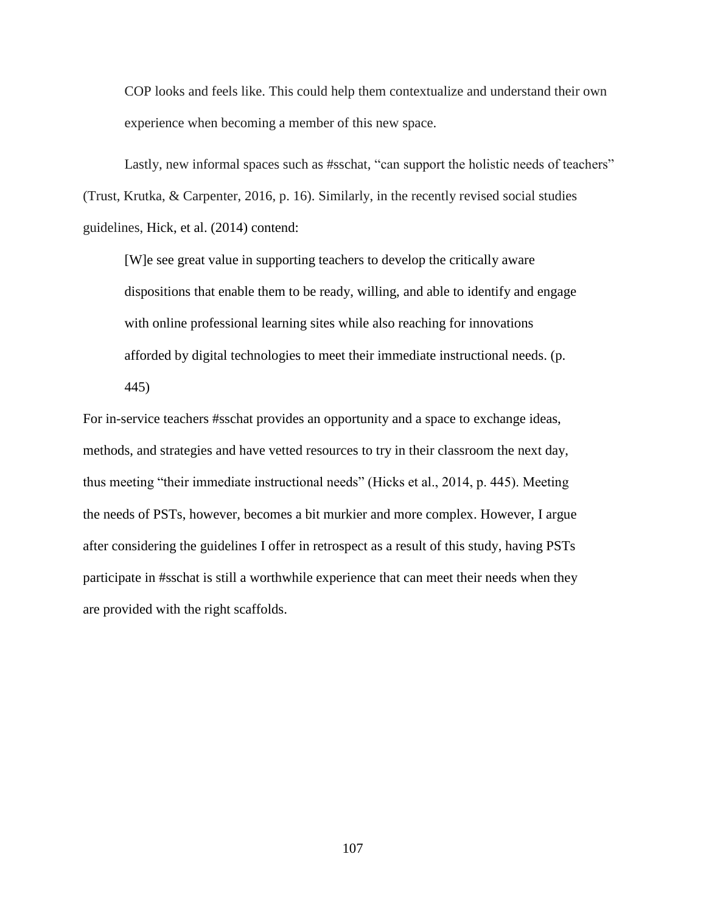COP looks and feels like. This could help them contextualize and understand their own experience when becoming a member of this new space.

Lastly, new informal spaces such as #sschat, "can support the holistic needs of teachers" (Trust, Krutka, & Carpenter, 2016, p. 16). Similarly, in the recently revised social studies guidelines, Hick, et al. (2014) contend:

> [W]e see great value in supporting teachers to develop the critically aware dispositions that enable them to be ready, willing, and able to identify and engage with online professional learning sites while also reaching for innovations afforded by digital technologies to meet their immediate instructional needs. (p. 445)

For in-service teachers #sschat provides an opportunity and a space to exchange ideas, methods, and strategies and have vetted resources to try in their classroom the next day, thus meeting "their immediate instructional needs" (Hicks et al., 2014, p. 445). Meeting the needs of PSTs, however, becomes a bit murkier and more complex. However, I argue after considering the guidelines I offer in retrospect as a result of this study, having PSTs participate in #sschat is still a worthwhile experience that can meet their needs when they are provided with the right scaffolds.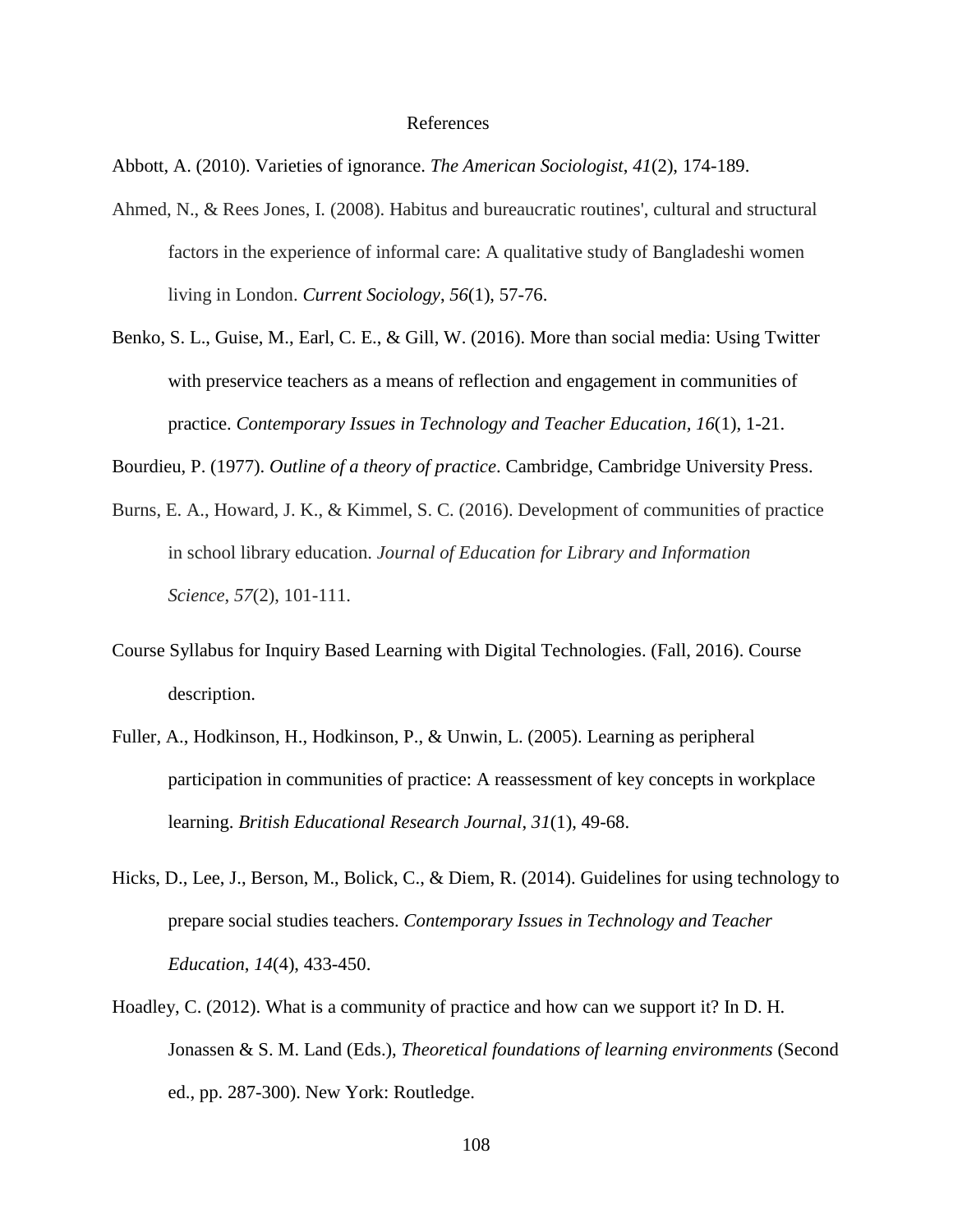# References

Abbott, A. (2010). Varieties of ignorance. *The American Sociologist*, *41*(2), 174-189.

Ahmed, N., & Rees Jones, I. (2008). Habitus and bureaucratic routines', cultural and structural factors in the experience of informal care: A qualitative study of Bangladeshi women living in London. *Current Sociology*, *56*(1), 57-76.

Benko, S. L., Guise, M., Earl, C. E., & Gill, W. (2016). More than social media: Using Twitter with preservice teachers as a means of reflection and engagement in communities of practice. *Contemporary Issues in Technology and Teacher Education, 16*(1), 1-21.

Bourdieu, P. (1977). *Outline of a theory of practice*. Cambridge, Cambridge University Press.

Burns, E. A., Howard, J. K., & Kimmel, S. C. (2016). Development of communities of practice in school library education. *Journal of Education for Library and Information Science*, *57*(2), 101-111.

Course Syllabus for Inquiry Based Learning with Digital Technologies. (Fall, 2016). Course description.

Fuller, A., Hodkinson, H., Hodkinson, P., & Unwin, L. (2005). Learning as peripheral participation in communities of practice: A reassessment of key concepts in workplace learning. *British Educational Research Journal, 31*(1), 49-68.

Hicks, D., Lee, J., Berson, M., Bolick, C., & Diem, R. (2014). Guidelines for using technology to prepare social studies teachers. *Contemporary Issues in Technology and Teacher Education*, *14*(4), 433-450.

Hoadley, C. (2012). What is a community of practice and how can we support it? In D. H. Jonassen & S. M. Land (Eds.), *Theoretical foundations of learning environments* (Second ed., pp. 287-300). New York: Routledge.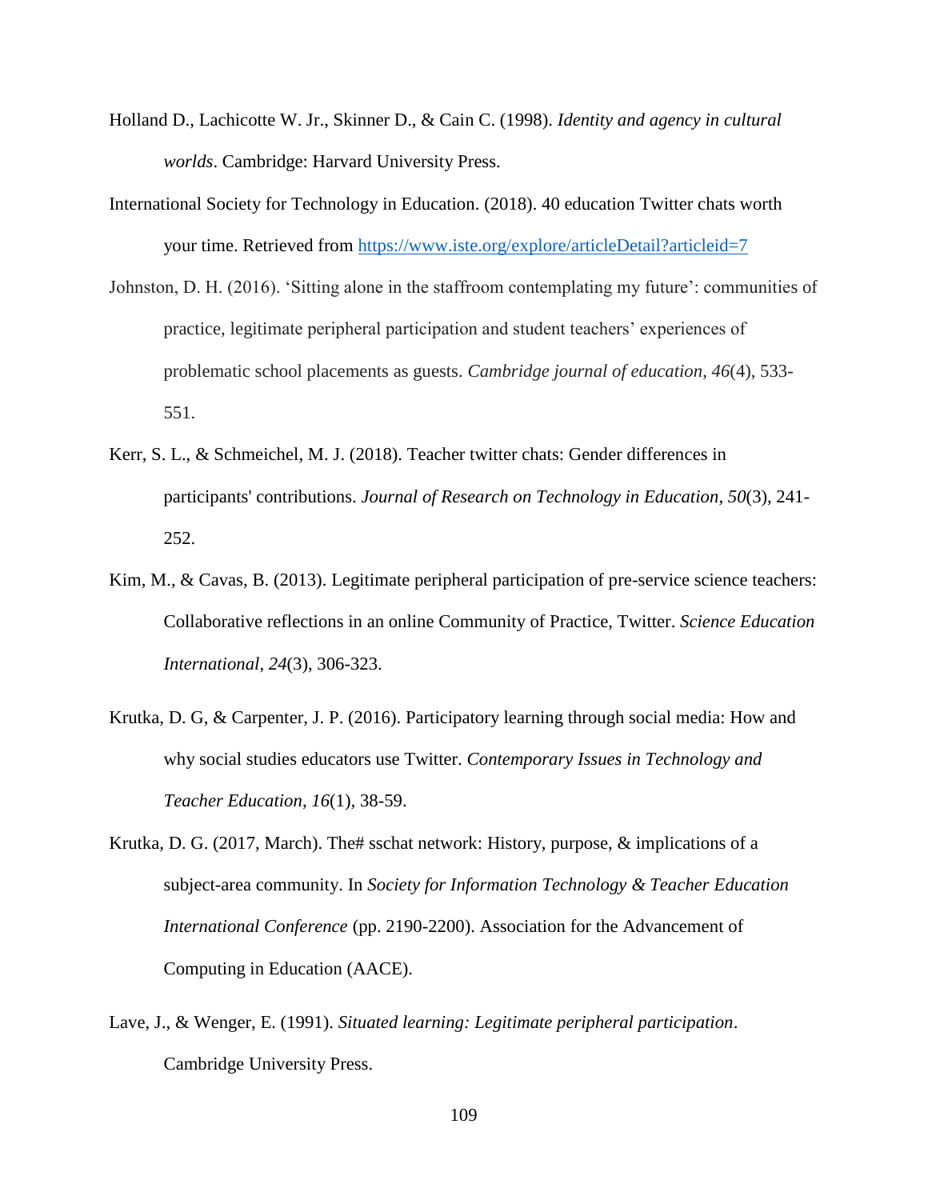Holland D., Lachicotte W. Jr., Skinner D., & Cain C. (1998). *Identity and agency in cultural worlds*. Cambridge: Harvard University Press.

International Society for Technology in Education. (2018). 40 education Twitter chats worth your time. Retrieved from https://www.iste.org/explore/articleDetail?articleid=7

Johnston, D. H. (2016). 'Sitting alone in the staffroom contemplating my future': communities of practice, legitimate peripheral participation and student teachers' experiences of problematic school placements as guests. *Cambridge journal of education*, *46*(4), 533-551.

Kerr, S. L., & Schmeichel, M. J. (2018). Teacher twitter chats: Gender differences in participants' contributions. *Journal of Research on Technology in Education*, *50*(3), 241-252.

Kim, M., & Cavas, B. (2013). Legitimate peripheral participation of pre-service science teachers: Collaborative reflections in an online Community of Practice, Twitter. *Science Education International*, *24*(3), 306-323.

Krutka, D. G, & Carpenter, J. P. (2016). Participatory learning through social media: How and why social studies educators use Twitter. *Contemporary Issues in Technology and Teacher Education*, *16*(1), 38-59.

Krutka, D. G. (2017, March). The# sschat network: History, purpose, & implications of a subject-area community. In *Society for Information Technology & Teacher Education International Conference* (pp. 2190-2200). Association for the Advancement of Computing in Education (AACE).

Lave, J., & Wenger, E. (1991). *Situated learning: Legitimate peripheral participation*. Cambridge University Press.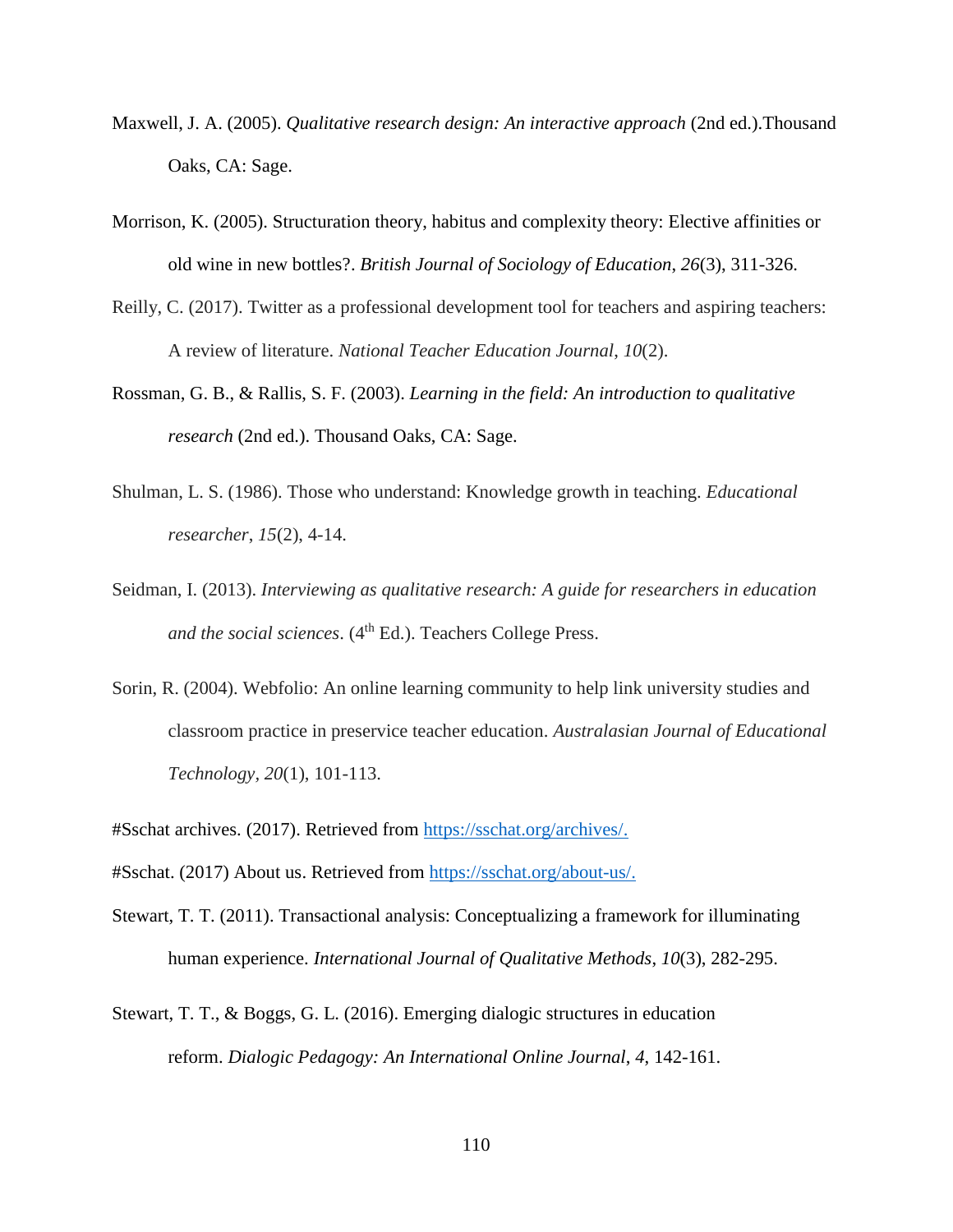Maxwell, J. A. (2005). *Qualitative research design: An interactive approach* (2nd ed.).Thousand Oaks, CA: Sage.

Morrison, K. (2005). Structuration theory, habitus and complexity theory: Elective affinities or old wine in new bottles?. *British Journal of Sociology of Education*, *26*(3), 311-326.

Reilly, C. (2017). Twitter as a professional development tool for teachers and aspiring teachers: A review of literature. *National Teacher Education Journal*, *10*(2).

Rossman, G. B., & Rallis, S. F. (2003). *Learning in the field: An introduction to qualitative research* (2nd ed.). Thousand Oaks, CA: Sage.

Shulman, L. S. (1986). Those who understand: Knowledge growth in teaching. *Educational researcher*, *15*(2), 4-14.

Seidman, I. (2013). *Interviewing as qualitative research: A guide for researchers in education and the social sciences*. (4th Ed.). Teachers College Press.

Sorin, R. (2004). Webfolio: An online learning community to help link university studies and classroom practice in preservice teacher education. *Australasian Journal of Educational Technology*, *20*(1), 101-113.

#Sschat archives. (2017). Retrieved from https://sschat.org/archives/.

#Sschat. (2017) About us. Retrieved from https://sschat.org/about-us/.

Stewart, T. T. (2011). Transactional analysis: Conceptualizing a framework for illuminating human experience. *International Journal of Qualitative Methods*, *10*(3), 282-295.

Stewart, T. T., & Boggs, G. L. (2016). Emerging dialogic structures in education reform. *Dialogic Pedagogy: An International Online Journal*, *4*, 142-161.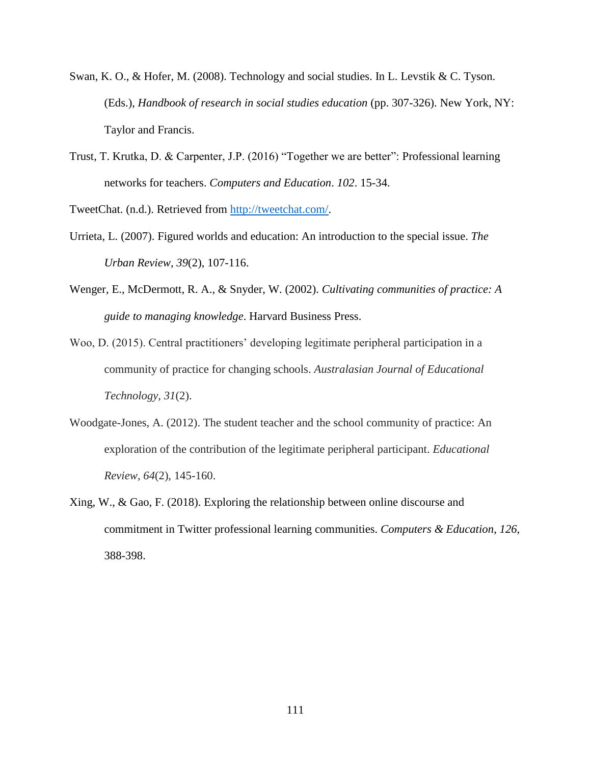Swan, K. O., & Hofer, M. (2008). Technology and social studies. In L. Levstik & C. Tyson. (Eds.), *Handbook of research in social studies education* (pp. 307-326). New York, NY: Taylor and Francis.

Trust, T. Krutka, D. & Carpenter, J.P. (2016) "Together we are better": Professional learning networks for teachers. *Computers and Education*. *102*. 15-34.

TweetChat. (n.d.). Retrieved from http://tweetchat.com/.

Urrieta, L. (2007). Figured worlds and education: An introduction to the special issue. *The Urban Review*, *39*(2), 107-116.

Wenger, E., McDermott, R. A., & Snyder, W. (2002). *Cultivating communities of practice: A guide to managing knowledge*. Harvard Business Press.

Woo, D. (2015). Central practitioners' developing legitimate peripheral participation in a community of practice for changing schools. *Australasian Journal of Educational Technology*, *31*(2).

Woodgate-Jones, A. (2012). The student teacher and the school community of practice: An exploration of the contribution of the legitimate peripheral participant. *Educational Review*, *64*(2), 145-160.

Xing, W., & Gao, F. (2018). Exploring the relationship between online discourse and commitment in Twitter professional learning communities. *Computers & Education*, *126*, 388-398.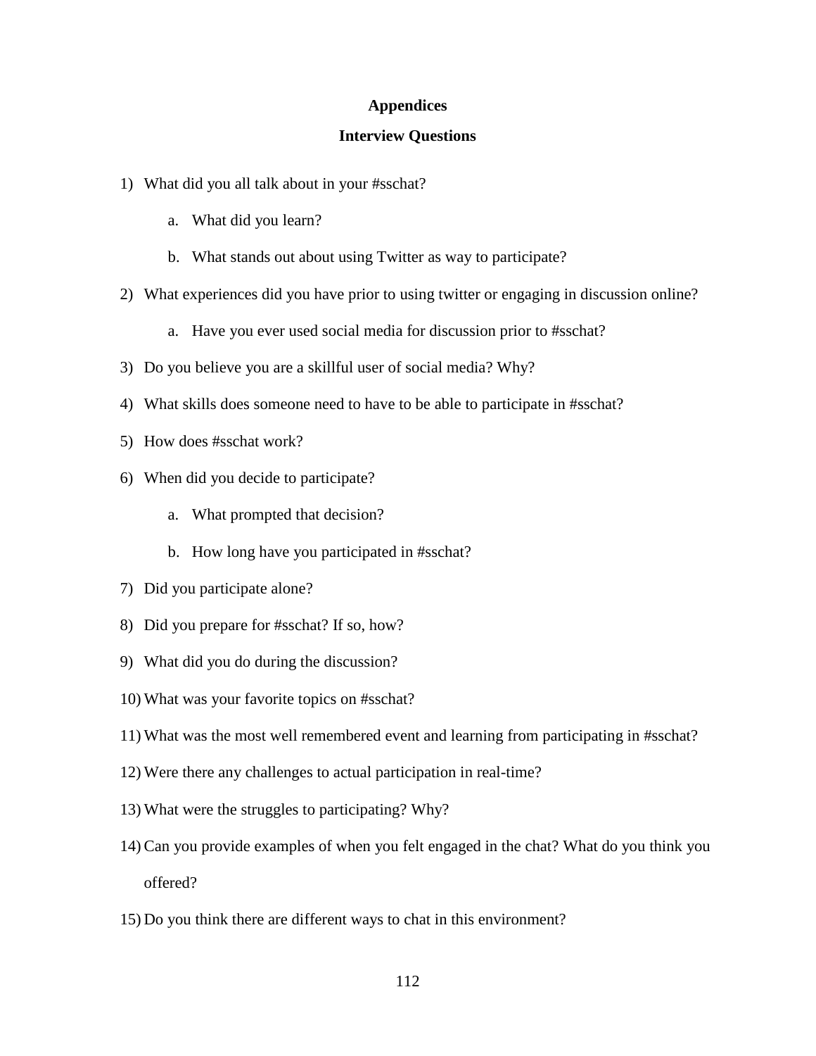# Appendices

## Interview Questions

1) What did you all talk about in your #sschat?
    a. What did you learn?
    b. What stands out about using Twitter as way to participate?
2) What experiences did you have prior to using twitter or engaging in discussion online?
    a. Have you ever used social media for discussion prior to #sschat?
3) Do you believe you are a skillful user of social media? Why?
4) What skills does someone need to have to be able to participate in #sschat?
5) How does #sschat work?
6) When did you decide to participate?
    a. What prompted that decision?
    b. How long have you participated in #sschat?
7) Did you participate alone?
8) Did you prepare for #sschat? If so, how?
9) What did you do during the discussion?
10) What was your favorite topics on #sschat?
11) What was the most well remembered event and learning from participating in #sschat?
12) Were there any challenges to actual participation in real-time?
13) What were the struggles to participating? Why?
14) Can you provide examples of when you felt engaged in the chat? What do you think you offered?
15) Do you think there are different ways to chat in this environment?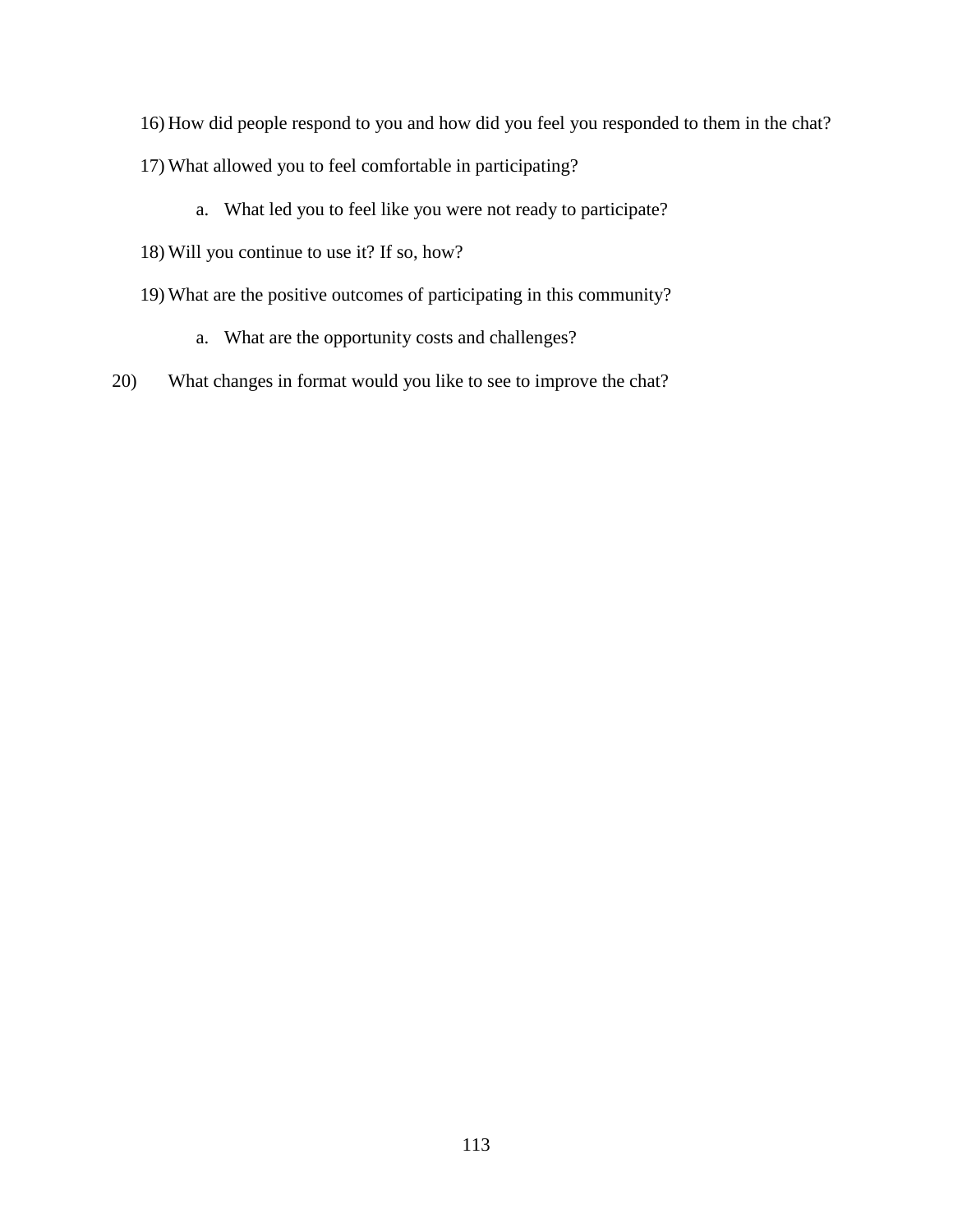16) How did people respond to you and how did you feel you responded to them in the chat?

17) What allowed you to feel comfortable in participating?

    a. What led you to feel like you were not ready to participate?

18) Will you continue to use it? If so, how?

19) What are the positive outcomes of participating in this community?

    a. What are the opportunity costs and challenges?

20) What changes in format would you like to see to improve the chat?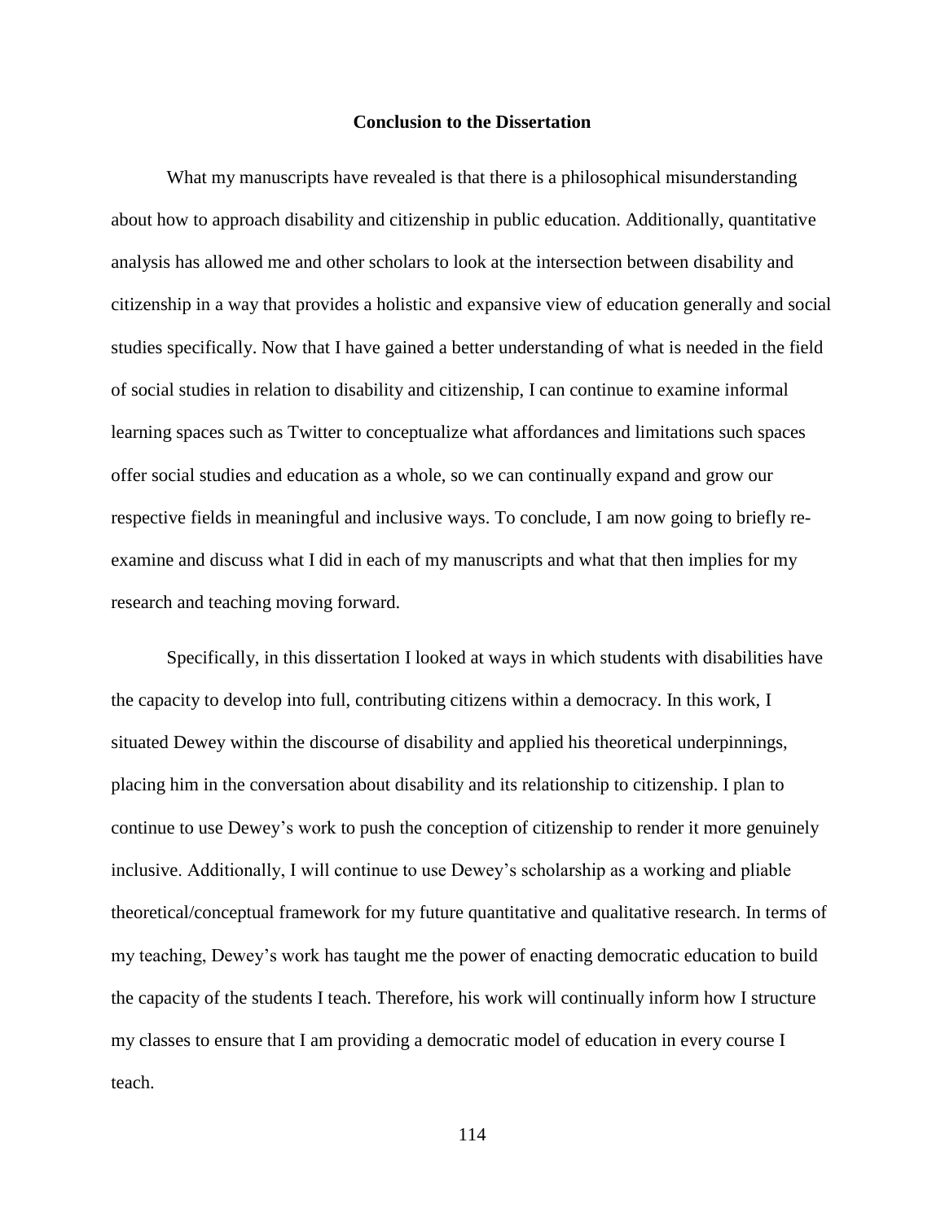## Conclusion to the Dissertation

What my manuscripts have revealed is that there is a philosophical misunderstanding about how to approach disability and citizenship in public education. Additionally, quantitative analysis has allowed me and other scholars to look at the intersection between disability and citizenship in a way that provides a holistic and expansive view of education generally and social studies specifically. Now that I have gained a better understanding of what is needed in the field of social studies in relation to disability and citizenship, I can continue to examine informal learning spaces such as Twitter to conceptualize what affordances and limitations such spaces offer social studies and education as a whole, so we can continually expand and grow our respective fields in meaningful and inclusive ways. To conclude, I am now going to briefly re-examine and discuss what I did in each of my manuscripts and what that then implies for my research and teaching moving forward.

Specifically, in this dissertation I looked at ways in which students with disabilities have the capacity to develop into full, contributing citizens within a democracy. In this work, I situated Dewey within the discourse of disability and applied his theoretical underpinnings, placing him in the conversation about disability and its relationship to citizenship. I plan to continue to use Dewey's work to push the conception of citizenship to render it more genuinely inclusive. Additionally, I will continue to use Dewey's scholarship as a working and pliable theoretical/conceptual framework for my future quantitative and qualitative research. In terms of my teaching, Dewey's work has taught me the power of enacting democratic education to build the capacity of the students I teach. Therefore, his work will continually inform how I structure my classes to ensure that I am providing a democratic model of education in every course I teach.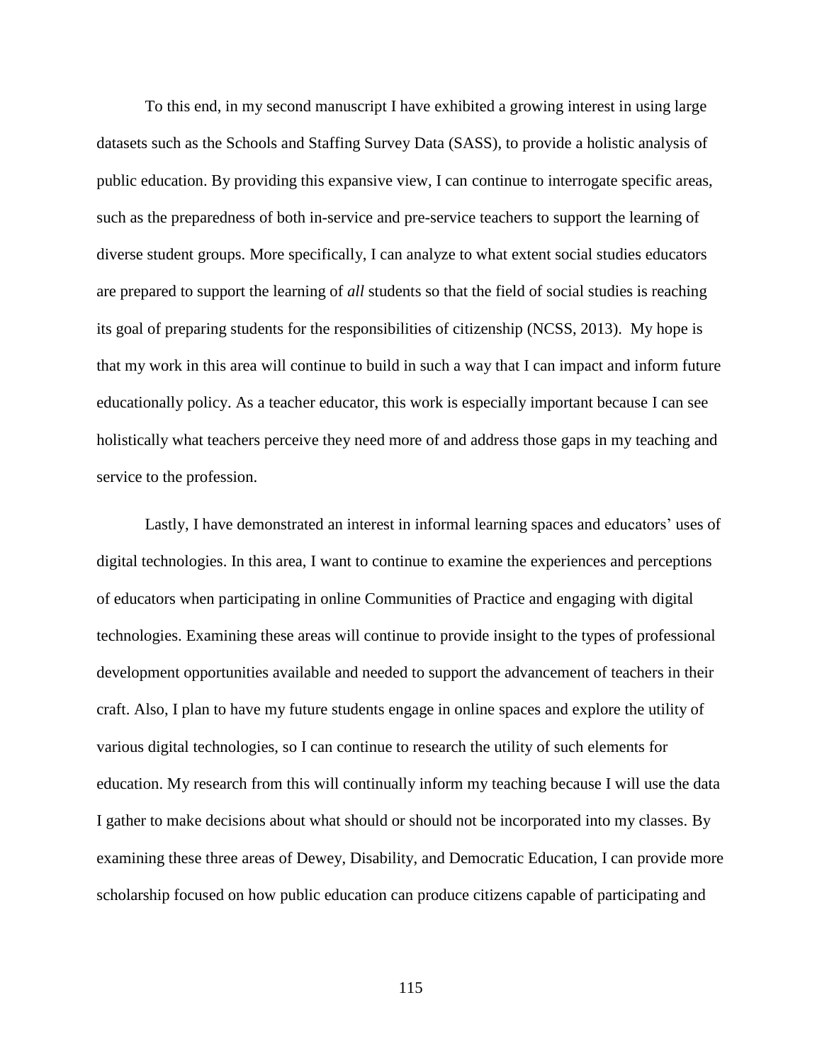To this end, in my second manuscript I have exhibited a growing interest in using large datasets such as the Schools and Staffing Survey Data (SASS), to provide a holistic analysis of public education. By providing this expansive view, I can continue to interrogate specific areas, such as the preparedness of both in-service and pre-service teachers to support the learning of diverse student groups. More specifically, I can analyze to what extent social studies educators are prepared to support the learning of *all* students so that the field of social studies is reaching its goal of preparing students for the responsibilities of citizenship (NCSS, 2013). My hope is that my work in this area will continue to build in such a way that I can impact and inform future educationally policy. As a teacher educator, this work is especially important because I can see holistically what teachers perceive they need more of and address those gaps in my teaching and service to the profession.

Lastly, I have demonstrated an interest in informal learning spaces and educators' uses of digital technologies. In this area, I want to continue to examine the experiences and perceptions of educators when participating in online Communities of Practice and engaging with digital technologies. Examining these areas will continue to provide insight to the types of professional development opportunities available and needed to support the advancement of teachers in their craft. Also, I plan to have my future students engage in online spaces and explore the utility of various digital technologies, so I can continue to research the utility of such elements for education. My research from this will continually inform my teaching because I will use the data I gather to make decisions about what should or should not be incorporated into my classes. By examining these three areas of Dewey, Disability, and Democratic Education, I can provide more scholarship focused on how public education can produce citizens capable of participating and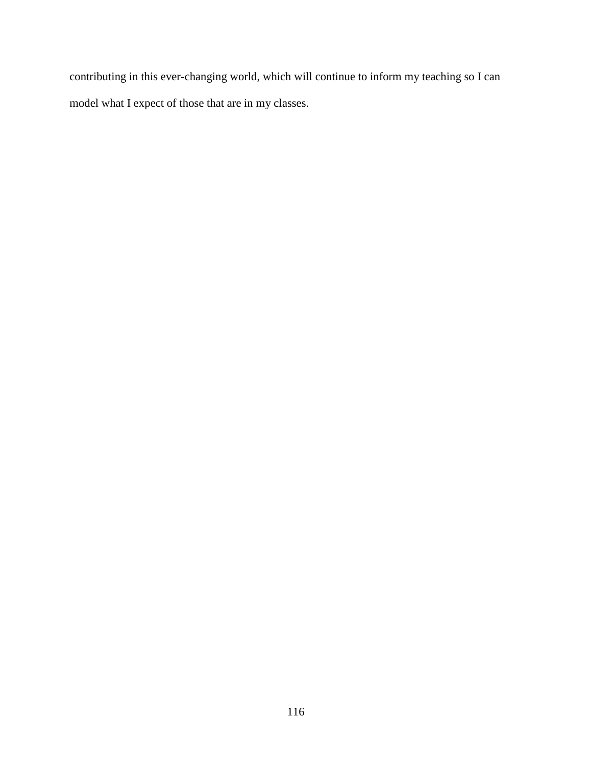contributing in this ever-changing world, which will continue to inform my teaching so I can model what I expect of those that are in my classes.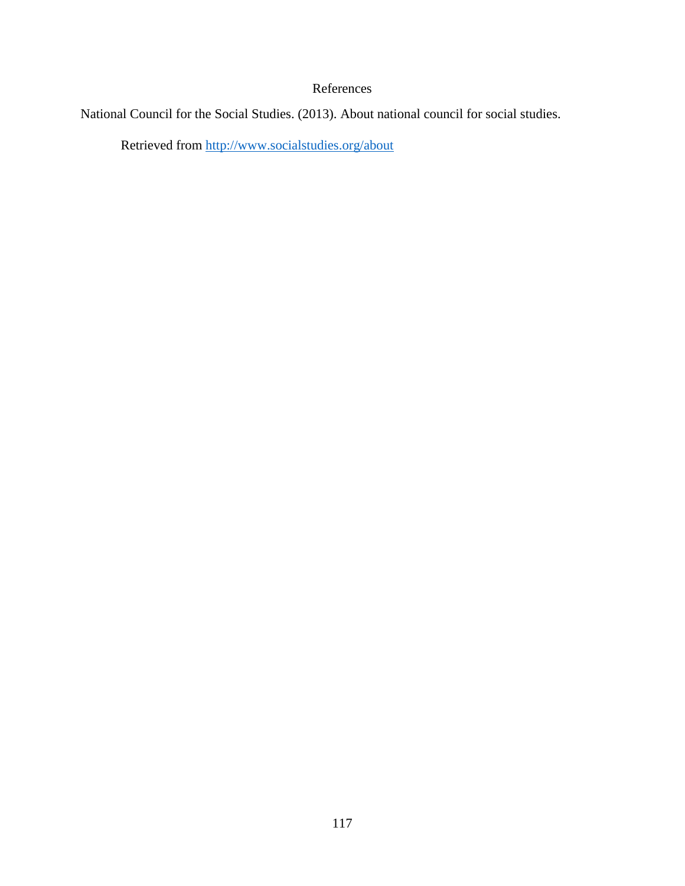# References

National Council for the Social Studies. (2013). About national council for social studies. Retrieved from http://www.socialstudies.org/about